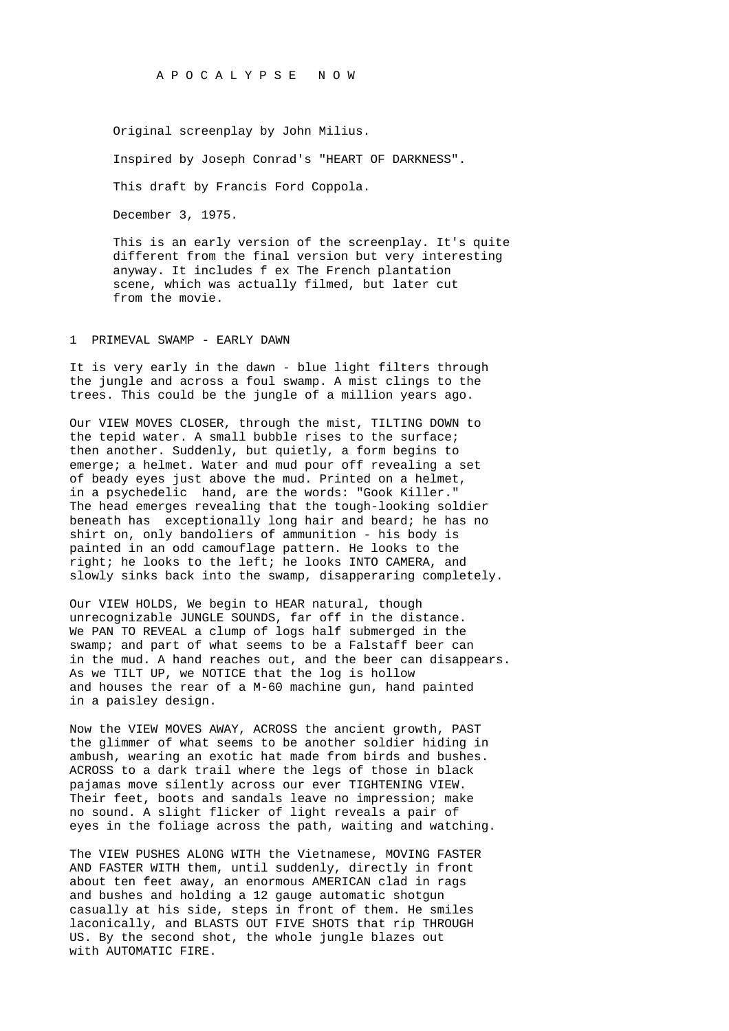# A P O C A L Y P S E   N O W

Original screenplay by John Milius.

Inspired by Joseph Conrad's "HEART OF DARKNESS".

This draft by Francis Ford Coppola.

December 3, 1975.

This is an early version of the screenplay. It's quite different from the final version but very interesting anyway. It includes f ex The French plantation scene, which was actually filmed, but later cut from the movie.

1 PRIMEVAL SWAMP - EARLY DAWN

It is very early in the dawn - blue light filters through the jungle and across a foul swamp. A mist clings to the trees. This could be the jungle of a million years ago.

Our VIEW MOVES CLOSER, through the mist, TILTING DOWN to the tepid water. A small bubble rises to the surface; then another. Suddenly, but quietly, a form begins to emerge; a helmet. Water and mud pour off revealing a set of beady eyes just above the mud. Printed on a helmet, in a psychedelic hand, are the words: "Gook Killer." The head emerges revealing that the tough-looking soldier beneath has exceptionally long hair and beard; he has no shirt on, only bandoliers of ammunition - his body is painted in an odd camouflage pattern. He looks to the right; he looks to the left; he looks INTO CAMERA, and slowly sinks back into the swamp, disapperaring completely.

Our VIEW HOLDS, We begin to HEAR natural, though unrecognizable JUNGLE SOUNDS, far off in the distance. We PAN TO REVEAL a clump of logs half submerged in the swamp; and part of what seems to be a Falstaff beer can in the mud. A hand reaches out, and the beer can disappears. As we TILT UP, we NOTICE that the log is hollow and houses the rear of a M-60 machine gun, hand painted in a paisley design.

Now the VIEW MOVES AWAY, ACROSS the ancient growth, PAST the glimmer of what seems to be another soldier hiding in ambush, wearing an exotic hat made from birds and bushes. ACROSS to a dark trail where the legs of those in black pajamas move silently across our ever TIGHTENING VIEW. Their feet, boots and sandals leave no impression; make no sound. A slight flicker of light reveals a pair of eyes in the foliage across the path, waiting and watching.

The VIEW PUSHES ALONG WITH the Vietnamese, MOVING FASTER AND FASTER WITH them, until suddenly, directly in front about ten feet away, an enormous AMERICAN clad in rags and bushes and holding a 12 gauge automatic shotgun casually at his side, steps in front of them. He smiles laconically, and BLASTS OUT FIVE SHOTS that rip THROUGH US. By the second shot, the whole jungle blazes out with AUTOMATIC FIRE.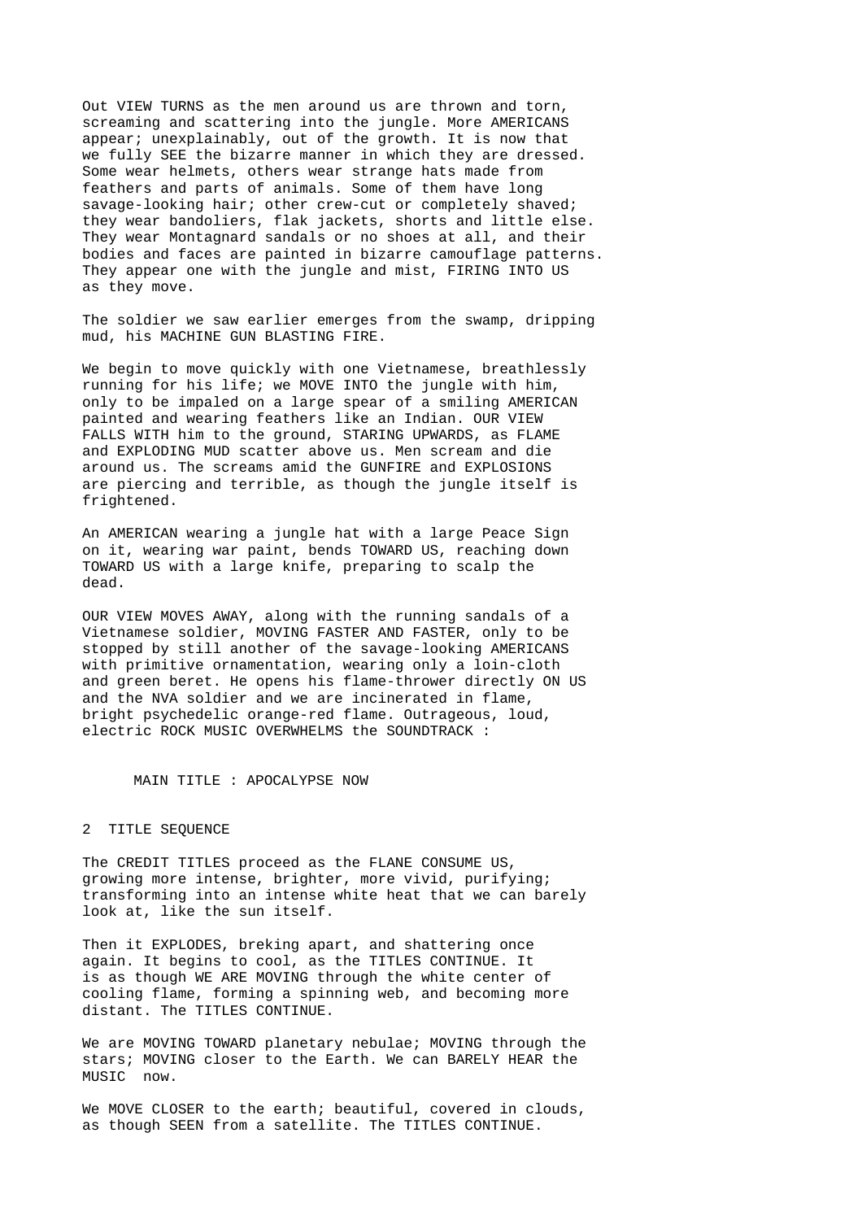Out VIEW TURNS as the men around us are thrown and torn, screaming and scattering into the jungle. More AMERICANS appear; unexplainably, out of the growth. It is now that we fully SEE the bizarre manner in which they are dressed. Some wear helmets, others wear strange hats made from feathers and parts of animals. Some of them have long savage-looking hair; other crew-cut or completely shaved; they wear bandoliers, flak jackets, shorts and little else. They wear Montagnard sandals or no shoes at all, and their bodies and faces are painted in bizarre camouflage patterns. They appear one with the jungle and mist, FIRING INTO US as they move.

The soldier we saw earlier emerges from the swamp, dripping mud, his MACHINE GUN BLASTING FIRE.

We begin to move quickly with one Vietnamese, breathlessly running for his life; we MOVE INTO the jungle with him, only to be impaled on a large spear of a smiling AMERICAN painted and wearing feathers like an Indian. OUR VIEW FALLS WITH him to the ground, STARING UPWARDS, as FLAME and EXPLODING MUD scatter above us. Men scream and die around us. The screams amid the GUNFIRE and EXPLOSIONS are piercing and terrible, as though the jungle itself is frightened.

An AMERICAN wearing a jungle hat with a large Peace Sign on it, wearing war paint, bends TOWARD US, reaching down TOWARD US with a large knife, preparing to scalp the dead.

OUR VIEW MOVES AWAY, along with the running sandals of a Vietnamese soldier, MOVING FASTER AND FASTER, only to be stopped by still another of the savage-looking AMERICANS with primitive ornamentation, wearing only a loin-cloth and green beret. He opens his flame-thrower directly ON US and the NVA soldier and we are incinerated in flame, bright psychedelic orange-red flame. Outrageous, loud, electric ROCK MUSIC OVERWHELMS the SOUNDTRACK :

MAIN TITLE : APOCALYPSE NOW

2 TITLE SEQUENCE

The CREDIT TITLES proceed as the FLANE CONSUME US, growing more intense, brighter, more vivid, purifying; transforming into an intense white heat that we can barely look at, like the sun itself.

Then it EXPLODES, breking apart, and shattering once again. It begins to cool, as the TITLES CONTINUE. It is as though WE ARE MOVING through the white center of cooling flame, forming a spinning web, and becoming more distant. The TITLES CONTINUE.

We are MOVING TOWARD planetary nebulae; MOVING through the stars; MOVING closer to the Earth. We can BARELY HEAR the MUSIC now.

We MOVE CLOSER to the earth; beautiful, covered in clouds, as though SEEN from a satellite. The TITLES CONTINUE.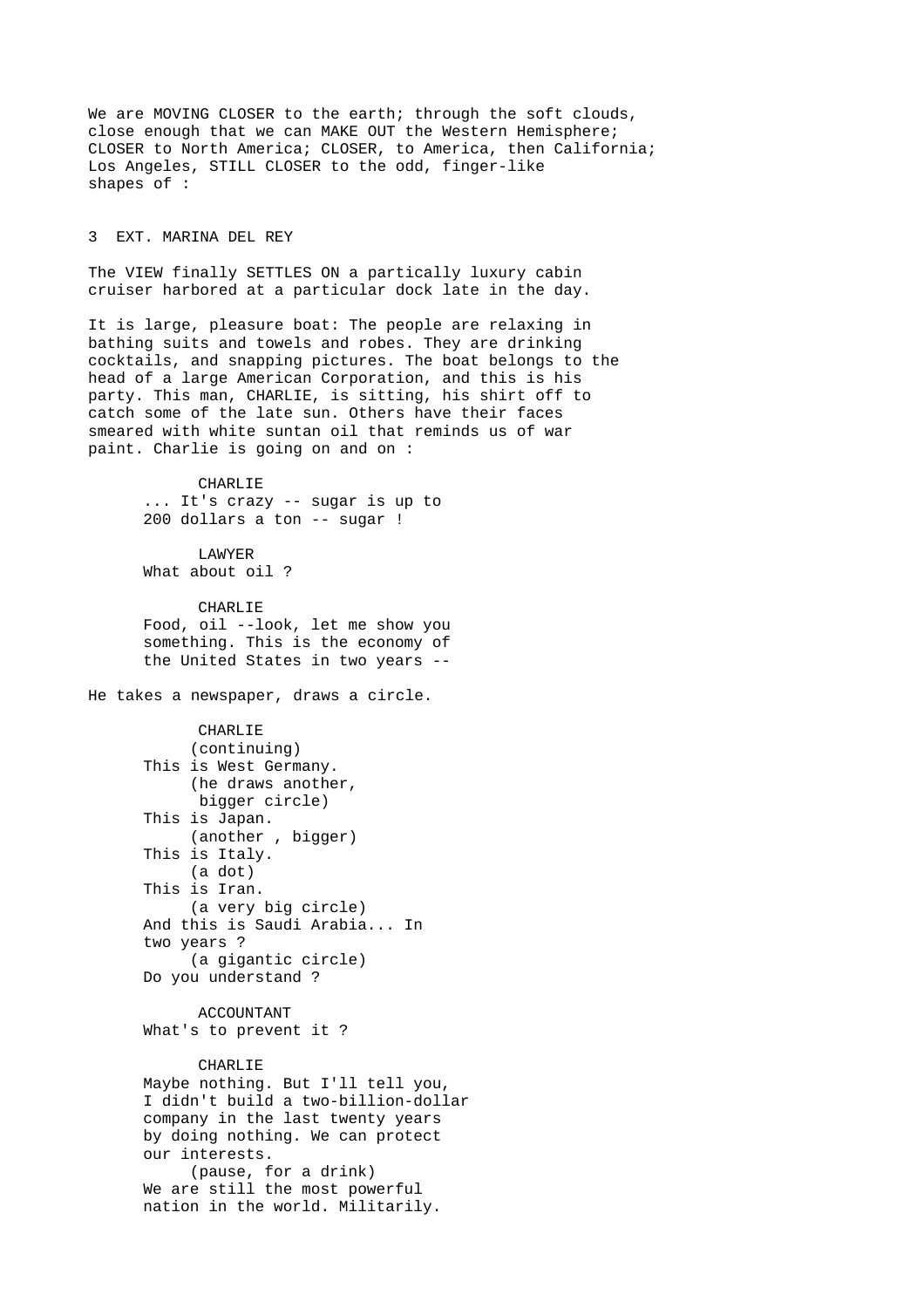We are MOVING CLOSER to the earth; through the soft clouds, close enough that we can MAKE OUT the Western Hemisphere; CLOSER to North America; CLOSER, to America, then California; Los Angeles, STILL CLOSER to the odd, finger-like shapes of :

3 EXT. MARINA DEL REY

The VIEW finally SETTLES ON a partically luxury cabin cruiser harbored at a particular dock late in the day.

It is large, pleasure boat: The people are relaxing in bathing suits and towels and robes. They are drinking cocktails, and snapping pictures. The boat belongs to the head of a large American Corporation, and this is his party. This man, CHARLIE, is sitting, his shirt off to catch some of the late sun. Others have their faces smeared with white suntan oil that reminds us of war paint. Charlie is going on and on :

CHARLIE
... It's crazy -- sugar is up to 200 dollars a ton -- sugar !

LAWYER
What about oil ?

CHARLIE
Food, oil --look, let me show you something. This is the economy of the United States in two years --

He takes a newspaper, draws a circle.

CHARLIE
(continuing)
This is West Germany.
(he draws another, bigger circle)
This is Japan.
(another , bigger)
This is Italy.
(a dot)
This is Iran.
(a very big circle)
And this is Saudi Arabia... In two years ?
(a gigantic circle)
Do you understand ?

ACCOUNTANT
What's to prevent it ?

CHARLIE
Maybe nothing. But I'll tell you, I didn't build a two-billion-dollar company in the last twenty years by doing nothing. We can protect our interests.
(pause, for a drink)
We are still the most powerful nation in the world. Militarily.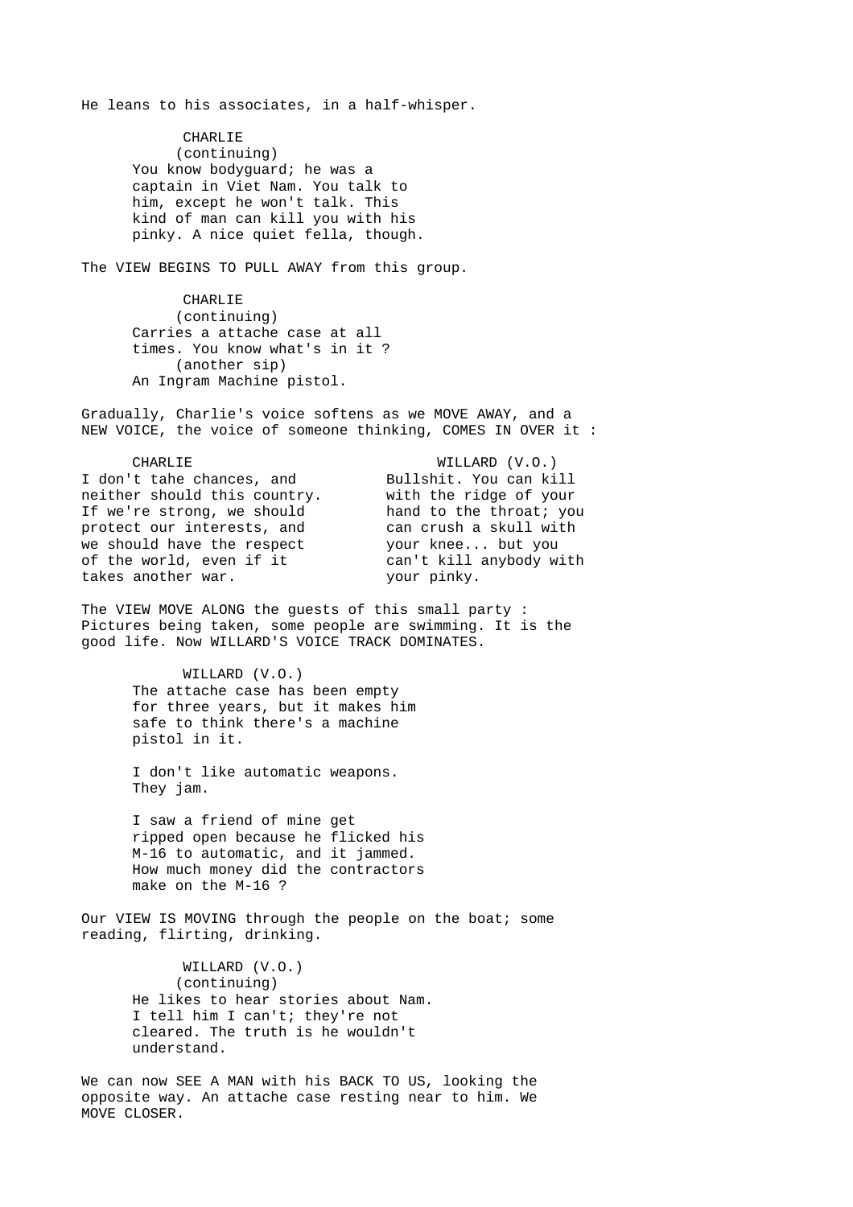He leans to his associates, in a half-whisper.

CHARLIE
(continuing)
You know bodyguard; he was a captain in Viet Nam. You talk to him, except he won't talk. This kind of man can kill you with his pinky. A nice quiet fella, though.

The VIEW BEGINS TO PULL AWAY from this group.

CHARLIE
(continuing)
Carries a attache case at all times. You know what's in it ?
(another sip)
An Ingram Machine pistol.

Gradually, Charlie's voice softens as we MOVE AWAY, and a NEW VOICE, the voice of someone thinking, COMES IN OVER it :

CHARLIE
I don't tahe chances, and neither should this country. If we're strong, we should protect our interests, and we should have the respect of the world, even if it takes another war.

WILLARD (V.O.)
Bullshit. You can kill with the ridge of your hand to the throat; you can crush a skull with your knee... but you can't kill anybody with your pinky.

The VIEW MOVE ALONG the guests of this small party : Pictures being taken, some people are swimming. It is the good life. Now WILLARD'S VOICE TRACK DOMINATES.

WILLARD (V.O.)
The attache case has been empty for three years, but it makes him safe to think there's a machine pistol in it.

I don't like automatic weapons. They jam.

I saw a friend of mine get ripped open because he flicked his M-16 to automatic, and it jammed. How much money did the contractors make on the M-16 ?

Our VIEW IS MOVING through the people on the boat; some reading, flirting, drinking.

WILLARD (V.O.)
(continuing)
He likes to hear stories about Nam. I tell him I can't; they're not cleared. The truth is he wouldn't understand.

We can now SEE A MAN with his BACK TO US, looking the opposite way. An attache case resting near to him. We MOVE CLOSER.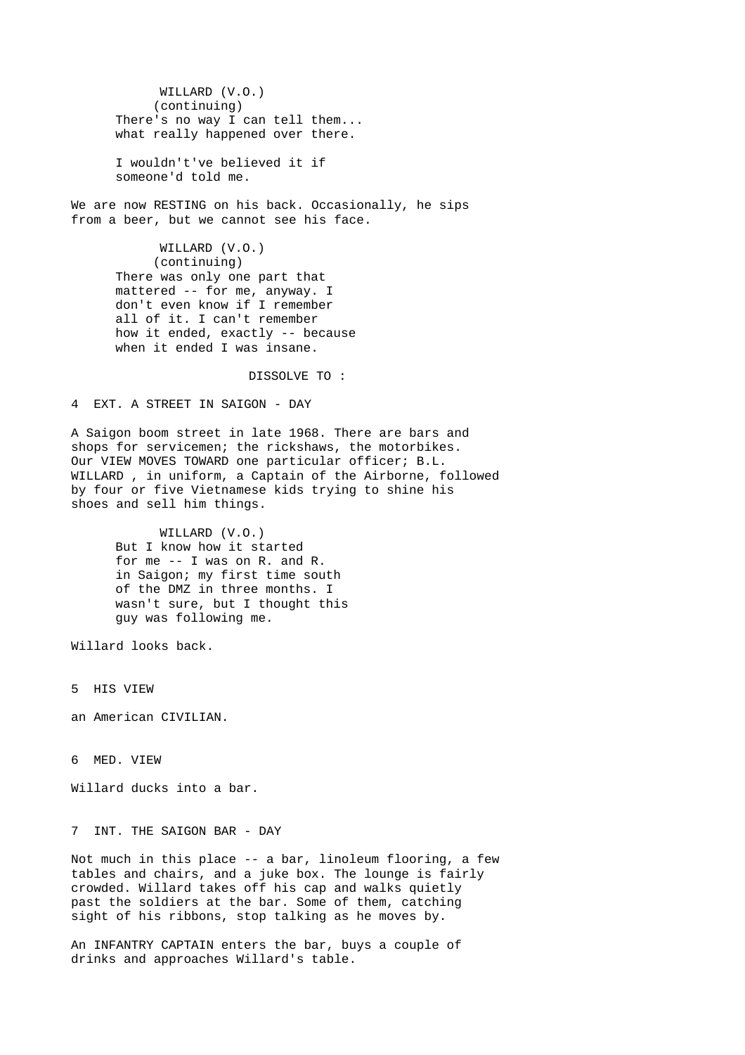WILLARD (V.O.)
(continuing)
There's no way I can tell them...
what really happened over there.

I wouldn't've believed it if
someone'd told me.

We are now RESTING on his back. Occasionally, he sips from a beer, but we cannot see his face.

WILLARD (V.O.)
(continuing)
There was only one part that
mattered -- for me, anyway. I
don't even know if I remember
all of it. I can't remember
how it ended, exactly -- because
when it ended I was insane.

DISSOLVE TO :

4 EXT. A STREET IN SAIGON - DAY

A Saigon boom street in late 1968. There are bars and shops for servicemen; the rickshaws, the motorbikes. Our VIEW MOVES TOWARD one particular officer; B.L. WILLARD , in uniform, a Captain of the Airborne, followed by four or five Vietnamese kids trying to shine his shoes and sell him things.

WILLARD (V.O.)
But I know how it started
for me -- I was on R. and R.
in Saigon; my first time south
of the DMZ in three months. I
wasn't sure, but I thought this
guy was following me.

Willard looks back.

5 HIS VIEW

an American CIVILIAN.

6 MED. VIEW

Willard ducks into a bar.

7 INT. THE SAIGON BAR - DAY

Not much in this place -- a bar, linoleum flooring, a few tables and chairs, and a juke box. The lounge is fairly crowded. Willard takes off his cap and walks quietly past the soldiers at the bar. Some of them, catching sight of his ribbons, stop talking as he moves by.

An INFANTRY CAPTAIN enters the bar, buys a couple of drinks and approaches Willard's table.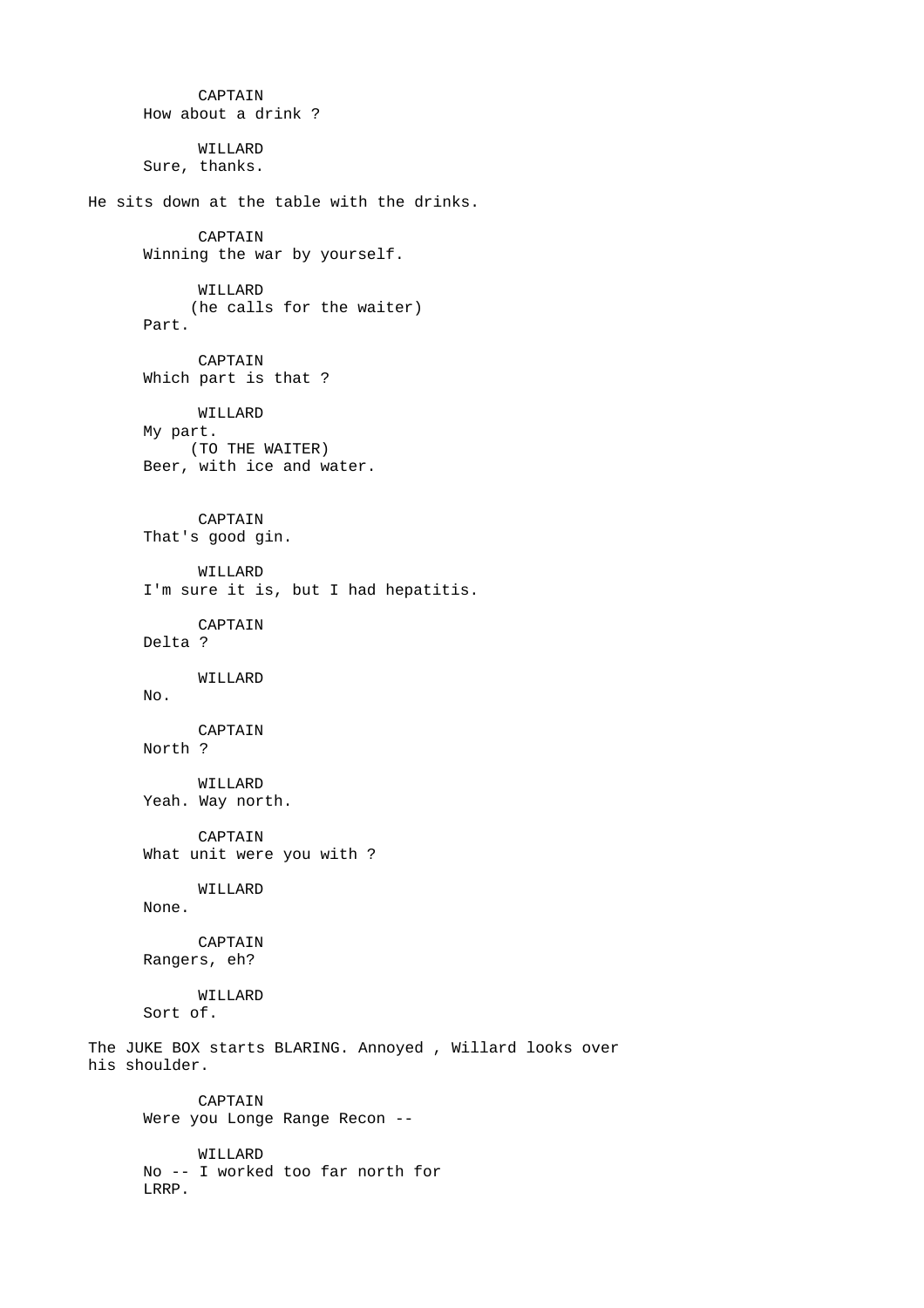CAPTAIN
How about a drink ?

WILLARD
Sure, thanks.

He sits down at the table with the drinks.

CAPTAIN
Winning the war by yourself.

WILLARD
(he calls for the waiter)
Part.

CAPTAIN
Which part is that ?

WILLARD
My part.
(TO THE WAITER)
Beer, with ice and water.

CAPTAIN
That's good gin.

WILLARD
I'm sure it is, but I had hepatitis.

CAPTAIN
Delta ?

WILLARD
No.

CAPTAIN
North ?

WILLARD
Yeah. Way north.

CAPTAIN
What unit were you with ?

WILLARD
None.

CAPTAIN
Rangers, eh?

WILLARD
Sort of.

The JUKE BOX starts BLARING. Annoyed , Willard looks over his shoulder.

CAPTAIN
Were you Longe Range Recon --

WILLARD
No -- I worked too far north for LRRP.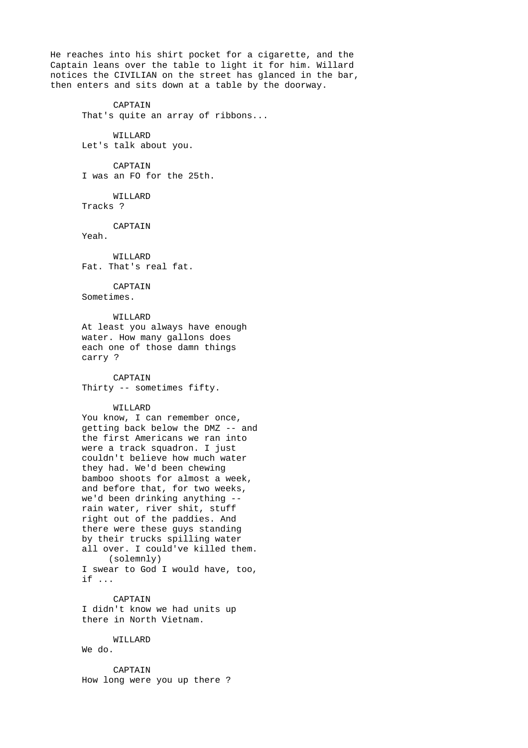He reaches into his shirt pocket for a cigarette, and the Captain leans over the table to light it for him. Willard notices the CIVILIAN on the street has glanced in the bar, then enters and sits down at a table by the doorway.

CAPTAIN
That's quite an array of ribbons...

WILLARD
Let's talk about you.

CAPTAIN
I was an FO for the 25th.

WILLARD
Tracks ?

CAPTAIN
Yeah.

WILLARD
Fat. That's real fat.

CAPTAIN
Sometimes.

WILLARD
At least you always have enough water. How many gallons does each one of those damn things carry ?

CAPTAIN
Thirty -- sometimes fifty.

WILLARD
You know, I can remember once, getting back below the DMZ -- and the first Americans we ran into were a track squadron. I just couldn't believe how much water they had. We'd been chewing bamboo shoots for almost a week, and before that, for two weeks, we'd been drinking anything -- rain water, river shit, stuff right out of the paddies. And there were these guys standing by their trucks spilling water all over. I could've killed them.
(solemnly)
I swear to God I would have, too, if ...

CAPTAIN
I didn't know we had units up there in North Vietnam.

WILLARD
We do.

CAPTAIN
How long were you up there ?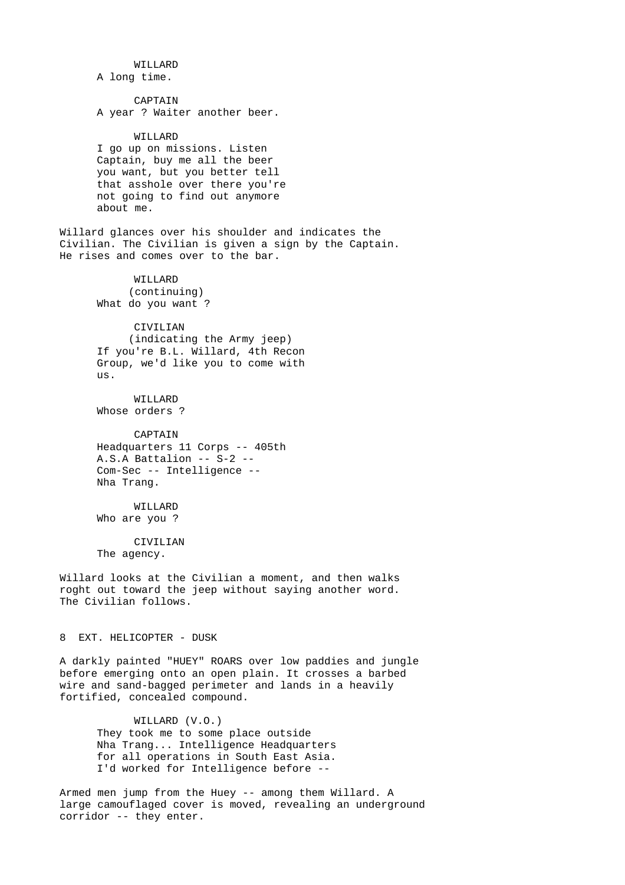WILLARD
A long time.

CAPTAIN
A year ? Waiter another beer.

WILLARD
I go up on missions. Listen Captain, buy me all the beer you want, but you better tell that asshole over there you're not going to find out anymore about me.

Willard glances over his shoulder and indicates the Civilian. The Civilian is given a sign by the Captain. He rises and comes over to the bar.

WILLARD
(continuing)
What do you want ?

CIVILIAN
(indicating the Army jeep)
If you're B.L. Willard, 4th Recon Group, we'd like you to come with us.

WILLARD
Whose orders ?

CAPTAIN
Headquarters 11 Corps -- 405th A.S.A Battalion -- S-2 -- Com-Sec -- Intelligence -- Nha Trang.

WILLARD
Who are you ?

CIVILIAN
The agency.

Willard looks at the Civilian a moment, and then walks roght out toward the jeep without saying another word. The Civilian follows.

8 EXT. HELICOPTER - DUSK

A darkly painted "HUEY" ROARS over low paddies and jungle before emerging onto an open plain. It crosses a barbed wire and sand-bagged perimeter and lands in a heavily fortified, concealed compound.

WILLARD (V.O.)
They took me to some place outside Nha Trang... Intelligence Headquarters for all operations in South East Asia. I'd worked for Intelligence before --

Armed men jump from the Huey -- among them Willard. A large camouflaged cover is moved, revealing an underground corridor -- they enter.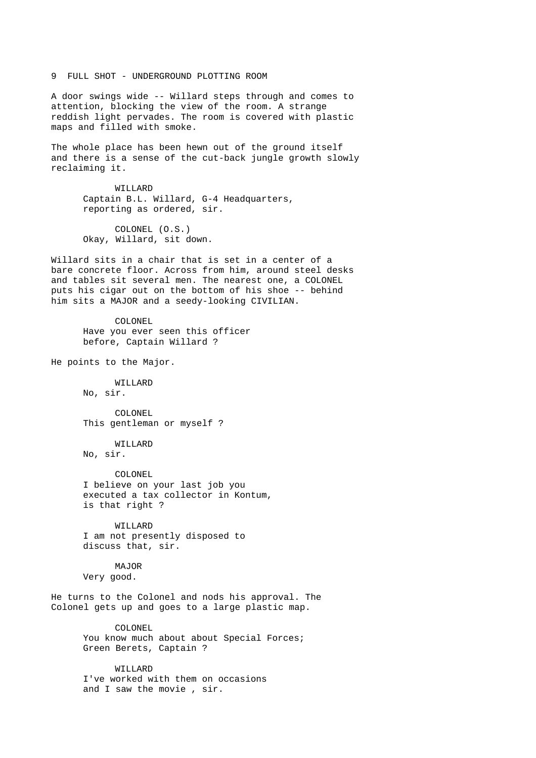9 FULL SHOT - UNDERGROUND PLOTTING ROOM

A door swings wide -- Willard steps through and comes to attention, blocking the view of the room. A strange reddish light pervades. The room is covered with plastic maps and filled with smoke.

The whole place has been hewn out of the ground itself and there is a sense of the cut-back jungle growth slowly reclaiming it.

WILLARD
Captain B.L. Willard, G-4 Headquarters, reporting as ordered, sir.

COLONEL (O.S.)
Okay, Willard, sit down.

Willard sits in a chair that is set in a center of a bare concrete floor. Across from him, around steel desks and tables sit several men. The nearest one, a COLONEL puts his cigar out on the bottom of his shoe -- behind him sits a MAJOR and a seedy-looking CIVILIAN.

COLONEL
Have you ever seen this officer before, Captain Willard ?

He points to the Major.

WILLARD
No, sir.

COLONEL
This gentleman or myself ?

WILLARD
No, sir.

COLONEL
I believe on your last job you executed a tax collector in Kontum, is that right ?

WILLARD
I am not presently disposed to discuss that, sir.

MAJOR
Very good.

He turns to the Colonel and nods his approval. The Colonel gets up and goes to a large plastic map.

COLONEL
You know much about about Special Forces; Green Berets, Captain ?

WILLARD
I've worked with them on occasions and I saw the movie , sir.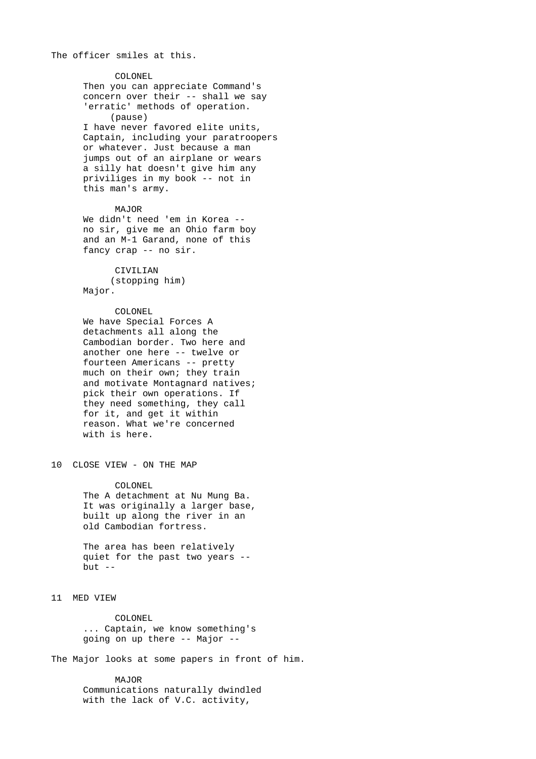The officer smiles at this.

COLONEL
Then you can appreciate Command's concern over their -- shall we say 'erratic' methods of operation.
(pause)
I have never favored elite units, Captain, including your paratroopers or whatever. Just because a man jumps out of an airplane or wears a silly hat doesn't give him any priviliges in my book -- not in this man's army.

MAJOR
We didn't need 'em in Korea -- no sir, give me an Ohio farm boy and an M-1 Garand, none of this fancy crap -- no sir.

CIVILIAN
(stopping him)
Major.

COLONEL
We have Special Forces A detachments all along the Cambodian border. Two here and another one here -- twelve or fourteen Americans -- pretty much on their own; they train and motivate Montagnard natives; pick their own operations. If they need something, they call for it, and get it within reason. What we're concerned with is here.

10 CLOSE VIEW - ON THE MAP

COLONEL
The A detachment at Nu Mung Ba. It was originally a larger base, built up along the river in an old Cambodian fortress.

The area has been relatively quiet for the past two years -- but --

11 MED VIEW

COLONEL
... Captain, we know something's going on up there -- Major --

The Major looks at some papers in front of him.

MAJOR
Communications naturally dwindled with the lack of V.C. activity,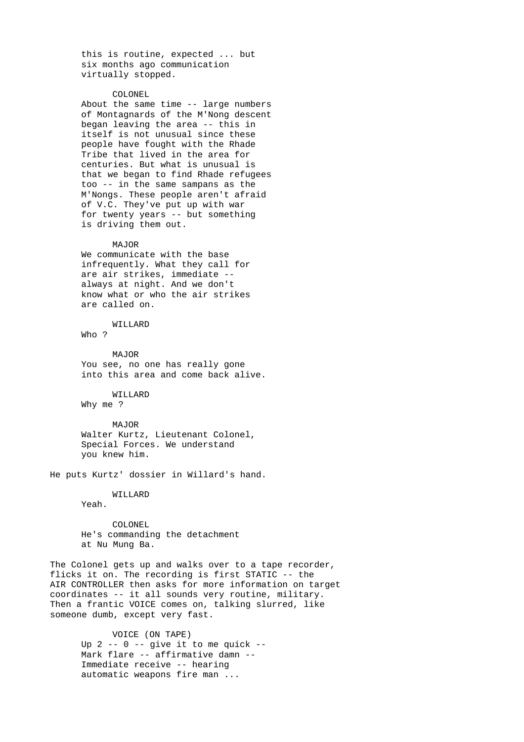this is routine, expected ... but
six months ago communication
virtually stopped.

COLONEL

About the same time -- large numbers
of Montagnards of the M'Nong descent
began leaving the area -- this in
itself is not unusual since these
people have fought with the Rhade
Tribe that lived in the area for
centuries. But what is unusual is
that we began to find Rhade refugees
too -- in the same sampans as the
M'Nongs. These people aren't afraid
of V.C. They've put up with war
for twenty years -- but something
is driving them out.

MAJOR

We communicate with the base
infrequently. What they call for
are air strikes, immediate --
always at night. And we don't
know what or who the air strikes
are called on.

WILLARD

Who ?

MAJOR

You see, no one has really gone
into this area and come back alive.

WILLARD

Why me ?

MAJOR

Walter Kurtz, Lieutenant Colonel,
Special Forces. We understand
you knew him.

He puts Kurtz' dossier in Willard's hand.

WILLARD

Yeah.

COLONEL

He's commanding the detachment
at Nu Mung Ba.

The Colonel gets up and walks over to a tape recorder,
flicks it on. The recording is first STATIC -- the
AIR CONTROLLER then asks for more information on target
coordinates -- it all sounds very routine, military.
Then a frantic VOICE comes on, talking slurred, like
someone dumb, except very fast.

VOICE (ON TAPE)

Up 2 -- 0 -- give it to me quick --
Mark flare -- affirmative damn --
Immediate receive -- hearing
automatic weapons fire man ...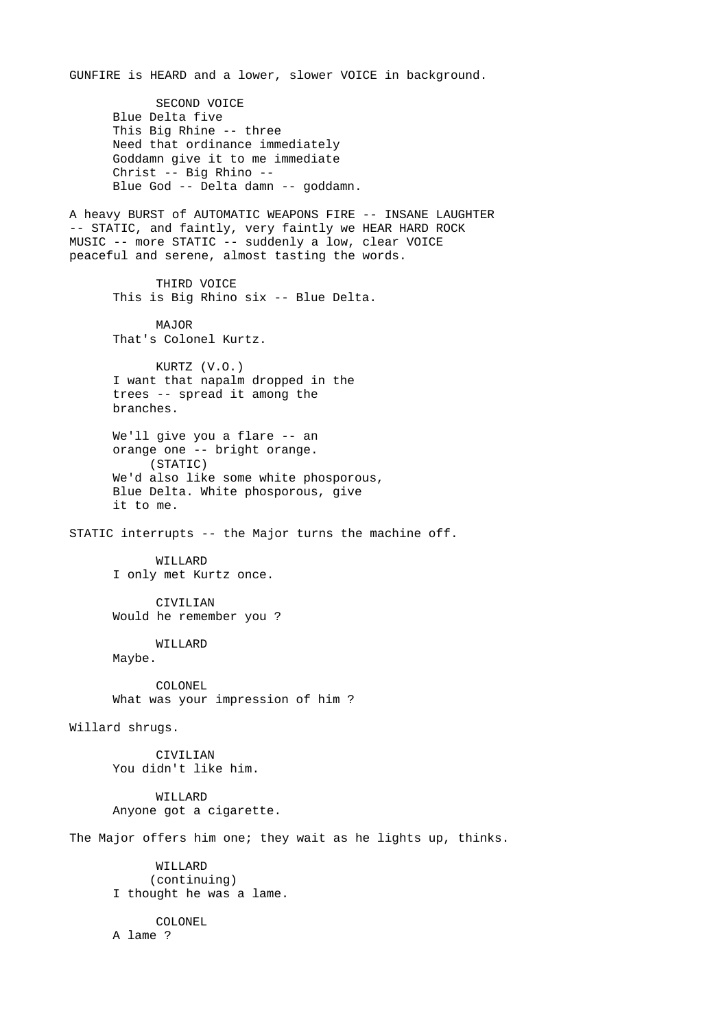GUNFIRE is HEARD and a lower, slower VOICE in background.

SECOND VOICE
Blue Delta five
This Big Rhine -- three
Need that ordinance immediately
Goddamn give it to me immediate
Christ -- Big Rhino --
Blue God -- Delta damn -- goddamn.

A heavy BURST of AUTOMATIC WEAPONS FIRE -- INSANE LAUGHTER -- STATIC, and faintly, very faintly we HEAR HARD ROCK MUSIC -- more STATIC -- suddenly a low, clear VOICE peaceful and serene, almost tasting the words.

THIRD VOICE
This is Big Rhino six -- Blue Delta.

MAJOR
That's Colonel Kurtz.

KURTZ (V.O.)
I want that napalm dropped in the trees -- spread it among the branches.

We'll give you a flare -- an orange one -- bright orange.
(STATIC)
We'd also like some white phosporous, Blue Delta. White phosporous, give it to me.

STATIC interrupts -- the Major turns the machine off.

WILLARD
I only met Kurtz once.

CIVILIAN
Would he remember you ?

WILLARD
Maybe.

COLONEL
What was your impression of him ?

Willard shrugs.

CIVILIAN
You didn't like him.

WILLARD
Anyone got a cigarette.

The Major offers him one; they wait as he lights up, thinks.

WILLARD
(continuing)
I thought he was a lame.

COLONEL
A lame ?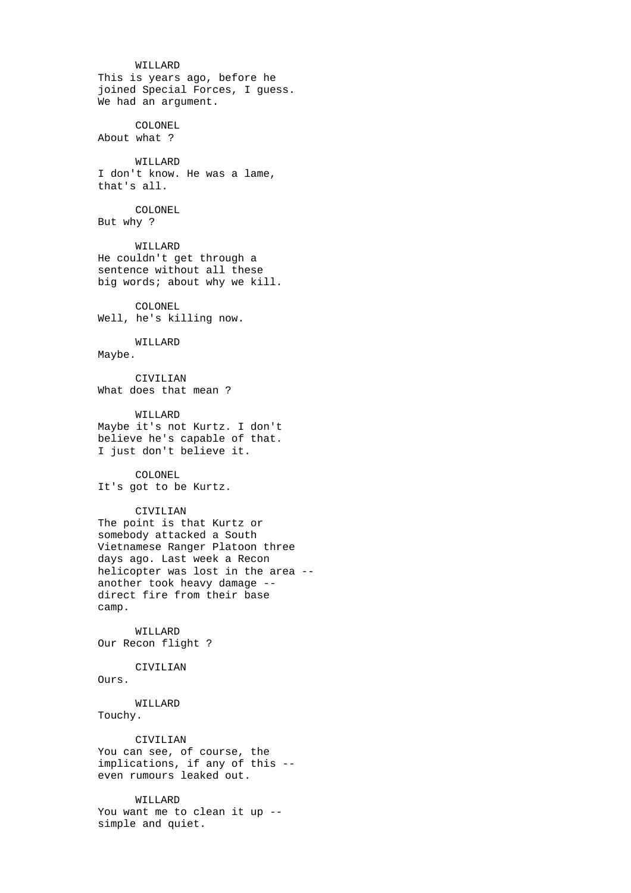WILLARD
This is years ago, before he joined Special Forces, I guess. We had an argument.

COLONEL
About what ?

WILLARD
I don't know. He was a lame, that's all.

COLONEL
But why ?

WILLARD
He couldn't get through a sentence without all these big words; about why we kill.

COLONEL
Well, he's killing now.

WILLARD
Maybe.

CIVILIAN
What does that mean ?

WILLARD
Maybe it's not Kurtz. I don't believe he's capable of that. I just don't believe it.

COLONEL
It's got to be Kurtz.

CIVILIAN
The point is that Kurtz or somebody attacked a South Vietnamese Ranger Platoon three days ago. Last week a Recon helicopter was lost in the area -- another took heavy damage -- direct fire from their base camp.

WILLARD
Our Recon flight ?

CIVILIAN
Ours.

WILLARD
Touchy.

CIVILIAN
You can see, of course, the implications, if any of this -- even rumours leaked out.

WILLARD
You want me to clean it up -- simple and quiet.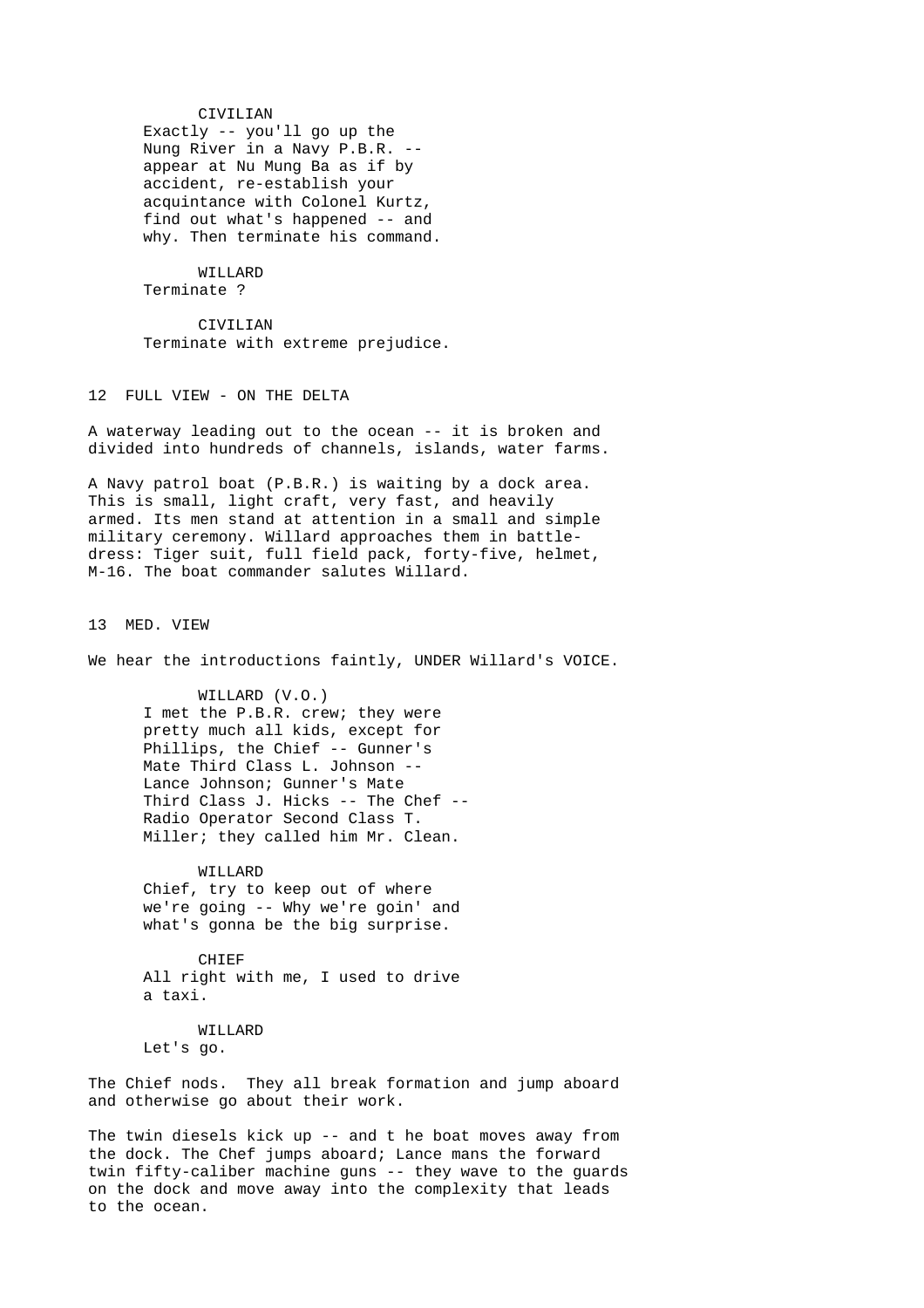CIVILIAN
Exactly -- you'll go up the Nung River in a Navy P.B.R. -- appear at Nu Mung Ba as if by accident, re-establish your acquintance with Colonel Kurtz, find out what's happened -- and why. Then terminate his command.

WILLARD
Terminate ?

CIVILIAN
Terminate with extreme prejudice.

12 FULL VIEW - ON THE DELTA

A waterway leading out to the ocean -- it is broken and divided into hundreds of channels, islands, water farms.

A Navy patrol boat (P.B.R.) is waiting by a dock area. This is small, light craft, very fast, and heavily armed. Its men stand at attention in a small and simple military ceremony. Willard approaches them in battle-dress: Tiger suit, full field pack, forty-five, helmet, M-16. The boat commander salutes Willard.

13 MED. VIEW

We hear the introductions faintly, UNDER Willard's VOICE.

WILLARD (V.O.)
I met the P.B.R. crew; they were pretty much all kids, except for Phillips, the Chief -- Gunner's Mate Third Class L. Johnson -- Lance Johnson; Gunner's Mate Third Class J. Hicks -- The Chef -- Radio Operator Second Class T. Miller; they called him Mr. Clean.

WILLARD
Chief, try to keep out of where we're going -- Why we're goin' and what's gonna be the big surprise.

CHIEF
All right with me, I used to drive a taxi.

WILLARD
Let's go.

The Chief nods. They all break formation and jump aboard and otherwise go about their work.

The twin diesels kick up -- and t he boat moves away from the dock. The Chef jumps aboard; Lance mans the forward twin fifty-caliber machine guns -- they wave to the guards on the dock and move away into the complexity that leads to the ocean.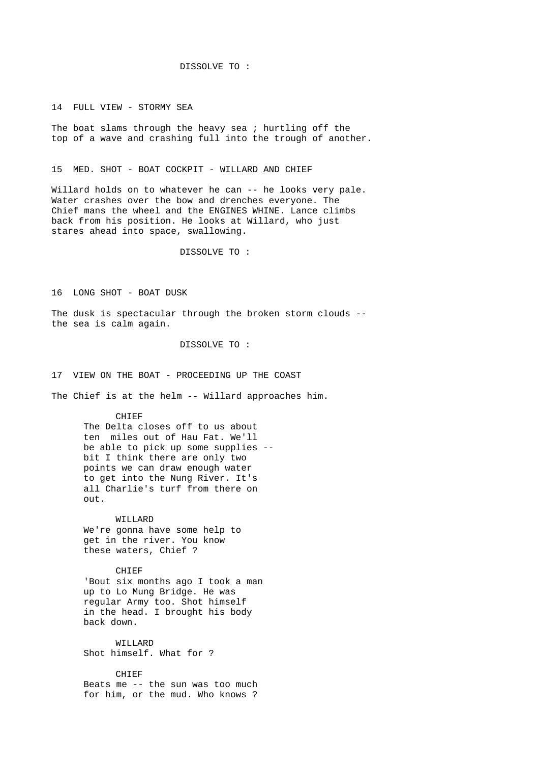DISSOLVE TO :

14 FULL VIEW - STORMY SEA

The boat slams through the heavy sea ; hurtling off the top of a wave and crashing full into the trough of another.

15 MED. SHOT - BOAT COCKPIT - WILLARD AND CHIEF

Willard holds on to whatever he can -- he looks very pale. Water crashes over the bow and drenches everyone. The Chief mans the wheel and the ENGINES WHINE. Lance climbs back from his position. He looks at Willard, who just stares ahead into space, swallowing.

DISSOLVE TO :

16 LONG SHOT - BOAT DUSK

The dusk is spectacular through the broken storm clouds -- the sea is calm again.

DISSOLVE TO :

17 VIEW ON THE BOAT - PROCEEDING UP THE COAST

The Chief is at the helm -- Willard approaches him.

CHIEF

The Delta closes off to us about ten miles out of Hau Fat. We'll be able to pick up some supplies -- bit I think there are only two points we can draw enough water to get into the Nung River. It's all Charlie's turf from there on out.

WILLARD

We're gonna have some help to get in the river. You know these waters, Chief ?

CHIEF

'Bout six months ago I took a man up to Lo Mung Bridge. He was regular Army too. Shot himself in the head. I brought his body back down.

WILLARD

Shot himself. What for ?

CHIEF

Beats me -- the sun was too much for him, or the mud. Who knows ?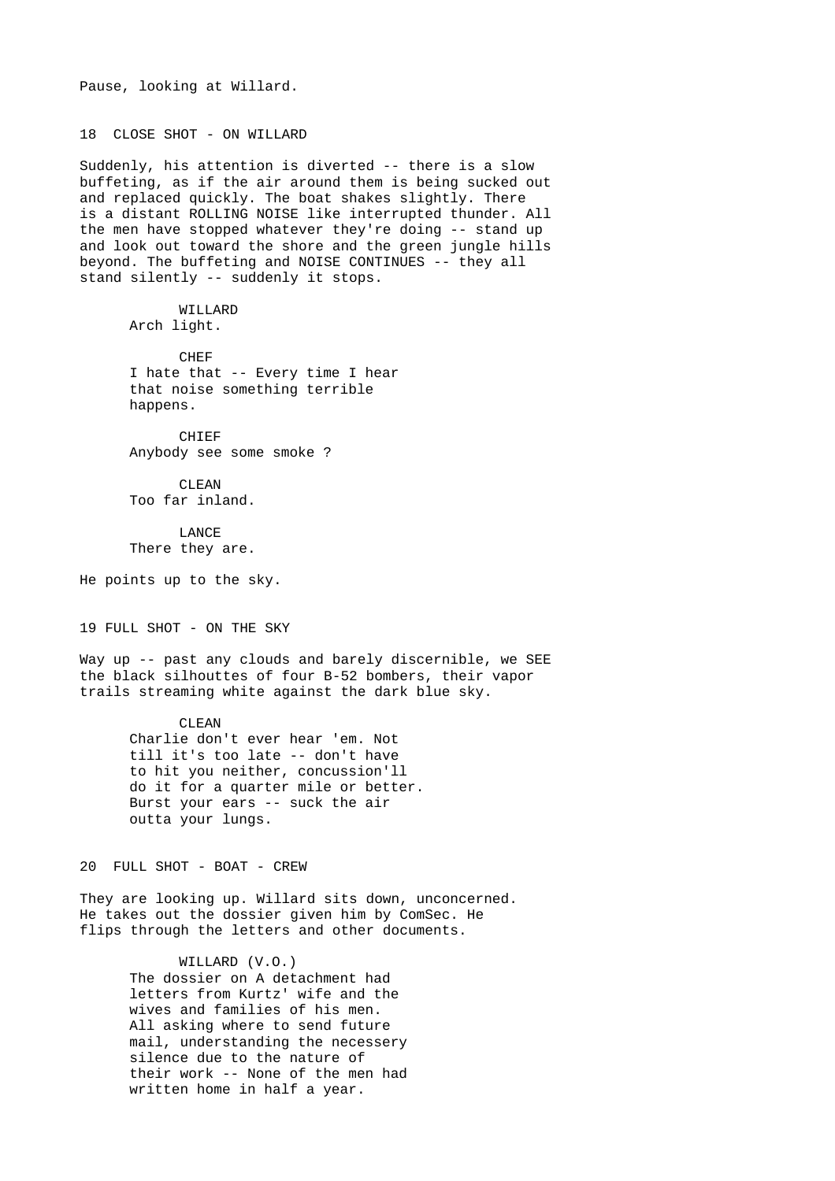Pause, looking at Willard.

18  CLOSE SHOT - ON WILLARD

Suddenly, his attention is diverted -- there is a slow buffeting, as if the air around them is being sucked out and replaced quickly. The boat shakes slightly. There is a distant ROLLING NOISE like interrupted thunder. All the men have stopped whatever they're doing -- stand up and look out toward the shore and the green jungle hills beyond. The buffeting and NOISE CONTINUES -- they all stand silently -- suddenly it stops.

WILLARD
Arch light.

CHEF
I hate that -- Every time I hear that noise something terrible happens.

CHIEF
Anybody see some smoke ?

CLEAN
Too far inland.

LANCE
There they are.

He points up to the sky.

19 FULL SHOT - ON THE SKY

Way up -- past any clouds and barely discernible, we SEE the black silhouttes of four B-52 bombers, their vapor trails streaming white against the dark blue sky.

CLEAN
Charlie don't ever hear 'em. Not till it's too late -- don't have to hit you neither, concussion'll do it for a quarter mile or better. Burst your ears -- suck the air outta your lungs.

20  FULL SHOT - BOAT - CREW

They are looking up. Willard sits down, unconcerned. He takes out the dossier given him by ComSec. He flips through the letters and other documents.

WILLARD (V.O.)
The dossier on A detachment had letters from Kurtz' wife and the wives and families of his men. All asking where to send future mail, understanding the necessery silence due to the nature of their work -- None of the men had written home in half a year.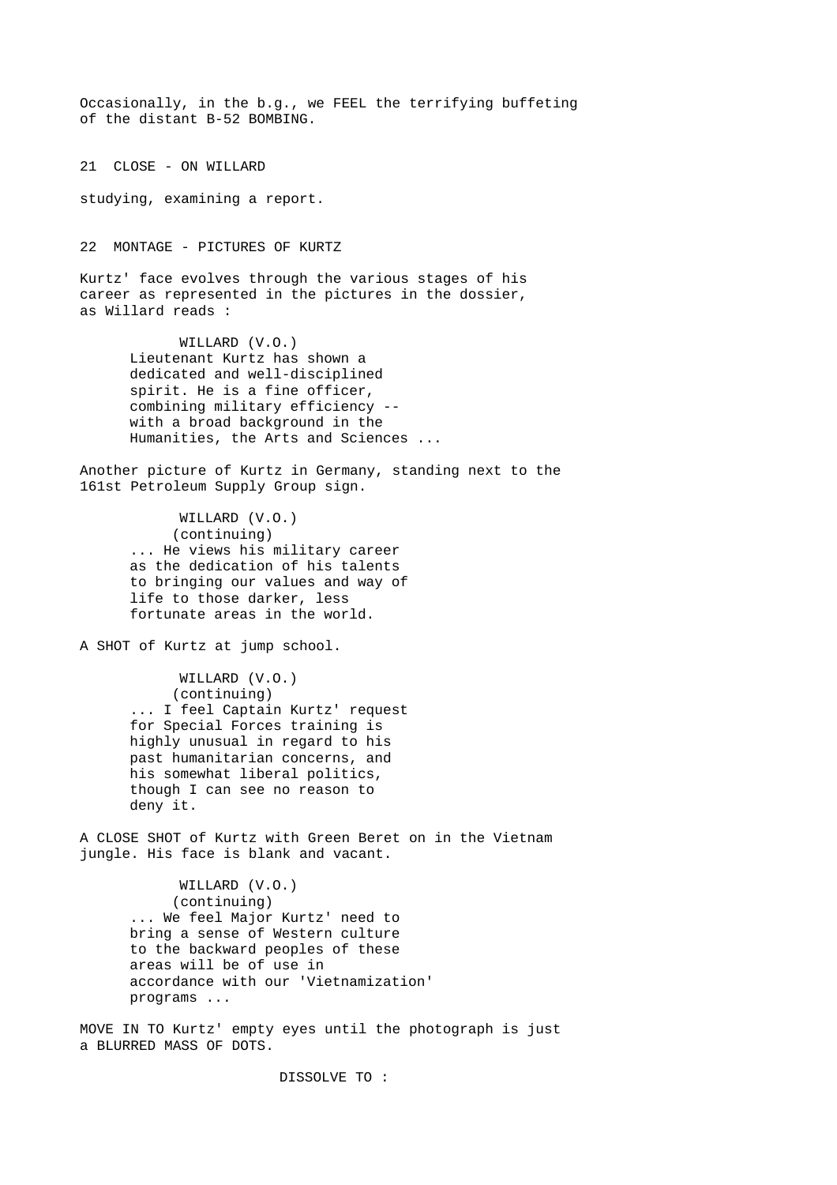Occasionally, in the b.g., we FEEL the terrifying buffeting of the distant B-52 BOMBING.

21 CLOSE - ON WILLARD

studying, examining a report.

22 MONTAGE - PICTURES OF KURTZ

Kurtz' face evolves through the various stages of his career as represented in the pictures in the dossier, as Willard reads :

WILLARD (V.O.)
Lieutenant Kurtz has shown a dedicated and well-disciplined spirit. He is a fine officer, combining military efficiency -- with a broad background in the Humanities, the Arts and Sciences ...

Another picture of Kurtz in Germany, standing next to the 161st Petroleum Supply Group sign.

WILLARD (V.O.)
(continuing)
... He views his military career as the dedication of his talents to bringing our values and way of life to those darker, less fortunate areas in the world.

A SHOT of Kurtz at jump school.

WILLARD (V.O.)
(continuing)
... I feel Captain Kurtz' request for Special Forces training is highly unusual in regard to his past humanitarian concerns, and his somewhat liberal politics, though I can see no reason to deny it.

A CLOSE SHOT of Kurtz with Green Beret on in the Vietnam jungle. His face is blank and vacant.

WILLARD (V.O.)
(continuing)
... We feel Major Kurtz' need to bring a sense of Western culture to the backward peoples of these areas will be of use in accordance with our 'Vietnamization' programs ...

MOVE IN TO Kurtz' empty eyes until the photograph is just a BLURRED MASS OF DOTS.

DISSOLVE TO :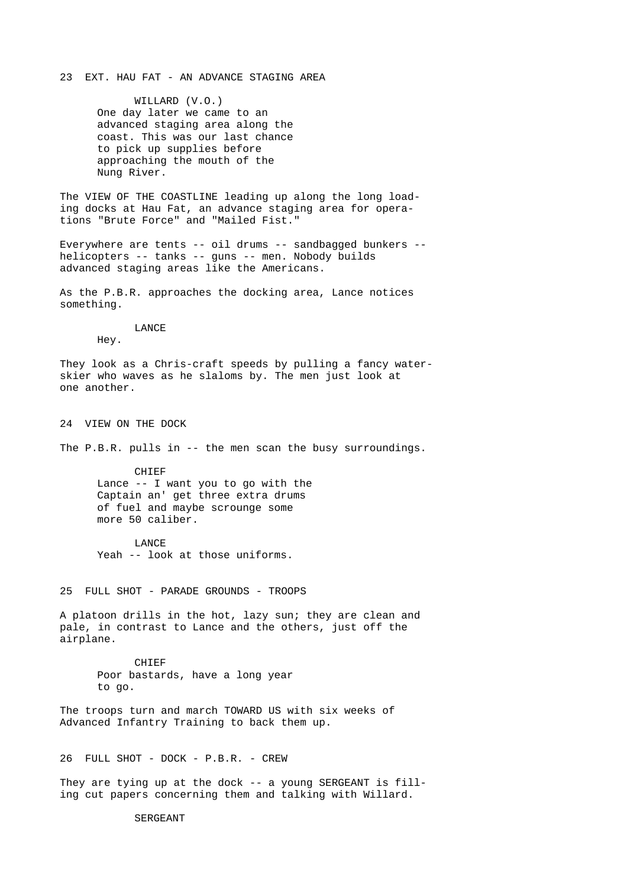23 EXT. HAU FAT - AN ADVANCE STAGING AREA

WILLARD (V.O.)
One day later we came to an advanced staging area along the coast. This was our last chance to pick up supplies before approaching the mouth of the Nung River.

The VIEW OF THE COASTLINE leading up along the long loading docks at Hau Fat, an advance staging area for operations "Brute Force" and "Mailed Fist."

Everywhere are tents -- oil drums -- sandbagged bunkers -- helicopters -- tanks -- guns -- men. Nobody builds advanced staging areas like the Americans.

As the P.B.R. approaches the docking area, Lance notices something.

LANCE
Hey.

They look as a Chris-craft speeds by pulling a fancy water-skier who waves as he slaloms by. The men just look at one another.

24 VIEW ON THE DOCK

The P.B.R. pulls in -- the men scan the busy surroundings.

CHIEF
Lance -- I want you to go with the Captain an' get three extra drums of fuel and maybe scrounge some more 50 caliber.

LANCE
Yeah -- look at those uniforms.

25 FULL SHOT - PARADE GROUNDS - TROOPS

A platoon drills in the hot, lazy sun; they are clean and pale, in contrast to Lance and the others, just off the airplane.

CHIEF
Poor bastards, have a long year to go.

The troops turn and march TOWARD US with six weeks of Advanced Infantry Training to back them up.

26 FULL SHOT - DOCK - P.B.R. - CREW

They are tying up at the dock -- a young SERGEANT is filling cut papers concerning them and talking with Willard.

SERGEANT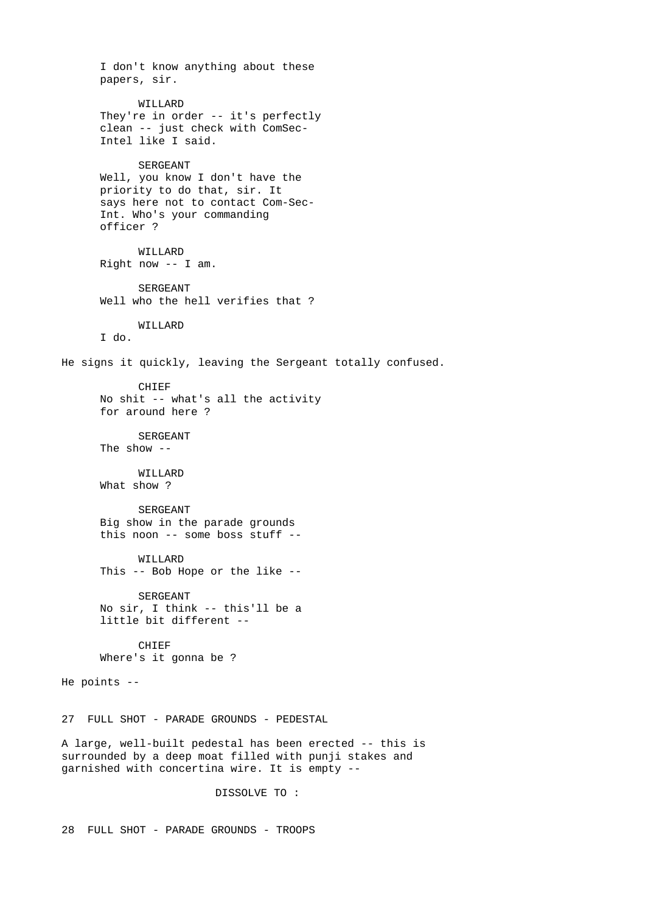I don't know anything about these papers, sir.

WILLARD
They're in order -- it's perfectly clean -- just check with ComSec-Intel like I said.

SERGEANT
Well, you know I don't have the priority to do that, sir. It says here not to contact Com-Sec-Int. Who's your commanding officer ?

WILLARD
Right now -- I am.

SERGEANT
Well who the hell verifies that ?

WILLARD
I do.

He signs it quickly, leaving the Sergeant totally confused.

CHIEF
No shit -- what's all the activity for around here ?

SERGEANT
The show --

WILLARD
What show ?

SERGEANT
Big show in the parade grounds this noon -- some boss stuff --

WILLARD
This -- Bob Hope or the like --

SERGEANT
No sir, I think -- this'll be a little bit different --

CHIEF
Where's it gonna be ?

He points --

27 FULL SHOT - PARADE GROUNDS - PEDESTAL

A large, well-built pedestal has been erected -- this is surrounded by a deep moat filled with punji stakes and garnished with concertina wire. It is empty --

DISSOLVE TO :

28 FULL SHOT - PARADE GROUNDS - TROOPS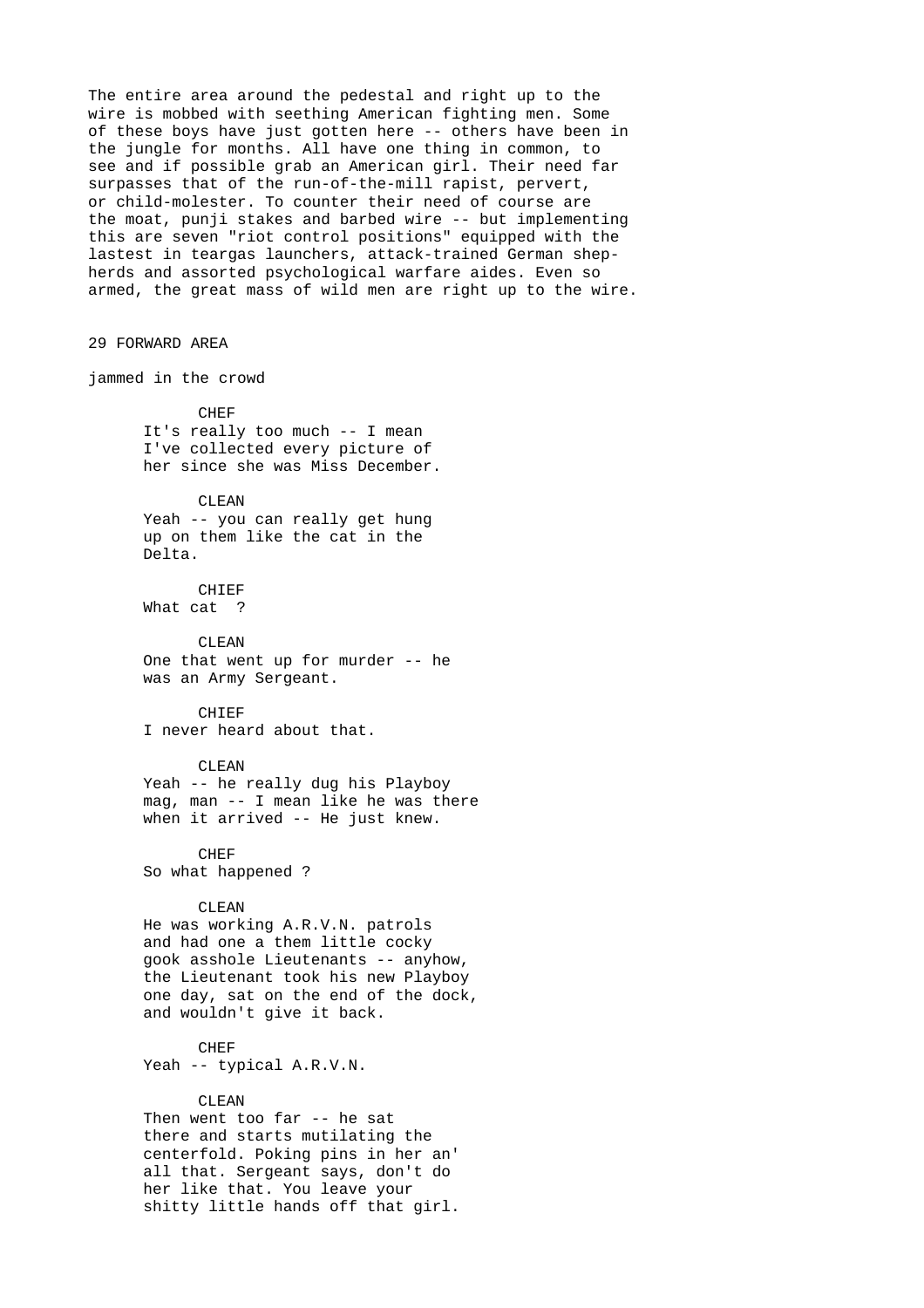The entire area around the pedestal and right up to the wire is mobbed with seething American fighting men. Some of these boys have just gotten here -- others have been in the jungle for months. All have one thing in common, to see and if possible grab an American girl. Their need far surpasses that of the run-of-the-mill rapist, pervert, or child-molester. To counter their need of course are the moat, punji stakes and barbed wire -- but implementing this are seven "riot control positions" equipped with the lastest in teargas launchers, attack-trained German shep-herds and assorted psychological warfare aides. Even so armed, the great mass of wild men are right up to the wire.

29 FORWARD AREA

jammed in the crowd

CHEF
It's really too much -- I mean I've collected every picture of her since she was Miss December.

CLEAN
Yeah -- you can really get hung up on them like the cat in the Delta.

CHIEF
What cat ?

CLEAN
One that went up for murder -- he was an Army Sergeant.

CHIEF
I never heard about that.

CLEAN
Yeah -- he really dug his Playboy mag, man -- I mean like he was there when it arrived -- He just knew.

CHEF
So what happened ?

CLEAN
He was working A.R.V.N. patrols and had one a them little cocky gook asshole Lieutenants -- anyhow, the Lieutenant took his new Playboy one day, sat on the end of the dock, and wouldn't give it back.

CHEF
Yeah -- typical A.R.V.N.

CLEAN
Then went too far -- he sat there and starts mutilating the centerfold. Poking pins in her an' all that. Sergeant says, don't do her like that. You leave your shitty little hands off that girl.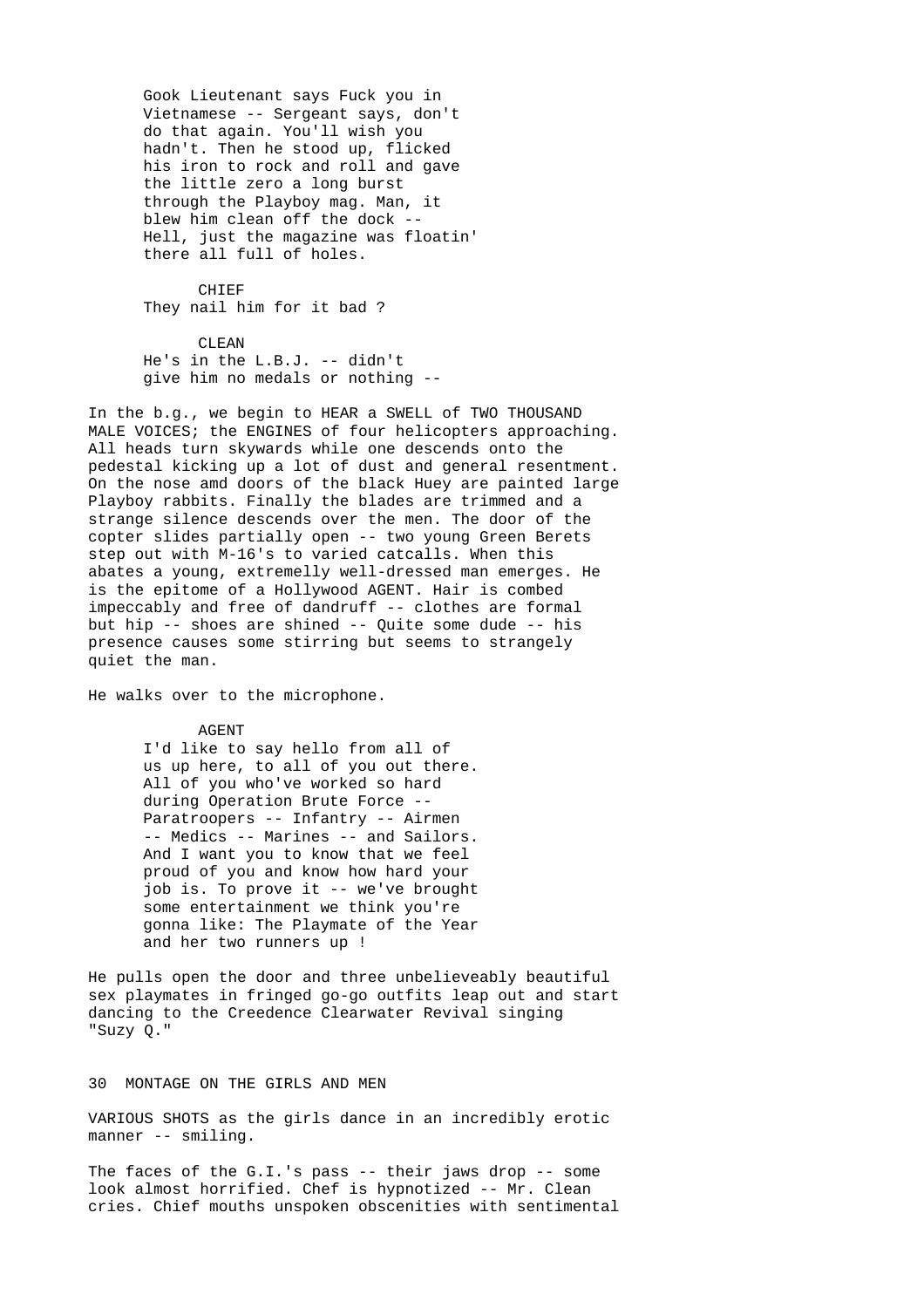Gook Lieutenant says Fuck you in Vietnamese -- Sergeant says, don't do that again. You'll wish you hadn't. Then he stood up, flicked his iron to rock and roll and gave the little zero a long burst through the Playboy mag. Man, it blew him clean off the dock -- Hell, just the magazine was floatin' there all full of holes.

CHIEF
They nail him for it bad ?

CLEAN
He's in the L.B.J. -- didn't give him no medals or nothing --

In the b.g., we begin to HEAR a SWELL of TWO THOUSAND MALE VOICES; the ENGINES of four helicopters approaching. All heads turn skywards while one descends onto the pedestal kicking up a lot of dust and general resentment. On the nose amd doors of the black Huey are painted large Playboy rabbits. Finally the blades are trimmed and a strange silence descends over the men. The door of the copter slides partially open -- two young Green Berets step out with M-16's to varied catcalls. When this abates a young, extremelly well-dressed man emerges. He is the epitome of a Hollywood AGENT. Hair is combed impeccably and free of dandruff -- clothes are formal but hip -- shoes are shined -- Quite some dude -- his presence causes some stirring but seems to strangely quiet the man.

He walks over to the microphone.

AGENT
I'd like to say hello from all of us up here, to all of you out there. All of you who've worked so hard during Operation Brute Force -- Paratroopers -- Infantry -- Airmen -- Medics -- Marines -- and Sailors. And I want you to know that we feel proud of you and know how hard your job is. To prove it -- we've brought some entertainment we think you're gonna like: The Playmate of the Year and her two runners up !

He pulls open the door and three unbelieveably beautiful sex playmates in fringed go-go outfits leap out and start dancing to the Creedence Clearwater Revival singing "Suzy Q."

30 MONTAGE ON THE GIRLS AND MEN

VARIOUS SHOTS as the girls dance in an incredibly erotic manner -- smiling.

The faces of the G.I.'s pass -- their jaws drop -- some look almost horrified. Chef is hypnotized -- Mr. Clean cries. Chief mouths unspoken obscenities with sentimental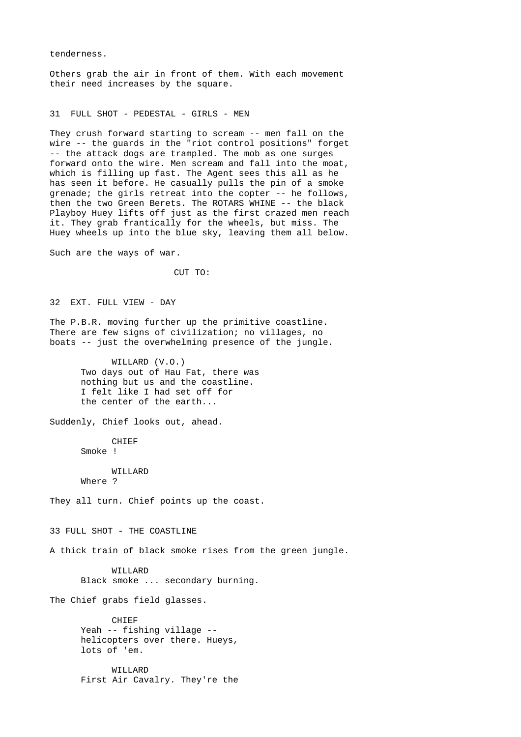tenderness.

Others grab the air in front of them. With each movement their need increases by the square.

31 FULL SHOT - PEDESTAL - GIRLS - MEN

They crush forward starting to scream -- men fall on the wire -- the guards in the "riot control positions" forget -- the attack dogs are trampled. The mob as one surges forward onto the wire. Men scream and fall into the moat, which is filling up fast. The Agent sees this all as he has seen it before. He casually pulls the pin of a smoke grenade; the girls retreat into the copter -- he follows, then the two Green Berets. The ROTARS WHINE -- the black Playboy Huey lifts off just as the first crazed men reach it. They grab frantically for the wheels, but miss. The Huey wheels up into the blue sky, leaving them all below.

Such are the ways of war.

CUT TO:

32 EXT. FULL VIEW - DAY

The P.B.R. moving further up the primitive coastline. There are few signs of civilization; no villages, no boats -- just the overwhelming presence of the jungle.

WILLARD (V.O.)
Two days out of Hau Fat, there was nothing but us and the coastline. I felt like I had set off for the center of the earth...

Suddenly, Chief looks out, ahead.

CHIEF
Smoke !

WILLARD
Where ?

They all turn. Chief points up the coast.

33 FULL SHOT - THE COASTLINE

A thick train of black smoke rises from the green jungle.

WILLARD
Black smoke ... secondary burning.

The Chief grabs field glasses.

CHIEF
Yeah -- fishing village -- helicopters over there. Hueys, lots of 'em.

WILLARD
First Air Cavalry. They're the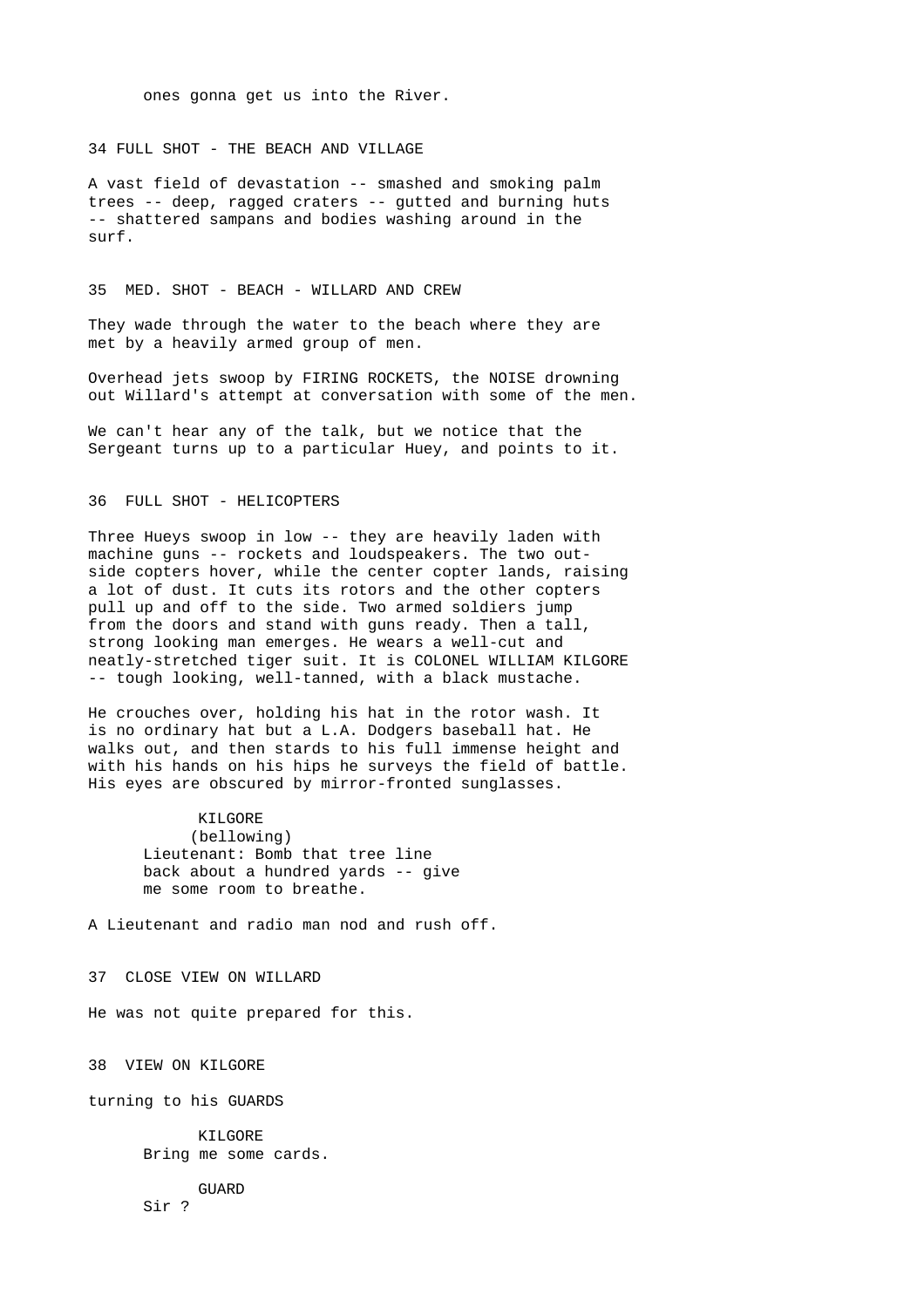ones gonna get us into the River.

34 FULL SHOT - THE BEACH AND VILLAGE

A vast field of devastation -- smashed and smoking palm trees -- deep, ragged craters -- gutted and burning huts -- shattered sampans and bodies washing around in the surf.

35 MED. SHOT - BEACH - WILLARD AND CREW

They wade through the water to the beach where they are met by a heavily armed group of men.

Overhead jets swoop by FIRING ROCKETS, the NOISE drowning out Willard's attempt at conversation with some of the men.

We can't hear any of the talk, but we notice that the Sergeant turns up to a particular Huey, and points to it.

36 FULL SHOT - HELICOPTERS

Three Hueys swoop in low -- they are heavily laden with machine guns -- rockets and loudspeakers. The two outside copters hover, while the center copter lands, raising a lot of dust. It cuts its rotors and the other copters pull up and off to the side. Two armed soldiers jump from the doors and stand with guns ready. Then a tall, strong looking man emerges. He wears a well-cut and neatly-stretched tiger suit. It is COLONEL WILLIAM KILGORE -- tough looking, well-tanned, with a black mustache.

He crouches over, holding his hat in the rotor wash. It is no ordinary hat but a L.A. Dodgers baseball hat. He walks out, and then stards to his full immense height and with his hands on his hips he surveys the field of battle. His eyes are obscured by mirror-fronted sunglasses.

KILGORE
(bellowing)
Lieutenant: Bomb that tree line back about a hundred yards -- give me some room to breathe.

A Lieutenant and radio man nod and rush off.

37 CLOSE VIEW ON WILLARD

He was not quite prepared for this.

38 VIEW ON KILGORE

turning to his GUARDS

KILGORE
Bring me some cards.

GUARD
Sir ?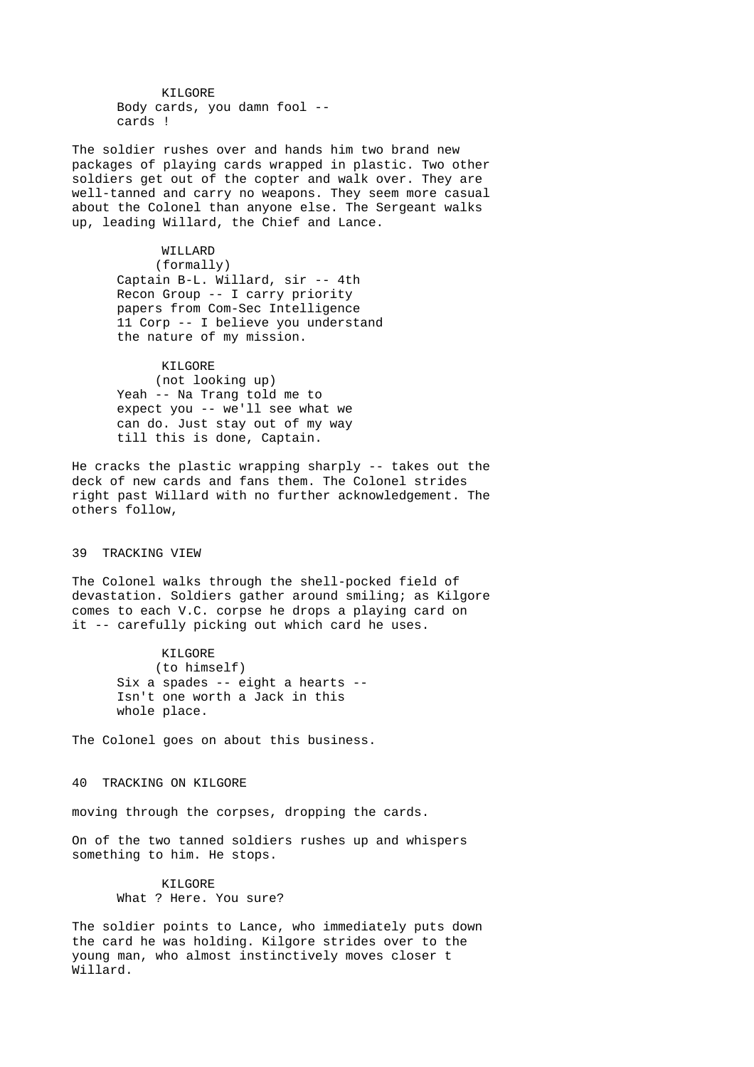KILGORE
Body cards, you damn fool --
cards !

The soldier rushes over and hands him two brand new packages of playing cards wrapped in plastic. Two other soldiers get out of the copter and walk over. They are well-tanned and carry no weapons. They seem more casual about the Colonel than anyone else. The Sergeant walks up, leading Willard, the Chief and Lance.

WILLARD
(formally)
Captain B-L. Willard, sir -- 4th Recon Group -- I carry priority papers from Com-Sec Intelligence 11 Corp -- I believe you understand the nature of my mission.

KILGORE
(not looking up)
Yeah -- Na Trang told me to expect you -- we'll see what we can do. Just stay out of my way till this is done, Captain.

He cracks the plastic wrapping sharply -- takes out the deck of new cards and fans them. The Colonel strides right past Willard with no further acknowledgement. The others follow,

39 TRACKING VIEW

The Colonel walks through the shell-pocked field of devastation. Soldiers gather around smiling; as Kilgore comes to each V.C. corpse he drops a playing card on it -- carefully picking out which card he uses.

KILGORE
(to himself)
Six a spades -- eight a hearts --
Isn't one worth a Jack in this whole place.

The Colonel goes on about this business.

40 TRACKING ON KILGORE

moving through the corpses, dropping the cards.

On of the two tanned soldiers rushes up and whispers something to him. He stops.

KILGORE
What ? Here. You sure?

The soldier points to Lance, who immediately puts down the card he was holding. Kilgore strides over to the young man, who almost instinctively moves closer t Willard.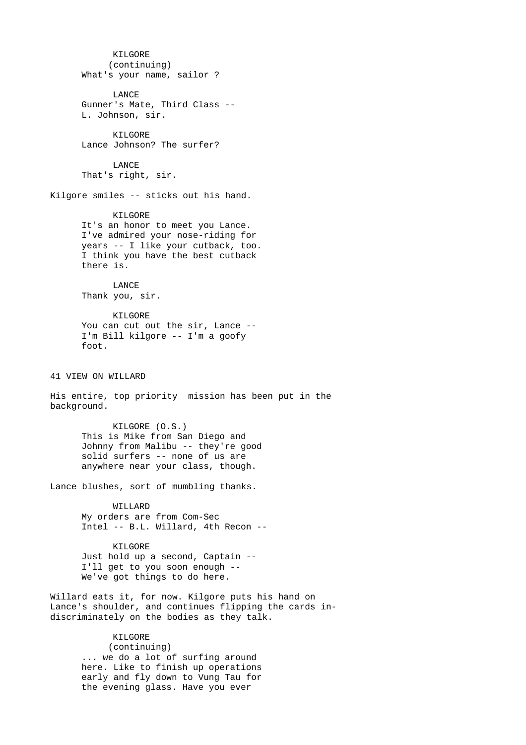KILGORE
(continuing)
What's your name, sailor ?

LANCE
Gunner's Mate, Third Class --
L. Johnson, sir.

KILGORE
Lance Johnson? The surfer?

LANCE
That's right, sir.

Kilgore smiles -- sticks out his hand.

KILGORE
It's an honor to meet you Lance.
I've admired your nose-riding for
years -- I like your cutback, too.
I think you have the best cutback
there is.

LANCE
Thank you, sir.

KILGORE
You can cut out the sir, Lance --
I'm Bill kilgore -- I'm a goofy
foot.

41 VIEW ON WILLARD

His entire, top priority mission has been put in the
background.

KILGORE (O.S.)
This is Mike from San Diego and
Johnny from Malibu -- they're good
solid surfers -- none of us are
anywhere near your class, though.

Lance blushes, sort of mumbling thanks.

WILLARD
My orders are from Com-Sec
Intel -- B.L. Willard, 4th Recon --

KILGORE
Just hold up a second, Captain --
I'll get to you soon enough --
We've got things to do here.

Willard eats it, for now. Kilgore puts his hand on
Lance's shoulder, and continues flipping the cards in-
discriminately on the bodies as they talk.

KILGORE
(continuing)
... we do a lot of surfing around
here. Like to finish up operations
early and fly down to Vung Tau for
the evening glass. Have you ever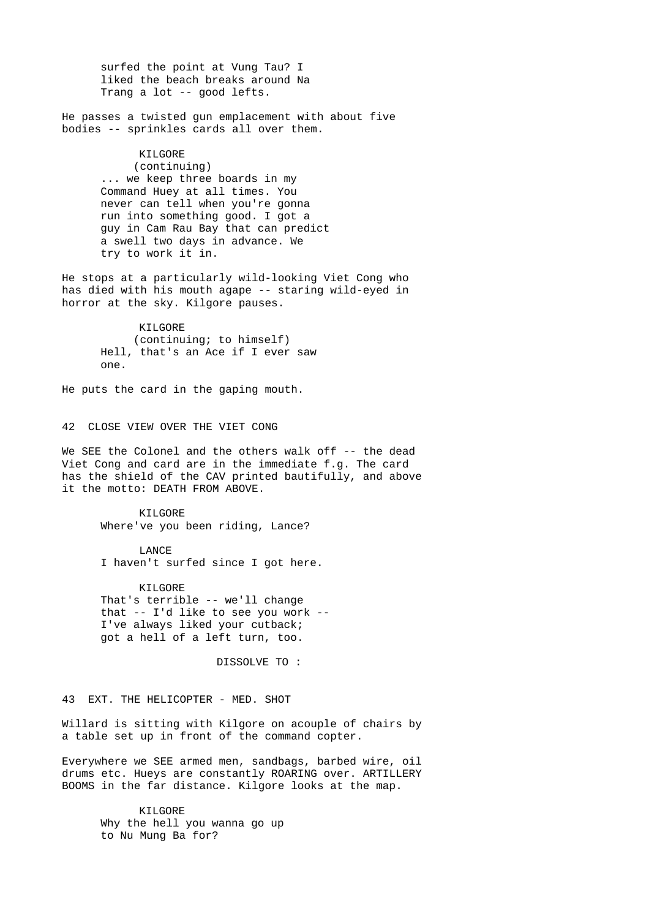surfed the point at Vung Tau? I
liked the beach breaks around Na
Trang a lot -- good lefts.

He passes a twisted gun emplacement with about five bodies -- sprinkles cards all over them.

KILGORE
(continuing)
... we keep three boards in my
Command Huey at all times. You
never can tell when you're gonna
run into something good. I got a
guy in Cam Rau Bay that can predict
a swell two days in advance. We
try to work it in.

He stops at a particularly wild-looking Viet Cong who has died with his mouth agape -- staring wild-eyed in horror at the sky. Kilgore pauses.

KILGORE
(continuing; to himself)
Hell, that's an Ace if I ever saw
one.

He puts the card in the gaping mouth.

42 CLOSE VIEW OVER THE VIET CONG

We SEE the Colonel and the others walk off -- the dead Viet Cong and card are in the immediate f.g. The card has the shield of the CAV printed bautifully, and above it the motto: DEATH FROM ABOVE.

KILGORE
Where've you been riding, Lance?

LANCE
I haven't surfed since I got here.

KILGORE
That's terrible -- we'll change
that -- I'd like to see you work --
I've always liked your cutback;
got a hell of a left turn, too.

DISSOLVE TO :

43 EXT. THE HELICOPTER - MED. SHOT

Willard is sitting with Kilgore on acouple of chairs by a table set up in front of the command copter.

Everywhere we SEE armed men, sandbags, barbed wire, oil drums etc. Hueys are constantly ROARING over. ARTILLERY BOOMS in the far distance. Kilgore looks at the map.

KILGORE
Why the hell you wanna go up
to Nu Mung Ba for?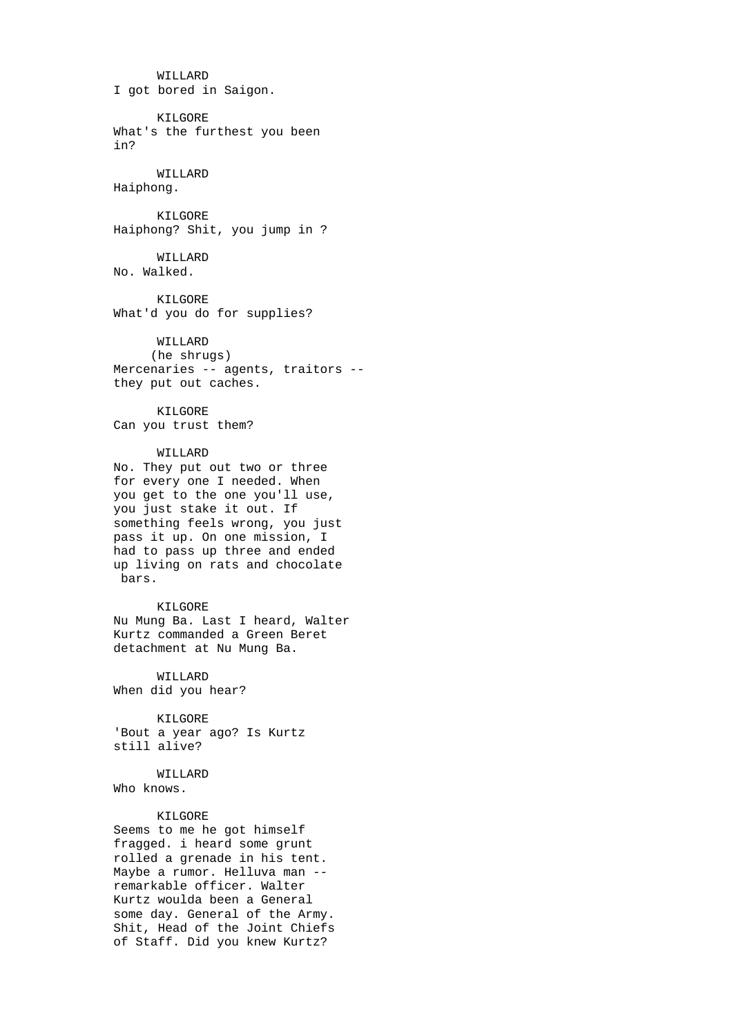WILLARD
I got bored in Saigon.

KILGORE
What's the furthest you been in?

WILLARD
Haiphong.

KILGORE
Haiphong? Shit, you jump in ?

WILLARD
No. Walked.

KILGORE
What'd you do for supplies?

WILLARD
(he shrugs)
Mercenaries -- agents, traitors -- they put out caches.

KILGORE
Can you trust them?

WILLARD
No. They put out two or three for every one I needed. When you get to the one you'll use, you just stake it out. If something feels wrong, you just pass it up. On one mission, I had to pass up three and ended up living on rats and chocolate bars.

KILGORE
Nu Mung Ba. Last I heard, Walter Kurtz commanded a Green Beret detachment at Nu Mung Ba.

WILLARD
When did you hear?

KILGORE
'Bout a year ago? Is Kurtz still alive?

WILLARD
Who knows.

KILGORE
Seems to me he got himself fragged. i heard some grunt rolled a grenade in his tent. Maybe a rumor. Helluva man -- remarkable officer. Walter Kurtz woulda been a General some day. General of the Army. Shit, Head of the Joint Chiefs of Staff. Did you knew Kurtz?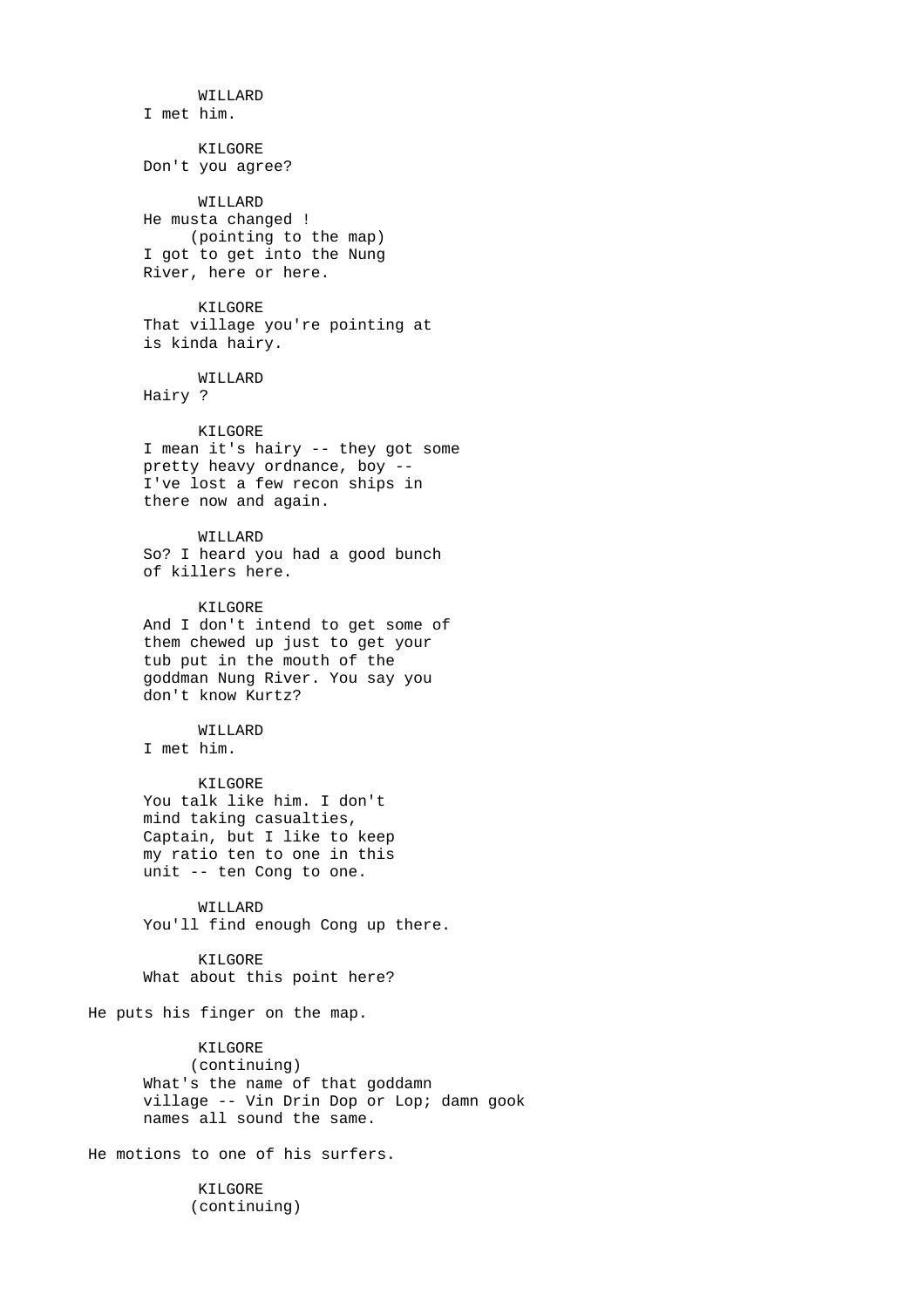WILLARD
I met him.

KILGORE
Don't you agree?

WILLARD
He musta changed !
(pointing to the map)
I got to get into the Nung
River, here or here.

KILGORE
That village you're pointing at
is kinda hairy.

WILLARD
Hairy ?

KILGORE
I mean it's hairy -- they got some
pretty heavy ordnance, boy --
I've lost a few recon ships in
there now and again.

WILLARD
So? I heard you had a good bunch
of killers here.

KILGORE
And I don't intend to get some of
them chewed up just to get your
tub put in the mouth of the
goddman Nung River. You say you
don't know Kurtz?

WILLARD
I met him.

KILGORE
You talk like him. I don't
mind taking casualties,
Captain, but I like to keep
my ratio ten to one in this
unit -- ten Cong to one.

WILLARD
You'll find enough Cong up there.

KILGORE
What about this point here?

He puts his finger on the map.

KILGORE
(continuing)
What's the name of that goddamn
village -- Vin Drin Dop or Lop; damn gook
names all sound the same.

He motions to one of his surfers.

KILGORE
(continuing)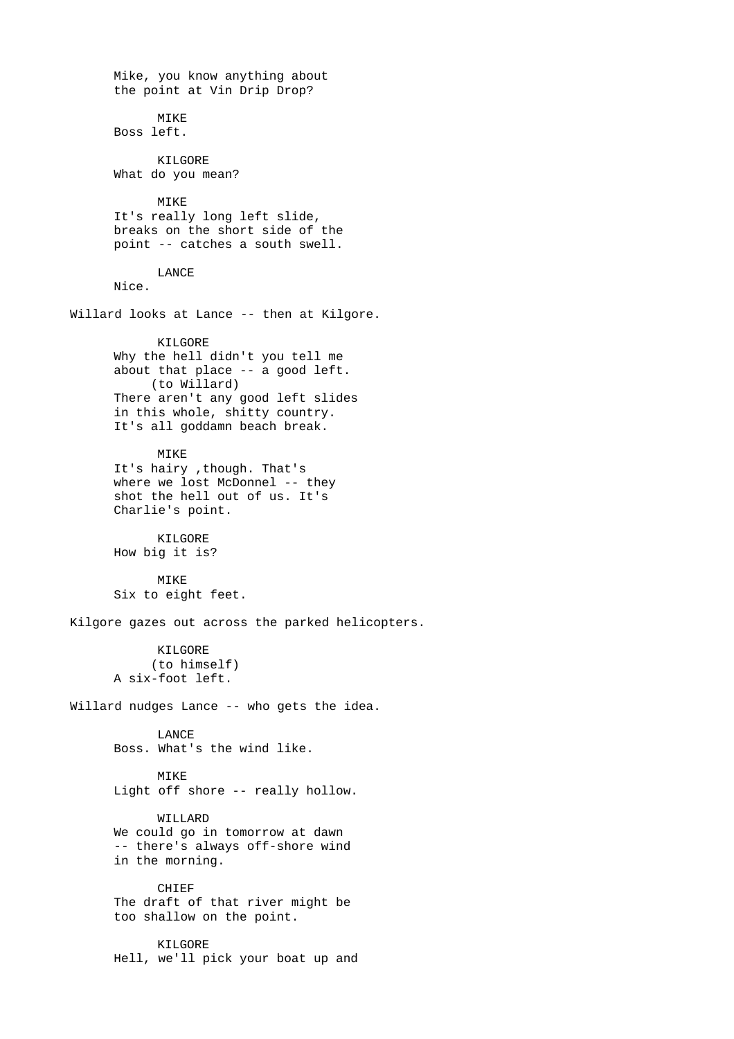Mike, you know anything about the point at Vin Drip Drop?

MIKE
Boss left.

KILGORE
What do you mean?

MIKE
It's really long left slide, breaks on the short side of the point -- catches a south swell.

LANCE
Nice.

Willard looks at Lance -- then at Kilgore.

KILGORE
Why the hell didn't you tell me about that place -- a good left.
(to Willard)
There aren't any good left slides in this whole, shitty country. It's all goddamn beach break.

MIKE
It's hairy ,though. That's where we lost McDonnel -- they shot the hell out of us. It's Charlie's point.

KILGORE
How big it is?

MIKE
Six to eight feet.

Kilgore gazes out across the parked helicopters.

KILGORE
(to himself)
A six-foot left.

Willard nudges Lance -- who gets the idea.

LANCE
Boss. What's the wind like.

MIKE
Light off shore -- really hollow.

WILLARD
We could go in tomorrow at dawn -- there's always off-shore wind in the morning.

CHIEF
The draft of that river might be too shallow on the point.

KILGORE
Hell, we'll pick your boat up and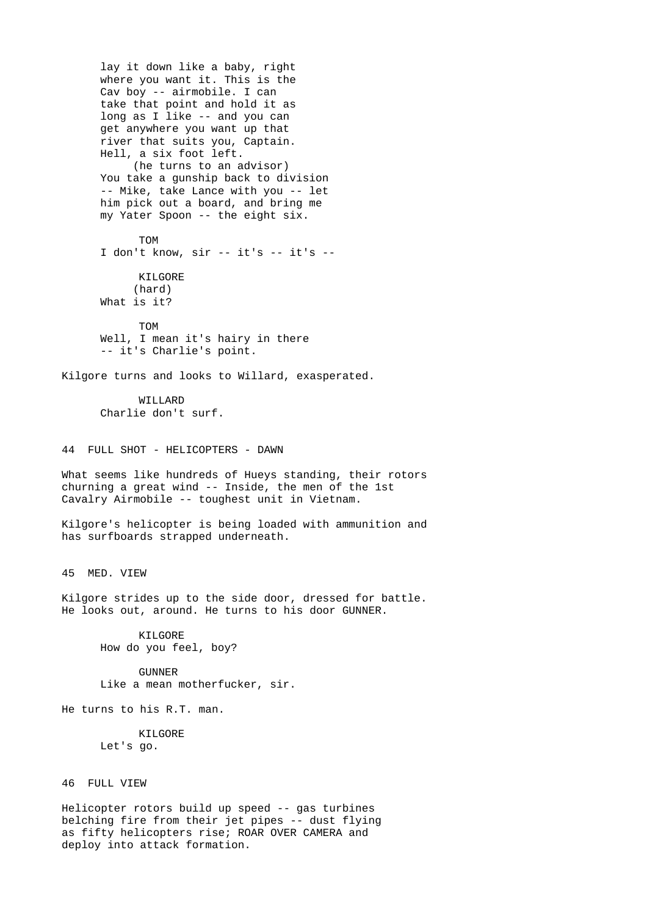lay it down like a baby, right
where you want it. This is the
Cav boy -- airmobile. I can
take that point and hold it as
long as I like -- and you can
get anywhere you want up that
river that suits you, Captain.
Hell, a six foot left.
(he turns to an advisor)
You take a gunship back to division
-- Mike, take Lance with you -- let
him pick out a board, and bring me
my Yater Spoon -- the eight six.

TOM
I don't know, sir -- it's -- it's --

KILGORE
(hard)
What is it?

TOM
Well, I mean it's hairy in there
-- it's Charlie's point.

Kilgore turns and looks to Willard, exasperated.

WILLARD
Charlie don't surf.

44 FULL SHOT - HELICOPTERS - DAWN

What seems like hundreds of Hueys standing, their rotors churning a great wind -- Inside, the men of the 1st Cavalry Airmobile -- toughest unit in Vietnam.

Kilgore's helicopter is being loaded with ammunition and has surfboards strapped underneath.

45 MED. VIEW

Kilgore strides up to the side door, dressed for battle. He looks out, around. He turns to his door GUNNER.

KILGORE
How do you feel, boy?

GUNNER
Like a mean motherfucker, sir.

He turns to his R.T. man.

KILGORE
Let's go.

46 FULL VIEW

Helicopter rotors build up speed -- gas turbines belching fire from their jet pipes -- dust flying as fifty helicopters rise; ROAR OVER CAMERA and deploy into attack formation.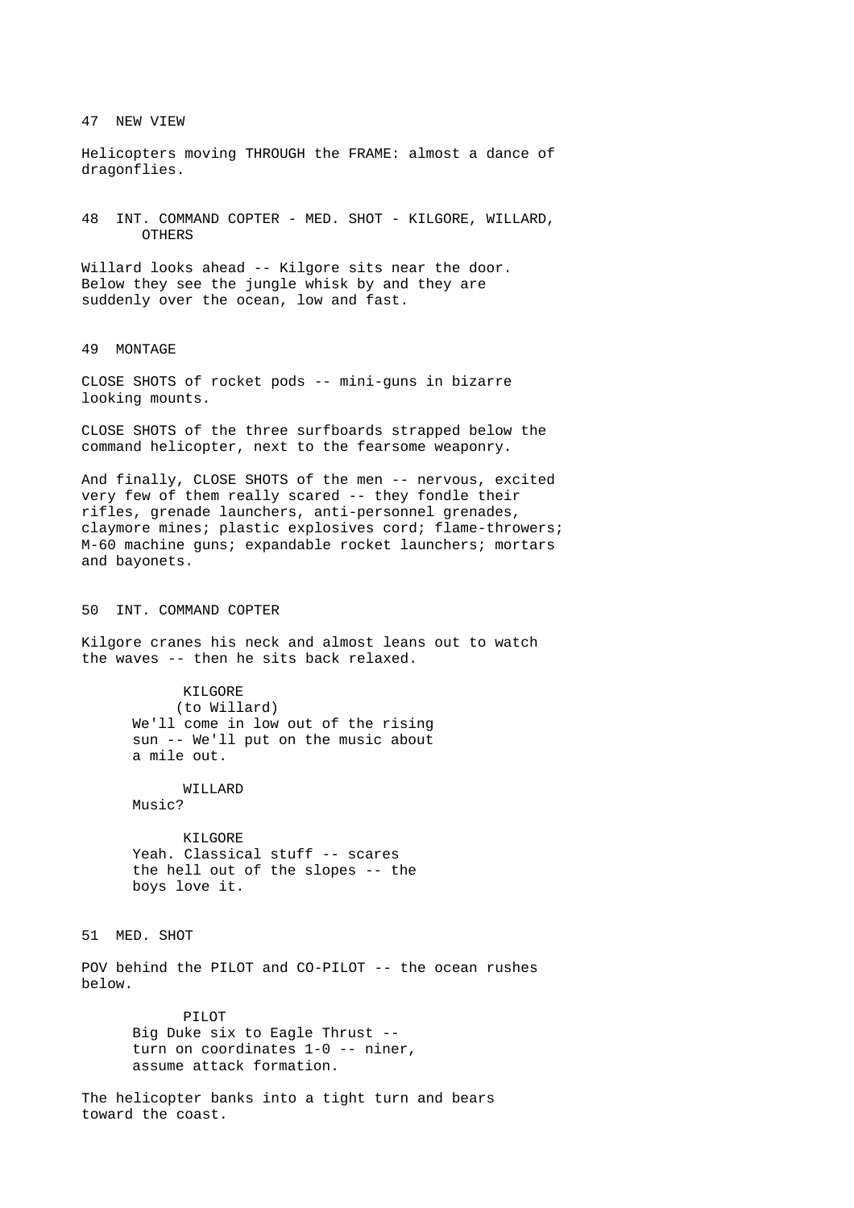47 NEW VIEW

Helicopters moving THROUGH the FRAME: almost a dance of dragonflies.

48 INT. COMMAND COPTER - MED. SHOT - KILGORE, WILLARD, OTHERS

Willard looks ahead -- Kilgore sits near the door. Below they see the jungle whisk by and they are suddenly over the ocean, low and fast.

49 MONTAGE

CLOSE SHOTS of rocket pods -- mini-guns in bizarre looking mounts.

CLOSE SHOTS of the three surfboards strapped below the command helicopter, next to the fearsome weaponry.

And finally, CLOSE SHOTS of the men -- nervous, excited very few of them really scared -- they fondle their rifles, grenade launchers, anti-personnel grenades, claymore mines; plastic explosives cord; flame-throwers; M-60 machine guns; expandable rocket launchers; mortars and bayonets.

50 INT. COMMAND COPTER

Kilgore cranes his neck and almost leans out to watch the waves -- then he sits back relaxed.

KILGORE
(to Willard)
We'll come in low out of the rising sun -- We'll put on the music about a mile out.

WILLARD
Music?

KILGORE
Yeah. Classical stuff -- scares the hell out of the slopes -- the boys love it.

51 MED. SHOT

POV behind the PILOT and CO-PILOT -- the ocean rushes below.

PILOT
Big Duke six to Eagle Thrust -- turn on coordinates 1-0 -- niner, assume attack formation.

The helicopter banks into a tight turn and bears toward the coast.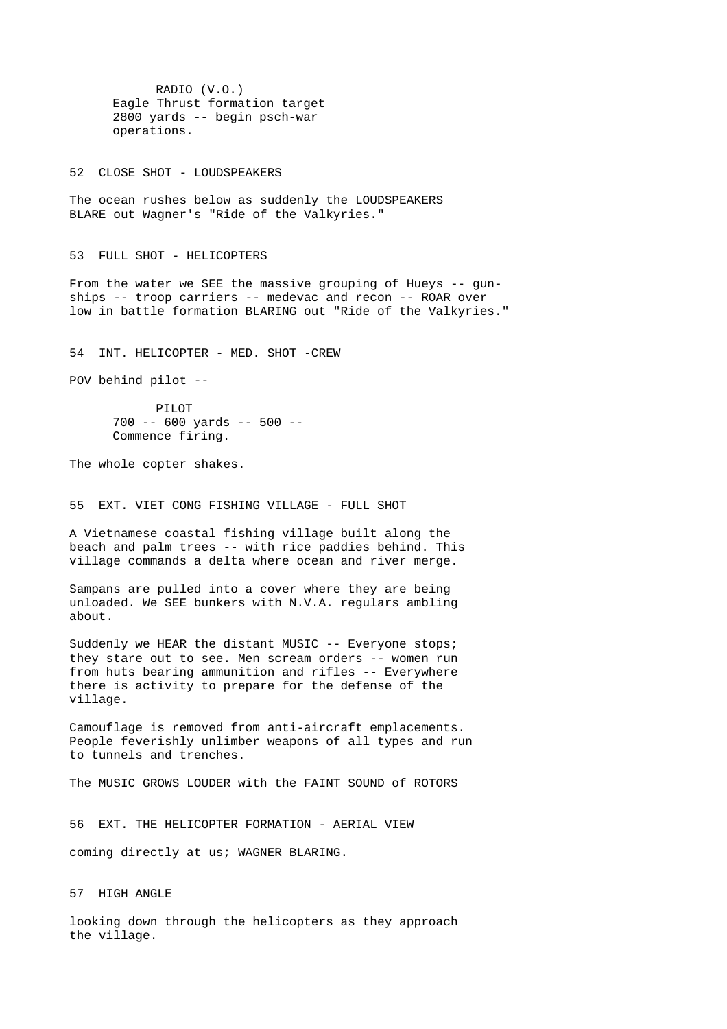RADIO (V.O.)
Eagle Thrust formation target
2800 yards -- begin psch-war
operations.

52 CLOSE SHOT - LOUDSPEAKERS

The ocean rushes below as suddenly the LOUDSPEAKERS BLARE out Wagner's "Ride of the Valkyries."

53 FULL SHOT - HELICOPTERS

From the water we SEE the massive grouping of Hueys -- gun-ships -- troop carriers -- medevac and recon -- ROAR over low in battle formation BLARING out "Ride of the Valkyries."

54 INT. HELICOPTER - MED. SHOT -CREW

POV behind pilot --

PILOT
700 -- 600 yards -- 500 --
Commence firing.

The whole copter shakes.

55 EXT. VIET CONG FISHING VILLAGE - FULL SHOT

A Vietnamese coastal fishing village built along the beach and palm trees -- with rice paddies behind. This village commands a delta where ocean and river merge.

Sampans are pulled into a cover where they are being unloaded. We SEE bunkers with N.V.A. regulars ambling about.

Suddenly we HEAR the distant MUSIC -- Everyone stops; they stare out to see. Men scream orders -- women run from huts bearing ammunition and rifles -- Everywhere there is activity to prepare for the defense of the village.

Camouflage is removed from anti-aircraft emplacements. People feverishly unlimber weapons of all types and run to tunnels and trenches.

The MUSIC GROWS LOUDER with the FAINT SOUND of ROTORS

56 EXT. THE HELICOPTER FORMATION - AERIAL VIEW

coming directly at us; WAGNER BLARING.

57 HIGH ANGLE

looking down through the helicopters as they approach the village.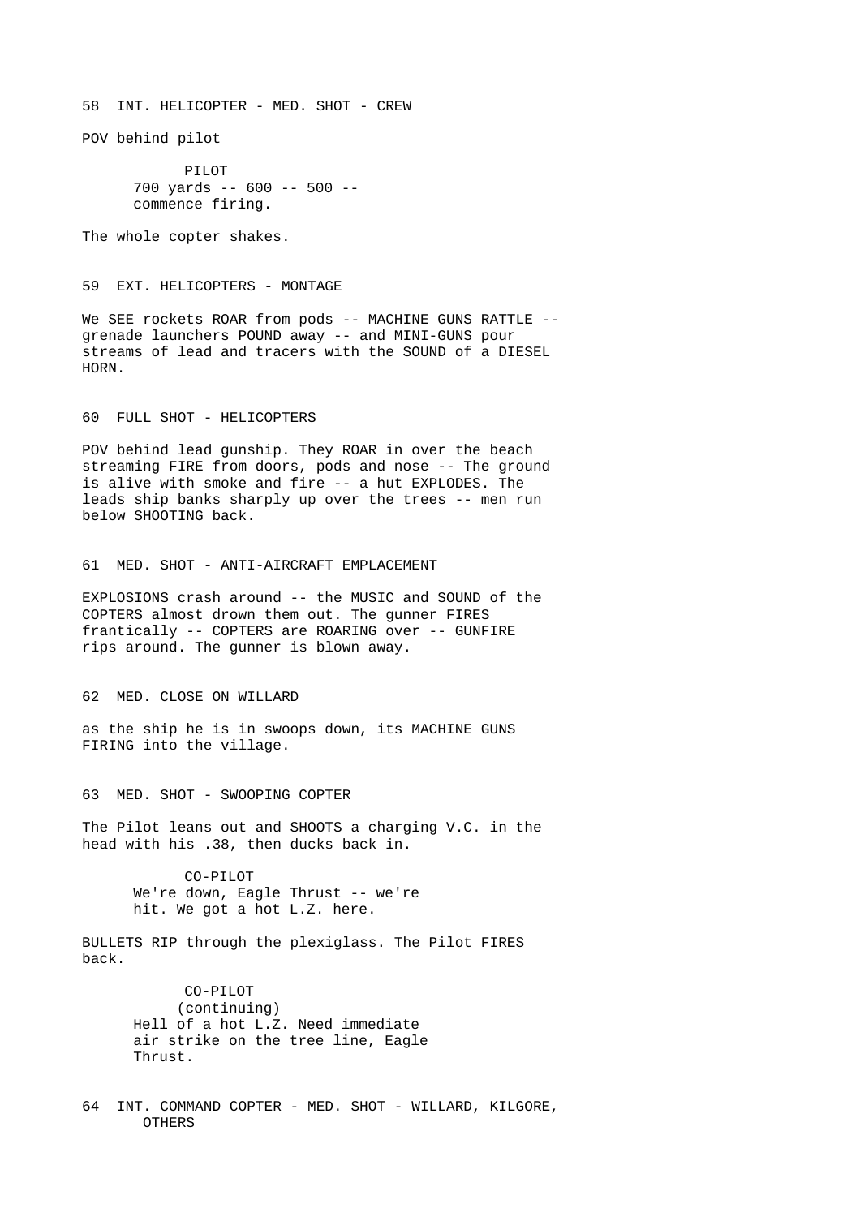58 INT. HELICOPTER - MED. SHOT - CREW

POV behind pilot

PILOT
700 yards -- 600 -- 500 --
commence firing.

The whole copter shakes.

59 EXT. HELICOPTERS - MONTAGE

We SEE rockets ROAR from pods -- MACHINE GUNS RATTLE -- grenade launchers POUND away -- and MINI-GUNS pour streams of lead and tracers with the SOUND of a DIESEL HORN.

60 FULL SHOT - HELICOPTERS

POV behind lead gunship. They ROAR in over the beach streaming FIRE from doors, pods and nose -- The ground is alive with smoke and fire -- a hut EXPLODES. The leads ship banks sharply up over the trees -- men run below SHOOTING back.

61 MED. SHOT - ANTI-AIRCRAFT EMPLACEMENT

EXPLOSIONS crash around -- the MUSIC and SOUND of the COPTERS almost drown them out. The gunner FIRES frantically -- COPTERS are ROARING over -- GUNFIRE rips around. The gunner is blown away.

62 MED. CLOSE ON WILLARD

as the ship he is in swoops down, its MACHINE GUNS FIRING into the village.

63 MED. SHOT - SWOOPING COPTER

The Pilot leans out and SHOOTS a charging V.C. in the head with his .38, then ducks back in.

CO-PILOT
We're down, Eagle Thrust -- we're
hit. We got a hot L.Z. here.

BULLETS RIP through the plexiglass. The Pilot FIRES back.

CO-PILOT
(continuing)
Hell of a hot L.Z. Need immediate
air strike on the tree line, Eagle
Thrust.

64 INT. COMMAND COPTER - MED. SHOT - WILLARD, KILGORE, OTHERS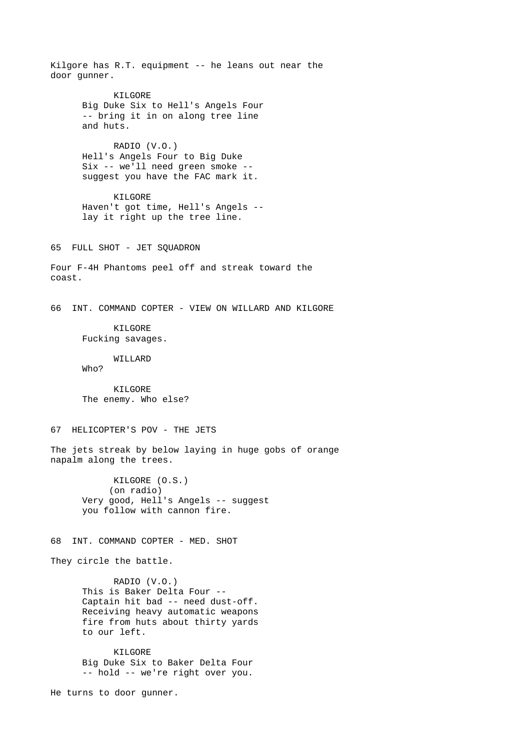Kilgore has R.T. equipment -- he leans out near the door gunner.

KILGORE
Big Duke Six to Hell's Angels Four -- bring it in on along tree line and huts.

RADIO (V.O.)
Hell's Angels Four to Big Duke Six -- we'll need green smoke -- suggest you have the FAC mark it.

KILGORE
Haven't got time, Hell's Angels -- lay it right up the tree line.

65 FULL SHOT - JET SQUADRON

Four F-4H Phantoms peel off and streak toward the coast.

66 INT. COMMAND COPTER - VIEW ON WILLARD AND KILGORE

KILGORE
Fucking savages.

WILLARD
Who?

KILGORE
The enemy. Who else?

67 HELICOPTER'S POV - THE JETS

The jets streak by below laying in huge gobs of orange napalm along the trees.

KILGORE (O.S.)
(on radio)
Very good, Hell's Angels -- suggest you follow with cannon fire.

68 INT. COMMAND COPTER - MED. SHOT

They circle the battle.

RADIO (V.O.)
This is Baker Delta Four -- Captain hit bad -- need dust-off. Receiving heavy automatic weapons fire from huts about thirty yards to our left.

KILGORE
Big Duke Six to Baker Delta Four -- hold -- we're right over you.

He turns to door gunner.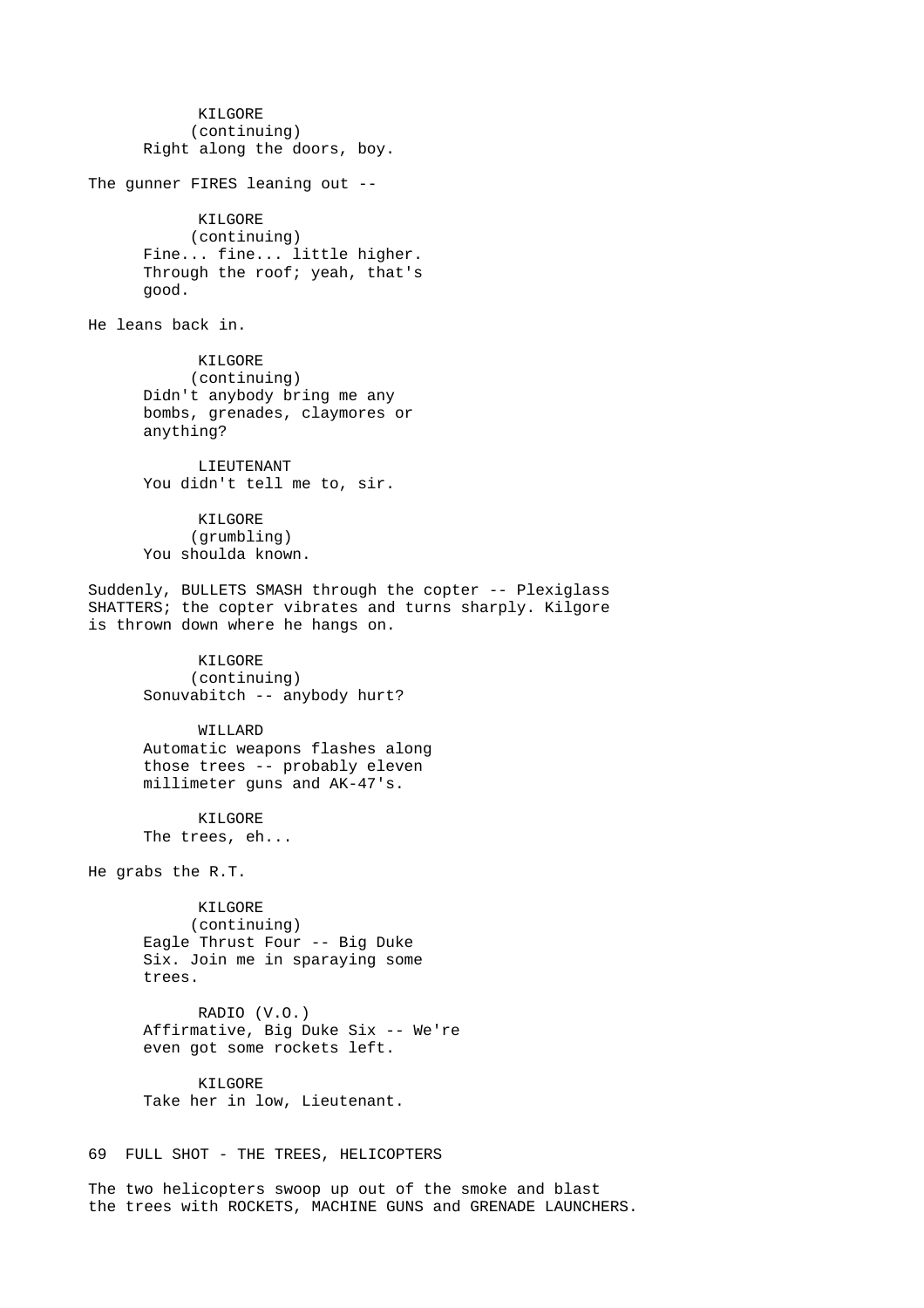KILGORE
(continuing)
Right along the doors, boy.

The gunner FIRES leaning out --

KILGORE
(continuing)
Fine... fine... little higher.
Through the roof; yeah, that's
good.

He leans back in.

KILGORE
(continuing)
Didn't anybody bring me any
bombs, grenades, claymores or
anything?

LIEUTENANT
You didn't tell me to, sir.

KILGORE
(grumbling)
You shoulda known.

Suddenly, BULLETS SMASH through the copter -- Plexiglass SHATTERS; the copter vibrates and turns sharply. Kilgore is thrown down where he hangs on.

KILGORE
(continuing)
Sonuvabitch -- anybody hurt?

WILLARD
Automatic weapons flashes along
those trees -- probably eleven
millimeter guns and AK-47's.

KILGORE
The trees, eh...

He grabs the R.T.

KILGORE
(continuing)
Eagle Thrust Four -- Big Duke
Six. Join me in sparaying some
trees.

RADIO (V.O.)
Affirmative, Big Duke Six -- We're
even got some rockets left.

KILGORE
Take her in low, Lieutenant.

69 FULL SHOT - THE TREES, HELICOPTERS

The two helicopters swoop up out of the smoke and blast the trees with ROCKETS, MACHINE GUNS and GRENADE LAUNCHERS.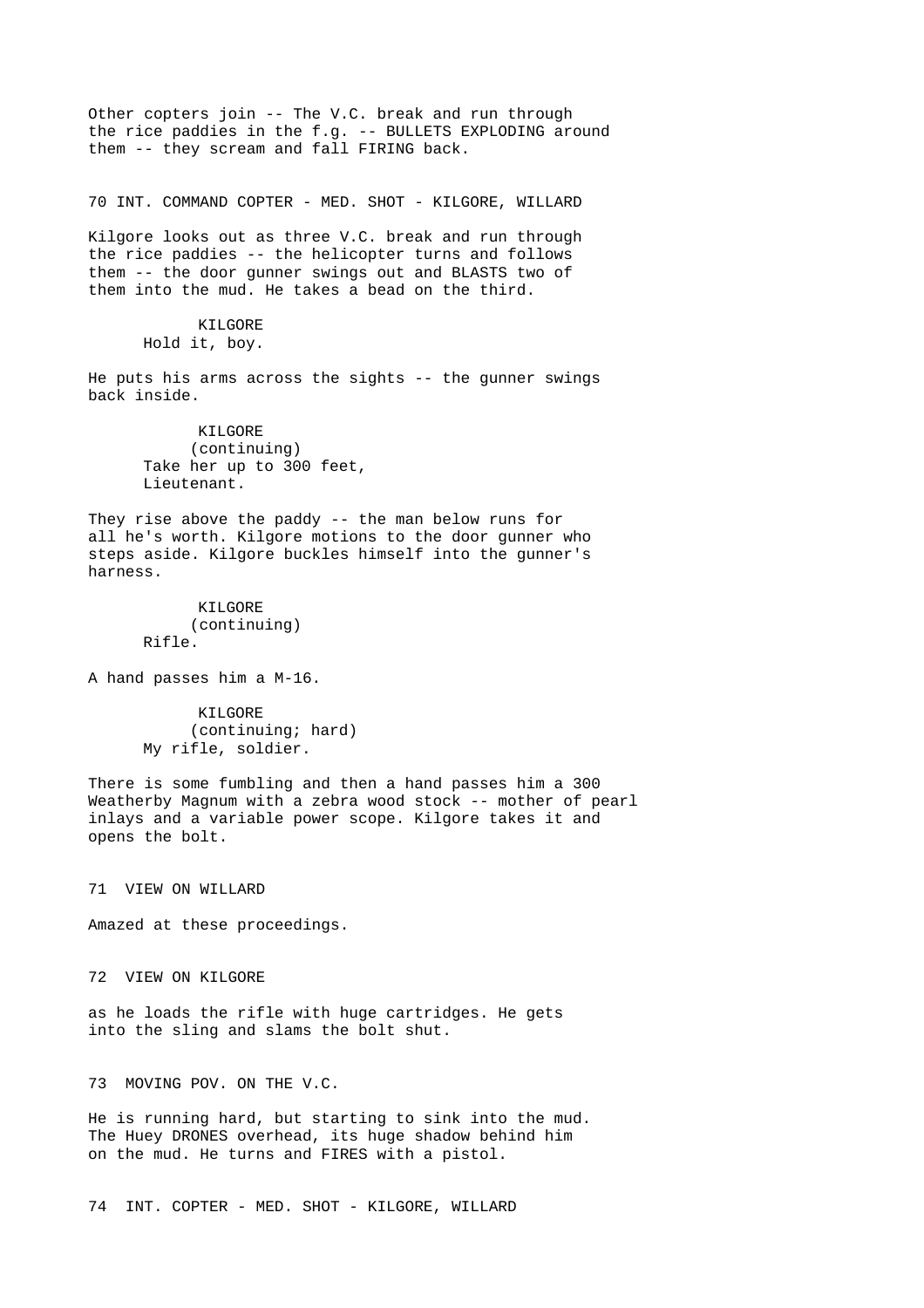Other copters join -- The V.C. break and run through the rice paddies in the f.g. -- BULLETS EXPLODING around them -- they scream and fall FIRING back.

70 INT. COMMAND COPTER - MED. SHOT - KILGORE, WILLARD

Kilgore looks out as three V.C. break and run through the rice paddies -- the helicopter turns and follows them -- the door gunner swings out and BLASTS two of them into the mud. He takes a bead on the third.

KILGORE
Hold it, boy.

He puts his arms across the sights -- the gunner swings back inside.

KILGORE
(continuing)
Take her up to 300 feet, Lieutenant.

They rise above the paddy -- the man below runs for all he's worth. Kilgore motions to the door gunner who steps aside. Kilgore buckles himself into the gunner's harness.

KILGORE
(continuing)
Rifle.

A hand passes him a M-16.

KILGORE
(continuing; hard)
My rifle, soldier.

There is some fumbling and then a hand passes him a 300 Weatherby Magnum with a zebra wood stock -- mother of pearl inlays and a variable power scope. Kilgore takes it and opens the bolt.

71 VIEW ON WILLARD

Amazed at these proceedings.

72 VIEW ON KILGORE

as he loads the rifle with huge cartridges. He gets into the sling and slams the bolt shut.

73 MOVING POV. ON THE V.C.

He is running hard, but starting to sink into the mud. The Huey DRONES overhead, its huge shadow behind him on the mud. He turns and FIRES with a pistol.

74 INT. COPTER - MED. SHOT - KILGORE, WILLARD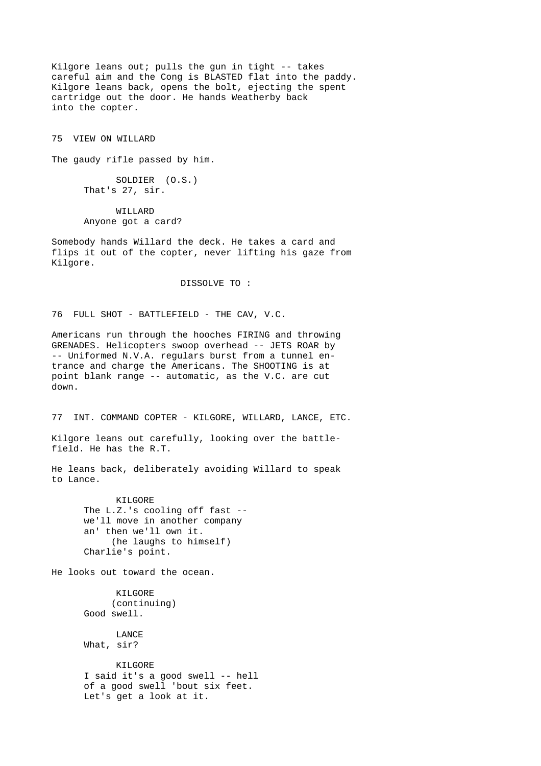Kilgore leans out; pulls the gun in tight -- takes careful aim and the Cong is BLASTED flat into the paddy. Kilgore leans back, opens the bolt, ejecting the spent cartridge out the door. He hands Weatherby back into the copter.

75 VIEW ON WILLARD

The gaudy rifle passed by him.

SOLDIER (O.S.)
That's 27, sir.

WILLARD
Anyone got a card?

Somebody hands Willard the deck. He takes a card and flips it out of the copter, never lifting his gaze from Kilgore.

DISSOLVE TO :

76 FULL SHOT - BATTLEFIELD - THE CAV, V.C.

Americans run through the hooches FIRING and throwing GRENADES. Helicopters swoop overhead -- JETS ROAR by -- Uniformed N.V.A. regulars burst from a tunnel entrance and charge the Americans. The SHOOTING is at point blank range -- automatic, as the V.C. are cut down.

77 INT. COMMAND COPTER - KILGORE, WILLARD, LANCE, ETC.

Kilgore leans out carefully, looking over the battlefield. He has the R.T.

He leans back, deliberately avoiding Willard to speak to Lance.

KILGORE
The L.Z.'s cooling off fast -- we'll move in another company an' then we'll own it.
(he laughs to himself)
Charlie's point.

He looks out toward the ocean.

KILGORE
(continuing)
Good swell.

LANCE
What, sir?

KILGORE
I said it's a good swell -- hell of a good swell 'bout six feet. Let's get a look at it.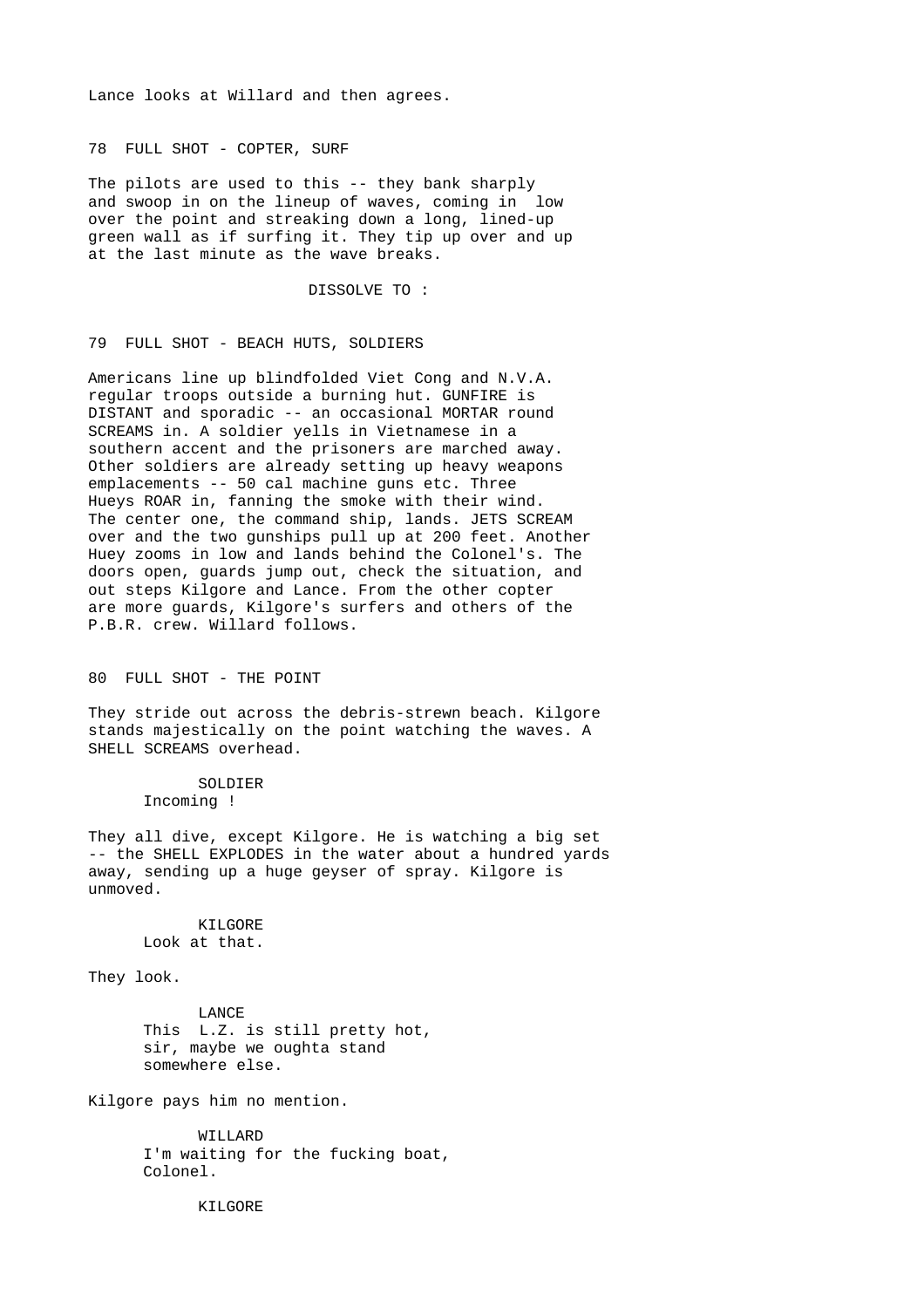Lance looks at Willard and then agrees.

78 FULL SHOT - COPTER, SURF

The pilots are used to this -- they bank sharply and swoop in on the lineup of waves, coming in low over the point and streaking down a long, lined-up green wall as if surfing it. They tip up over and up at the last minute as the wave breaks.

DISSOLVE TO :

79 FULL SHOT - BEACH HUTS, SOLDIERS

Americans line up blindfolded Viet Cong and N.V.A. regular troops outside a burning hut. GUNFIRE is DISTANT and sporadic -- an occasional MORTAR round SCREAMS in. A soldier yells in Vietnamese in a southern accent and the prisoners are marched away. Other soldiers are already setting up heavy weapons emplacements -- 50 cal machine guns etc. Three Hueys ROAR in, fanning the smoke with their wind. The center one, the command ship, lands. JETS SCREAM over and the two gunships pull up at 200 feet. Another Huey zooms in low and lands behind the Colonel's. The doors open, guards jump out, check the situation, and out steps Kilgore and Lance. From the other copter are more guards, Kilgore's surfers and others of the P.B.R. crew. Willard follows.

80 FULL SHOT - THE POINT

They stride out across the debris-strewn beach. Kilgore stands majestically on the point watching the waves. A SHELL SCREAMS overhead.

SOLDIER
Incoming !

They all dive, except Kilgore. He is watching a big set -- the SHELL EXPLODES in the water about a hundred yards away, sending up a huge geyser of spray. Kilgore is unmoved.

KILGORE
Look at that.

They look.

LANCE
This L.Z. is still pretty hot, sir, maybe we oughta stand somewhere else.

Kilgore pays him no mention.

WILLARD
I'm waiting for the fucking boat, Colonel.

KILGORE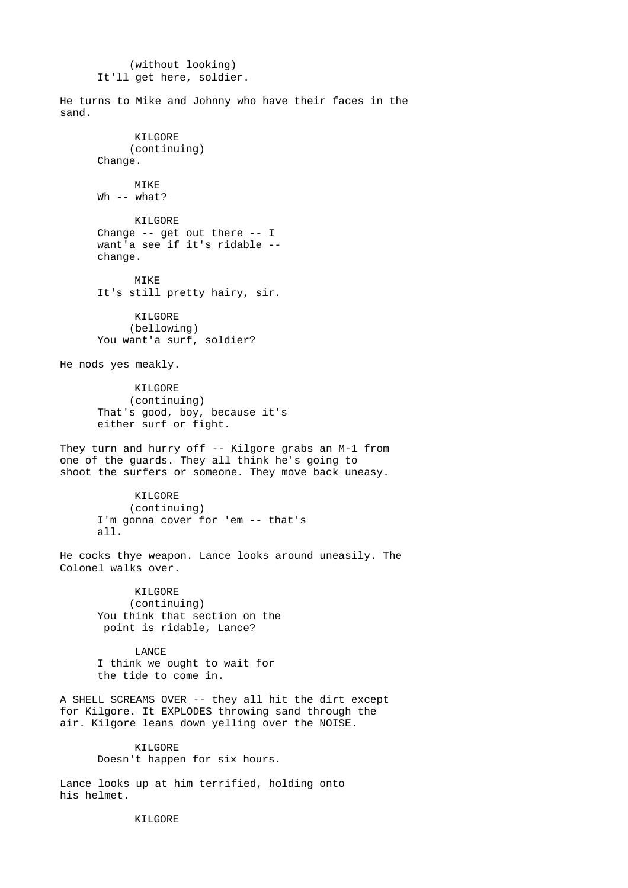(without looking)
It'll get here, soldier.

He turns to Mike and Johnny who have their faces in the sand.

KILGORE
(continuing)
Change.

MIKE
Wh -- what?

KILGORE
Change -- get out there -- I want'a see if it's ridable -- change.

MIKE
It's still pretty hairy, sir.

KILGORE
(bellowing)
You want'a surf, soldier?

He nods yes meakly.

KILGORE
(continuing)
That's good, boy, because it's either surf or fight.

They turn and hurry off -- Kilgore grabs an M-1 from one of the guards. They all think he's going to shoot the surfers or someone. They move back uneasy.

KILGORE
(continuing)
I'm gonna cover for 'em -- that's all.

He cocks thye weapon. Lance looks around uneasily. The Colonel walks over.

KILGORE
(continuing)
You think that section on the point is ridable, Lance?

LANCE
I think we ought to wait for the tide to come in.

A SHELL SCREAMS OVER -- they all hit the dirt except for Kilgore. It EXPLODES throwing sand through the air. Kilgore leans down yelling over the NOISE.

KILGORE
Doesn't happen for six hours.

Lance looks up at him terrified, holding onto his helmet.

KILGORE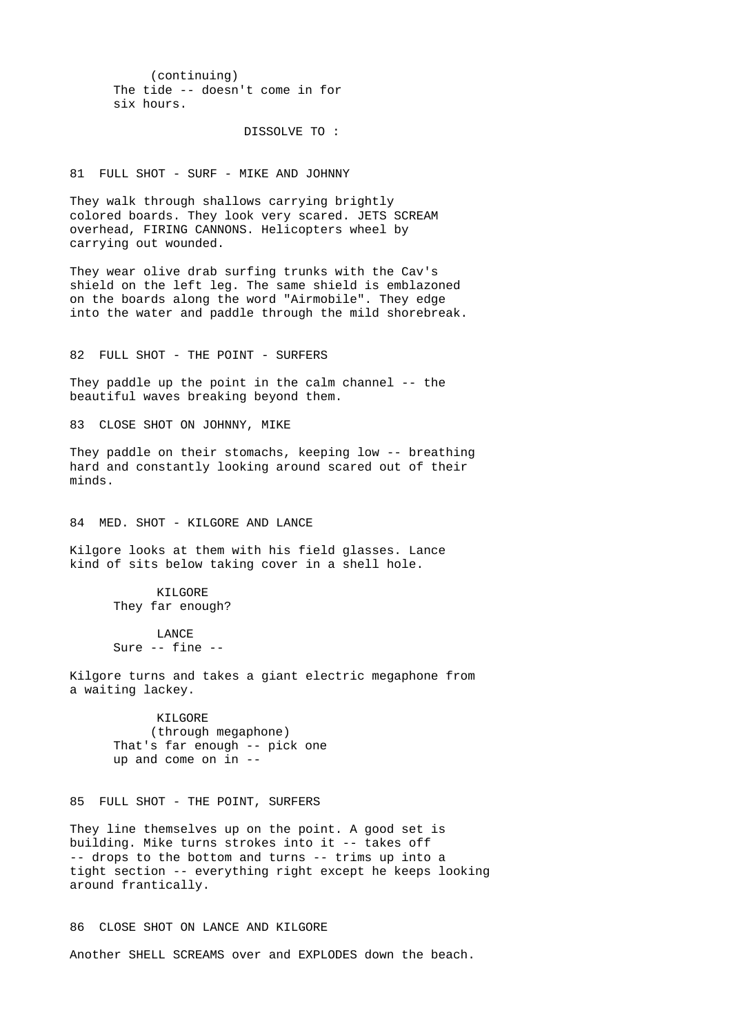(continuing)
The tide -- doesn't come in for six hours.

DISSOLVE TO :

81 FULL SHOT - SURF - MIKE AND JOHNNY

They walk through shallows carrying brightly colored boards. They look very scared. JETS SCREAM overhead, FIRING CANNONS. Helicopters wheel by carrying out wounded.

They wear olive drab surfing trunks with the Cav's shield on the left leg. The same shield is emblazoned on the boards along the word "Airmobile". They edge into the water and paddle through the mild shorebreak.

82 FULL SHOT - THE POINT - SURFERS

They paddle up the point in the calm channel -- the beautiful waves breaking beyond them.

83 CLOSE SHOT ON JOHNNY, MIKE

They paddle on their stomachs, keeping low -- breathing hard and constantly looking around scared out of their minds.

84 MED. SHOT - KILGORE AND LANCE

Kilgore looks at them with his field glasses. Lance kind of sits below taking cover in a shell hole.

KILGORE
They far enough?

LANCE
Sure -- fine --

Kilgore turns and takes a giant electric megaphone from a waiting lackey.

KILGORE
(through megaphone)
That's far enough -- pick one up and come on in --

85 FULL SHOT - THE POINT, SURFERS

They line themselves up on the point. A good set is building. Mike turns strokes into it -- takes off -- drops to the bottom and turns -- trims up into a tight section -- everything right except he keeps looking around frantically.

86 CLOSE SHOT ON LANCE AND KILGORE

Another SHELL SCREAMS over and EXPLODES down the beach.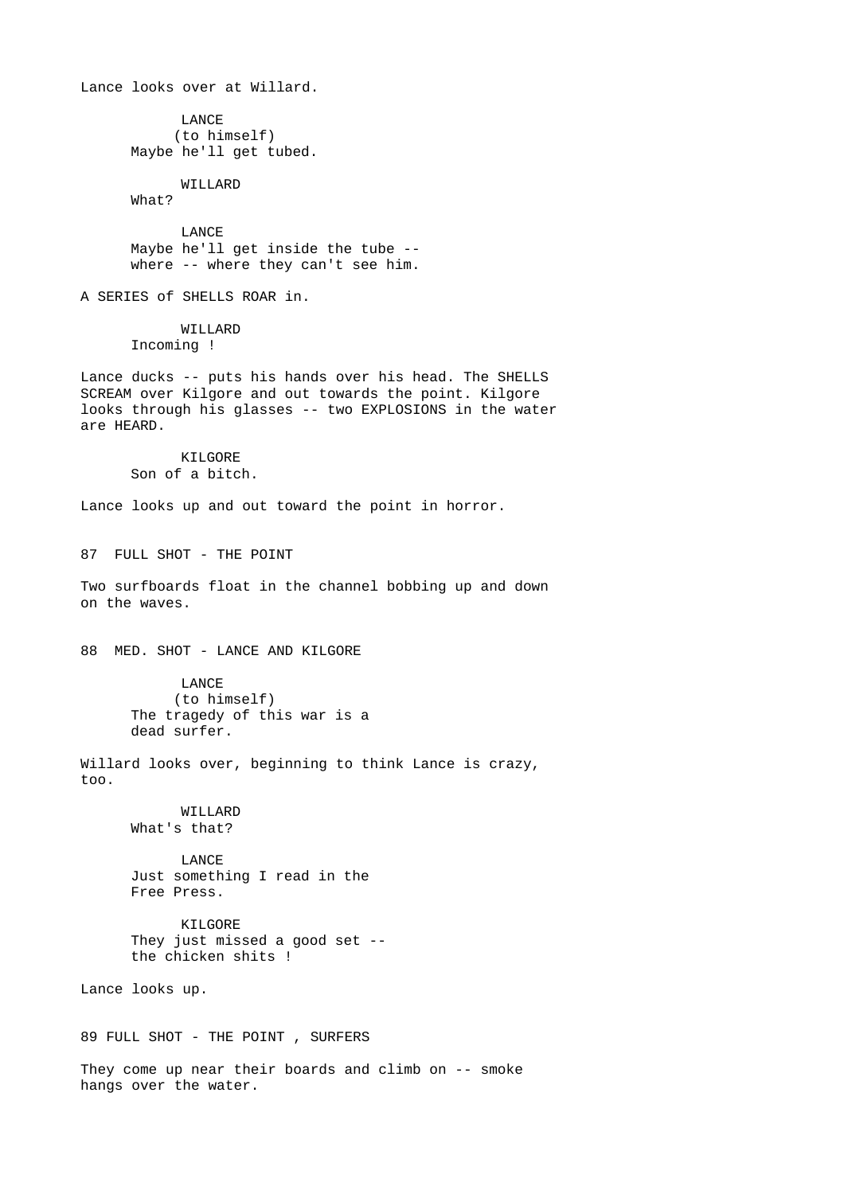Lance looks over at Willard.

LANCE
(to himself)
Maybe he'll get tubed.

WILLARD
What?

LANCE
Maybe he'll get inside the tube --
where -- where they can't see him.

A SERIES of SHELLS ROAR in.

WILLARD
Incoming !

Lance ducks -- puts his hands over his head. The SHELLS SCREAM over Kilgore and out towards the point. Kilgore looks through his glasses -- two EXPLOSIONS in the water are HEARD.

KILGORE
Son of a bitch.

Lance looks up and out toward the point in horror.

87 FULL SHOT - THE POINT

Two surfboards float in the channel bobbing up and down on the waves.

88 MED. SHOT - LANCE AND KILGORE

LANCE
(to himself)
The tragedy of this war is a
dead surfer.

Willard looks over, beginning to think Lance is crazy, too.

WILLARD
What's that?

LANCE
Just something I read in the
Free Press.

KILGORE
They just missed a good set --
the chicken shits !

Lance looks up.

89 FULL SHOT - THE POINT , SURFERS

They come up near their boards and climb on -- smoke hangs over the water.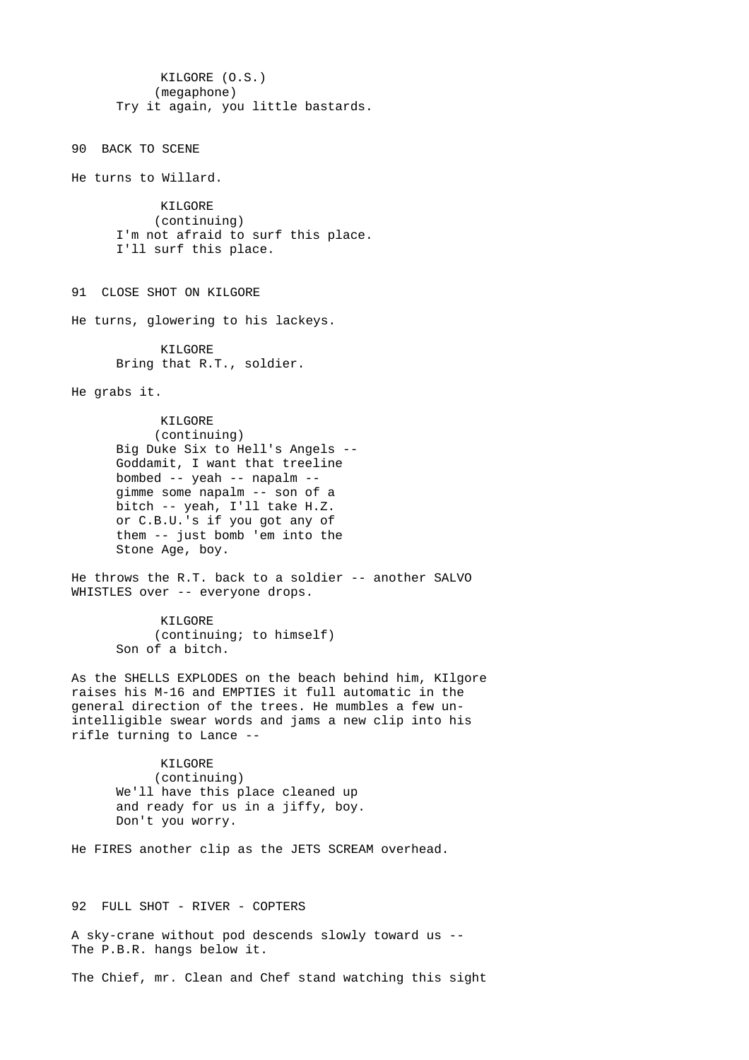KILGORE (O.S.)
(megaphone)
Try it again, you little bastards.

90 BACK TO SCENE

He turns to Willard.

KILGORE
(continuing)
I'm not afraid to surf this place.
I'll surf this place.

91 CLOSE SHOT ON KILGORE

He turns, glowering to his lackeys.

KILGORE
Bring that R.T., soldier.

He grabs it.

KILGORE
(continuing)
Big Duke Six to Hell's Angels --
Goddamit, I want that treeline
bombed -- yeah -- napalm --
gimme some napalm -- son of a
bitch -- yeah, I'll take H.Z.
or C.B.U.'s if you got any of
them -- just bomb 'em into the
Stone Age, boy.

He throws the R.T. back to a soldier -- another SALVO WHISTLES over -- everyone drops.

KILGORE
(continuing; to himself)
Son of a bitch.

As the SHELLS EXPLODES on the beach behind him, KIlgore raises his M-16 and EMPTIES it full automatic in the general direction of the trees. He mumbles a few un-intelligible swear words and jams a new clip into his rifle turning to Lance --

KILGORE
(continuing)
We'll have this place cleaned up
and ready for us in a jiffy, boy.
Don't you worry.

He FIRES another clip as the JETS SCREAM overhead.

92 FULL SHOT - RIVER - COPTERS

A sky-crane without pod descends slowly toward us --
The P.B.R. hangs below it.

The Chief, mr. Clean and Chef stand watching this sight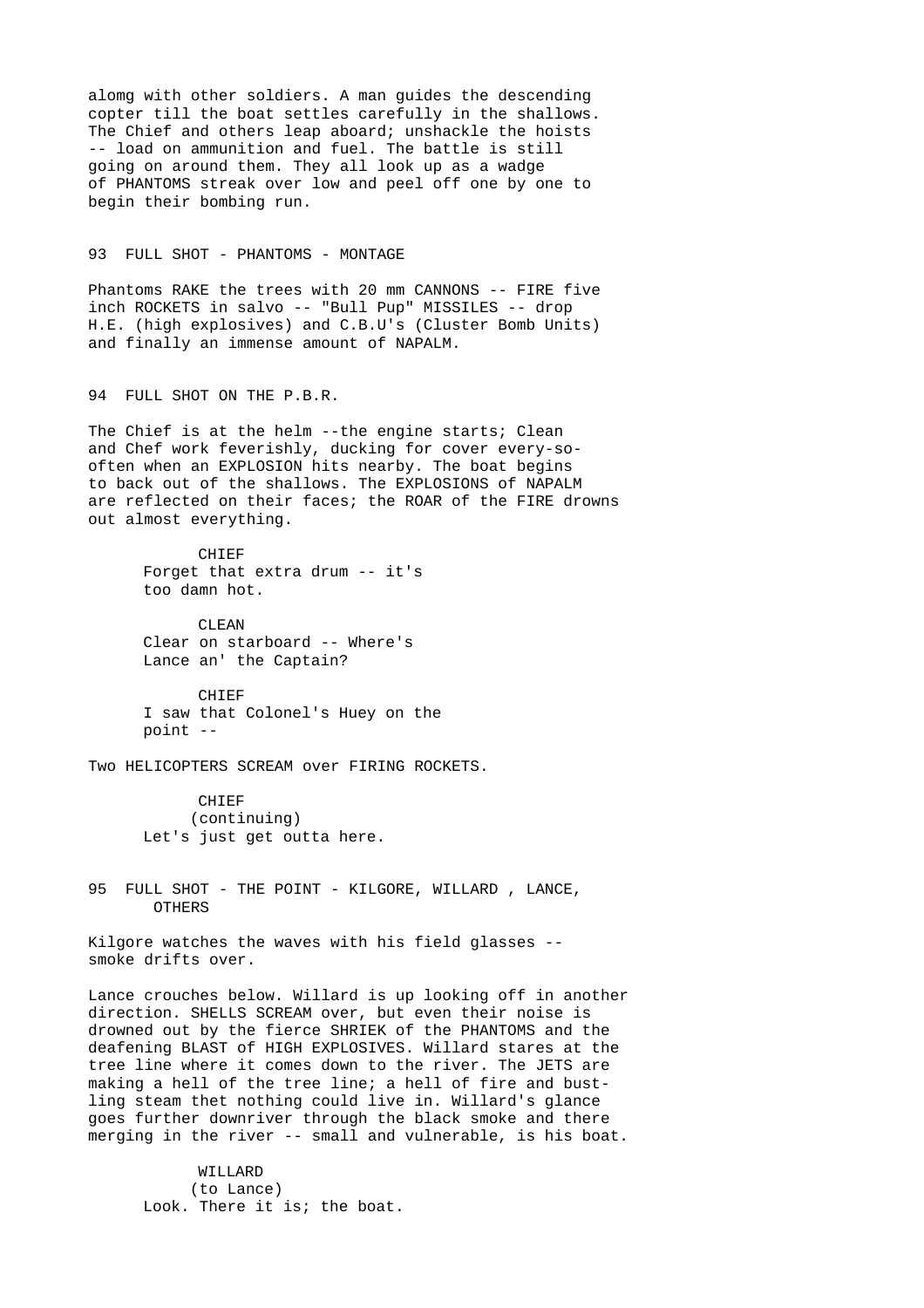alomg with other soldiers. A man guides the descending copter till the boat settles carefully in the shallows. The Chief and others leap aboard; unshackle the hoists -- load on ammunition and fuel. The battle is still going on around them. They all look up as a wadge of PHANTOMS streak over low and peel off one by one to begin their bombing run.

93 FULL SHOT - PHANTOMS - MONTAGE

Phantoms RAKE the trees with 20 mm CANNONS -- FIRE five inch ROCKETS in salvo -- "Bull Pup" MISSILES -- drop H.E. (high explosives) and C.B.U's (Cluster Bomb Units) and finally an immense amount of NAPALM.

94 FULL SHOT ON THE P.B.R.

The Chief is at the helm --the engine starts; Clean and Chef work feverishly, ducking for cover every-so-often when an EXPLOSION hits nearby. The boat begins to back out of the shallows. The EXPLOSIONS of NAPALM are reflected on their faces; the ROAR of the FIRE drowns out almost everything.

CHIEF
Forget that extra drum -- it's too damn hot.

CLEAN
Clear on starboard -- Where's Lance an' the Captain?

CHIEF
I saw that Colonel's Huey on the point --

Two HELICOPTERS SCREAM over FIRING ROCKETS.

CHIEF
(continuing)
Let's just get outta here.

95 FULL SHOT - THE POINT - KILGORE, WILLARD , LANCE, OTHERS

Kilgore watches the waves with his field glasses -- smoke drifts over.

Lance crouches below. Willard is up looking off in another direction. SHELLS SCREAM over, but even their noise is drowned out by the fierce SHRIEK of the PHANTOMS and the deafening BLAST of HIGH EXPLOSIVES. Willard stares at the tree line where it comes down to the river. The JETS are making a hell of the tree line; a hell of fire and bustling steam thet nothing could live in. Willard's glance goes further downriver through the black smoke and there merging in the river -- small and vulnerable, is his boat.

WILLARD
(to Lance)
Look. There it is; the boat.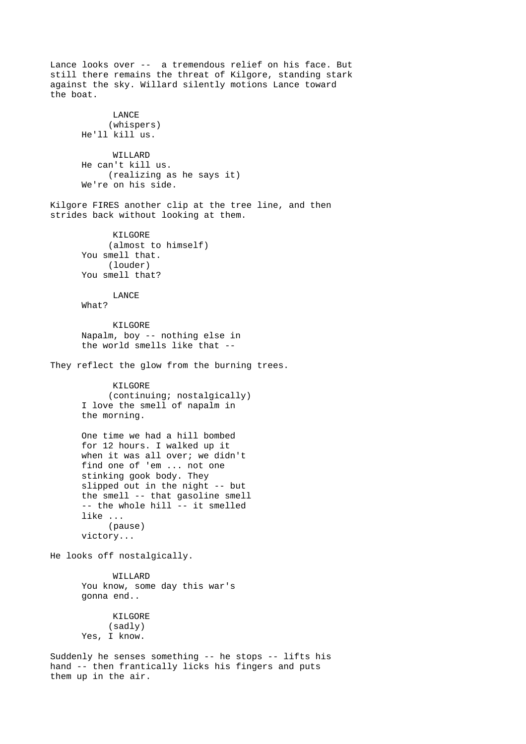Lance looks over -- a tremendous relief on his face. But still there remains the threat of Kilgore, standing stark against the sky. Willard silently motions Lance toward the boat.

LANCE
(whispers)
He'll kill us.

WILLARD
He can't kill us.
(realizing as he says it)
We're on his side.

Kilgore FIRES another clip at the tree line, and then strides back without looking at them.

KILGORE
(almost to himself)
You smell that.
(louder)
You smell that?

LANCE
What?

KILGORE
Napalm, boy -- nothing else in the world smells like that --

They reflect the glow from the burning trees.

KILGORE
(continuing; nostalgically)
I love the smell of napalm in the morning.

One time we had a hill bombed for 12 hours. I walked up it when it was all over; we didn't find one of 'em ... not one stinking gook body. They slipped out in the night -- but the smell -- that gasoline smell -- the whole hill -- it smelled like ...
(pause)
victory...

He looks off nostalgically.

WILLARD
You know, some day this war's gonna end..

KILGORE
(sadly)
Yes, I know.

Suddenly he senses something -- he stops -- lifts his hand -- then frantically licks his fingers and puts them up in the air.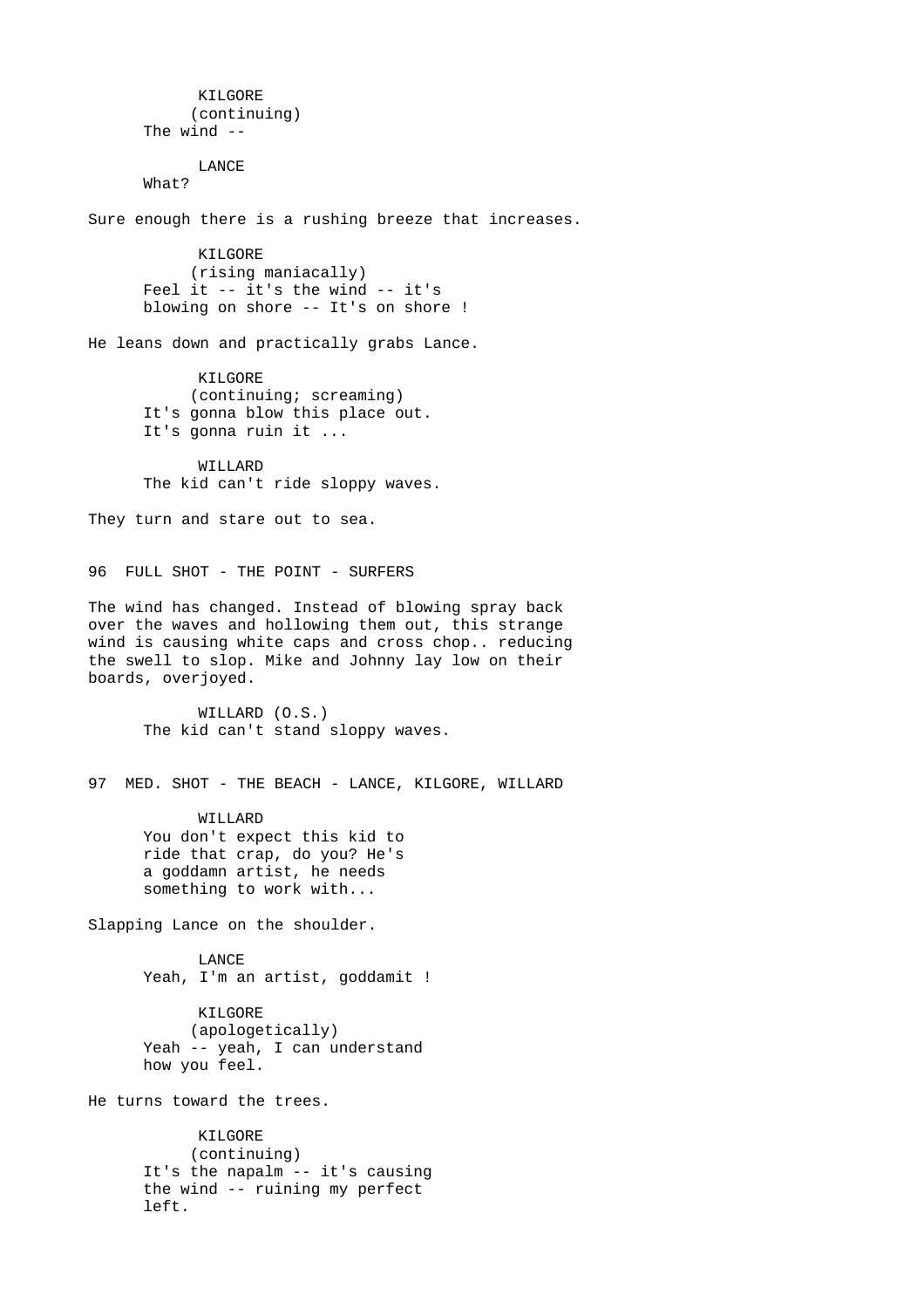KILGORE
(continuing)
The wind --

LANCE
What?

Sure enough there is a rushing breeze that increases.

KILGORE
(rising maniacally)
Feel it -- it's the wind -- it's
blowing on shore -- It's on shore !

He leans down and practically grabs Lance.

KILGORE
(continuing; screaming)
It's gonna blow this place out.
It's gonna ruin it ...

WILLARD
The kid can't ride sloppy waves.

They turn and stare out to sea.

96 FULL SHOT - THE POINT - SURFERS

The wind has changed. Instead of blowing spray back
over the waves and hollowing them out, this strange
wind is causing white caps and cross chop.. reducing
the swell to slop. Mike and Johnny lay low on their
boards, overjoyed.

WILLARD (O.S.)
The kid can't stand sloppy waves.

97 MED. SHOT - THE BEACH - LANCE, KILGORE, WILLARD

WILLARD
You don't expect this kid to
ride that crap, do you? He's
a goddamn artist, he needs
something to work with...

Slapping Lance on the shoulder.

LANCE
Yeah, I'm an artist, goddamit !

KILGORE
(apologetically)
Yeah -- yeah, I can understand
how you feel.

He turns toward the trees.

KILGORE
(continuing)
It's the napalm -- it's causing
the wind -- ruining my perfect
left.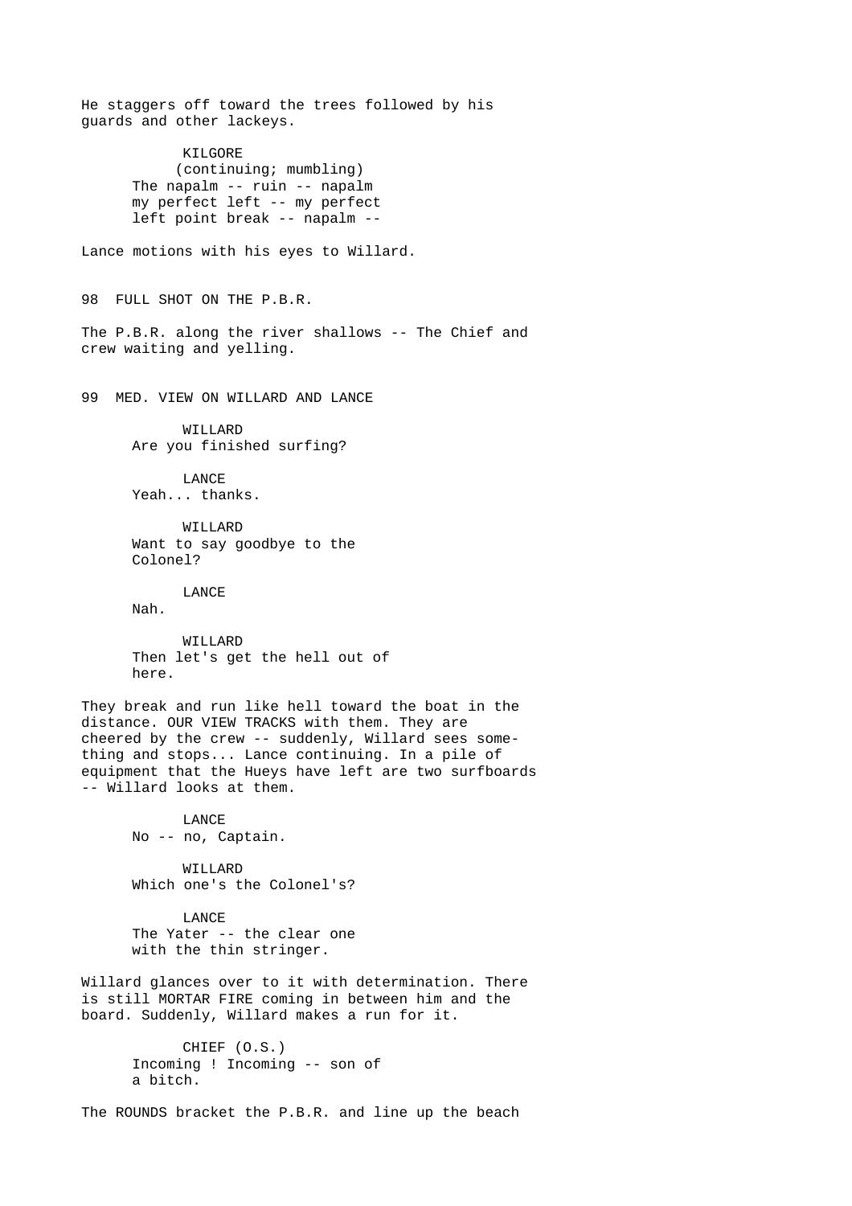He staggers off toward the trees followed by his guards and other lackeys.

KILGORE
(continuing; mumbling)
The napalm -- ruin -- napalm my perfect left -- my perfect left point break -- napalm --

Lance motions with his eyes to Willard.

98 FULL SHOT ON THE P.B.R.

The P.B.R. along the river shallows -- The Chief and crew waiting and yelling.

99 MED. VIEW ON WILLARD AND LANCE

WILLARD
Are you finished surfing?

LANCE
Yeah... thanks.

WILLARD
Want to say goodbye to the Colonel?

LANCE
Nah.

WILLARD
Then let's get the hell out of here.

They break and run like hell toward the boat in the distance. OUR VIEW TRACKS with them. They are cheered by the crew -- suddenly, Willard sees something and stops... Lance continuing. In a pile of equipment that the Hueys have left are two surfboards -- Willard looks at them.

LANCE
No -- no, Captain.

WILLARD
Which one's the Colonel's?

LANCE
The Yater -- the clear one with the thin stringer.

Willard glances over to it with determination. There is still MORTAR FIRE coming in between him and the board. Suddenly, Willard makes a run for it.

CHIEF (O.S.)
Incoming ! Incoming -- son of a bitch.

The ROUNDS bracket the P.B.R. and line up the beach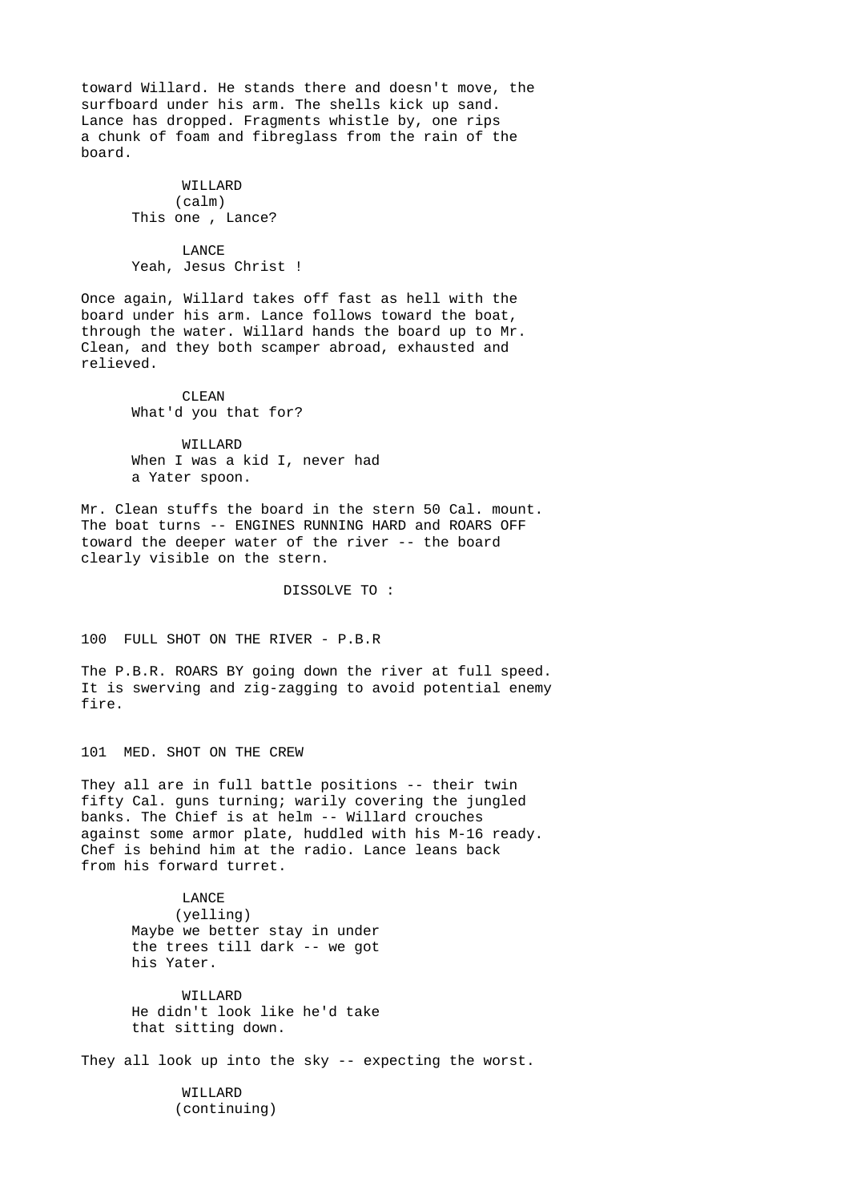toward Willard. He stands there and doesn't move, the surfboard under his arm. The shells kick up sand. Lance has dropped. Fragments whistle by, one rips a chunk of foam and fibreglass from the rain of the board.

WILLARD
(calm)
This one , Lance?

LANCE
Yeah, Jesus Christ !

Once again, Willard takes off fast as hell with the board under his arm. Lance follows toward the boat, through the water. Willard hands the board up to Mr. Clean, and they both scamper abroad, exhausted and relieved.

CLEAN
What'd you that for?

WILLARD
When I was a kid I, never had
a Yater spoon.

Mr. Clean stuffs the board in the stern 50 Cal. mount. The boat turns -- ENGINES RUNNING HARD and ROARS OFF toward the deeper water of the river -- the board clearly visible on the stern.

DISSOLVE TO :

100 FULL SHOT ON THE RIVER - P.B.R

The P.B.R. ROARS BY going down the river at full speed. It is swerving and zig-zagging to avoid potential enemy fire.

101 MED. SHOT ON THE CREW

They all are in full battle positions -- their twin fifty Cal. guns turning; warily covering the jungled banks. The Chief is at helm -- Willard crouches against some armor plate, huddled with his M-16 ready. Chef is behind him at the radio. Lance leans back from his forward turret.

LANCE
(yelling)
Maybe we better stay in under
the trees till dark -- we got
his Yater.

WILLARD
He didn't look like he'd take
that sitting down.

They all look up into the sky -- expecting the worst.

WILLARD
(continuing)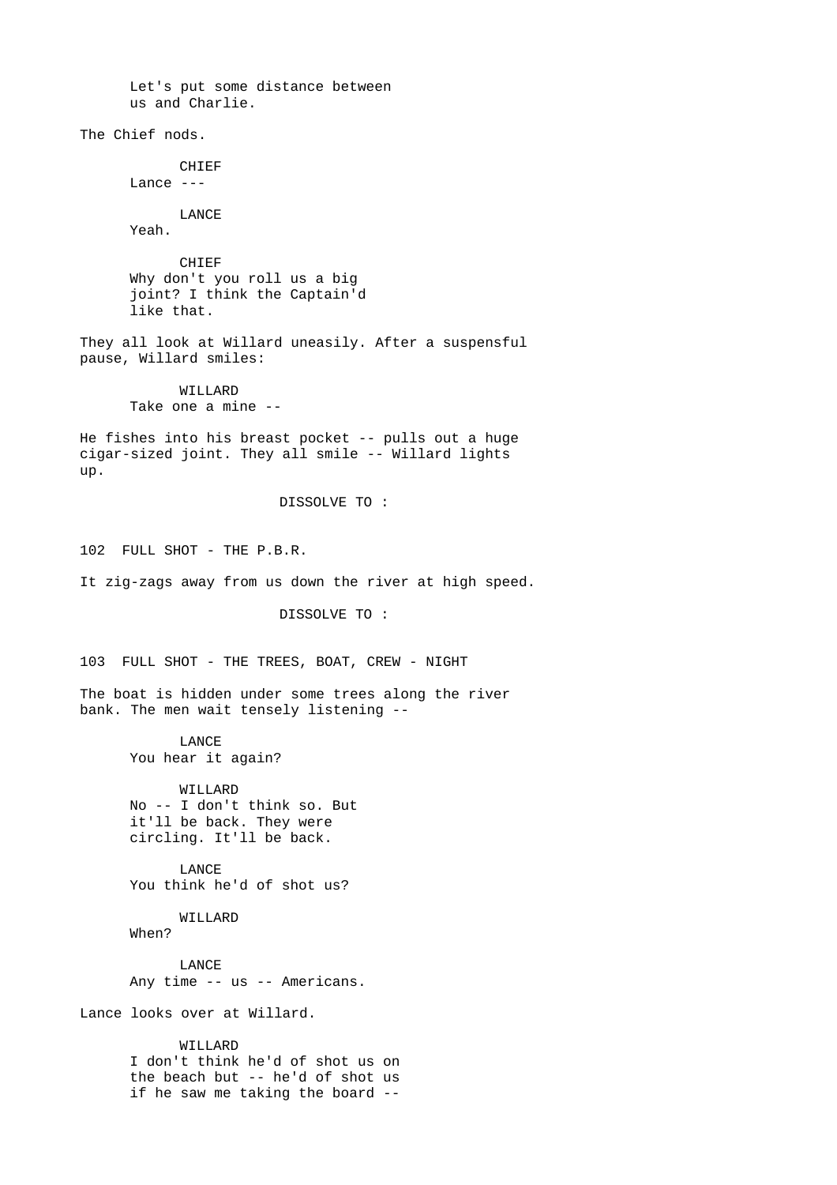Let's put some distance between
us and Charlie.

The Chief nods.

CHIEF
Lance ---

LANCE
Yeah.

CHIEF
Why don't you roll us a big
joint? I think the Captain'd
like that.

They all look at Willard uneasily. After a suspensful pause, Willard smiles:

WILLARD
Take one a mine --

He fishes into his breast pocket -- pulls out a huge cigar-sized joint. They all smile -- Willard lights up.

DISSOLVE TO :

102 FULL SHOT - THE P.B.R.

It zig-zags away from us down the river at high speed.

DISSOLVE TO :

103 FULL SHOT - THE TREES, BOAT, CREW - NIGHT

The boat is hidden under some trees along the river bank. The men wait tensely listening --

LANCE
You hear it again?

WILLARD
No -- I don't think so. But
it'll be back. They were
circling. It'll be back.

LANCE
You think he'd of shot us?

WILLARD
When?

LANCE
Any time -- us -- Americans.

Lance looks over at Willard.

WILLARD
I don't think he'd of shot us on
the beach but -- he'd of shot us
if he saw me taking the board --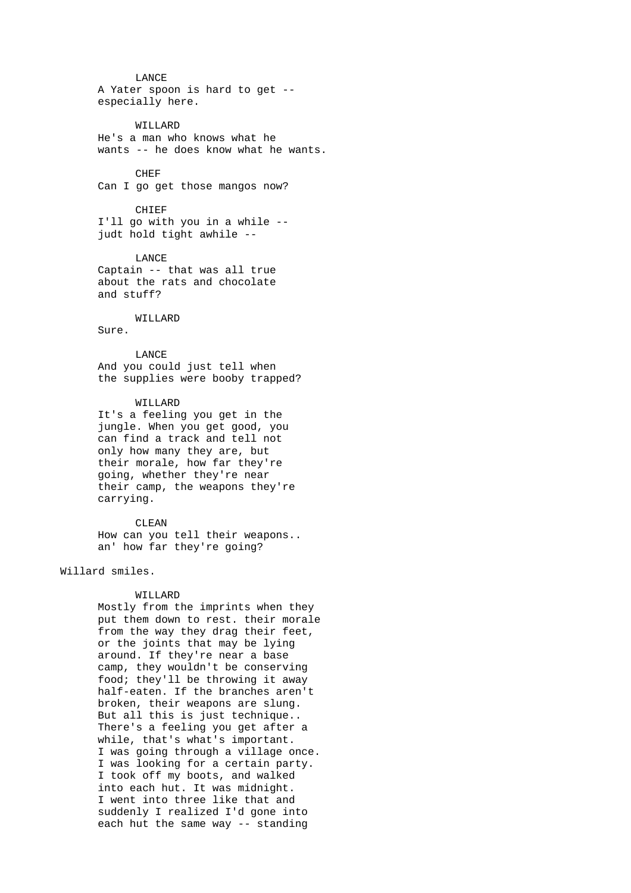LANCE
A Yater spoon is hard to get --
especially here.

WILLARD
He's a man who knows what he
wants -- he does know what he wants.

CHEF
Can I go get those mangos now?

CHIEF
I'll go with you in a while --
judt hold tight awhile --

LANCE
Captain -- that was all true
about the rats and chocolate
and stuff?

WILLARD
Sure.

LANCE
And you could just tell when
the supplies were booby trapped?

WILLARD
It's a feeling you get in the
jungle. When you get good, you
can find a track and tell not
only how many they are, but
their morale, how far they're
going, whether they're near
their camp, the weapons they're
carrying.

CLEAN
How can you tell their weapons..
an' how far they're going?

Willard smiles.

WILLARD
Mostly from the imprints when they
put them down to rest. their morale
from the way they drag their feet,
or the joints that may be lying
around. If they're near a base
camp, they wouldn't be conserving
food; they'll be throwing it away
half-eaten. If the branches aren't
broken, their weapons are slung.
But all this is just technique..
There's a feeling you get after a
while, that's what's important.
I was going through a village once.
I was looking for a certain party.
I took off my boots, and walked
into each hut. It was midnight.
I went into three like that and
suddenly I realized I'd gone into
each hut the same way -- standing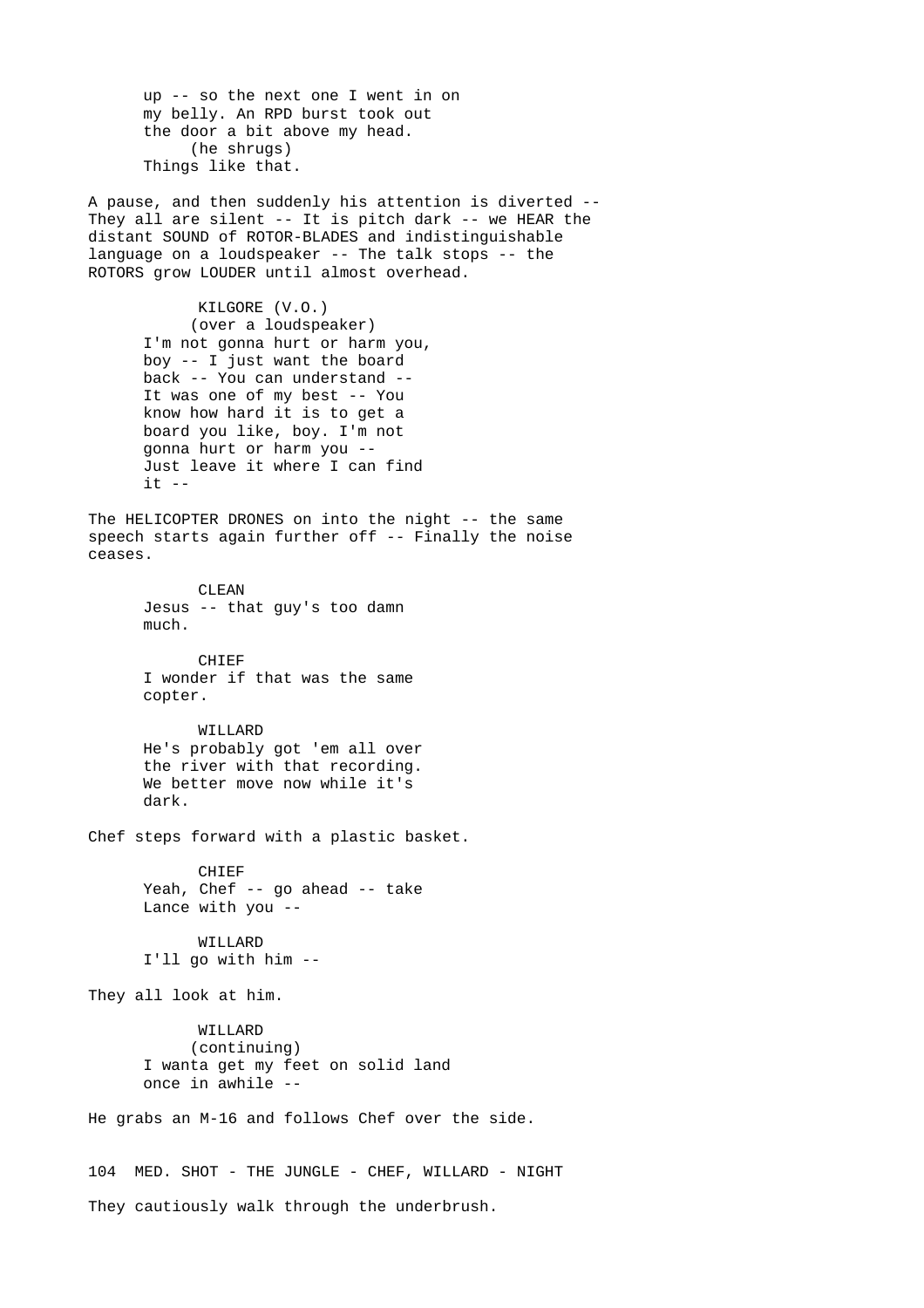up -- so the next one I went in on
my belly. An RPD burst took out
the door a bit above my head.
(he shrugs)
Things like that.

A pause, and then suddenly his attention is diverted -- They all are silent -- It is pitch dark -- we HEAR the distant SOUND of ROTOR-BLADES and indistinguishable language on a loudspeaker -- The talk stops -- the ROTORS grow LOUDER until almost overhead.

KILGORE (V.O.)
(over a loudspeaker)
I'm not gonna hurt or harm you,
boy -- I just want the board
back -- You can understand --
It was one of my best -- You
know how hard it is to get a
board you like, boy. I'm not
gonna hurt or harm you --
Just leave it where I can find
it --

The HELICOPTER DRONES on into the night -- the same speech starts again further off -- Finally the noise ceases.

CLEAN
Jesus -- that guy's too damn
much.

CHIEF
I wonder if that was the same
copter.

WILLARD
He's probably got 'em all over
the river with that recording.
We better move now while it's
dark.

Chef steps forward with a plastic basket.

CHIEF
Yeah, Chef -- go ahead -- take
Lance with you --

WILLARD
I'll go with him --

They all look at him.

WILLARD
(continuing)
I wanta get my feet on solid land
once in awhile --

He grabs an M-16 and follows Chef over the side.

104 MED. SHOT - THE JUNGLE - CHEF, WILLARD - NIGHT

They cautiously walk through the underbrush.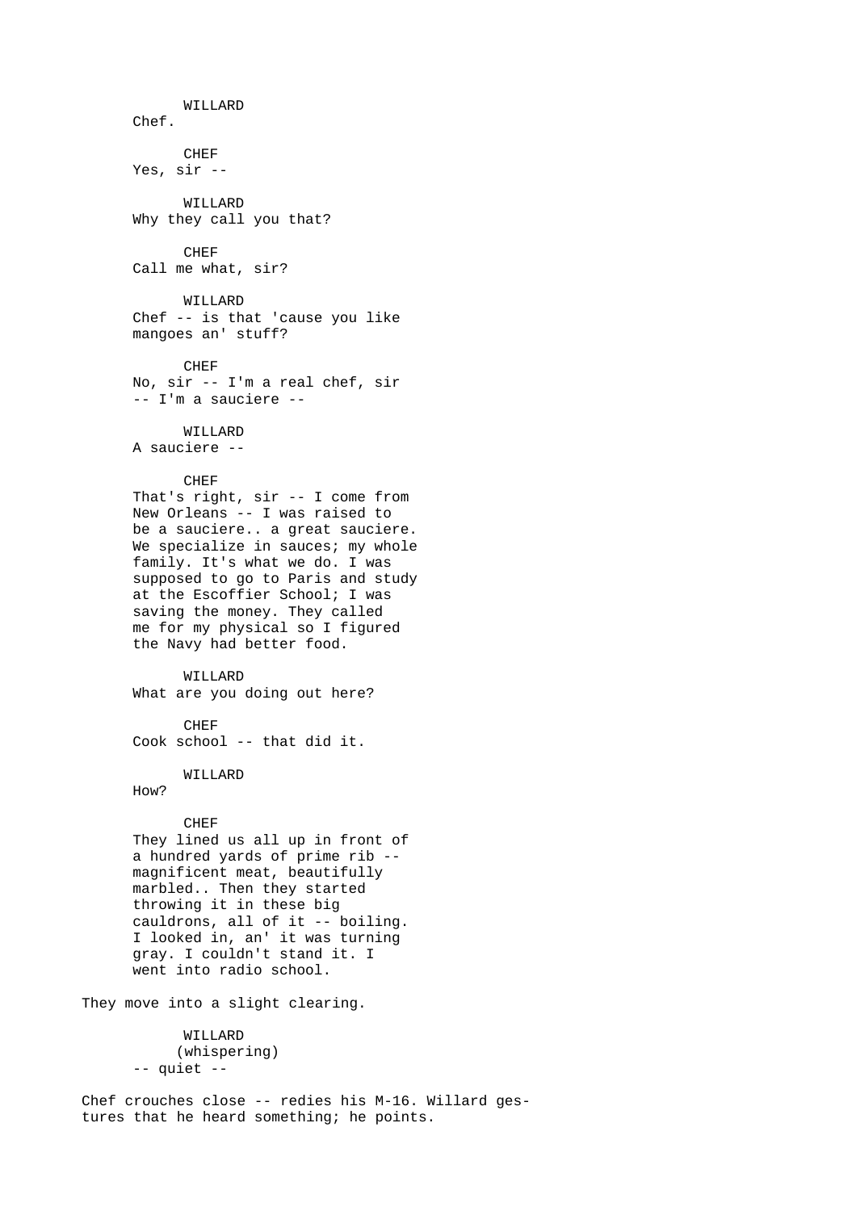WILLARD
Chef.

CHEF
Yes, sir --

WILLARD
Why they call you that?

CHEF
Call me what, sir?

WILLARD
Chef -- is that 'cause you like mangoes an' stuff?

CHEF
No, sir -- I'm a real chef, sir -- I'm a sauciere --

WILLARD
A sauciere --

CHEF
That's right, sir -- I come from New Orleans -- I was raised to be a sauciere.. a great sauciere. We specialize in sauces; my whole family. It's what we do. I was supposed to go to Paris and study at the Escoffier School; I was saving the money. They called me for my physical so I figured the Navy had better food.

WILLARD
What are you doing out here?

CHEF
Cook school -- that did it.

WILLARD
How?

CHEF
They lined us all up in front of a hundred yards of prime rib -- magnificent meat, beautifully marbled.. Then they started throwing it in these big cauldrons, all of it -- boiling. I looked in, an' it was turning gray. I couldn't stand it. I went into radio school.

They move into a slight clearing.

WILLARD
(whispering)
-- quiet --

Chef crouches close -- redies his M-16. Willard gestures that he heard something; he points.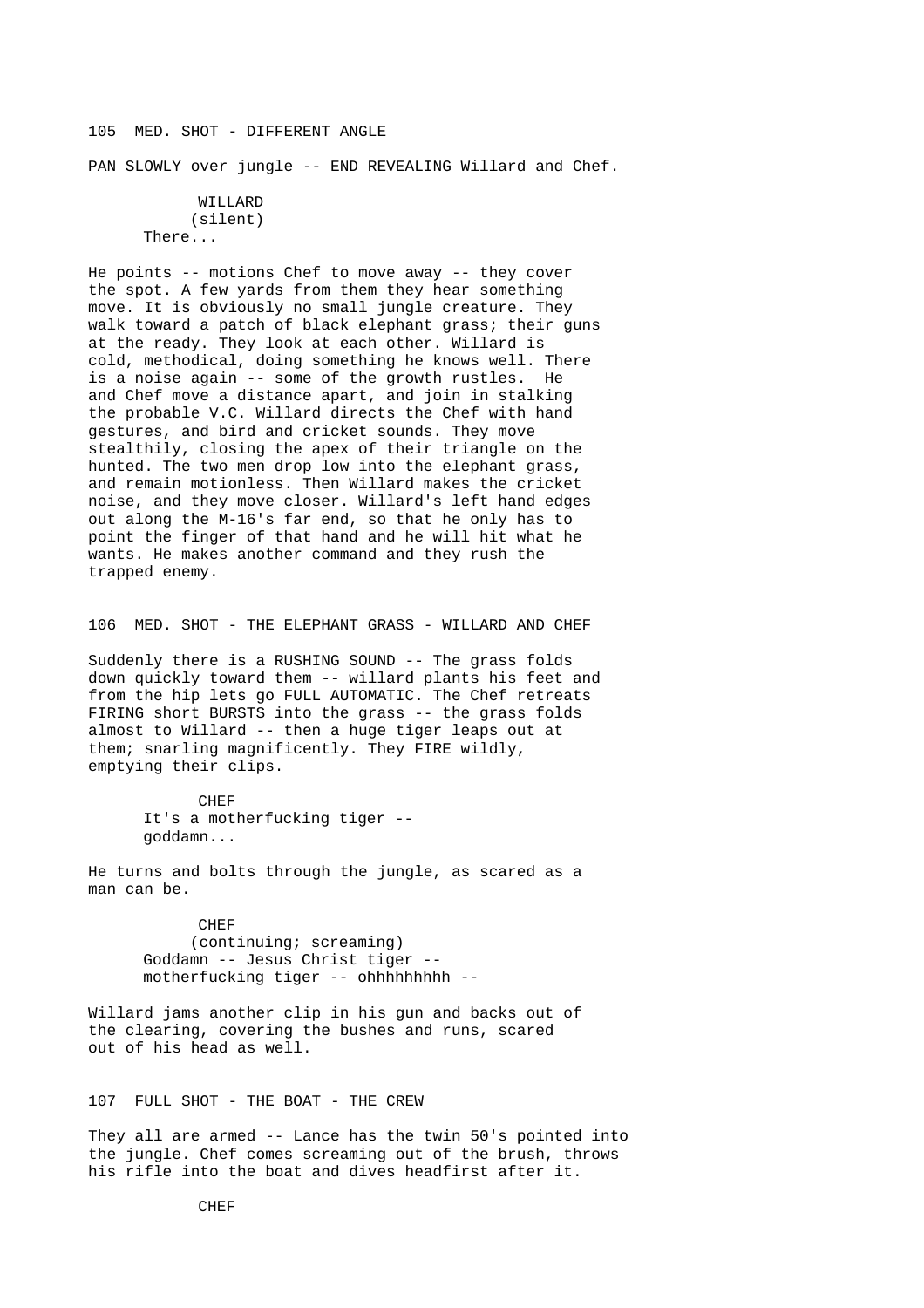105 MED. SHOT - DIFFERENT ANGLE

PAN SLOWLY over jungle -- END REVEALING Willard and Chef.

WILLARD
(silent)
There...

He points -- motions Chef to move away -- they cover the spot. A few yards from them they hear something move. It is obviously no small jungle creature. They walk toward a patch of black elephant grass; their guns at the ready. They look at each other. Willard is cold, methodical, doing something he knows well. There is a noise again -- some of the growth rustles. He and Chef move a distance apart, and join in stalking the probable V.C. Willard directs the Chef with hand gestures, and bird and cricket sounds. They move stealthily, closing the apex of their triangle on the hunted. The two men drop low into the elephant grass, and remain motionless. Then Willard makes the cricket noise, and they move closer. Willard's left hand edges out along the M-16's far end, so that he only has to point the finger of that hand and he will hit what he wants. He makes another command and they rush the trapped enemy.

106 MED. SHOT - THE ELEPHANT GRASS - WILLARD AND CHEF

Suddenly there is a RUSHING SOUND -- The grass folds down quickly toward them -- willard plants his feet and from the hip lets go FULL AUTOMATIC. The Chef retreats FIRING short BURSTS into the grass -- the grass folds almost to Willard -- then a huge tiger leaps out at them; snarling magnificently. They FIRE wildly, emptying their clips.

CHEF
It's a motherfucking tiger --
goddamn...

He turns and bolts through the jungle, as scared as a man can be.

CHEF
(continuing; screaming)
Goddamn -- Jesus Christ tiger --
motherfucking tiger -- ohhhhhhhhh --

Willard jams another clip in his gun and backs out of the clearing, covering the bushes and runs, scared out of his head as well.

107 FULL SHOT - THE BOAT - THE CREW

They all are armed -- Lance has the twin 50's pointed into the jungle. Chef comes screaming out of the brush, throws his rifle into the boat and dives headfirst after it.

CHEF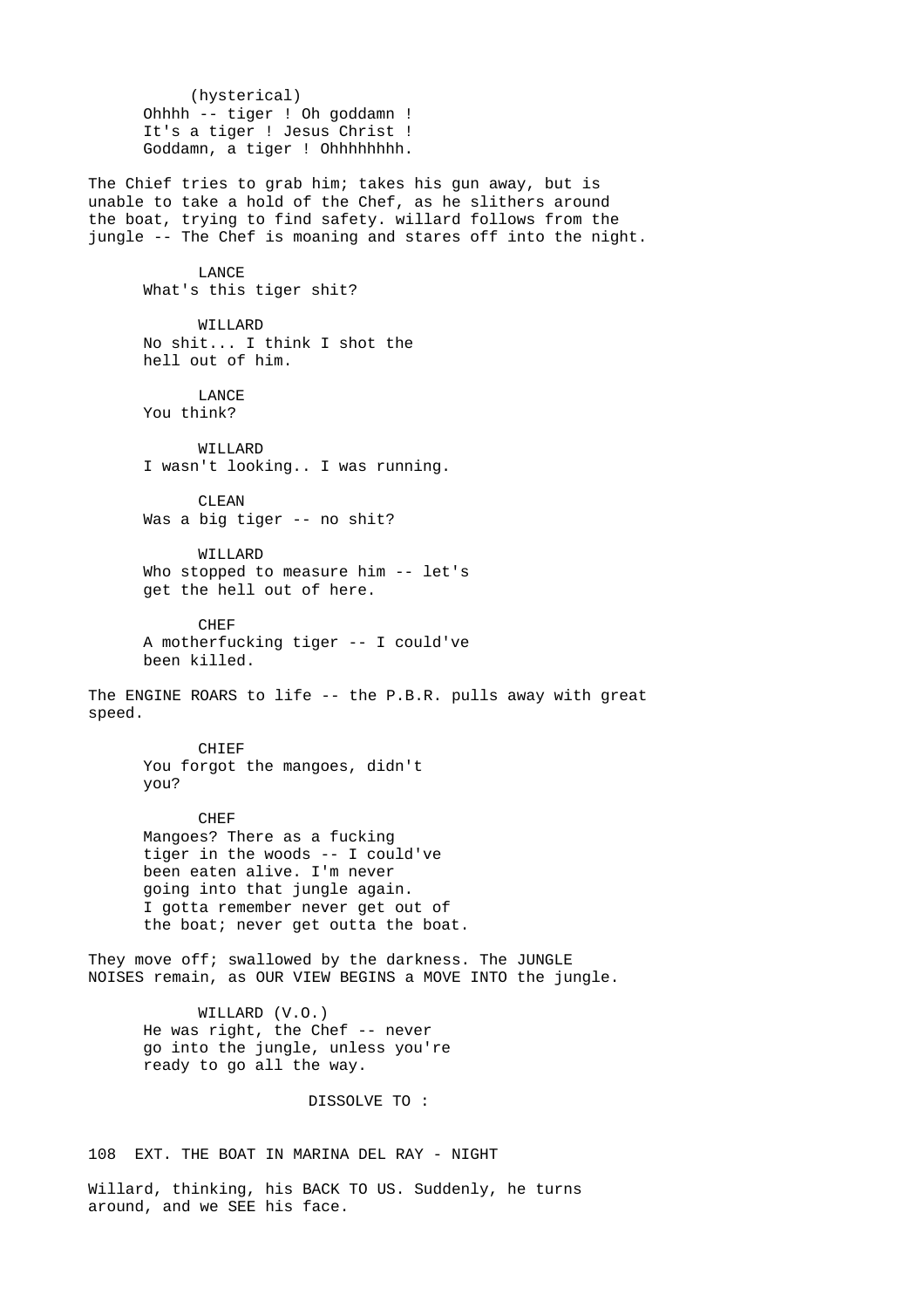(hysterical)
Ohhhh -- tiger ! Oh goddamn !
It's a tiger ! Jesus Christ !
Goddamn, a tiger ! Ohhhhhhhh.

The Chief tries to grab him; takes his gun away, but is unable to take a hold of the Chef, as he slithers around the boat, trying to find safety. willard follows from the jungle -- The Chef is moaning and stares off into the night.

LANCE
What's this tiger shit?

WILLARD
No shit... I think I shot the hell out of him.

LANCE
You think?

WILLARD
I wasn't looking.. I was running.

CLEAN
Was a big tiger -- no shit?

WILLARD
Who stopped to measure him -- let's get the hell out of here.

CHEF
A motherfucking tiger -- I could've been killed.

The ENGINE ROARS to life -- the P.B.R. pulls away with great speed.

CHIEF
You forgot the mangoes, didn't you?

CHEF
Mangoes? There as a fucking tiger in the woods -- I could've been eaten alive. I'm never going into that jungle again. I gotta remember never get out of the boat; never get outta the boat.

They move off; swallowed by the darkness. The JUNGLE NOISES remain, as OUR VIEW BEGINS a MOVE INTO the jungle.

WILLARD (V.O.)
He was right, the Chef -- never go into the jungle, unless you're ready to go all the way.

DISSOLVE TO :

108 EXT. THE BOAT IN MARINA DEL RAY - NIGHT

Willard, thinking, his BACK TO US. Suddenly, he turns around, and we SEE his face.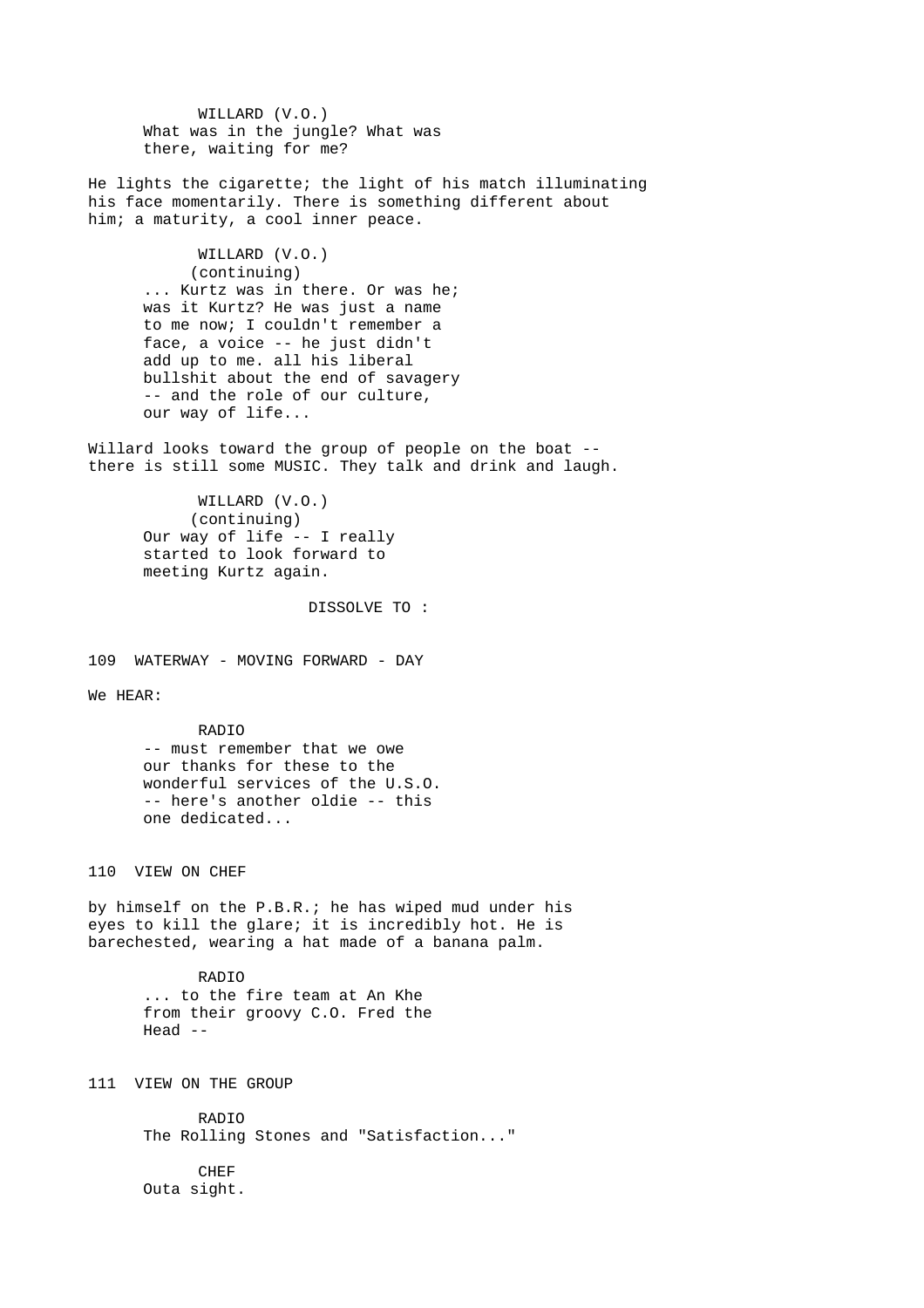WILLARD (V.O.)
What was in the jungle? What was there, waiting for me?

He lights the cigarette; the light of his match illuminating his face momentarily. There is something different about him; a maturity, a cool inner peace.

WILLARD (V.O.)
(continuing)
... Kurtz was in there. Or was he; was it Kurtz? He was just a name to me now; I couldn't remember a face, a voice -- he just didn't add up to me. all his liberal bullshit about the end of savagery -- and the role of our culture, our way of life...

Willard looks toward the group of people on the boat -- there is still some MUSIC. They talk and drink and laugh.

WILLARD (V.O.)
(continuing)
Our way of life -- I really started to look forward to meeting Kurtz again.

DISSOLVE TO :

109 WATERWAY - MOVING FORWARD - DAY

We HEAR:

RADIO
-- must remember that we owe our thanks for these to the wonderful services of the U.S.O. -- here's another oldie -- this one dedicated...

110 VIEW ON CHEF

by himself on the P.B.R.; he has wiped mud under his eyes to kill the glare; it is incredibly hot. He is barechested, wearing a hat made of a banana palm.

RADIO
... to the fire team at An Khe from their groovy C.O. Fred the Head --

111 VIEW ON THE GROUP

RADIO
The Rolling Stones and "Satisfaction..."

CHEF
Outa sight.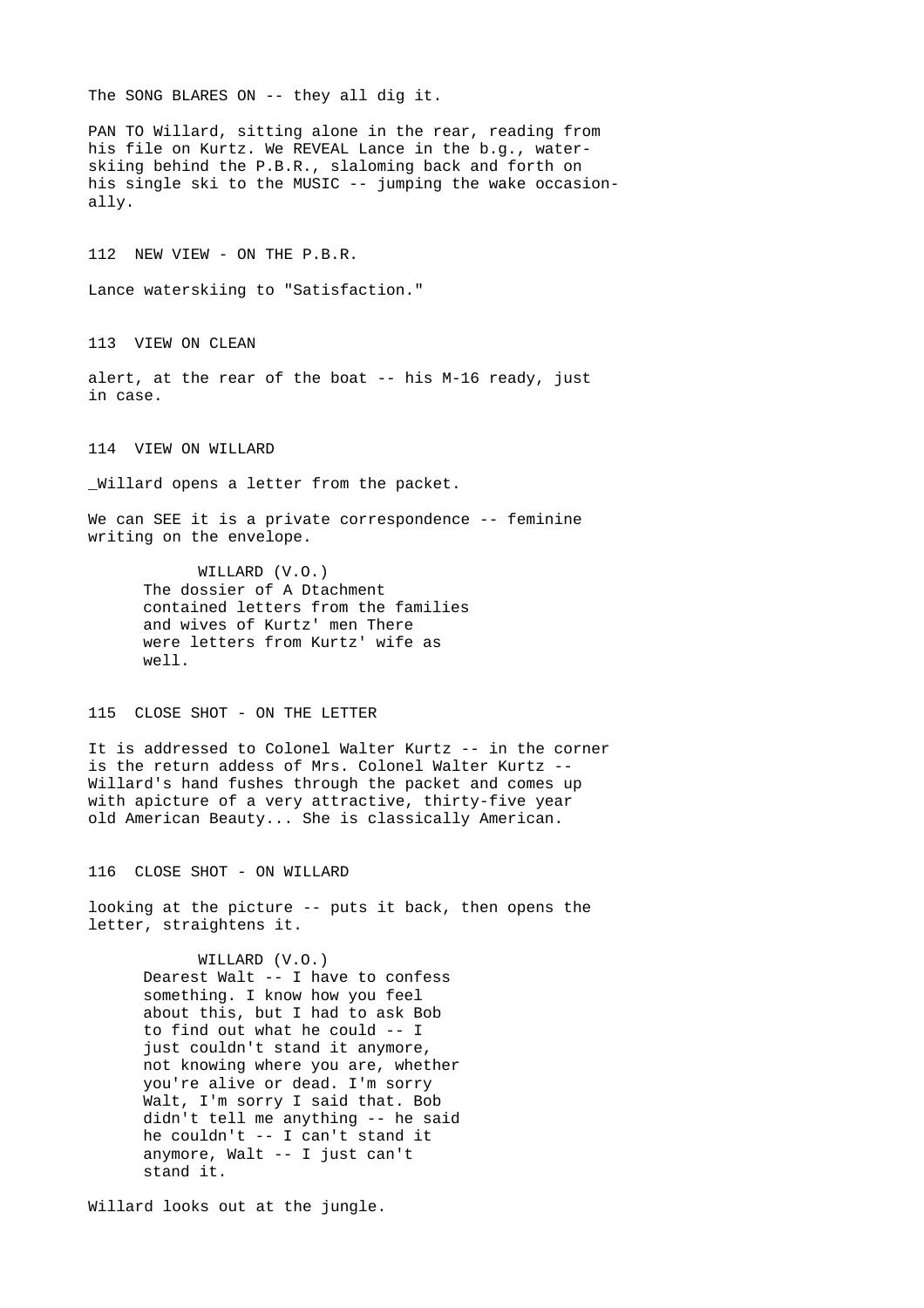The SONG BLARES ON -- they all dig it.

PAN TO Willard, sitting alone in the rear, reading from his file on Kurtz. We REVEAL Lance in the b.g., water-skiing behind the P.B.R., slaloming back and forth on his single ski to the MUSIC -- jumping the wake occasionally.

112 NEW VIEW - ON THE P.B.R.

Lance waterskiing to "Satisfaction."

113 VIEW ON CLEAN

alert, at the rear of the boat -- his M-16 ready, just in case.

114 VIEW ON WILLARD

_Willard opens a letter from the packet.

We can SEE it is a private correspondence -- feminine writing on the envelope.

WILLARD (V.O.)
The dossier of A Dtachment contained letters from the families and wives of Kurtz' men There were letters from Kurtz' wife as well.

115 CLOSE SHOT - ON THE LETTER

It is addressed to Colonel Walter Kurtz -- in the corner is the return addess of Mrs. Colonel Walter Kurtz -- Willard's hand fushes through the packet and comes up with apicture of a very attractive, thirty-five year old American Beauty... She is classically American.

116 CLOSE SHOT - ON WILLARD

looking at the picture -- puts it back, then opens the letter, straightens it.

WILLARD (V.O.)
Dearest Walt -- I have to confess something. I know how you feel about this, but I had to ask Bob to find out what he could -- I just couldn't stand it anymore, not knowing where you are, whether you're alive or dead. I'm sorry Walt, I'm sorry I said that. Bob didn't tell me anything -- he said he couldn't -- I can't stand it anymore, Walt -- I just can't stand it.

Willard looks out at the jungle.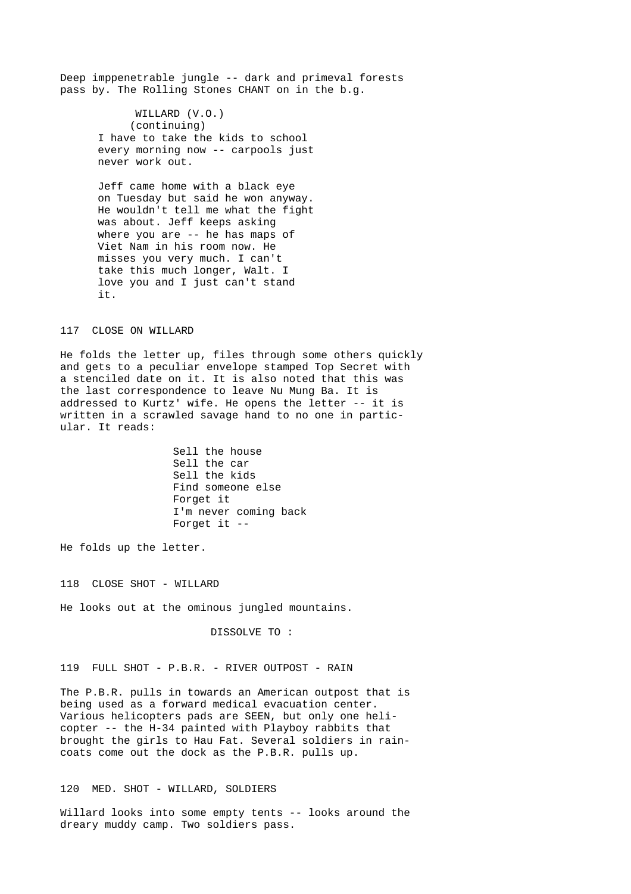Deep imppenetrable jungle -- dark and primeval forests pass by. The Rolling Stones CHANT on in the b.g.

WILLARD (V.O.)
(continuing)
I have to take the kids to school every morning now -- carpools just never work out.

Jeff came home with a black eye on Tuesday but said he won anyway. He wouldn't tell me what the fight was about. Jeff keeps asking where you are -- he has maps of Viet Nam in his room now. He misses you very much. I can't take this much longer, Walt. I love you and I just can't stand it.

117 CLOSE ON WILLARD

He folds the letter up, files through some others quickly and gets to a peculiar envelope stamped Top Secret with a stenciled date on it. It is also noted that this was the last correspondence to leave Nu Mung Ba. It is addressed to Kurtz' wife. He opens the letter -- it is written in a scrawled savage hand to no one in particular. It reads:

Sell the house
Sell the car
Sell the kids
Find someone else
Forget it
I'm never coming back
Forget it --

He folds up the letter.

118 CLOSE SHOT - WILLARD

He looks out at the ominous jungled mountains.

DISSOLVE TO :

119 FULL SHOT - P.B.R. - RIVER OUTPOST - RAIN

The P.B.R. pulls in towards an American outpost that is being used as a forward medical evacuation center. Various helicopters pads are SEEN, but only one helicopter -- the H-34 painted with Playboy rabbits that brought the girls to Hau Fat. Several soldiers in raincoats come out the dock as the P.B.R. pulls up.

120 MED. SHOT - WILLARD, SOLDIERS

Willard looks into some empty tents -- looks around the dreary muddy camp. Two soldiers pass.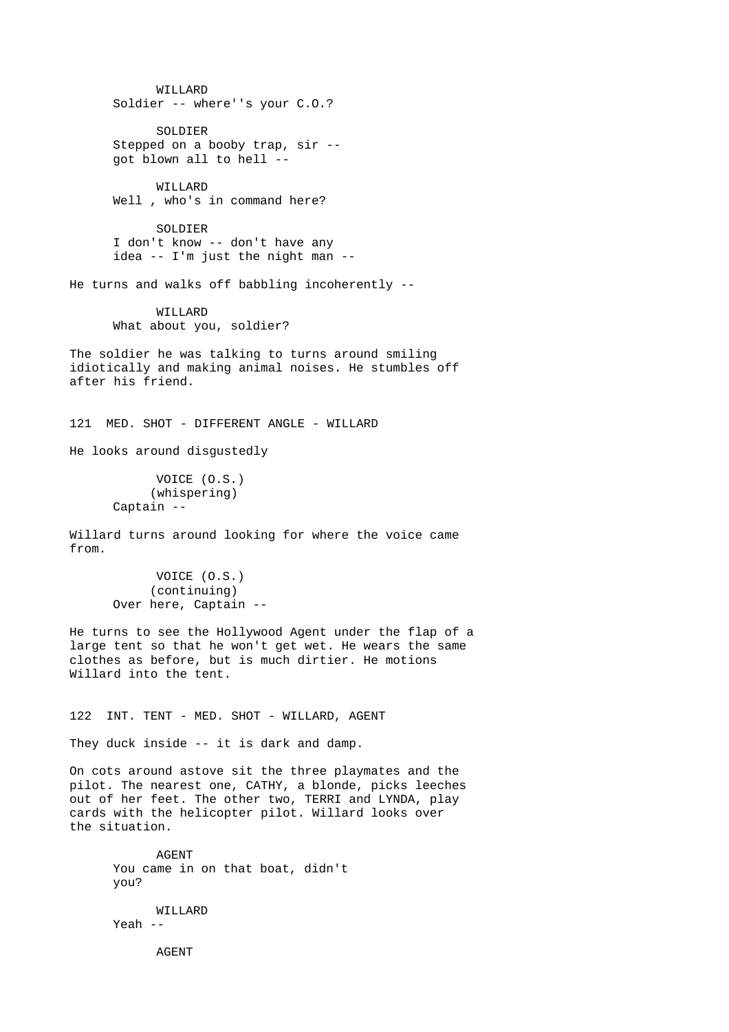WILLARD
Soldier -- where''s your C.O.?

SOLDIER
Stepped on a booby trap, sir --
got blown all to hell --

WILLARD
Well , who's in command here?

SOLDIER
I don't know -- don't have any
idea -- I'm just the night man --

He turns and walks off babbling incoherently --

WILLARD
What about you, soldier?

The soldier he was talking to turns around smiling idiotically and making animal noises. He stumbles off after his friend.

121  MED. SHOT - DIFFERENT ANGLE - WILLARD

He looks around disgustedly

VOICE (O.S.)
(whispering)
Captain --

Willard turns around looking for where the voice came from.

VOICE (O.S.)
(continuing)
Over here, Captain --

He turns to see the Hollywood Agent under the flap of a large tent so that he won't get wet. He wears the same clothes as before, but is much dirtier. He motions Willard into the tent.

122  INT. TENT - MED. SHOT - WILLARD, AGENT

They duck inside -- it is dark and damp.

On cots around astove sit the three playmates and the pilot. The nearest one, CATHY, a blonde, picks leeches out of her feet. The other two, TERRI and LYNDA, play cards with the helicopter pilot. Willard looks over the situation.

AGENT
You came in on that boat, didn't
you?

WILLARD
Yeah --

AGENT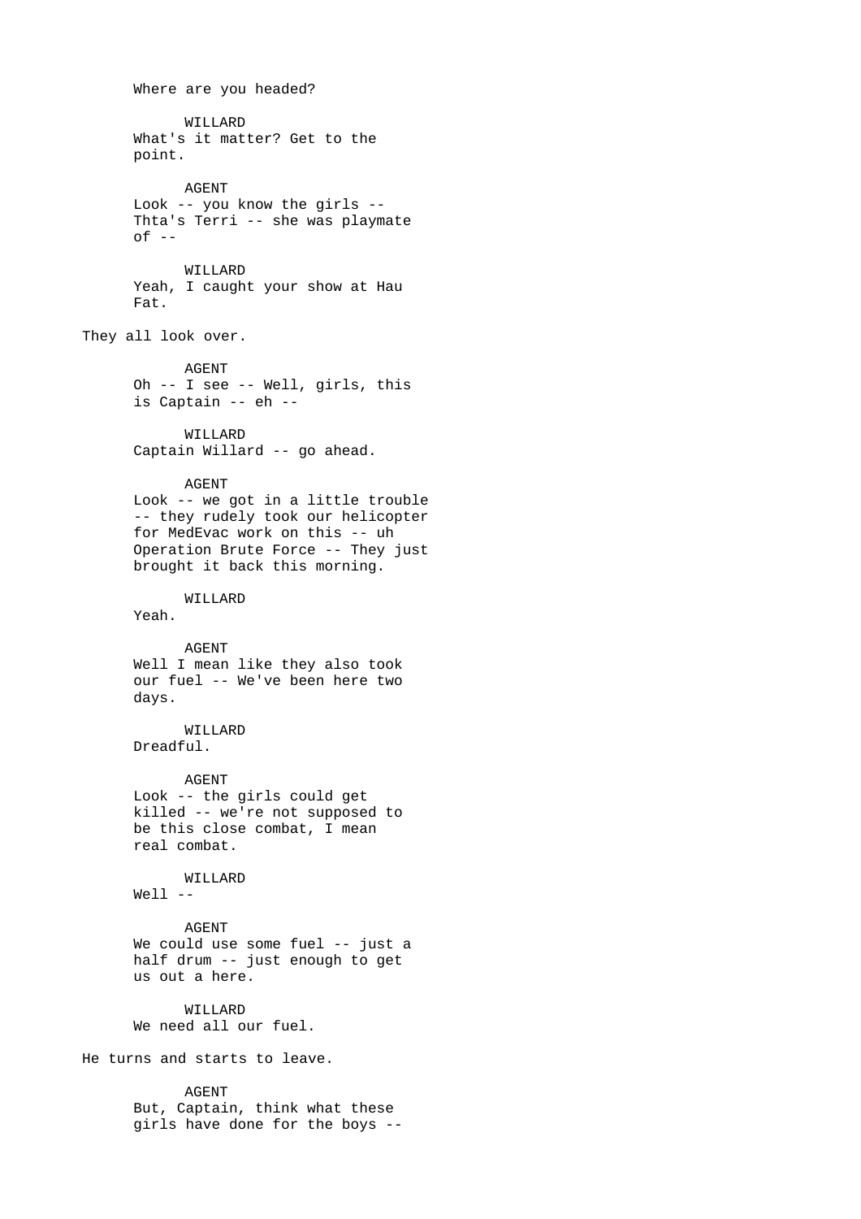Where are you headed?

WILLARD
What's it matter? Get to the point.

AGENT
Look -- you know the girls -- Thta's Terri -- she was playmate of --

WILLARD
Yeah, I caught your show at Hau Fat.

They all look over.

AGENT
Oh -- I see -- Well, girls, this is Captain -- eh --

WILLARD
Captain Willard -- go ahead.

AGENT
Look -- we got in a little trouble -- they rudely took our helicopter for MedEvac work on this -- uh Operation Brute Force -- They just brought it back this morning.

WILLARD
Yeah.

AGENT
Well I mean like they also took our fuel -- We've been here two days.

WILLARD
Dreadful.

AGENT
Look -- the girls could get killed -- we're not supposed to be this close combat, I mean real combat.

WILLARD
Well --

AGENT
We could use some fuel -- just a half drum -- just enough to get us out a here.

WILLARD
We need all our fuel.

He turns and starts to leave.

AGENT
But, Captain, think what these girls have done for the boys --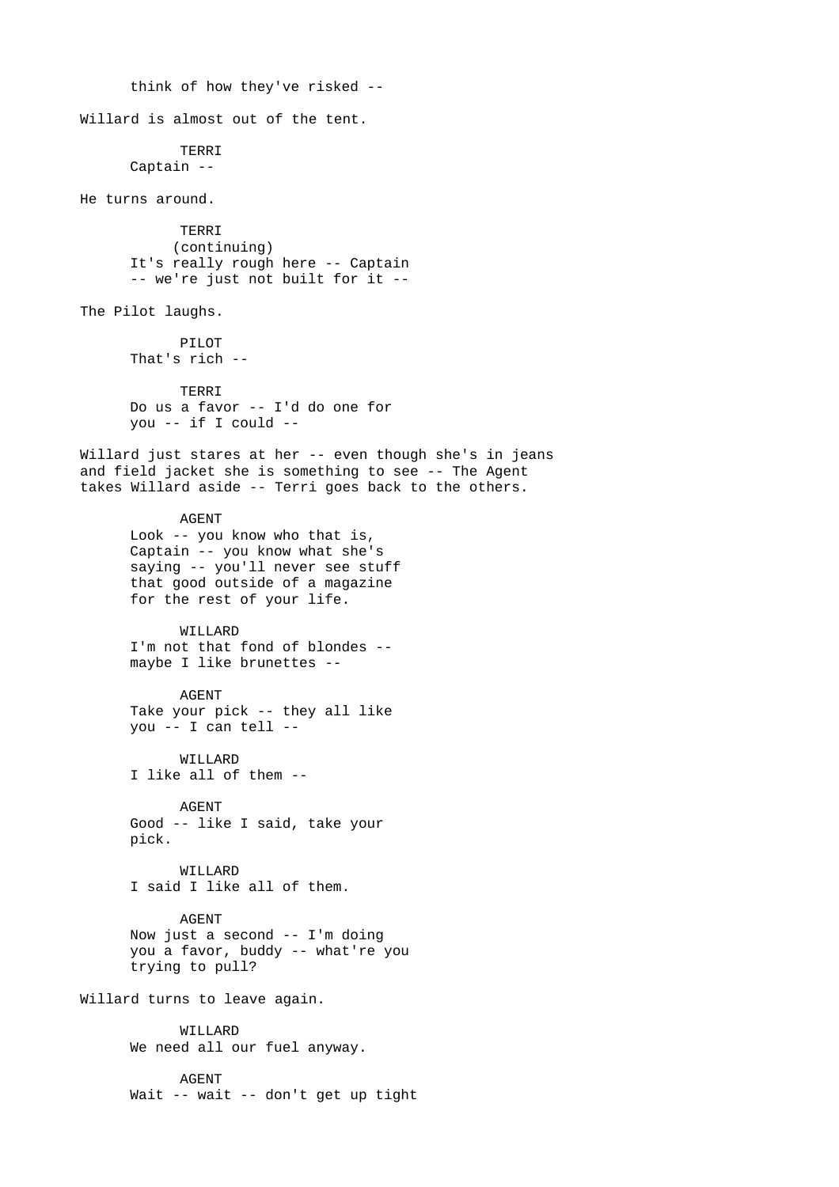think of how they've risked --

Willard is almost out of the tent.

TERRI
Captain --

He turns around.

TERRI
(continuing)
It's really rough here -- Captain
-- we're just not built for it --

The Pilot laughs.

PILOT
That's rich --

TERRI
Do us a favor -- I'd do one for
you -- if I could --

Willard just stares at her -- even though she's in jeans and field jacket she is something to see -- The Agent takes Willard aside -- Terri goes back to the others.

AGENT
Look -- you know who that is,
Captain -- you know what she's
saying -- you'll never see stuff
that good outside of a magazine
for the rest of your life.

WILLARD
I'm not that fond of blondes --
maybe I like brunettes --

AGENT
Take your pick -- they all like
you -- I can tell --

WILLARD
I like all of them --

AGENT
Good -- like I said, take your
pick.

WILLARD
I said I like all of them.

AGENT
Now just a second -- I'm doing
you a favor, buddy -- what're you
trying to pull?

Willard turns to leave again.

WILLARD
We need all our fuel anyway.

AGENT
Wait -- wait -- don't get up tight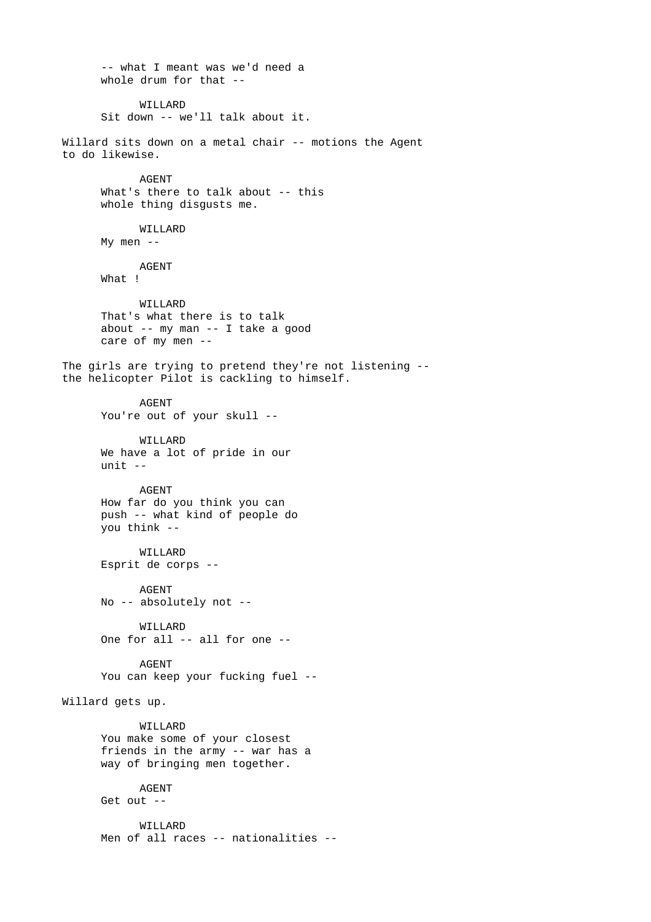-- what I meant was we'd need a
whole drum for that --

WILLARD
Sit down -- we'll talk about it.

Willard sits down on a metal chair -- motions the Agent to do likewise.

AGENT
What's there to talk about -- this
whole thing disgusts me.

WILLARD
My men --

AGENT
What !

WILLARD
That's what there is to talk
about -- my man -- I take a good
care of my men --

The girls are trying to pretend they're not listening -- the helicopter Pilot is cackling to himself.

AGENT
You're out of your skull --

WILLARD
We have a lot of pride in our
unit --

AGENT
How far do you think you can
push -- what kind of people do
you think --

WILLARD
Esprit de corps --

AGENT
No -- absolutely not --

WILLARD
One for all -- all for one --

AGENT
You can keep your fucking fuel --

Willard gets up.

WILLARD
You make some of your closest
friends in the army -- war has a
way of bringing men together.

AGENT
Get out --

WILLARD
Men of all races -- nationalities --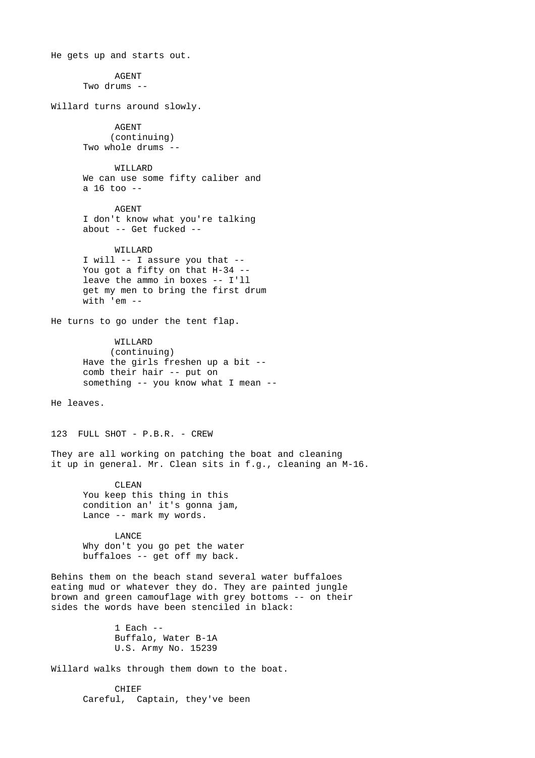He gets up and starts out.

AGENT
Two drums --

Willard turns around slowly.

AGENT
(continuing)
Two whole drums --

WILLARD
We can use some fifty caliber and
a 16 too --

AGENT
I don't know what you're talking
about -- Get fucked --

WILLARD
I will -- I assure you that --
You got a fifty on that H-34 --
leave the ammo in boxes -- I'll
get my men to bring the first drum
with 'em --

He turns to go under the tent flap.

WILLARD
(continuing)
Have the girls freshen up a bit --
comb their hair -- put on
something -- you know what I mean --

He leaves.

123 FULL SHOT - P.B.R. - CREW

They are all working on patching the boat and cleaning
it up in general. Mr. Clean sits in f.g., cleaning an M-16.

CLEAN
You keep this thing in this
condition an' it's gonna jam,
Lance -- mark my words.

LANCE
Why don't you go pet the water
buffaloes -- get off my back.

Behins them on the beach stand several water buffaloes
eating mud or whatever they do. They are painted jungle
brown and green camouflage with grey bottoms -- on their
sides the words have been stenciled in black:

1 Each --
Buffalo, Water B-1A
U.S. Army No. 15239

Willard walks through them down to the boat.

CHIEF
Careful, Captain, they've been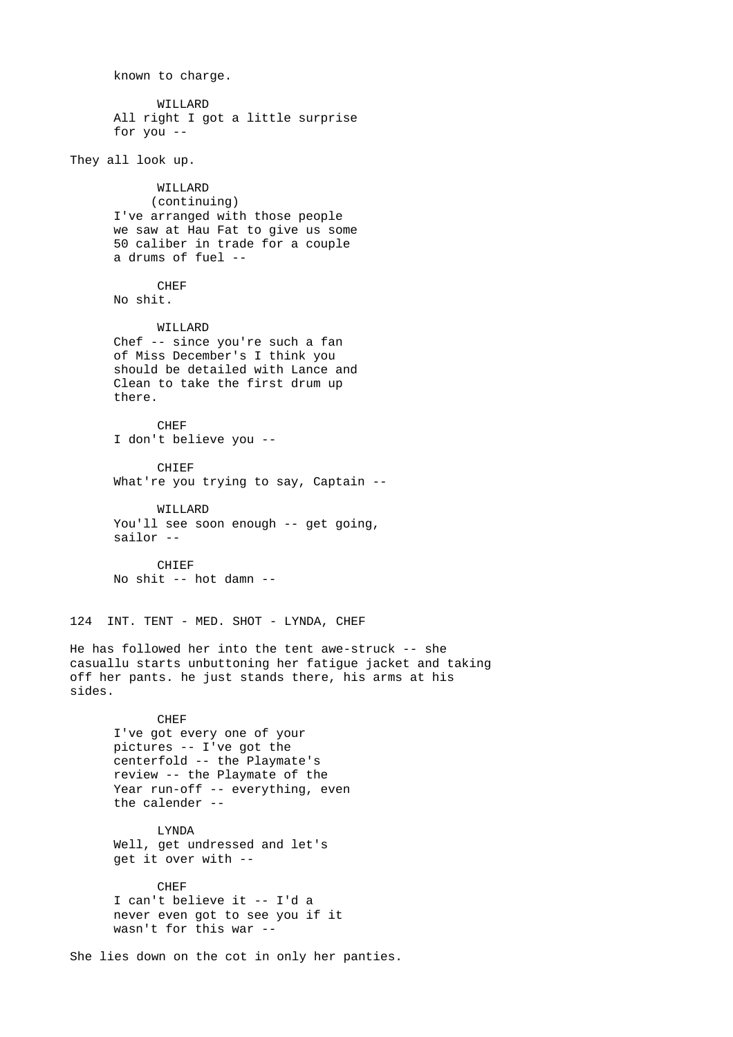known to charge.

WILLARD
All right I got a little surprise for you --

They all look up.

WILLARD
(continuing)
I've arranged with those people we saw at Hau Fat to give us some 50 caliber in trade for a couple a drums of fuel --

CHEF
No shit.

WILLARD
Chef -- since you're such a fan of Miss December's I think you should be detailed with Lance and Clean to take the first drum up there.

CHEF
I don't believe you --

CHIEF
What're you trying to say, Captain --

WILLARD
You'll see soon enough -- get going, sailor --

CHIEF
No shit -- hot damn --

124 INT. TENT - MED. SHOT - LYNDA, CHEF

He has followed her into the tent awe-struck -- she casuallu starts unbuttoning her fatigue jacket and taking off her pants. he just stands there, his arms at his sides.

CHEF
I've got every one of your pictures -- I've got the centerfold -- the Playmate's review -- the Playmate of the Year run-off -- everything, even the calender --

LYNDA
Well, get undressed and let's get it over with --

CHEF
I can't believe it -- I'd a never even got to see you if it wasn't for this war --

She lies down on the cot in only her panties.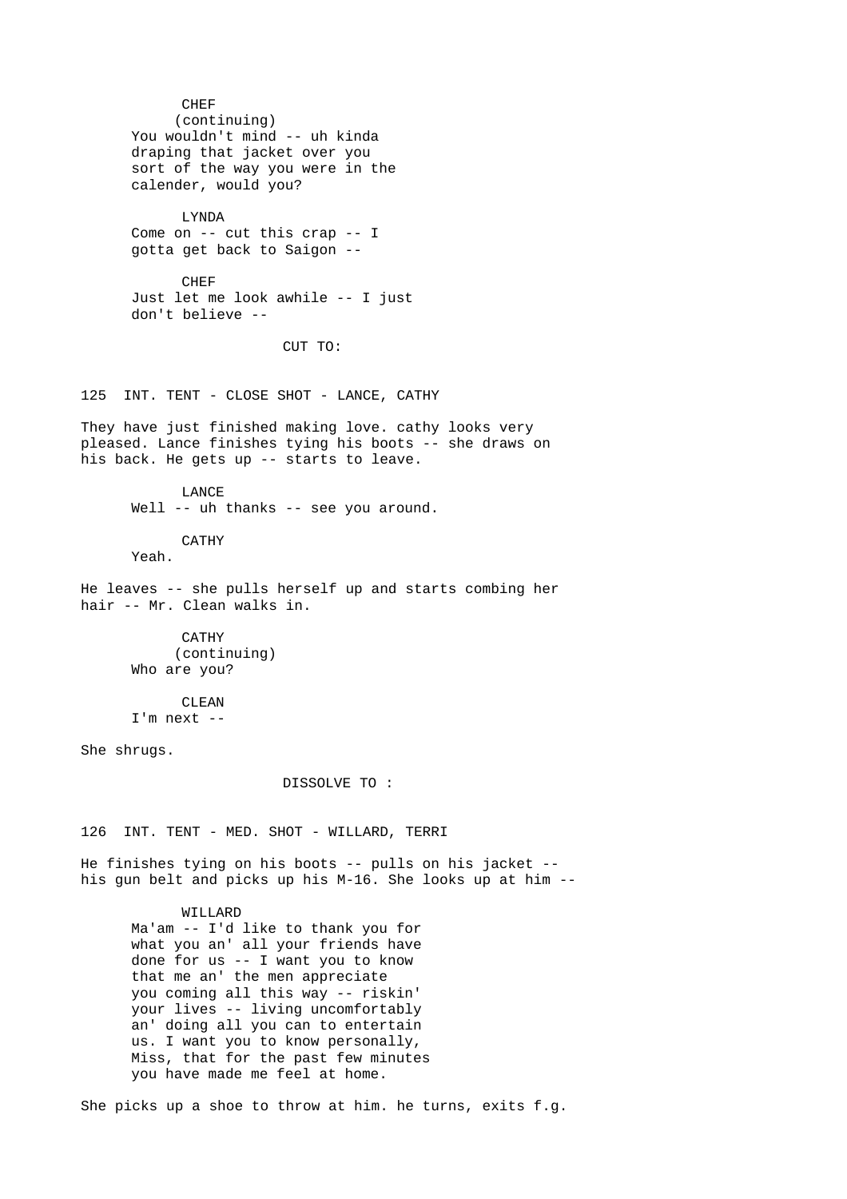CHEF
(continuing)
You wouldn't mind -- uh kinda draping that jacket over you sort of the way you were in the calender, would you?

LYNDA
Come on -- cut this crap -- I gotta get back to Saigon --

CHEF
Just let me look awhile -- I just don't believe --

CUT TO:

125 INT. TENT - CLOSE SHOT - LANCE, CATHY

They have just finished making love. cathy looks very pleased. Lance finishes tying his boots -- she draws on his back. He gets up -- starts to leave.

LANCE
Well -- uh thanks -- see you around.

CATHY
Yeah.

He leaves -- she pulls herself up and starts combing her hair -- Mr. Clean walks in.

CATHY
(continuing)
Who are you?

CLEAN
I'm next --

She shrugs.

DISSOLVE TO :

126 INT. TENT - MED. SHOT - WILLARD, TERRI

He finishes tying on his boots -- pulls on his jacket -- his gun belt and picks up his M-16. She looks up at him --

WILLARD
Ma'am -- I'd like to thank you for what you an' all your friends have done for us -- I want you to know that me an' the men appreciate you coming all this way -- riskin' your lives -- living uncomfortably an' doing all you can to entertain us. I want you to know personally, Miss, that for the past few minutes you have made me feel at home.

She picks up a shoe to throw at him. he turns, exits f.g.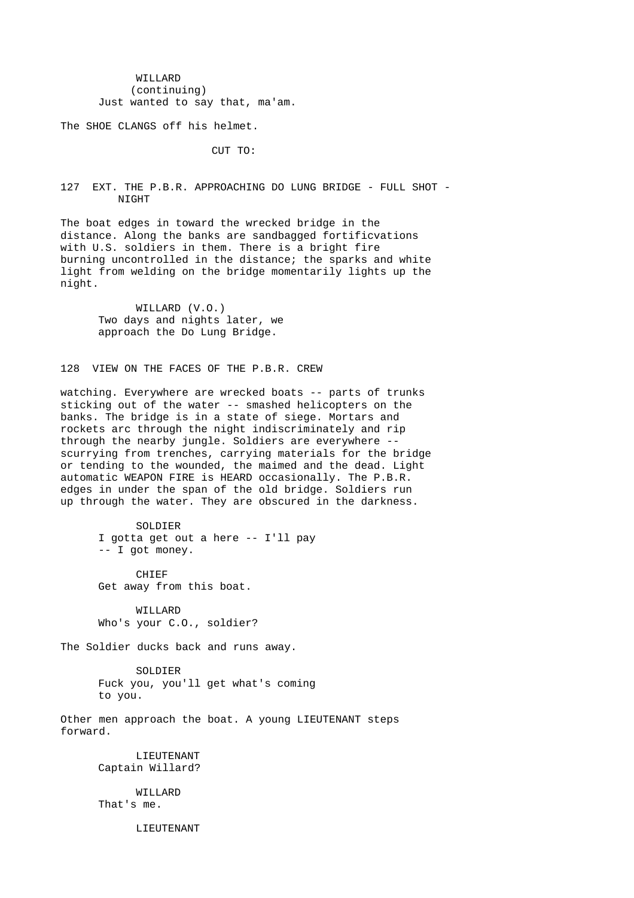WILLARD
(continuing)
Just wanted to say that, ma'am.

The SHOE CLANGS off his helmet.

CUT TO:

127 EXT. THE P.B.R. APPROACHING DO LUNG BRIDGE - FULL SHOT - NIGHT

The boat edges in toward the wrecked bridge in the distance. Along the banks are sandbagged fortificvations with U.S. soldiers in them. There is a bright fire burning uncontrolled in the distance; the sparks and white light from welding on the bridge momentarily lights up the night.

WILLARD (V.O.)
Two days and nights later, we approach the Do Lung Bridge.

128 VIEW ON THE FACES OF THE P.B.R. CREW

watching. Everywhere are wrecked boats -- parts of trunks sticking out of the water -- smashed helicopters on the banks. The bridge is in a state of siege. Mortars and rockets arc through the night indiscriminately and rip through the nearby jungle. Soldiers are everywhere -- scurrying from trenches, carrying materials for the bridge or tending to the wounded, the maimed and the dead. Light automatic WEAPON FIRE is HEARD occasionally. The P.B.R. edges in under the span of the old bridge. Soldiers run up through the water. They are obscured in the darkness.

SOLDIER
I gotta get out a here -- I'll pay -- I got money.

CHIEF
Get away from this boat.

WILLARD
Who's your C.O., soldier?

The Soldier ducks back and runs away.

SOLDIER
Fuck you, you'll get what's coming to you.

Other men approach the boat. A young LIEUTENANT steps forward.

LIEUTENANT
Captain Willard?

WILLARD
That's me.

LIEUTENANT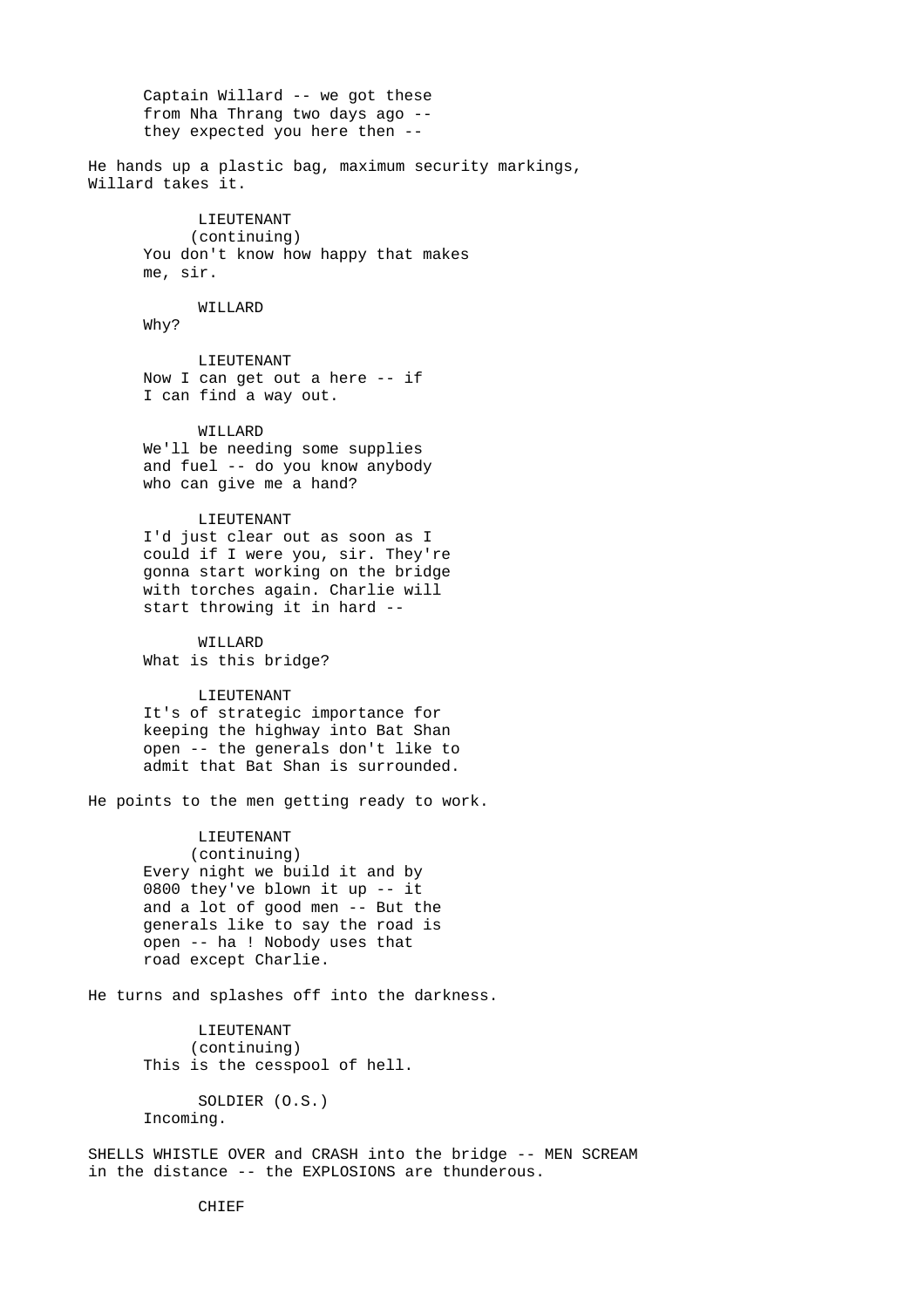Captain Willard -- we got these
from Nha Thrang two days ago --
they expected you here then --

He hands up a plastic bag, maximum security markings, Willard takes it.

LIEUTENANT
(continuing)
You don't know how happy that makes
me, sir.

WILLARD
Why?

LIEUTENANT
Now I can get out a here -- if
I can find a way out.

WILLARD
We'll be needing some supplies
and fuel -- do you know anybody
who can give me a hand?

LIEUTENANT
I'd just clear out as soon as I
could if I were you, sir. They're
gonna start working on the bridge
with torches again. Charlie will
start throwing it in hard --

WILLARD
What is this bridge?

LIEUTENANT
It's of strategic importance for
keeping the highway into Bat Shan
open -- the generals don't like to
admit that Bat Shan is surrounded.

He points to the men getting ready to work.

LIEUTENANT
(continuing)
Every night we build it and by
0800 they've blown it up -- it
and a lot of good men -- But the
generals like to say the road is
open -- ha ! Nobody uses that
road except Charlie.

He turns and splashes off into the darkness.

LIEUTENANT
(continuing)
This is the cesspool of hell.

SOLDIER (O.S.)
Incoming.

SHELLS WHISTLE OVER and CRASH into the bridge -- MEN SCREAM in the distance -- the EXPLOSIONS are thunderous.

CHIEF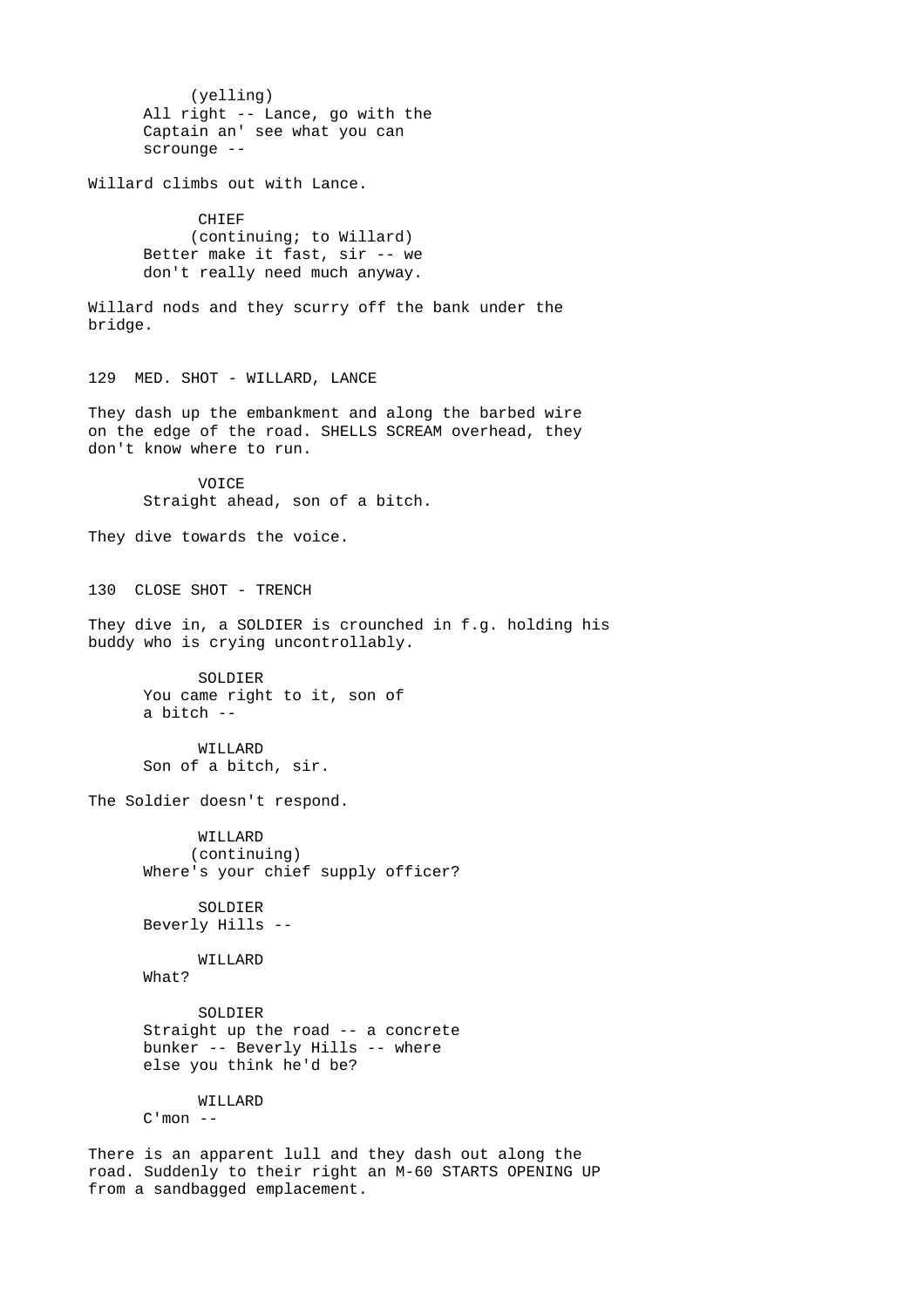(yelling)
All right -- Lance, go with the Captain an' see what you can scrounge --

Willard climbs out with Lance.

CHIEF
(continuing; to Willard)
Better make it fast, sir -- we don't really need much anyway.

Willard nods and they scurry off the bank under the bridge.

129 MED. SHOT - WILLARD, LANCE

They dash up the embankment and along the barbed wire on the edge of the road. SHELLS SCREAM overhead, they don't know where to run.

VOICE
Straight ahead, son of a bitch.

They dive towards the voice.

130 CLOSE SHOT - TRENCH

They dive in, a SOLDIER is crounched in f.g. holding his buddy who is crying uncontrollably.

SOLDIER
You came right to it, son of a bitch --

WILLARD
Son of a bitch, sir.

The Soldier doesn't respond.

WILLARD
(continuing)
Where's your chief supply officer?

SOLDIER
Beverly Hills --

WILLARD
What?

SOLDIER
Straight up the road -- a concrete bunker -- Beverly Hills -- where else you think he'd be?

WILLARD
C'mon --

There is an apparent lull and they dash out along the road. Suddenly to their right an M-60 STARTS OPENING UP from a sandbagged emplacement.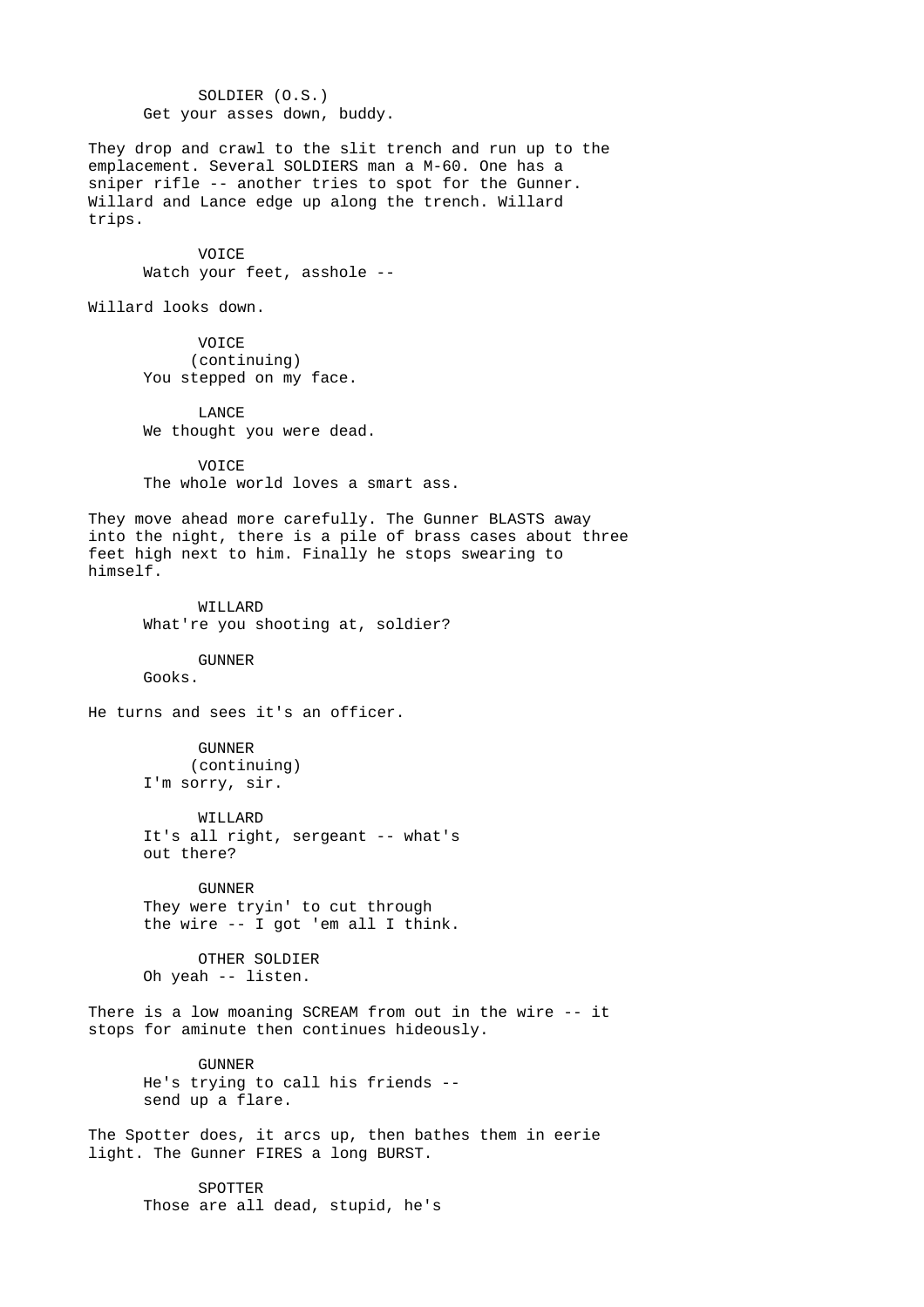SOLDIER (O.S.)
Get your asses down, buddy.

They drop and crawl to the slit trench and run up to the emplacement. Several SOLDIERS man a M-60. One has a sniper rifle -- another tries to spot for the Gunner. Willard and Lance edge up along the trench. Willard trips.

VOICE
Watch your feet, asshole --

Willard looks down.

VOICE
(continuing)
You stepped on my face.

LANCE
We thought you were dead.

VOICE
The whole world loves a smart ass.

They move ahead more carefully. The Gunner BLASTS away into the night, there is a pile of brass cases about three feet high next to him. Finally he stops swearing to himself.

WILLARD
What're you shooting at, soldier?

GUNNER
Gooks.

He turns and sees it's an officer.

GUNNER
(continuing)
I'm sorry, sir.

WILLARD
It's all right, sergeant -- what's out there?

GUNNER
They were tryin' to cut through the wire -- I got 'em all I think.

OTHER SOLDIER
Oh yeah -- listen.

There is a low moaning SCREAM from out in the wire -- it stops for aminute then continues hideously.

GUNNER
He's trying to call his friends -- send up a flare.

The Spotter does, it arcs up, then bathes them in eerie light. The Gunner FIRES a long BURST.

SPOTTER
Those are all dead, stupid, he's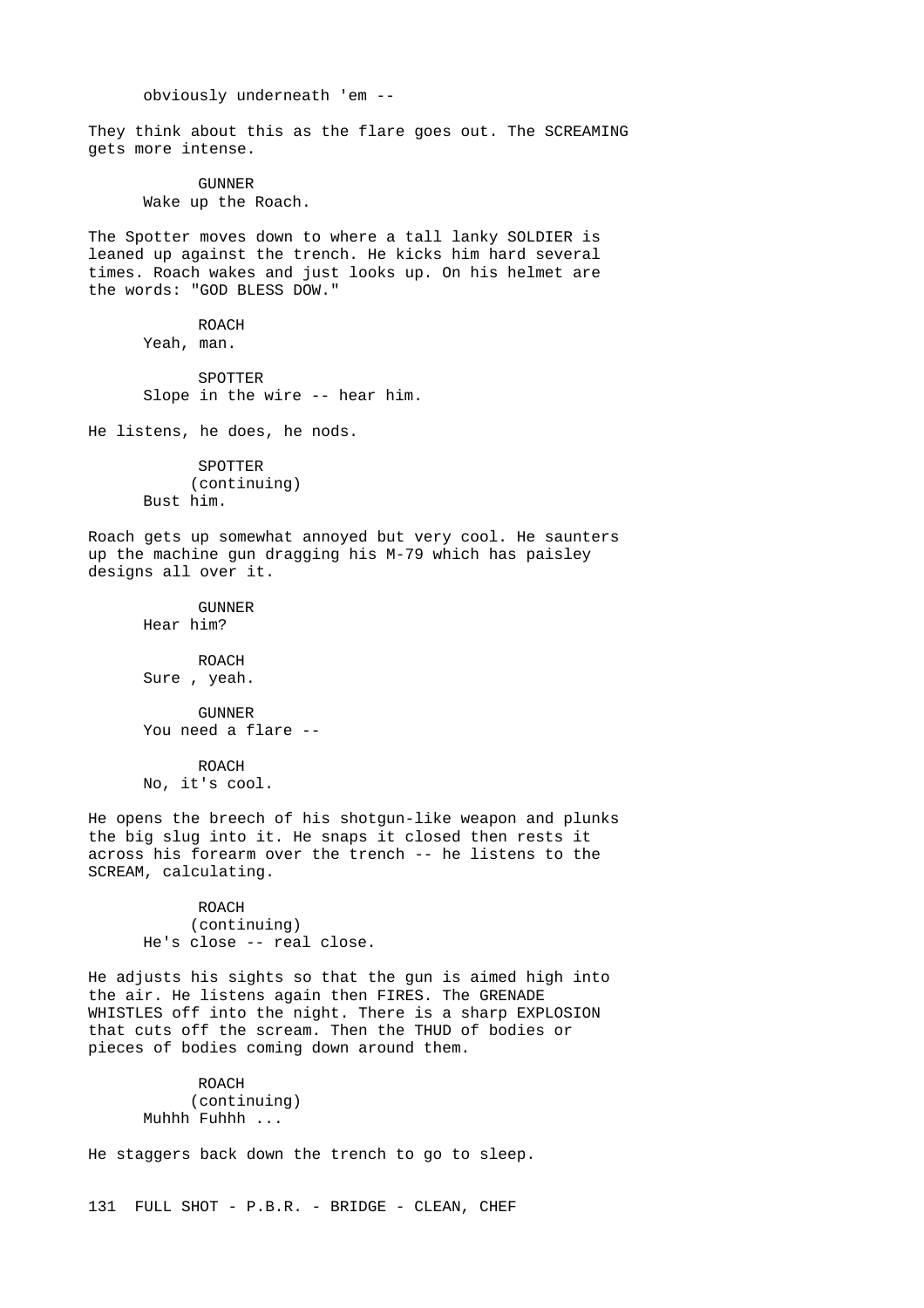obviously underneath 'em --

They think about this as the flare goes out. The SCREAMING gets more intense.

GUNNER
Wake up the Roach.

The Spotter moves down to where a tall lanky SOLDIER is leaned up against the trench. He kicks him hard several times. Roach wakes and just looks up. On his helmet are the words: "GOD BLESS DOW."

ROACH
Yeah, man.

SPOTTER
Slope in the wire -- hear him.

He listens, he does, he nods.

SPOTTER
(continuing)
Bust him.

Roach gets up somewhat annoyed but very cool. He saunters up the machine gun dragging his M-79 which has paisley designs all over it.

GUNNER
Hear him?

ROACH
Sure , yeah.

GUNNER
You need a flare --

ROACH
No, it's cool.

He opens the breech of his shotgun-like weapon and plunks the big slug into it. He snaps it closed then rests it across his forearm over the trench -- he listens to the SCREAM, calculating.

ROACH
(continuing)
He's close -- real close.

He adjusts his sights so that the gun is aimed high into the air. He listens again then FIRES. The GRENADE WHISTLES off into the night. There is a sharp EXPLOSION that cuts off the scream. Then the THUD of bodies or pieces of bodies coming down around them.

ROACH
(continuing)
Muhhh Fuhhh ...

He staggers back down the trench to go to sleep.

131 FULL SHOT - P.B.R. - BRIDGE - CLEAN, CHEF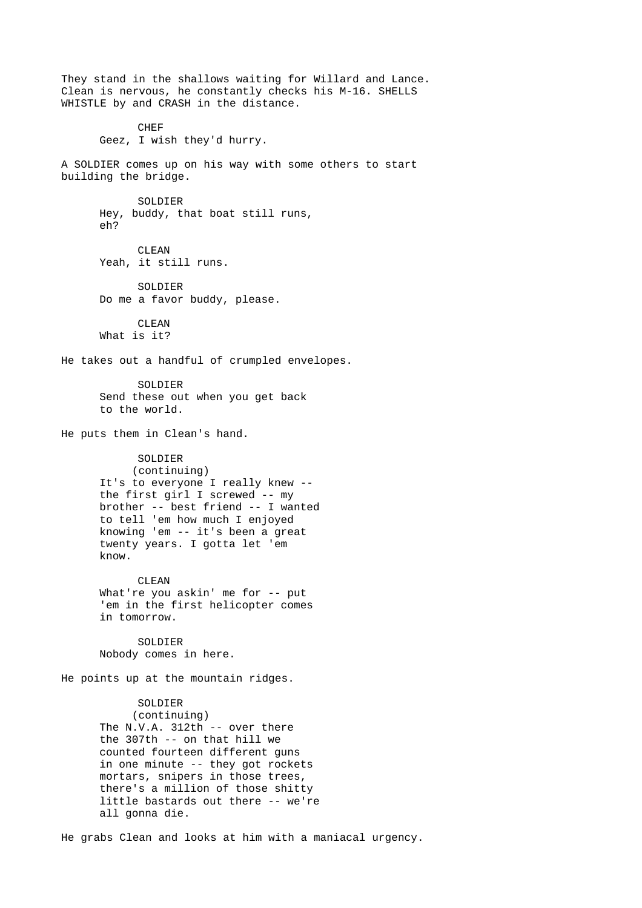They stand in the shallows waiting for Willard and Lance. Clean is nervous, he constantly checks his M-16. SHELLS WHISTLE by and CRASH in the distance.

CHEF
Geez, I wish they'd hurry.

A SOLDIER comes up on his way with some others to start building the bridge.

SOLDIER
Hey, buddy, that boat still runs, eh?

CLEAN
Yeah, it still runs.

SOLDIER
Do me a favor buddy, please.

CLEAN
What is it?

He takes out a handful of crumpled envelopes.

SOLDIER
Send these out when you get back to the world.

He puts them in Clean's hand.

SOLDIER
(continuing)
It's to everyone I really knew -- the first girl I screwed -- my brother -- best friend -- I wanted to tell 'em how much I enjoyed knowing 'em -- it's been a great twenty years. I gotta let 'em know.

CLEAN
What're you askin' me for -- put 'em in the first helicopter comes in tomorrow.

SOLDIER
Nobody comes in here.

He points up at the mountain ridges.

SOLDIER
(continuing)
The N.V.A. 312th -- over there the 307th -- on that hill we counted fourteen different guns in one minute -- they got rockets mortars, snipers in those trees, there's a million of those shitty little bastards out there -- we're all gonna die.

He grabs Clean and looks at him with a maniacal urgency.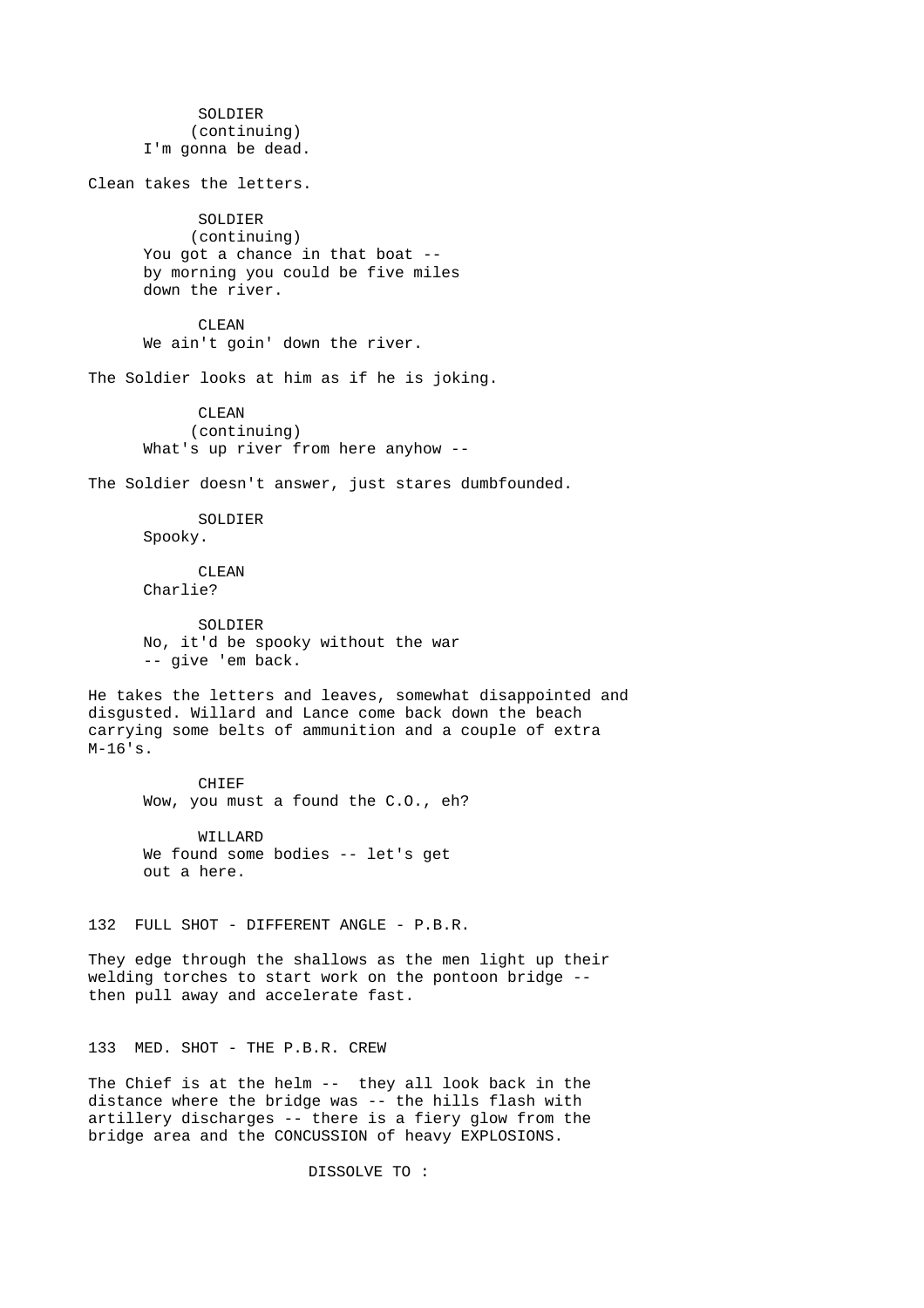SOLDIER
(continuing)
I'm gonna be dead.

Clean takes the letters.

SOLDIER
(continuing)
You got a chance in that boat --
by morning you could be five miles
down the river.

CLEAN
We ain't goin' down the river.

The Soldier looks at him as if he is joking.

CLEAN
(continuing)
What's up river from here anyhow --

The Soldier doesn't answer, just stares dumbfounded.

SOLDIER
Spooky.

CLEAN
Charlie?

SOLDIER
No, it'd be spooky without the war
-- give 'em back.

He takes the letters and leaves, somewhat disappointed and disgusted. Willard and Lance come back down the beach carrying some belts of ammunition and a couple of extra M-16's.

CHIEF
Wow, you must a found the C.O., eh?

WILLARD
We found some bodies -- let's get
out a here.

132 FULL SHOT - DIFFERENT ANGLE - P.B.R.

They edge through the shallows as the men light up their welding torches to start work on the pontoon bridge -- then pull away and accelerate fast.

133 MED. SHOT - THE P.B.R. CREW

The Chief is at the helm -- they all look back in the distance where the bridge was -- the hills flash with artillery discharges -- there is a fiery glow from the bridge area and the CONCUSSION of heavy EXPLOSIONS.

DISSOLVE TO :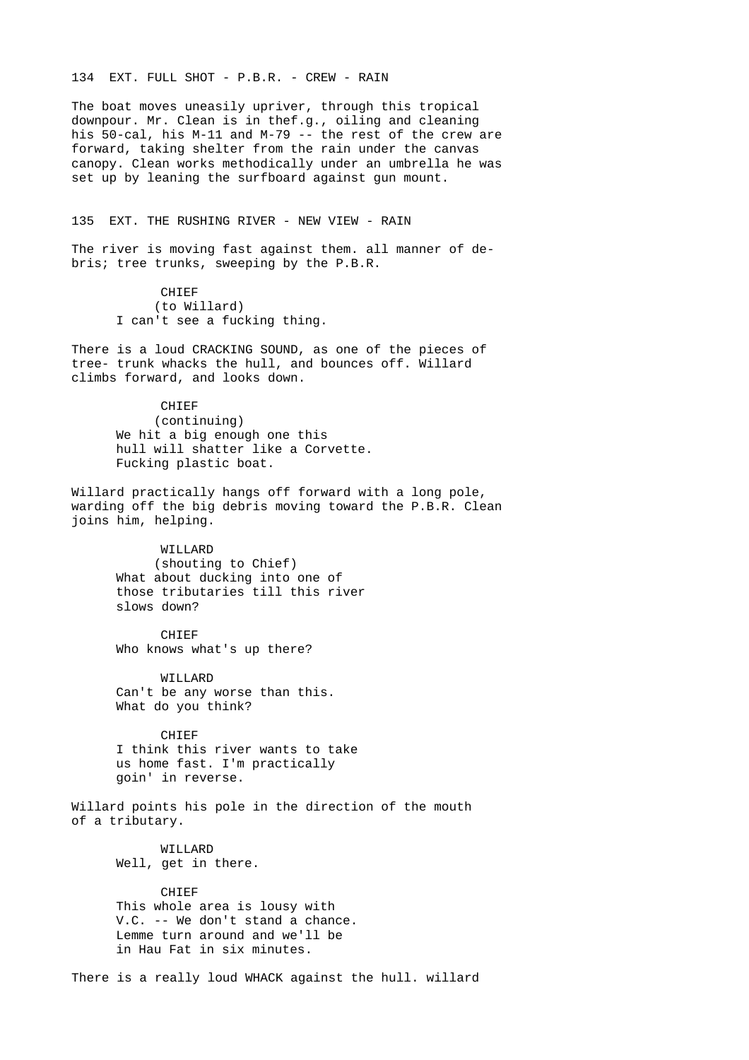134 EXT. FULL SHOT - P.B.R. - CREW - RAIN

The boat moves uneasily upriver, through this tropical downpour. Mr. Clean is in thef.g., oiling and cleaning his 50-cal, his M-11 and M-79 -- the rest of the crew are forward, taking shelter from the rain under the canvas canopy. Clean works methodically under an umbrella he was set up by leaning the surfboard against gun mount.

135 EXT. THE RUSHING RIVER - NEW VIEW - RAIN

The river is moving fast against them. all manner of de- bris; tree trunks, sweeping by the P.B.R.

CHIEF
(to Willard)
I can't see a fucking thing.

There is a loud CRACKING SOUND, as one of the pieces of tree- trunk whacks the hull, and bounces off. Willard climbs forward, and looks down.

CHIEF
(continuing)
We hit a big enough one this hull will shatter like a Corvette. Fucking plastic boat.

Willard practically hangs off forward with a long pole, warding off the big debris moving toward the P.B.R. Clean joins him, helping.

WILLARD
(shouting to Chief)
What about ducking into one of those tributaries till this river slows down?

CHIEF
Who knows what's up there?

WILLARD
Can't be any worse than this. What do you think?

CHIEF
I think this river wants to take us home fast. I'm practically goin' in reverse.

Willard points his pole in the direction of the mouth of a tributary.

WILLARD
Well, get in there.

CHIEF
This whole area is lousy with V.C. -- We don't stand a chance. Lemme turn around and we'll be in Hau Fat in six minutes.

There is a really loud WHACK against the hull. willard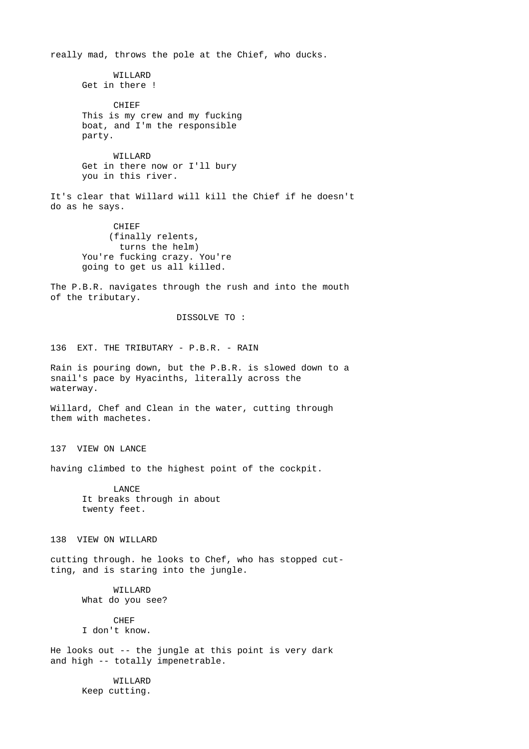really mad, throws the pole at the Chief, who ducks.

WILLARD
Get in there !

CHIEF
This is my crew and my fucking boat, and I'm the responsible party.

WILLARD
Get in there now or I'll bury you in this river.

It's clear that Willard will kill the Chief if he doesn't do as he says.

CHIEF
(finally relents, turns the helm)
You're fucking crazy. You're going to get us all killed.

The P.B.R. navigates through the rush and into the mouth of the tributary.

DISSOLVE TO :

136 EXT. THE TRIBUTARY - P.B.R. - RAIN

Rain is pouring down, but the P.B.R. is slowed down to a snail's pace by Hyacinths, literally across the waterway.

Willard, Chef and Clean in the water, cutting through them with machetes.

137 VIEW ON LANCE

having climbed to the highest point of the cockpit.

LANCE
It breaks through in about twenty feet.

138 VIEW ON WILLARD

cutting through. he looks to Chef, who has stopped cutting, and is staring into the jungle.

WILLARD
What do you see?

CHEF
I don't know.

He looks out -- the jungle at this point is very dark and high -- totally impenetrable.

WILLARD
Keep cutting.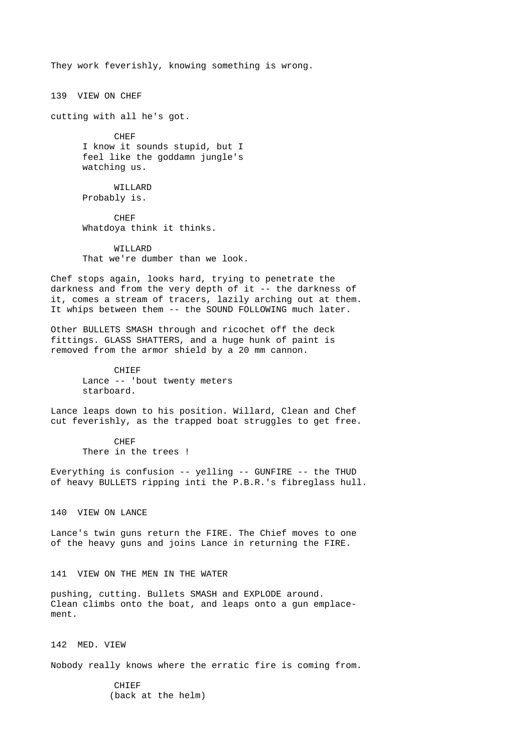They work feverishly, knowing something is wrong.

139 VIEW ON CHEF

cutting with all he's got.

CHEF
I know it sounds stupid, but I feel like the goddamn jungle's watching us.

WILLARD
Probably is.

CHEF
Whatdoya think it thinks.

WILLARD
That we're dumber than we look.

Chef stops again, looks hard, trying to penetrate the darkness and from the very depth of it -- the darkness of it, comes a stream of tracers, lazily arching out at them. It whips between them -- the SOUND FOLLOWING much later.

Other BULLETS SMASH through and ricochet off the deck fittings. GLASS SHATTERS, and a huge hunk of paint is removed from the armor shield by a 20 mm cannon.

CHIEF
Lance -- 'bout twenty meters starboard.

Lance leaps down to his position. Willard, Clean and Chef cut feverishly, as the trapped boat struggles to get free.

CHEF
There in the trees !

Everything is confusion -- yelling -- GUNFIRE -- the THUD of heavy BULLETS ripping inti the P.B.R.'s fibreglass hull.

140 VIEW ON LANCE

Lance's twin guns return the FIRE. The Chief moves to one of the heavy guns and joins Lance in returning the FIRE.

141 VIEW ON THE MEN IN THE WATER

pushing, cutting. Bullets SMASH and EXPLODE around. Clean climbs onto the boat, and leaps onto a gun emplacement.

142 MED. VIEW

Nobody really knows where the erratic fire is coming from.

CHIEF
(back at the helm)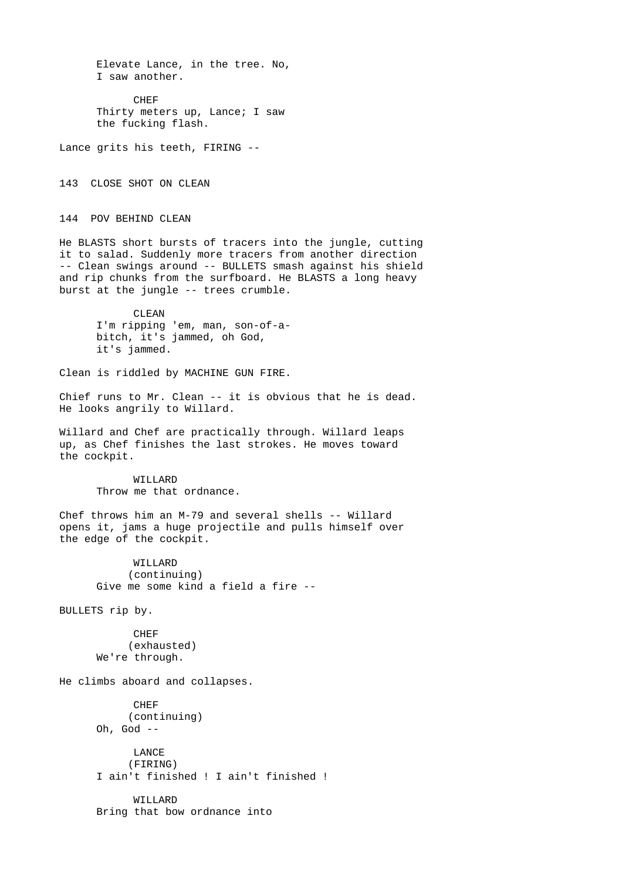Elevate Lance, in the tree. No,
I saw another.

CHEF
Thirty meters up, Lance; I saw
the fucking flash.

Lance grits his teeth, FIRING --

143 CLOSE SHOT ON CLEAN

144 POV BEHIND CLEAN

He BLASTS short bursts of tracers into the jungle, cutting it to salad. Suddenly more tracers from another direction -- Clean swings around -- BULLETS smash against his shield and rip chunks from the surfboard. He BLASTS a long heavy burst at the jungle -- trees crumble.

CLEAN
I'm ripping 'em, man, son-of-a-
bitch, it's jammed, oh God,
it's jammed.

Clean is riddled by MACHINE GUN FIRE.

Chief runs to Mr. Clean -- it is obvious that he is dead. He looks angrily to Willard.

Willard and Chef are practically through. Willard leaps up, as Chef finishes the last strokes. He moves toward the cockpit.

WILLARD
Throw me that ordnance.

Chef throws him an M-79 and several shells -- Willard opens it, jams a huge projectile and pulls himself over the edge of the cockpit.

WILLARD
(continuing)
Give me some kind a field a fire --

BULLETS rip by.

CHEF
(exhausted)
We're through.

He climbs aboard and collapses.

CHEF
(continuing)
Oh, God --

LANCE
(FIRING)
I ain't finished ! I ain't finished !

WILLARD
Bring that bow ordnance into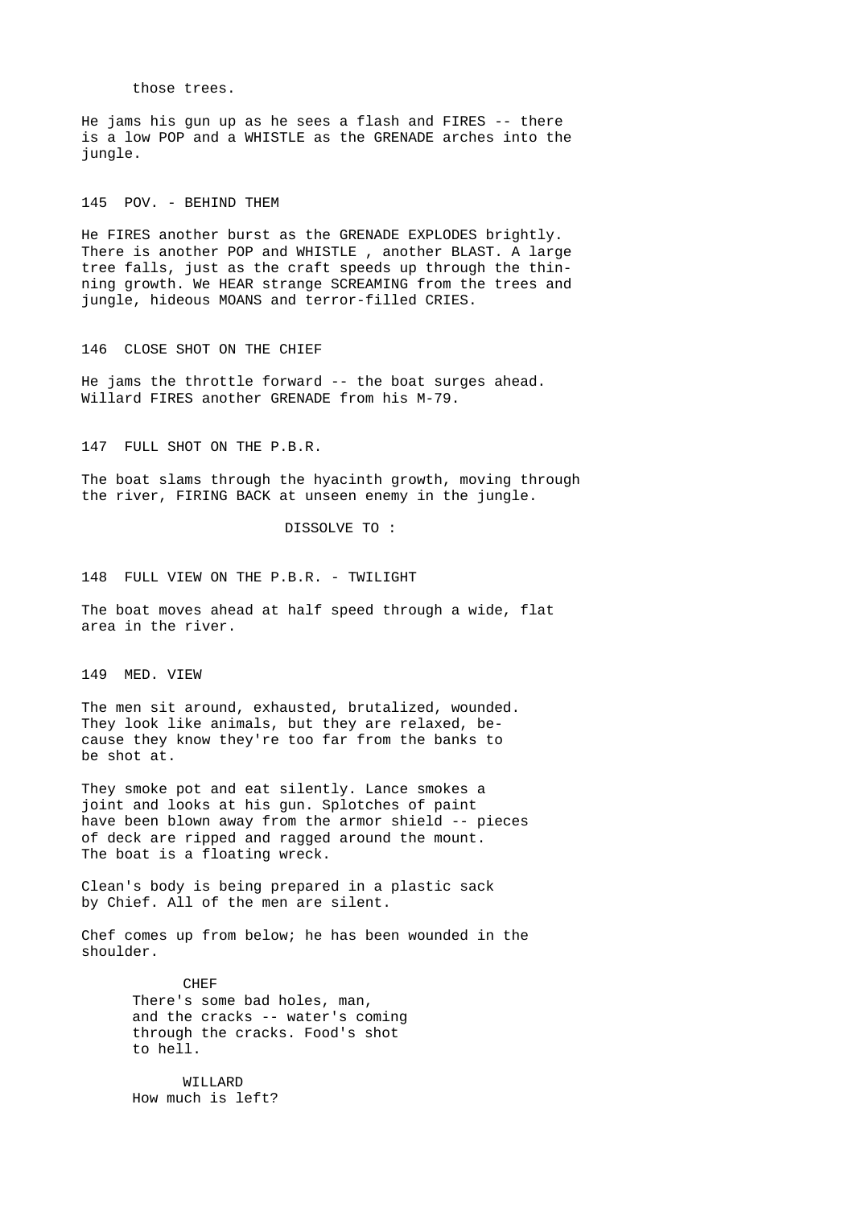those trees.

He jams his gun up as he sees a flash and FIRES -- there is a low POP and a WHISTLE as the GRENADE arches into the jungle.

145 POV. - BEHIND THEM

He FIRES another burst as the GRENADE EXPLODES brightly. There is another POP and WHISTLE , another BLAST. A large tree falls, just as the craft speeds up through the thinning growth. We HEAR strange SCREAMING from the trees and jungle, hideous MOANS and terror-filled CRIES.

146 CLOSE SHOT ON THE CHIEF

He jams the throttle forward -- the boat surges ahead. Willard FIRES another GRENADE from his M-79.

147 FULL SHOT ON THE P.B.R.

The boat slams through the hyacinth growth, moving through the river, FIRING BACK at unseen enemy in the jungle.

DISSOLVE TO :

148 FULL VIEW ON THE P.B.R. - TWILIGHT

The boat moves ahead at half speed through a wide, flat area in the river.

149 MED. VIEW

The men sit around, exhausted, brutalized, wounded. They look like animals, but they are relaxed, because they know they're too far from the banks to be shot at.

They smoke pot and eat silently. Lance smokes a joint and looks at his gun. Splotches of paint have been blown away from the armor shield -- pieces of deck are ripped and ragged around the mount. The boat is a floating wreck.

Clean's body is being prepared in a plastic sack by Chief. All of the men are silent.

Chef comes up from below; he has been wounded in the shoulder.

CHEF
There's some bad holes, man, and the cracks -- water's coming through the cracks. Food's shot to hell.

WILLARD
How much is left?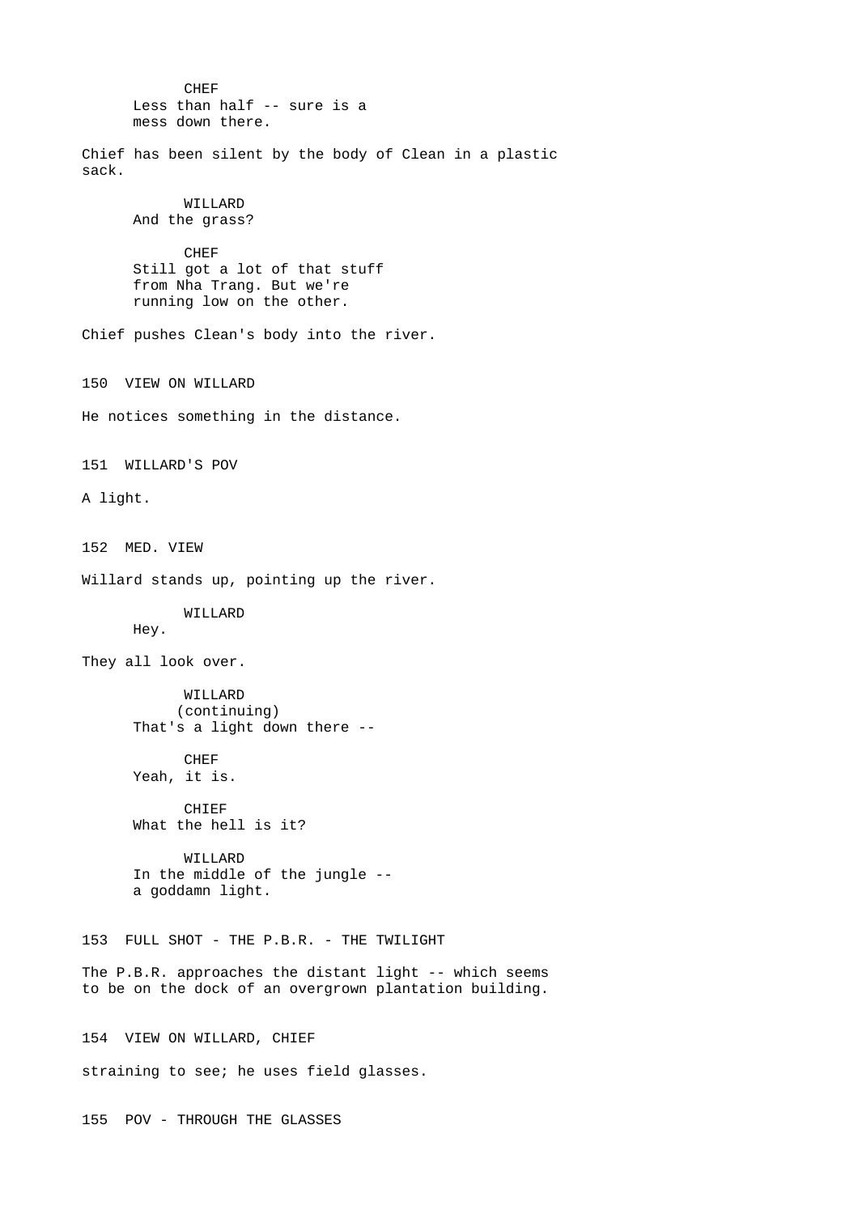CHEF
Less than half -- sure is a
mess down there.

Chief has been silent by the body of Clean in a plastic
sack.

WILLARD
And the grass?

CHEF
Still got a lot of that stuff
from Nha Trang. But we're
running low on the other.

Chief pushes Clean's body into the river.

150 VIEW ON WILLARD

He notices something in the distance.

151 WILLARD'S POV

A light.

152 MED. VIEW

Willard stands up, pointing up the river.

WILLARD
Hey.

They all look over.

WILLARD
(continuing)
That's a light down there --

CHEF
Yeah, it is.

CHIEF
What the hell is it?

WILLARD
In the middle of the jungle --
a goddamn light.

153 FULL SHOT - THE P.B.R. - THE TWILIGHT

The P.B.R. approaches the distant light -- which seems
to be on the dock of an overgrown plantation building.

154 VIEW ON WILLARD, CHIEF

straining to see; he uses field glasses.

155 POV - THROUGH THE GLASSES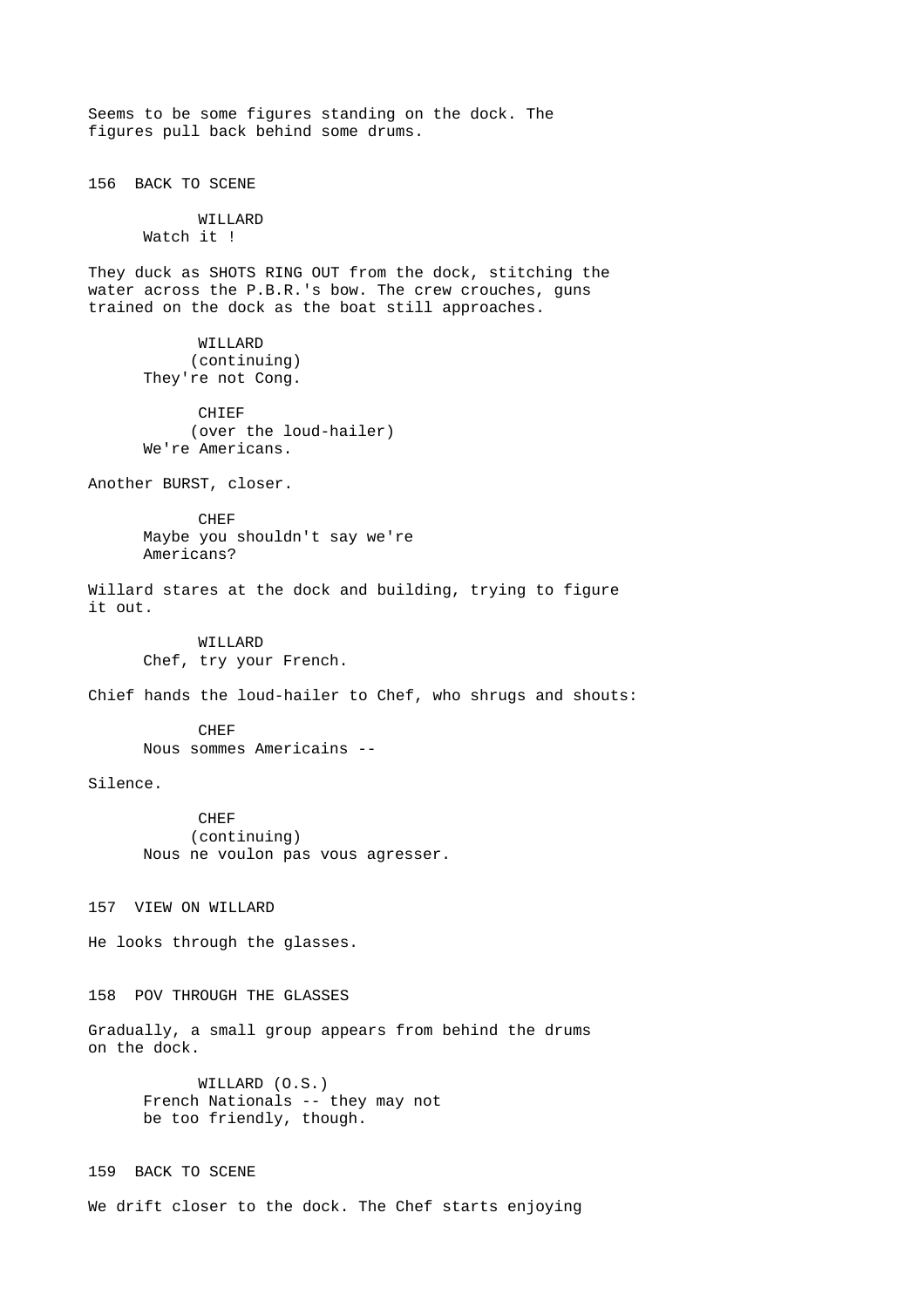Seems to be some figures standing on the dock. The figures pull back behind some drums.

156 BACK TO SCENE

WILLARD
Watch it !

They duck as SHOTS RING OUT from the dock, stitching the water across the P.B.R.'s bow. The crew crouches, guns trained on the dock as the boat still approaches.

WILLARD
(continuing)
They're not Cong.

CHIEF
(over the loud-hailer)
We're Americans.

Another BURST, closer.

CHEF
Maybe you shouldn't say we're Americans?

Willard stares at the dock and building, trying to figure it out.

WILLARD
Chef, try your French.

Chief hands the loud-hailer to Chef, who shrugs and shouts:

CHEF
Nous sommes Americains --

Silence.

CHEF
(continuing)
Nous ne voulon pas vous agresser.

157 VIEW ON WILLARD

He looks through the glasses.

158 POV THROUGH THE GLASSES

Gradually, a small group appears from behind the drums on the dock.

WILLARD (O.S.)
French Nationals -- they may not be too friendly, though.

159 BACK TO SCENE

We drift closer to the dock. The Chef starts enjoying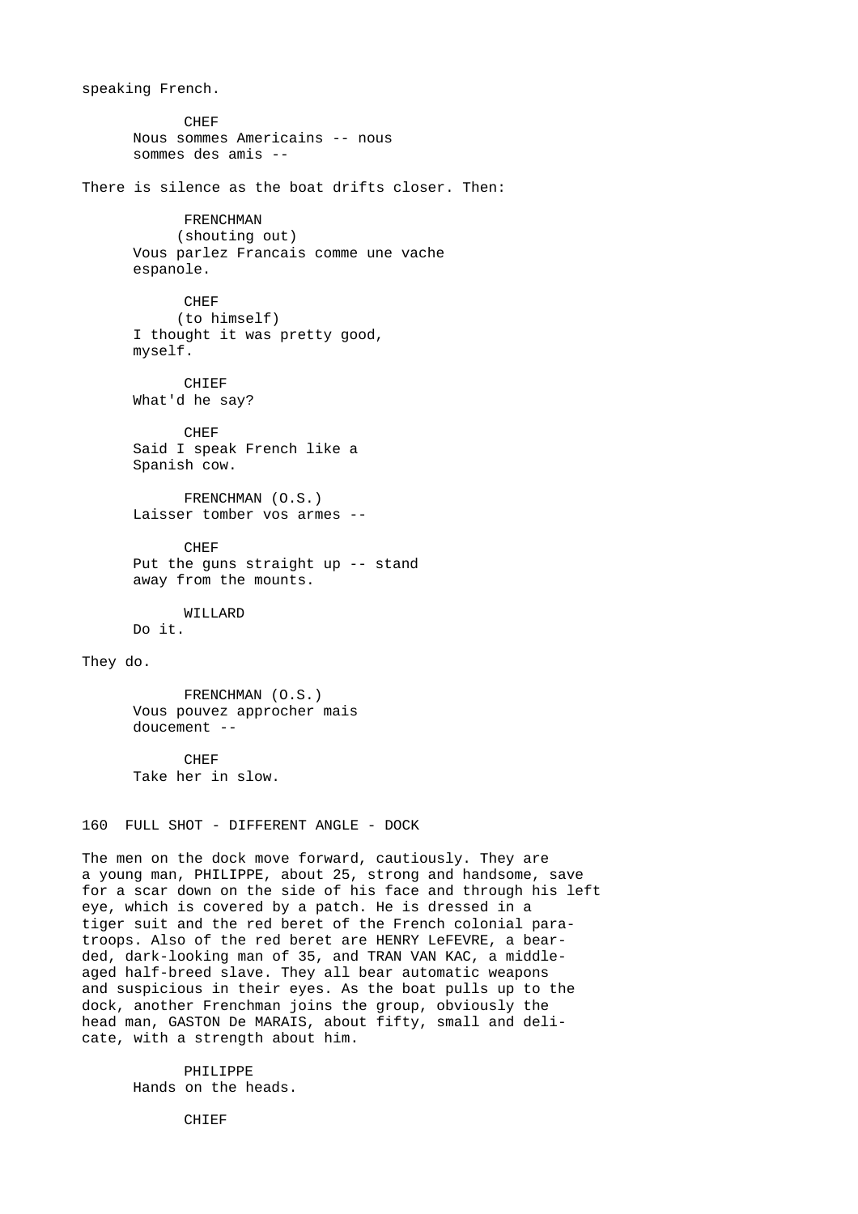speaking French.

CHEF
Nous sommes Americains -- nous sommes des amis --

There is silence as the boat drifts closer. Then:

FRENCHMAN
(shouting out)
Vous parlez Francais comme une vache espanole.

CHEF
(to himself)
I thought it was pretty good, myself.

CHIEF
What'd he say?

CHEF
Said I speak French like a Spanish cow.

FRENCHMAN (O.S.)
Laisser tomber vos armes --

CHEF
Put the guns straight up -- stand away from the mounts.

WILLARD
Do it.

They do.

FRENCHMAN (O.S.)
Vous pouvez approcher mais doucement --

CHEF
Take her in slow.

160 FULL SHOT - DIFFERENT ANGLE - DOCK

The men on the dock move forward, cautiously. They are a young man, PHILIPPE, about 25, strong and handsome, save for a scar down on the side of his face and through his left eye, which is covered by a patch. He is dressed in a tiger suit and the red beret of the French colonial para-troops. Also of the red beret are HENRY LeFEVRE, a bear-ded, dark-looking man of 35, and TRAN VAN KAC, a middle-aged half-breed slave. They all bear automatic weapons and suspicious in their eyes. As the boat pulls up to the dock, another Frenchman joins the group, obviously the head man, GASTON De MARAIS, about fifty, small and deli-cate, with a strength about him.

PHILIPPE
Hands on the heads.

CHIEF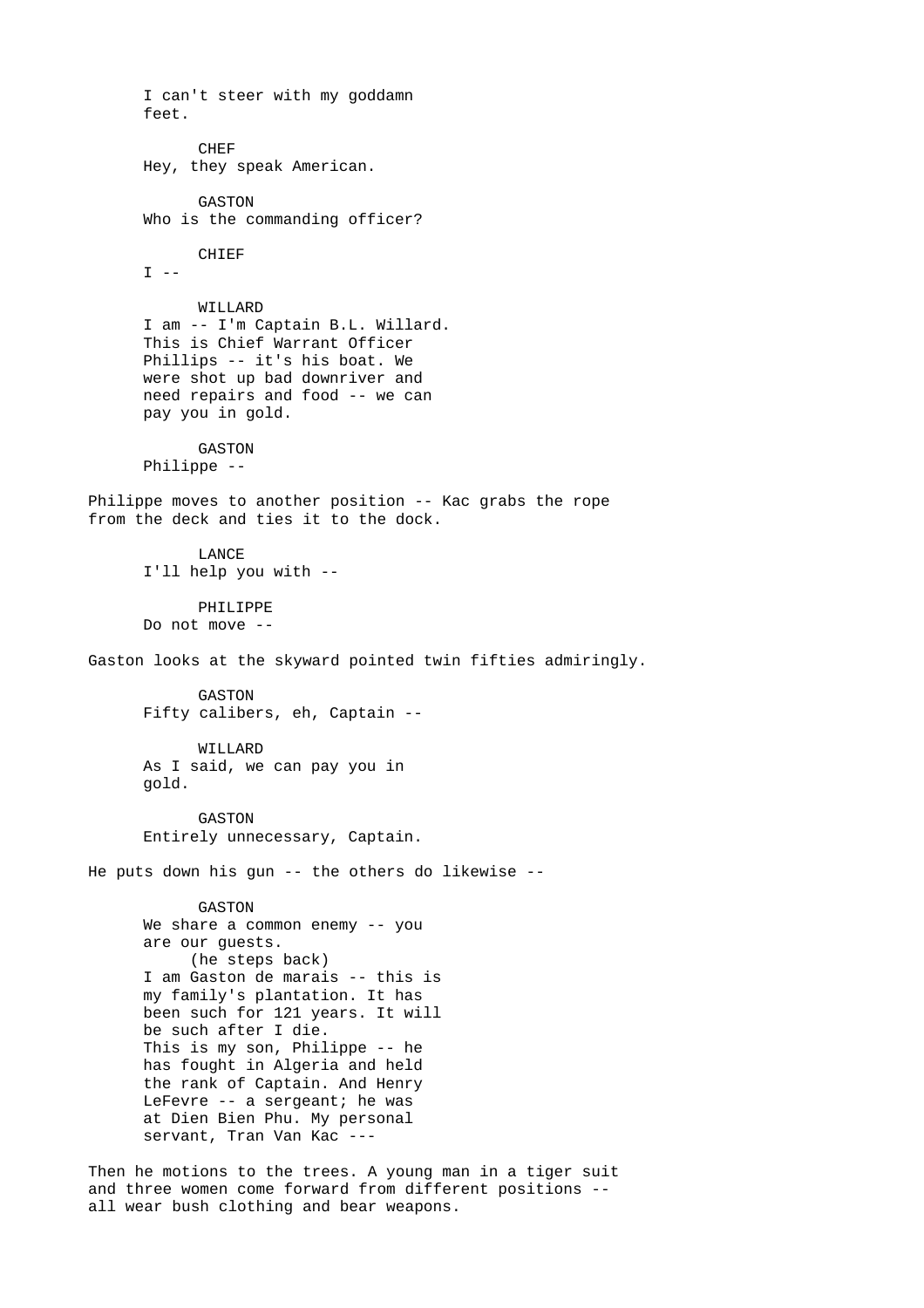I can't steer with my goddamn feet.

CHEF
Hey, they speak American.

GASTON
Who is the commanding officer?

CHIEF
I --

WILLARD
I am -- I'm Captain B.L. Willard. This is Chief Warrant Officer Phillips -- it's his boat. We were shot up bad downriver and need repairs and food -- we can pay you in gold.

GASTON
Philippe --

Philippe moves to another position -- Kac grabs the rope from the deck and ties it to the dock.

LANCE
I'll help you with --

PHILIPPE
Do not move --

Gaston looks at the skyward pointed twin fifties admiringly.

GASTON
Fifty calibers, eh, Captain --

WILLARD
As I said, we can pay you in gold.

GASTON
Entirely unnecessary, Captain.

He puts down his gun -- the others do likewise --

GASTON
We share a common enemy -- you are our guests.
(he steps back)
I am Gaston de marais -- this is my family's plantation. It has been such for 121 years. It will be such after I die.
This is my son, Philippe -- he has fought in Algeria and held the rank of Captain. And Henry LeFevre -- a sergeant; he was at Dien Bien Phu. My personal servant, Tran Van Kac ---

Then he motions to the trees. A young man in a tiger suit and three women come forward from different positions -- all wear bush clothing and bear weapons.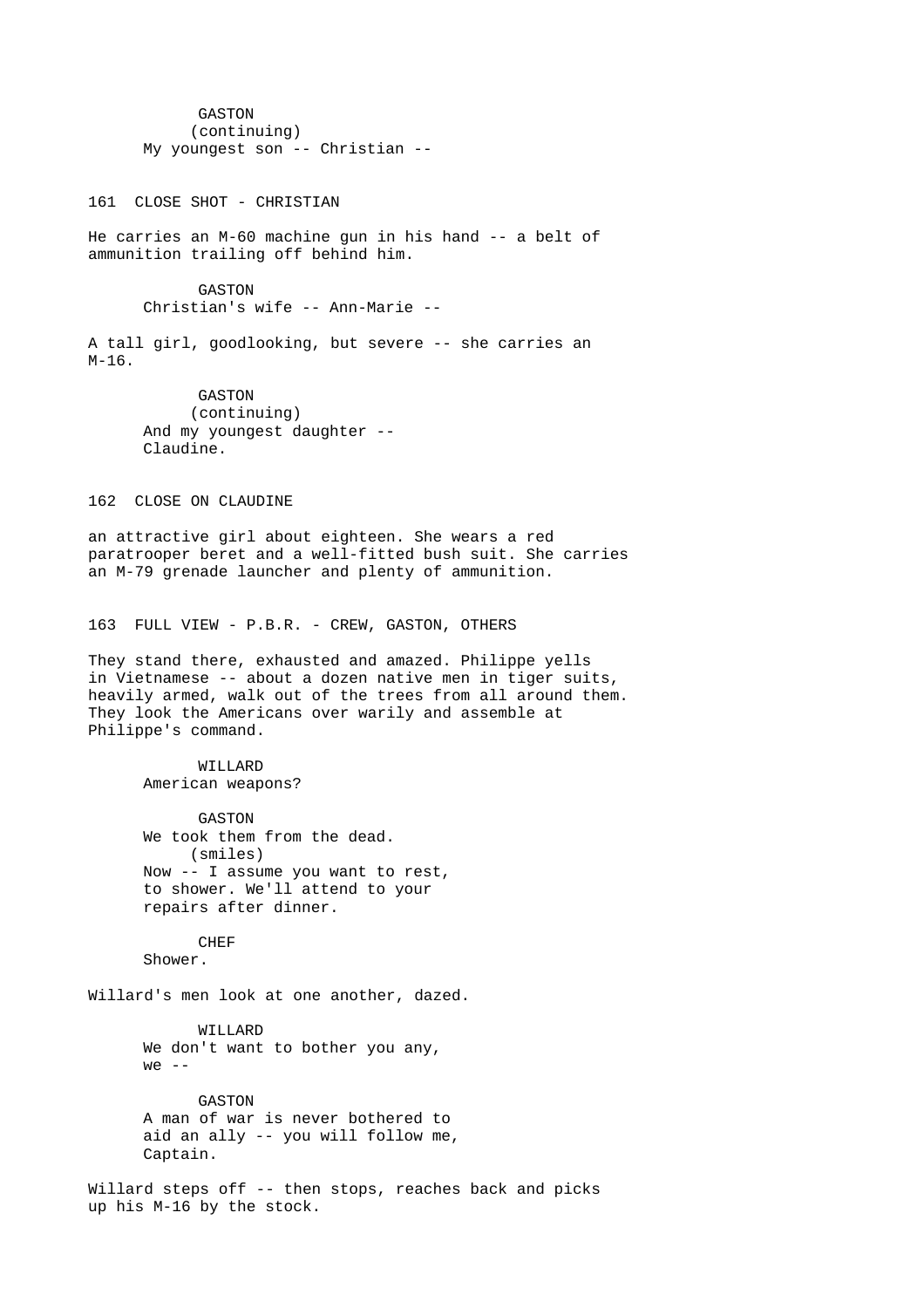GASTON
(continuing)
My youngest son -- Christian --

161 CLOSE SHOT - CHRISTIAN

He carries an M-60 machine gun in his hand -- a belt of ammunition trailing off behind him.

GASTON
Christian's wife -- Ann-Marie --

A tall girl, goodlooking, but severe -- she carries an M-16.

GASTON
(continuing)
And my youngest daughter -- Claudine.

162 CLOSE ON CLAUDINE

an attractive girl about eighteen. She wears a red paratrooper beret and a well-fitted bush suit. She carries an M-79 grenade launcher and plenty of ammunition.

163 FULL VIEW - P.B.R. - CREW, GASTON, OTHERS

They stand there, exhausted and amazed. Philippe yells in Vietnamese -- about a dozen native men in tiger suits, heavily armed, walk out of the trees from all around them. They look the Americans over warily and assemble at Philippe's command.

WILLARD
American weapons?

GASTON
We took them from the dead.
(smiles)
Now -- I assume you want to rest, to shower. We'll attend to your repairs after dinner.

CHEF
Shower.

Willard's men look at one another, dazed.

WILLARD
We don't want to bother you any, we --

GASTON
A man of war is never bothered to aid an ally -- you will follow me, Captain.

Willard steps off -- then stops, reaches back and picks up his M-16 by the stock.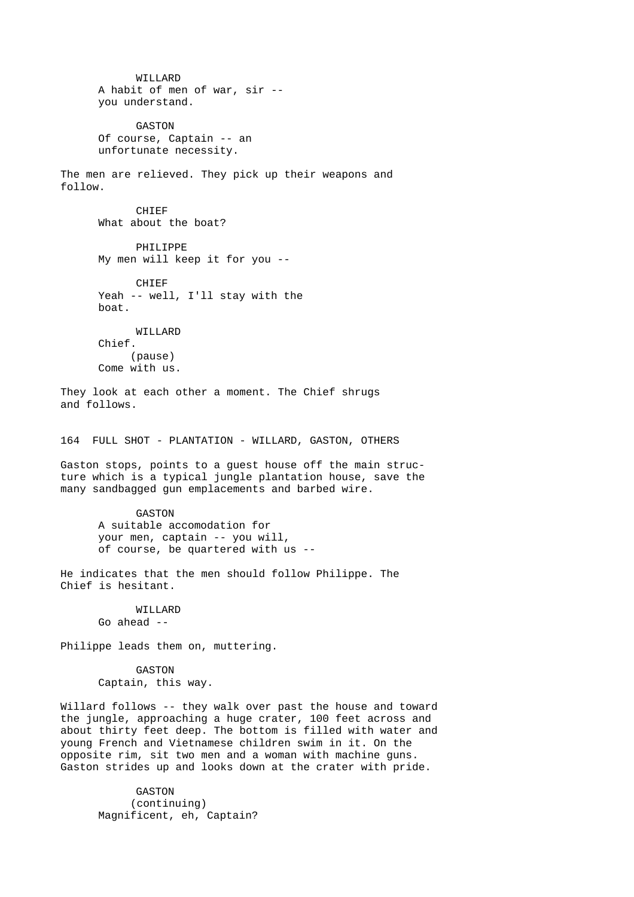WILLARD
A habit of men of war, sir --
you understand.

GASTON
Of course, Captain -- an
unfortunate necessity.

The men are relieved. They pick up their weapons and follow.

CHIEF
What about the boat?

PHILIPPE
My men will keep it for you --

CHIEF
Yeah -- well, I'll stay with the
boat.

WILLARD
Chief.
(pause)
Come with us.

They look at each other a moment. The Chief shrugs and follows.

164 FULL SHOT - PLANTATION - WILLARD, GASTON, OTHERS

Gaston stops, points to a guest house off the main structure which is a typical jungle plantation house, save the many sandbagged gun emplacements and barbed wire.

GASTON
A suitable accomodation for
your men, captain -- you will,
of course, be quartered with us --

He indicates that the men should follow Philippe. The Chief is hesitant.

WILLARD
Go ahead --

Philippe leads them on, muttering.

GASTON
Captain, this way.

Willard follows -- they walk over past the house and toward the jungle, approaching a huge crater, 100 feet across and about thirty feet deep. The bottom is filled with water and young French and Vietnamese children swim in it. On the opposite rim, sit two men and a woman with machine guns. Gaston strides up and looks down at the crater with pride.

GASTON
(continuing)
Magnificent, eh, Captain?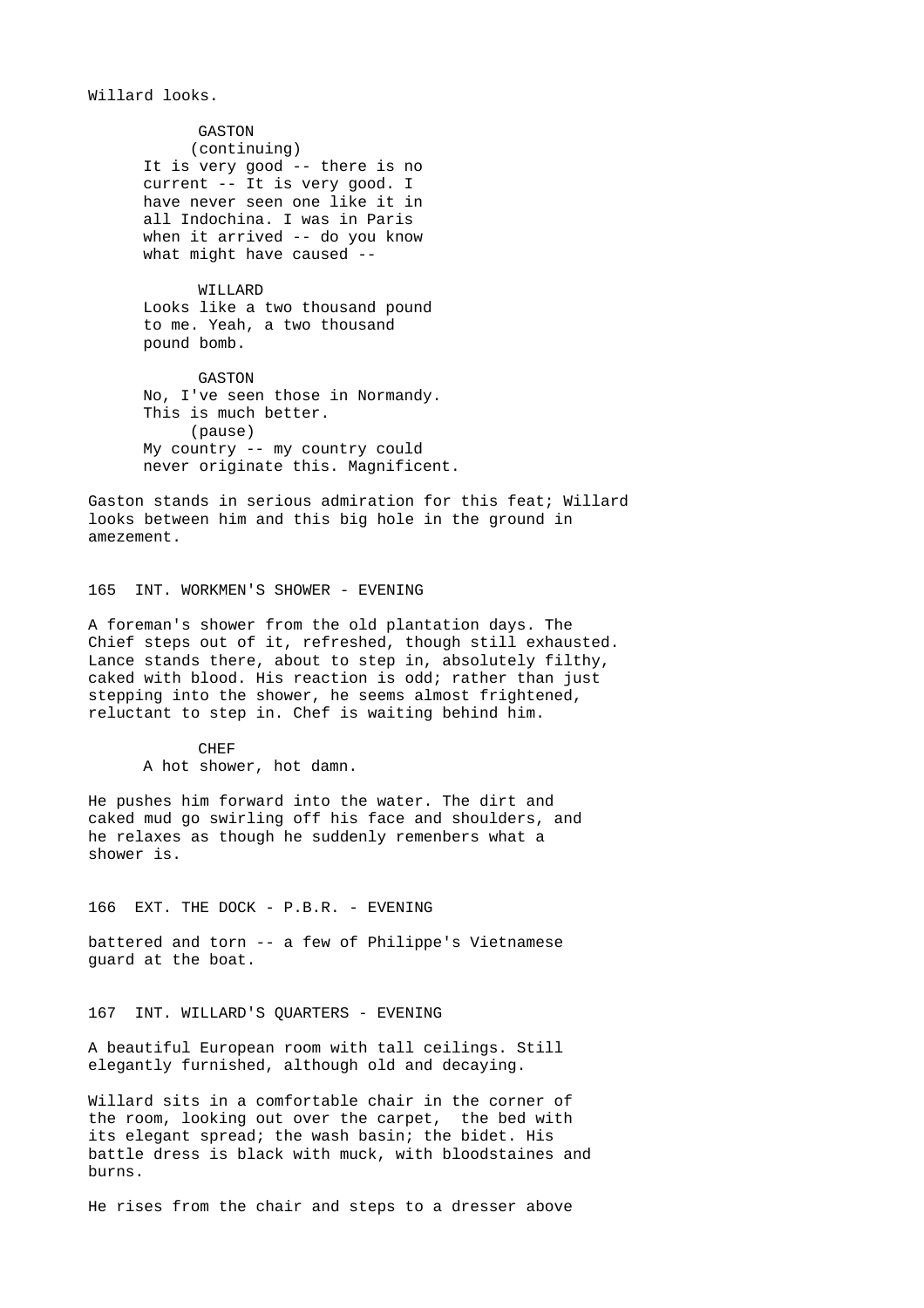Willard looks.

GASTON
(continuing)
It is very good -- there is no current -- It is very good. I have never seen one like it in all Indochina. I was in Paris when it arrived -- do you know what might have caused --

WILLARD
Looks like a two thousand pound to me. Yeah, a two thousand pound bomb.

GASTON
No, I've seen those in Normandy. This is much better.
(pause)
My country -- my country could never originate this. Magnificent.

Gaston stands in serious admiration for this feat; Willard looks between him and this big hole in the ground in amezement.

165 INT. WORKMEN'S SHOWER - EVENING

A foreman's shower from the old plantation days. The Chief steps out of it, refreshed, though still exhausted. Lance stands there, about to step in, absolutely filthy, caked with blood. His reaction is odd; rather than just stepping into the shower, he seems almost frightened, reluctant to step in. Chef is waiting behind him.

CHEF
A hot shower, hot damn.

He pushes him forward into the water. The dirt and caked mud go swirling off his face and shoulders, and he relaxes as though he suddenly remenbers what a shower is.

166 EXT. THE DOCK - P.B.R. - EVENING

battered and torn -- a few of Philippe's Vietnamese guard at the boat.

167 INT. WILLARD'S QUARTERS - EVENING

A beautiful European room with tall ceilings. Still elegantly furnished, although old and decaying.

Willard sits in a comfortable chair in the corner of the room, looking out over the carpet, the bed with its elegant spread; the wash basin; the bidet. His battle dress is black with muck, with bloodstaines and burns.

He rises from the chair and steps to a dresser above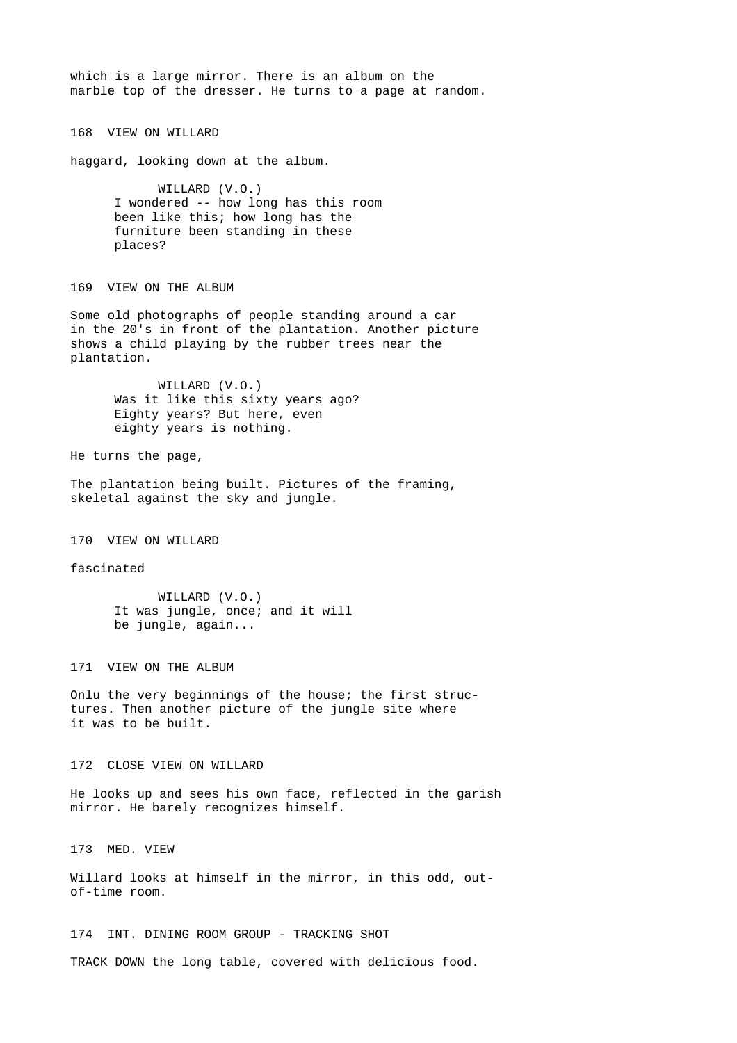which is a large mirror. There is an album on the marble top of the dresser. He turns to a page at random.

168 VIEW ON WILLARD

haggard, looking down at the album.

WILLARD (V.O.)
I wondered -- how long has this room been like this; how long has the furniture been standing in these places?

169 VIEW ON THE ALBUM

Some old photographs of people standing around a car in the 20's in front of the plantation. Another picture shows a child playing by the rubber trees near the plantation.

WILLARD (V.O.)
Was it like this sixty years ago? Eighty years? But here, even eighty years is nothing.

He turns the page,

The plantation being built. Pictures of the framing, skeletal against the sky and jungle.

170 VIEW ON WILLARD

fascinated

WILLARD (V.O.)
It was jungle, once; and it will be jungle, again...

171 VIEW ON THE ALBUM

Onlu the very beginnings of the house; the first structures. Then another picture of the jungle site where it was to be built.

172 CLOSE VIEW ON WILLARD

He looks up and sees his own face, reflected in the garish mirror. He barely recognizes himself.

173 MED. VIEW

Willard looks at himself in the mirror, in this odd, out-of-time room.

174 INT. DINING ROOM GROUP - TRACKING SHOT

TRACK DOWN the long table, covered with delicious food.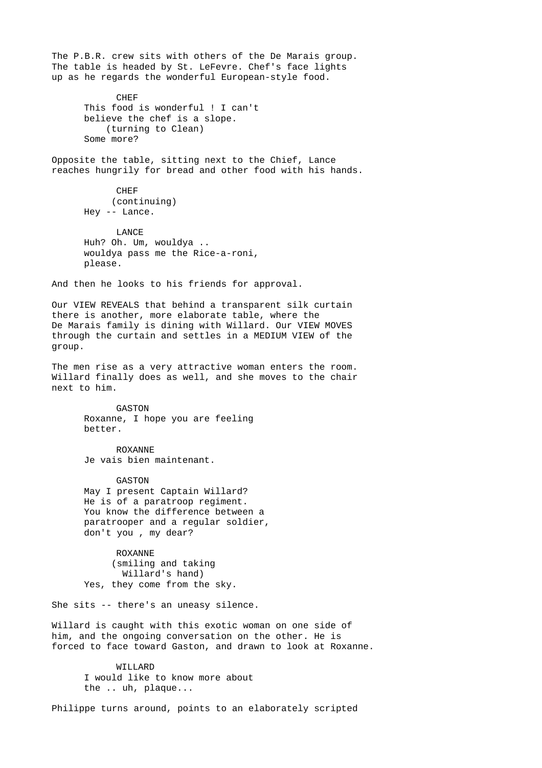The P.B.R. crew sits with others of the De Marais group. The table is headed by St. LeFevre. Chef's face lights up as he regards the wonderful European-style food.

CHEF
This food is wonderful ! I can't believe the chef is a slope.
(turning to Clean)
Some more?

Opposite the table, sitting next to the Chief, Lance reaches hungrily for bread and other food with his hands.

CHEF
(continuing)
Hey -- Lance.

LANCE
Huh? Oh. Um, wouldya .. wouldya pass me the Rice-a-roni, please.

And then he looks to his friends for approval.

Our VIEW REVEALS that behind a transparent silk curtain there is another, more elaborate table, where the De Marais family is dining with Willard. Our VIEW MOVES through the curtain and settles in a MEDIUM VIEW of the group.

The men rise as a very attractive woman enters the room. Willard finally does as well, and she moves to the chair next to him.

GASTON
Roxanne, I hope you are feeling better.

ROXANNE
Je vais bien maintenant.

GASTON
May I present Captain Willard? He is of a paratroop regiment. You know the difference between a paratrooper and a regular soldier, don't you , my dear?

ROXANNE
(smiling and taking Willard's hand)
Yes, they come from the sky.

She sits -- there's an uneasy silence.

Willard is caught with this exotic woman on one side of him, and the ongoing conversation on the other. He is forced to face toward Gaston, and drawn to look at Roxanne.

WILLARD
I would like to know more about the .. uh, plaque...

Philippe turns around, points to an elaborately scripted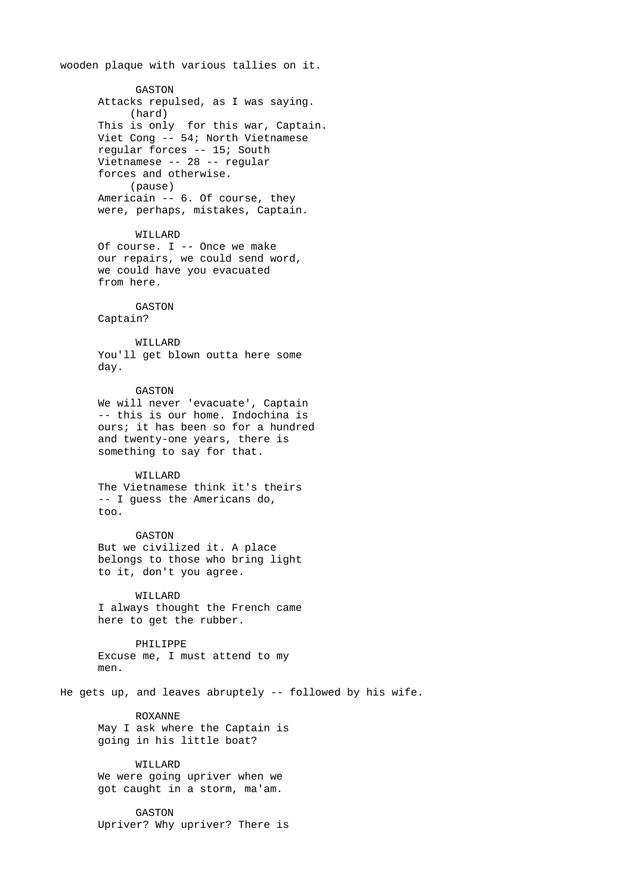wooden plaque with various tallies on it.

GASTON
Attacks repulsed, as I was saying.
(hard)
This is only  for this war, Captain.
Viet Cong -- 54; North Vietnamese
regular forces -- 15; South
Vietnamese -- 28 -- regular
forces and otherwise.
(pause)
Americain -- 6. Of course, they
were, perhaps, mistakes, Captain.

WILLARD
Of course. I -- Once we make
our repairs, we could send word,
we could have you evacuated
from here.

GASTON
Captain?

WILLARD
You'll get blown outta here some
day.

GASTON
We will never 'evacuate', Captain
-- this is our home. Indochina is
ours; it has been so for a hundred
and twenty-one years, there is
something to say for that.

WILLARD
The Vietnamese think it's theirs
-- I guess the Americans do,
too.

GASTON
But we civilized it. A place
belongs to those who bring light
to it, don't you agree.

WILLARD
I always thought the French came
here to get the rubber.

PHILIPPE
Excuse me, I must attend to my
men.

He gets up, and leaves abruptly -- followed by his wife.

ROXANNE
May I ask where the Captain is
going in his little boat?

WILLARD
We were going upriver when we
got caught in a storm, ma'am.

GASTON
Upriver? Why upriver? There is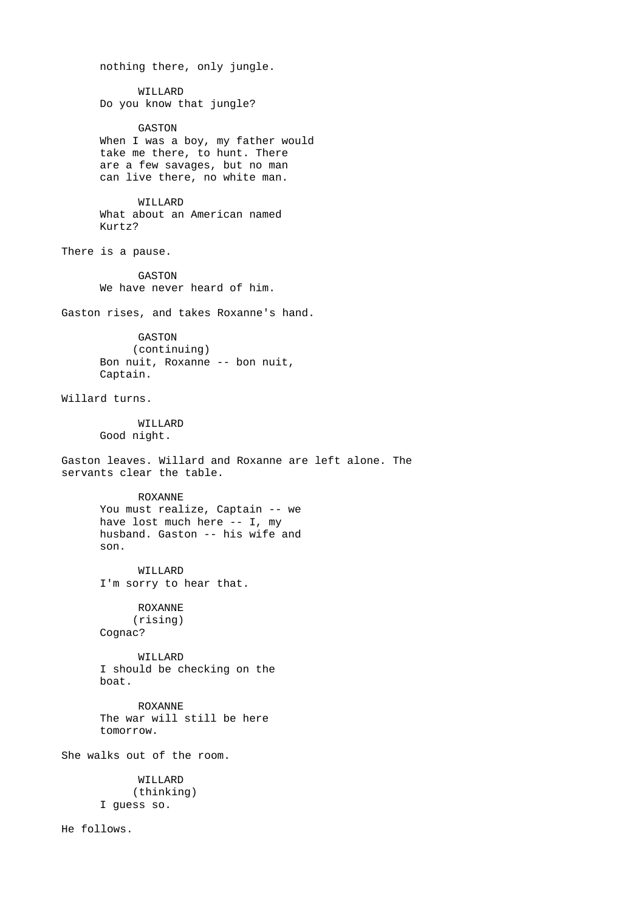nothing there, only jungle.

WILLARD
Do you know that jungle?

GASTON
When I was a boy, my father would take me there, to hunt. There are a few savages, but no man can live there, no white man.

WILLARD
What about an American named Kurtz?

There is a pause.

GASTON
We have never heard of him.

Gaston rises, and takes Roxanne's hand.

GASTON
(continuing)
Bon nuit, Roxanne -- bon nuit, Captain.

Willard turns.

WILLARD
Good night.

Gaston leaves. Willard and Roxanne are left alone. The servants clear the table.

ROXANNE
You must realize, Captain -- we have lost much here -- I, my husband. Gaston -- his wife and son.

WILLARD
I'm sorry to hear that.

ROXANNE
(rising)
Cognac?

WILLARD
I should be checking on the boat.

ROXANNE
The war will still be here tomorrow.

She walks out of the room.

WILLARD
(thinking)
I guess so.

He follows.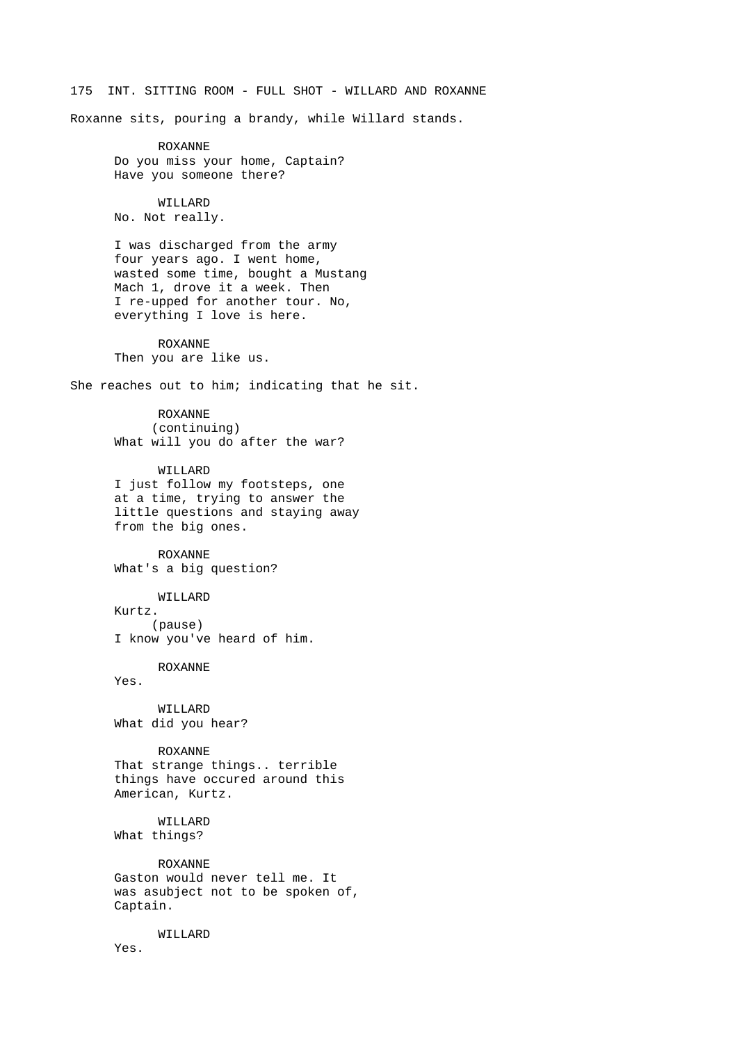175 INT. SITTING ROOM - FULL SHOT - WILLARD AND ROXANNE

Roxanne sits, pouring a brandy, while Willard stands.

ROXANNE
Do you miss your home, Captain?
Have you someone there?

WILLARD
No. Not really.

I was discharged from the army
four years ago. I went home,
wasted some time, bought a Mustang
Mach 1, drove it a week. Then
I re-upped for another tour. No,
everything I love is here.

ROXANNE
Then you are like us.

She reaches out to him; indicating that he sit.

ROXANNE
(continuing)
What will you do after the war?

WILLARD
I just follow my footsteps, one
at a time, trying to answer the
little questions and staying away
from the big ones.

ROXANNE
What's a big question?

WILLARD
Kurtz.
(pause)
I know you've heard of him.

ROXANNE
Yes.

WILLARD
What did you hear?

ROXANNE
That strange things.. terrible
things have occured around this
American, Kurtz.

WILLARD
What things?

ROXANNE
Gaston would never tell me. It
was asubject not to be spoken of,
Captain.

WILLARD
Yes.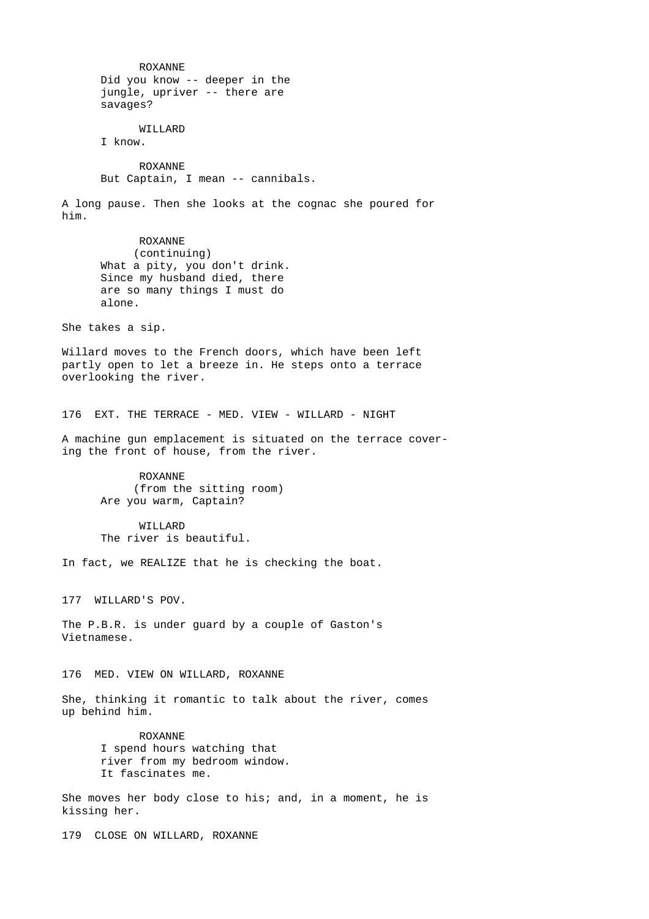ROXANNE
Did you know -- deeper in the jungle, upriver -- there are savages?

WILLARD
I know.

ROXANNE
But Captain, I mean -- cannibals.

A long pause. Then she looks at the cognac she poured for him.

ROXANNE
(continuing)
What a pity, you don't drink. Since my husband died, there are so many things I must do alone.

She takes a sip.

Willard moves to the French doors, which have been left partly open to let a breeze in. He steps onto a terrace overlooking the river.

176 EXT. THE TERRACE - MED. VIEW - WILLARD - NIGHT

A machine gun emplacement is situated on the terrace covering the front of house, from the river.

ROXANNE
(from the sitting room)
Are you warm, Captain?

WILLARD
The river is beautiful.

In fact, we REALIZE that he is checking the boat.

177 WILLARD'S POV.

The P.B.R. is under guard by a couple of Gaston's Vietnamese.

176 MED. VIEW ON WILLARD, ROXANNE

She, thinking it romantic to talk about the river, comes up behind him.

ROXANNE
I spend hours watching that river from my bedroom window. It fascinates me.

She moves her body close to his; and, in a moment, he is kissing her.

179 CLOSE ON WILLARD, ROXANNE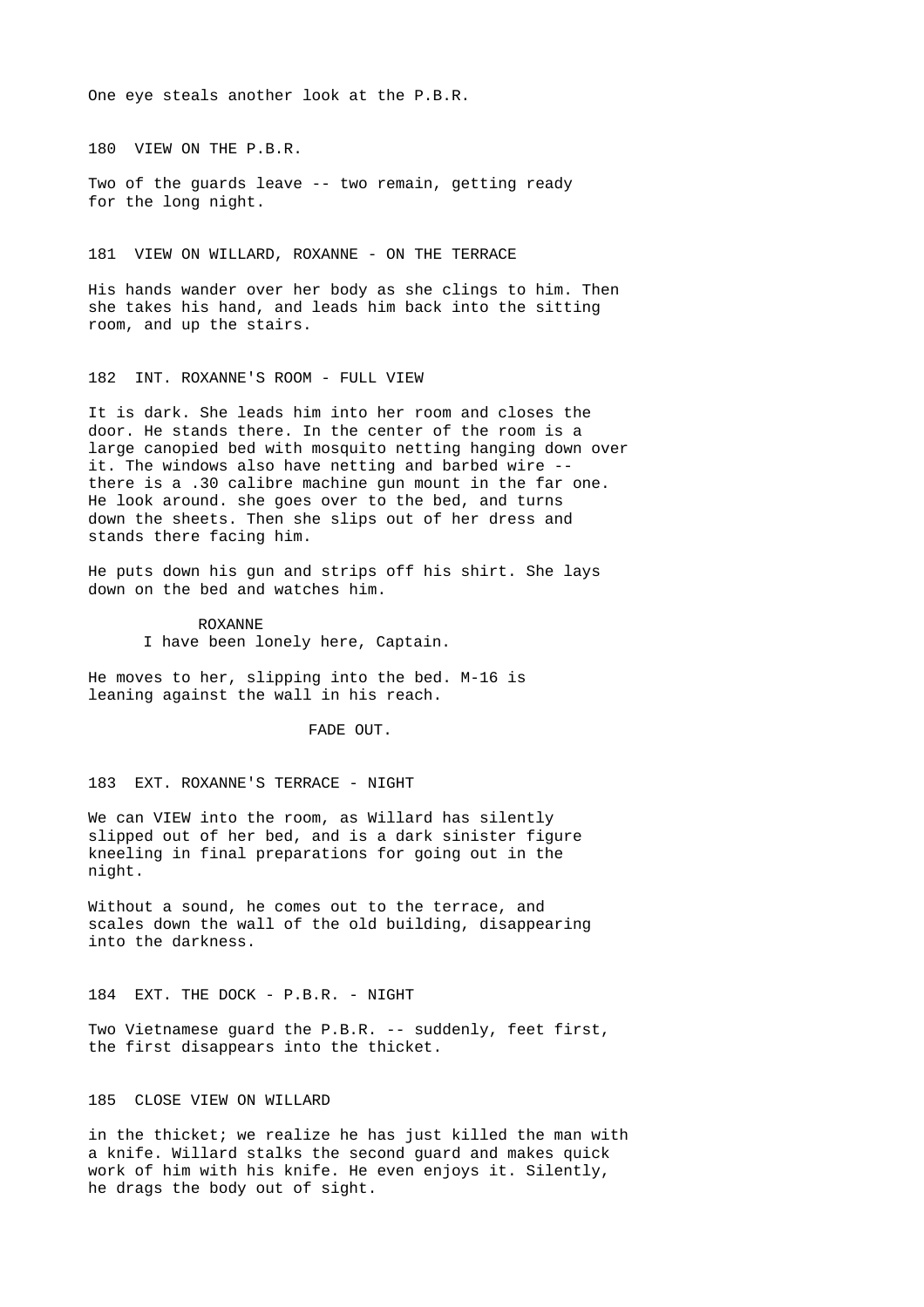One eye steals another look at the P.B.R.

180 VIEW ON THE P.B.R.

Two of the guards leave -- two remain, getting ready for the long night.

181 VIEW ON WILLARD, ROXANNE - ON THE TERRACE

His hands wander over her body as she clings to him. Then she takes his hand, and leads him back into the sitting room, and up the stairs.

182 INT. ROXANNE'S ROOM - FULL VIEW

It is dark. She leads him into her room and closes the door. He stands there. In the center of the room is a large canopied bed with mosquito netting hanging down over it. The windows also have netting and barbed wire -- there is a .30 calibre machine gun mount in the far one. He look around. she goes over to the bed, and turns down the sheets. Then she slips out of her dress and stands there facing him.

He puts down his gun and strips off his shirt. She lays down on the bed and watches him.

ROXANNE
I have been lonely here, Captain.

He moves to her, slipping into the bed. M-16 is leaning against the wall in his reach.

FADE OUT.

183 EXT. ROXANNE'S TERRACE - NIGHT

We can VIEW into the room, as Willard has silently slipped out of her bed, and is a dark sinister figure kneeling in final preparations for going out in the night.

Without a sound, he comes out to the terrace, and scales down the wall of the old building, disappearing into the darkness.

184 EXT. THE DOCK - P.B.R. - NIGHT

Two Vietnamese guard the P.B.R. -- suddenly, feet first, the first disappears into the thicket.

185 CLOSE VIEW ON WILLARD

in the thicket; we realize he has just killed the man with a knife. Willard stalks the second guard and makes quick work of him with his knife. He even enjoys it. Silently, he drags the body out of sight.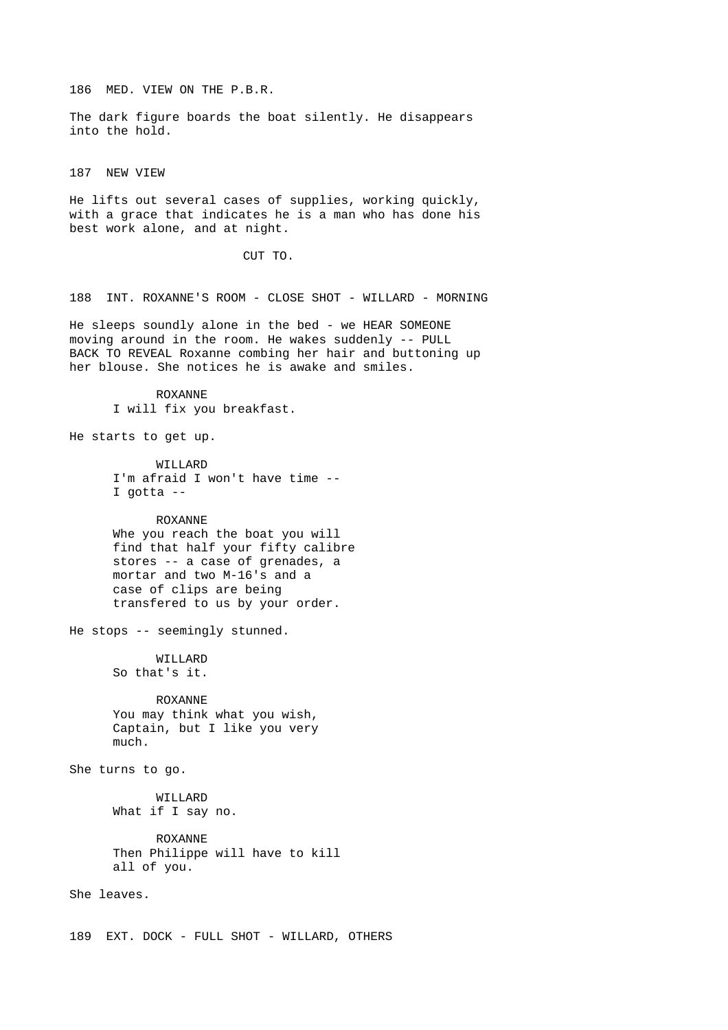186 MED. VIEW ON THE P.B.R.

The dark figure boards the boat silently. He disappears into the hold.

187 NEW VIEW

He lifts out several cases of supplies, working quickly, with a grace that indicates he is a man who has done his best work alone, and at night.

CUT TO.

188 INT. ROXANNE'S ROOM - CLOSE SHOT - WILLARD - MORNING

He sleeps soundly alone in the bed - we HEAR SOMEONE moving around in the room. He wakes suddenly -- PULL BACK TO REVEAL Roxanne combing her hair and buttoning up her blouse. She notices he is awake and smiles.

ROXANNE
I will fix you breakfast.

He starts to get up.

WILLARD
I'm afraid I won't have time -- I gotta --

ROXANNE
Whe you reach the boat you will find that half your fifty calibre stores -- a case of grenades, a mortar and two M-16's and a case of clips are being transfered to us by your order.

He stops -- seemingly stunned.

WILLARD
So that's it.

ROXANNE
You may think what you wish, Captain, but I like you very much.

She turns to go.

WILLARD
What if I say no.

ROXANNE
Then Philippe will have to kill all of you.

She leaves.

189 EXT. DOCK - FULL SHOT - WILLARD, OTHERS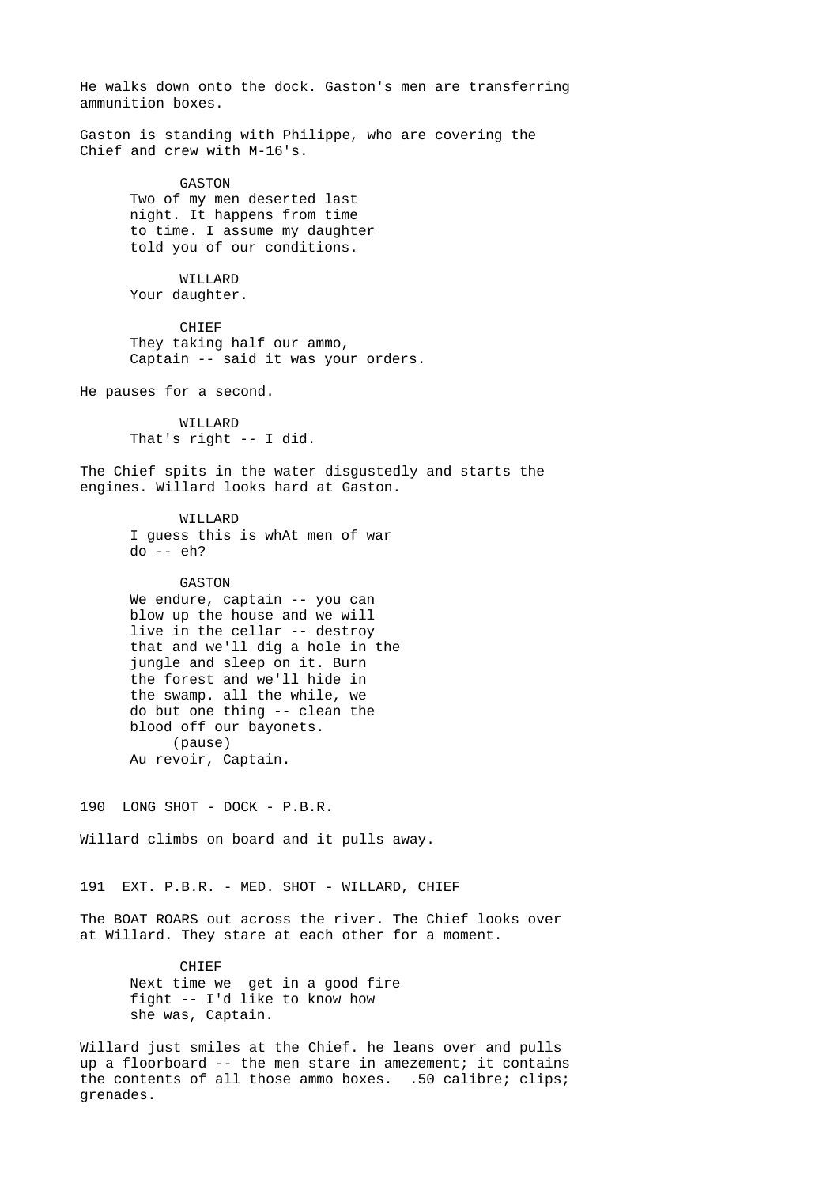He walks down onto the dock. Gaston's men are transferring ammunition boxes.

Gaston is standing with Philippe, who are covering the Chief and crew with M-16's.

GASTON
Two of my men deserted last night. It happens from time to time. I assume my daughter told you of our conditions.

WILLARD
Your daughter.

CHIEF
They taking half our ammo, Captain -- said it was your orders.

He pauses for a second.

WILLARD
That's right -- I did.

The Chief spits in the water disgustedly and starts the engines. Willard looks hard at Gaston.

WILLARD
I guess this is whAt men of war do -- eh?

GASTON
We endure, captain -- you can blow up the house and we will live in the cellar -- destroy that and we'll dig a hole in the jungle and sleep on it. Burn the forest and we'll hide in the swamp. all the while, we do but one thing -- clean the blood off our bayonets.
(pause)
Au revoir, Captain.

190 LONG SHOT - DOCK - P.B.R.

Willard climbs on board and it pulls away.

191 EXT. P.B.R. - MED. SHOT - WILLARD, CHIEF

The BOAT ROARS out across the river. The Chief looks over at Willard. They stare at each other for a moment.

CHIEF
Next time we get in a good fire fight -- I'd like to know how she was, Captain.

Willard just smiles at the Chief. he leans over and pulls up a floorboard -- the men stare in amezement; it contains the contents of all those ammo boxes. .50 calibre; clips; grenades.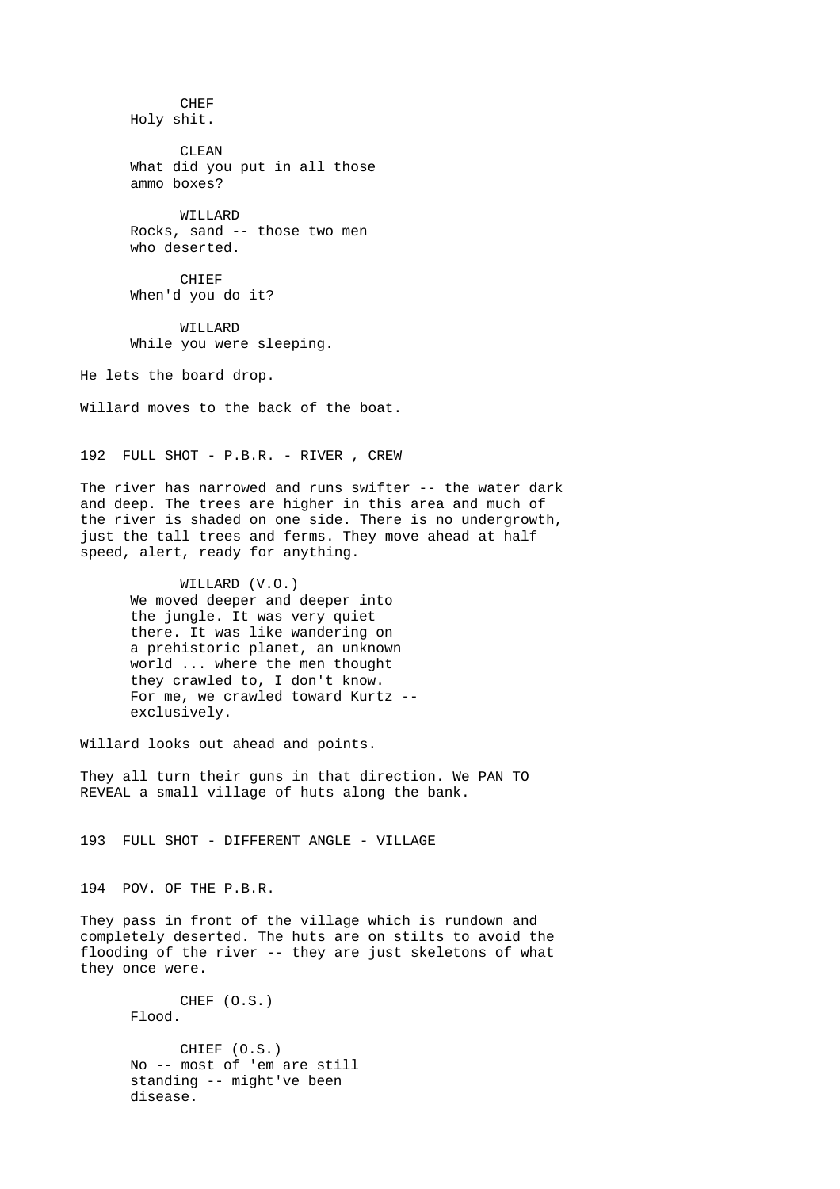CHEF
Holy shit.

CLEAN
What did you put in all those
ammo boxes?

WILLARD
Rocks, sand -- those two men
who deserted.

CHIEF
When'd you do it?

WILLARD
While you were sleeping.

He lets the board drop.

Willard moves to the back of the boat.

192 FULL SHOT - P.B.R. - RIVER , CREW

The river has narrowed and runs swifter -- the water dark and deep. The trees are higher in this area and much of the river is shaded on one side. There is no undergrowth, just the tall trees and ferms. They move ahead at half speed, alert, ready for anything.

WILLARD (V.O.)
We moved deeper and deeper into
the jungle. It was very quiet
there. It was like wandering on
a prehistoric planet, an unknown
world ... where the men thought
they crawled to, I don't know.
For me, we crawled toward Kurtz --
exclusively.

Willard looks out ahead and points.

They all turn their guns in that direction. We PAN TO REVEAL a small village of huts along the bank.

193 FULL SHOT - DIFFERENT ANGLE - VILLAGE

194 POV. OF THE P.B.R.

They pass in front of the village which is rundown and completely deserted. The huts are on stilts to avoid the flooding of the river -- they are just skeletons of what they once were.

CHEF (O.S.)
Flood.

CHIEF (O.S.)
No -- most of 'em are still
standing -- might've been
disease.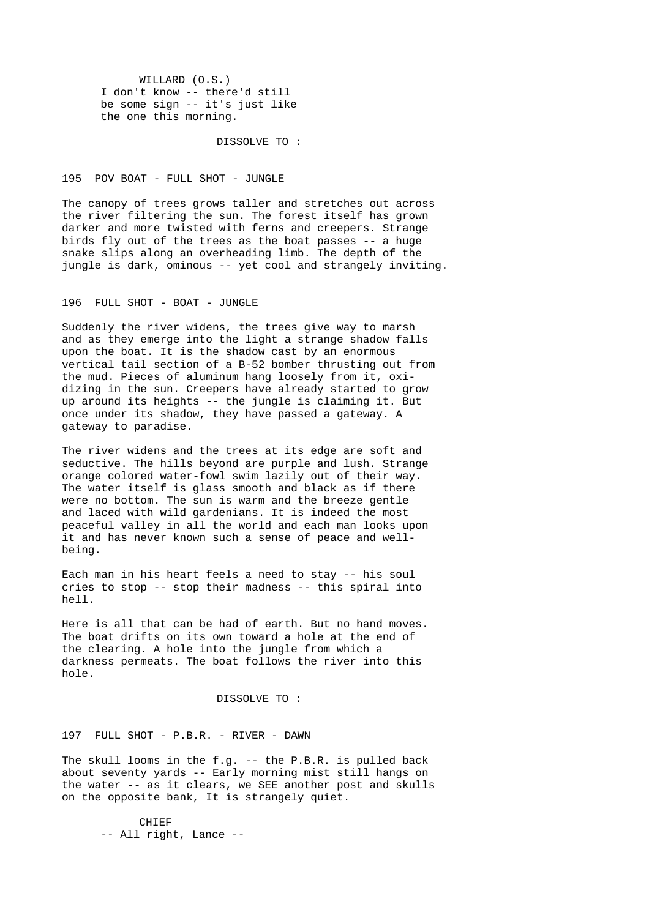WILLARD (O.S.)
I don't know -- there'd still
be some sign -- it's just like
the one this morning.

DISSOLVE TO :

195 POV BOAT - FULL SHOT - JUNGLE

The canopy of trees grows taller and stretches out across the river filtering the sun. The forest itself has grown darker and more twisted with ferns and creepers. Strange birds fly out of the trees as the boat passes -- a huge snake slips along an overheading limb. The depth of the jungle is dark, ominous -- yet cool and strangely inviting.

196 FULL SHOT - BOAT - JUNGLE

Suddenly the river widens, the trees give way to marsh and as they emerge into the light a strange shadow falls upon the boat. It is the shadow cast by an enormous vertical tail section of a B-52 bomber thrusting out from the mud. Pieces of aluminum hang loosely from it, oxi-dizing in the sun. Creepers have already started to grow up around its heights -- the jungle is claiming it. But once under its shadow, they have passed a gateway. A gateway to paradise.

The river widens and the trees at its edge are soft and seductive. The hills beyond are purple and lush. Strange orange colored water-fowl swim lazily out of their way. The water itself is glass smooth and black as if there were no bottom. The sun is warm and the breeze gentle and laced with wild gardenians. It is indeed the most peaceful valley in all the world and each man looks upon it and has never known such a sense of peace and well-being.

Each man in his heart feels a need to stay -- his soul cries to stop -- stop their madness -- this spiral into hell.

Here is all that can be had of earth. But no hand moves. The boat drifts on its own toward a hole at the end of the clearing. A hole into the jungle from which a darkness permeats. The boat follows the river into this hole.

DISSOLVE TO :

197 FULL SHOT - P.B.R. - RIVER - DAWN

The skull looms in the f.g. -- the P.B.R. is pulled back about seventy yards -- Early morning mist still hangs on the water -- as it clears, we SEE another post and skulls on the opposite bank, It is strangely quiet.

CHIEF
-- All right, Lance --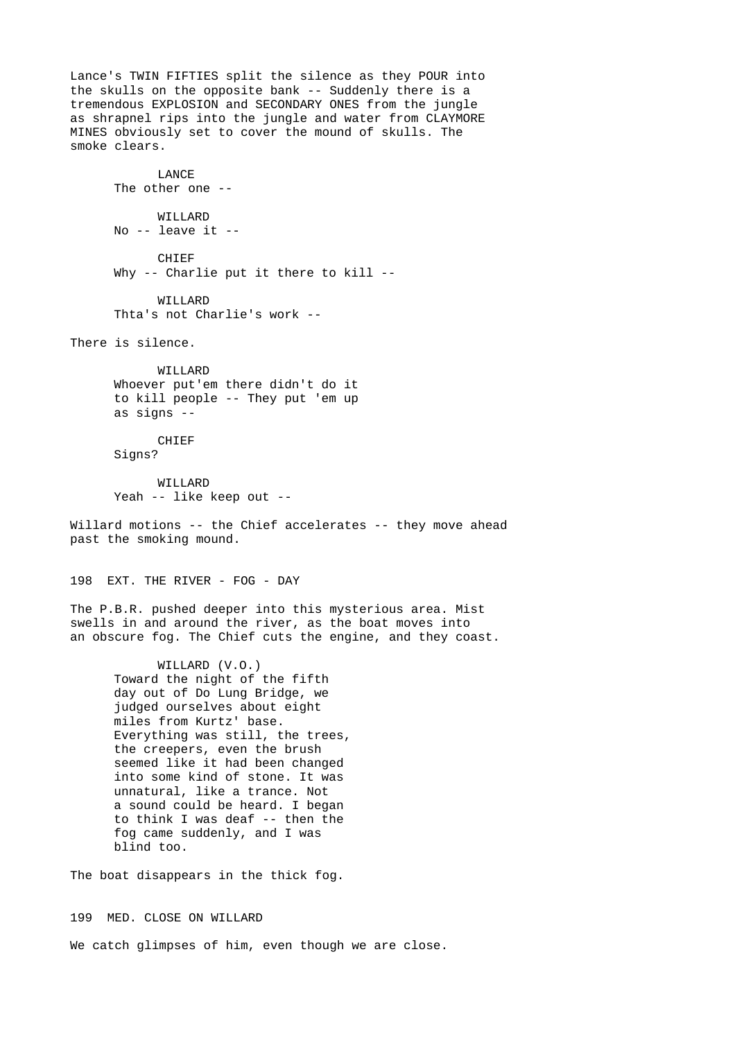Lance's TWIN FIFTIES split the silence as they POUR into the skulls on the opposite bank -- Suddenly there is a tremendous EXPLOSION and SECONDARY ONES from the jungle as shrapnel rips into the jungle and water from CLAYMORE MINES obviously set to cover the mound of skulls. The smoke clears.

LANCE
The other one --

WILLARD
No -- leave it --

CHIEF
Why -- Charlie put it there to kill --

WILLARD
Thta's not Charlie's work --

There is silence.

WILLARD
Whoever put'em there didn't do it to kill people -- They put 'em up as signs --

CHIEF
Signs?

WILLARD
Yeah -- like keep out --

Willard motions -- the Chief accelerates -- they move ahead past the smoking mound.

198 EXT. THE RIVER - FOG - DAY

The P.B.R. pushed deeper into this mysterious area. Mist swells in and around the river, as the boat moves into an obscure fog. The Chief cuts the engine, and they coast.

WILLARD (V.O.)
Toward the night of the fifth day out of Do Lung Bridge, we judged ourselves about eight miles from Kurtz' base. Everything was still, the trees, the creepers, even the brush seemed like it had been changed into some kind of stone. It was unnatural, like a trance. Not a sound could be heard. I began to think I was deaf -- then the fog came suddenly, and I was blind too.

The boat disappears in the thick fog.

199 MED. CLOSE ON WILLARD

We catch glimpses of him, even though we are close.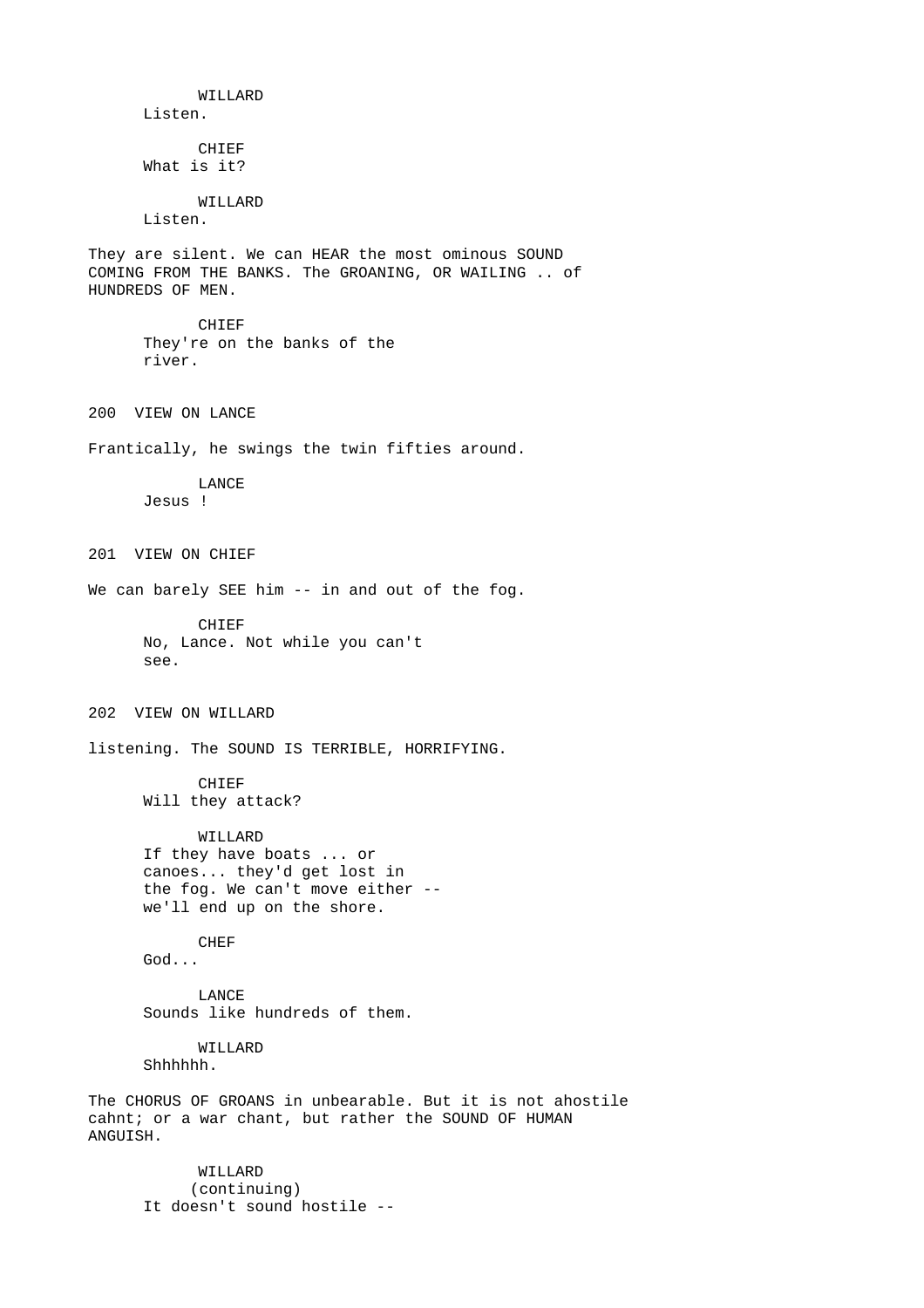WILLARD
Listen.

CHIEF
What is it?

WILLARD
Listen.

They are silent. We can HEAR the most ominous SOUND COMING FROM THE BANKS. The GROANING, OR WAILING .. of HUNDREDS OF MEN.

CHIEF
They're on the banks of the river.

200 VIEW ON LANCE

Frantically, he swings the twin fifties around.

LANCE
Jesus !

201 VIEW ON CHIEF

We can barely SEE him -- in and out of the fog.

CHIEF
No, Lance. Not while you can't see.

202 VIEW ON WILLARD

listening. The SOUND IS TERRIBLE, HORRIFYING.

CHIEF
Will they attack?

WILLARD
If they have boats ... or canoes... they'd get lost in the fog. We can't move either -- we'll end up on the shore.

CHEF
God...

LANCE
Sounds like hundreds of them.

WILLARD
Shhhhhh.

The CHORUS OF GROANS in unbearable. But it is not ahostile cahnt; or a war chant, but rather the SOUND OF HUMAN ANGUISH.

WILLARD
(continuing)
It doesn't sound hostile --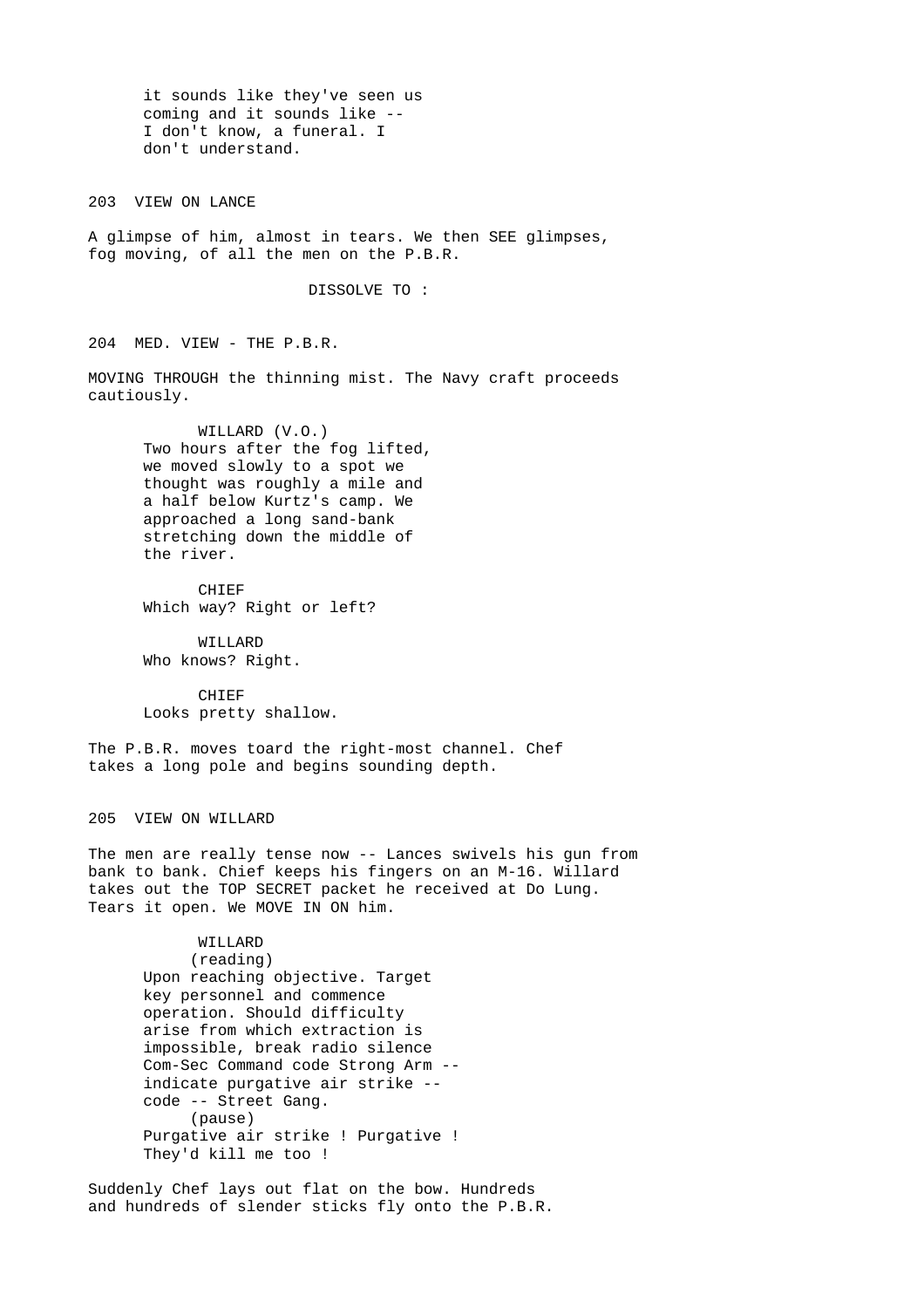it sounds like they've seen us
coming and it sounds like --
I don't know, a funeral. I
don't understand.

203 VIEW ON LANCE

A glimpse of him, almost in tears. We then SEE glimpses, fog moving, of all the men on the P.B.R.

DISSOLVE TO :

204 MED. VIEW - THE P.B.R.

MOVING THROUGH the thinning mist. The Navy craft proceeds cautiously.

WILLARD (V.O.)
Two hours after the fog lifted,
we moved slowly to a spot we
thought was roughly a mile and
a half below Kurtz's camp. We
approached a long sand-bank
stretching down the middle of
the river.

CHIEF
Which way? Right or left?

WILLARD
Who knows? Right.

CHIEF
Looks pretty shallow.

The P.B.R. moves toard the right-most channel. Chef takes a long pole and begins sounding depth.

205 VIEW ON WILLARD

The men are really tense now -- Lances swivels his gun from bank to bank. Chief keeps his fingers on an M-16. Willard takes out the TOP SECRET packet he received at Do Lung. Tears it open. We MOVE IN ON him.

WILLARD
(reading)
Upon reaching objective. Target
key personnel and commence
operation. Should difficulty
arise from which extraction is
impossible, break radio silence
Com-Sec Command code Strong Arm --
indicate purgative air strike --
code -- Street Gang.
(pause)
Purgative air strike ! Purgative !
They'd kill me too !

Suddenly Chef lays out flat on the bow. Hundreds and hundreds of slender sticks fly onto the P.B.R.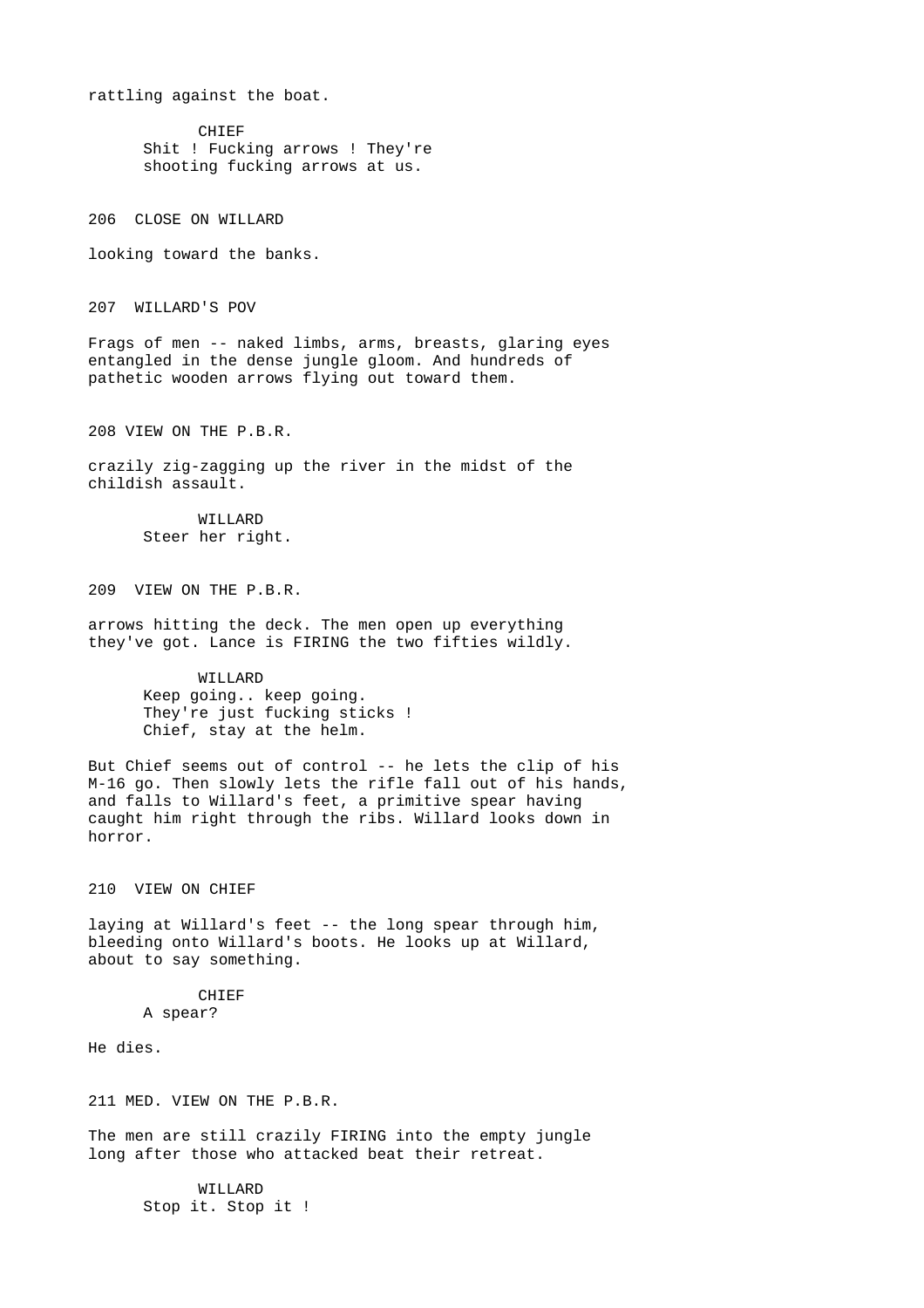rattling against the boat.

CHIEF
Shit ! Fucking arrows ! They're shooting fucking arrows at us.

206 CLOSE ON WILLARD

looking toward the banks.

207 WILLARD'S POV

Frags of men -- naked limbs, arms, breasts, glaring eyes entangled in the dense jungle gloom. And hundreds of pathetic wooden arrows flying out toward them.

208 VIEW ON THE P.B.R.

crazily zig-zagging up the river in the midst of the childish assault.

WILLARD
Steer her right.

209 VIEW ON THE P.B.R.

arrows hitting the deck. The men open up everything they've got. Lance is FIRING the two fifties wildly.

WILLARD
Keep going.. keep going.
They're just fucking sticks !
Chief, stay at the helm.

But Chief seems out of control -- he lets the clip of his M-16 go. Then slowly lets the rifle fall out of his hands, and falls to Willard's feet, a primitive spear having caught him right through the ribs. Willard looks down in horror.

210 VIEW ON CHIEF

laying at Willard's feet -- the long spear through him, bleeding onto Willard's boots. He looks up at Willard, about to say something.

CHIEF
A spear?

He dies.

211 MED. VIEW ON THE P.B.R.

The men are still crazily FIRING into the empty jungle long after those who attacked beat their retreat.

WILLARD
Stop it. Stop it !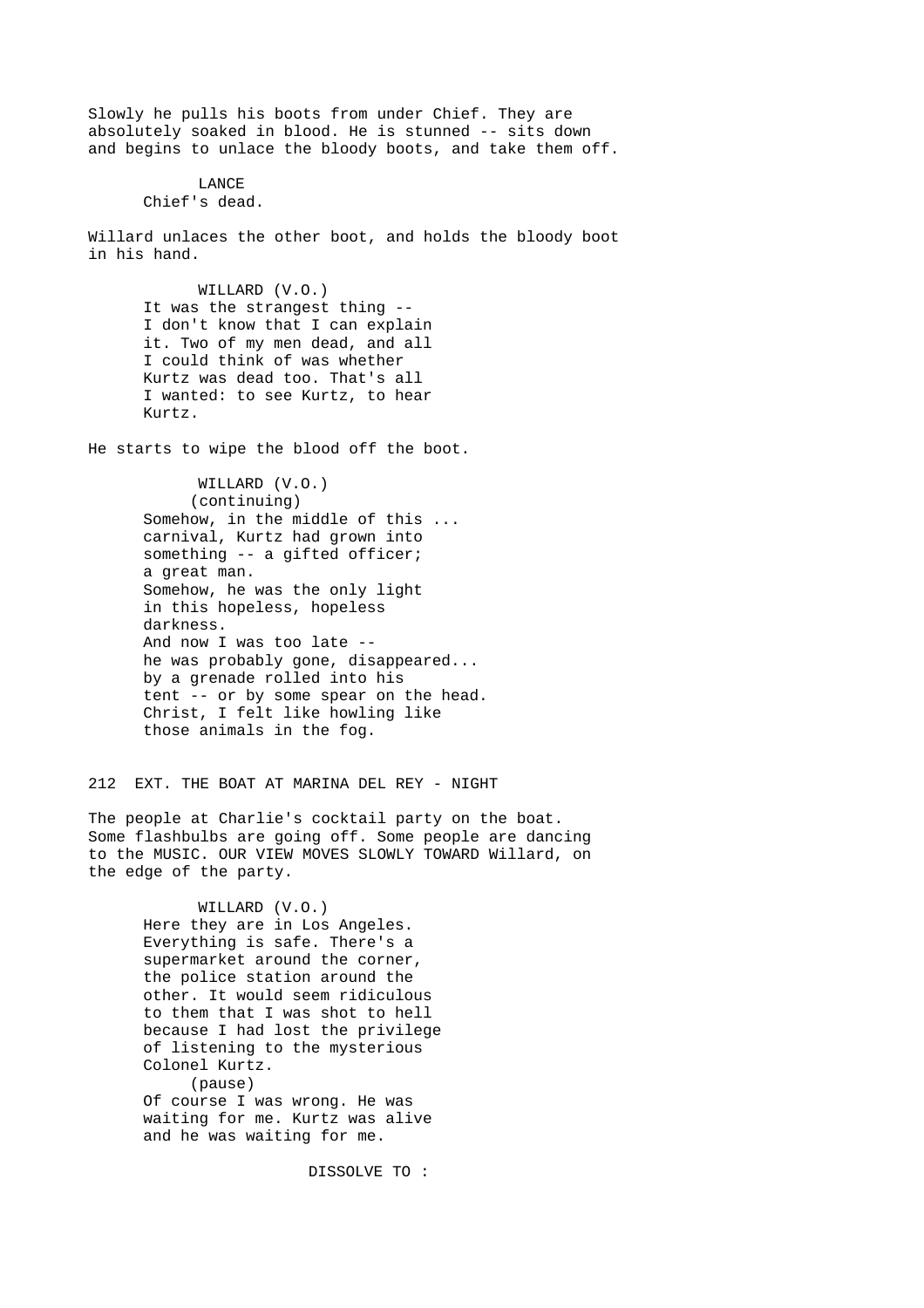Slowly he pulls his boots from under Chief. They are absolutely soaked in blood. He is stunned -- sits down and begins to unlace the bloody boots, and take them off.

LANCE
Chief's dead.

Willard unlaces the other boot, and holds the bloody boot in his hand.

WILLARD (V.O.)
It was the strangest thing -- I don't know that I can explain it. Two of my men dead, and all I could think of was whether Kurtz was dead too. That's all I wanted: to see Kurtz, to hear Kurtz.

He starts to wipe the blood off the boot.

WILLARD (V.O.)
(continuing)
Somehow, in the middle of this ... carnival, Kurtz had grown into something -- a gifted officer; a great man.
Somehow, he was the only light in this hopeless, hopeless darkness.
And now I was too late -- he was probably gone, disappeared... by a grenade rolled into his tent -- or by some spear on the head.
Christ, I felt like howling like those animals in the fog.

212 EXT. THE BOAT AT MARINA DEL REY - NIGHT

The people at Charlie's cocktail party on the boat. Some flashbulbs are going off. Some people are dancing to the MUSIC. OUR VIEW MOVES SLOWLY TOWARD Willard, on the edge of the party.

WILLARD (V.O.)
Here they are in Los Angeles. Everything is safe. There's a supermarket around the corner, the police station around the other. It would seem ridiculous to them that I was shot to hell because I had lost the privilege of listening to the mysterious Colonel Kurtz.
(pause)
Of course I was wrong. He was waiting for me. Kurtz was alive and he was waiting for me.

DISSOLVE TO :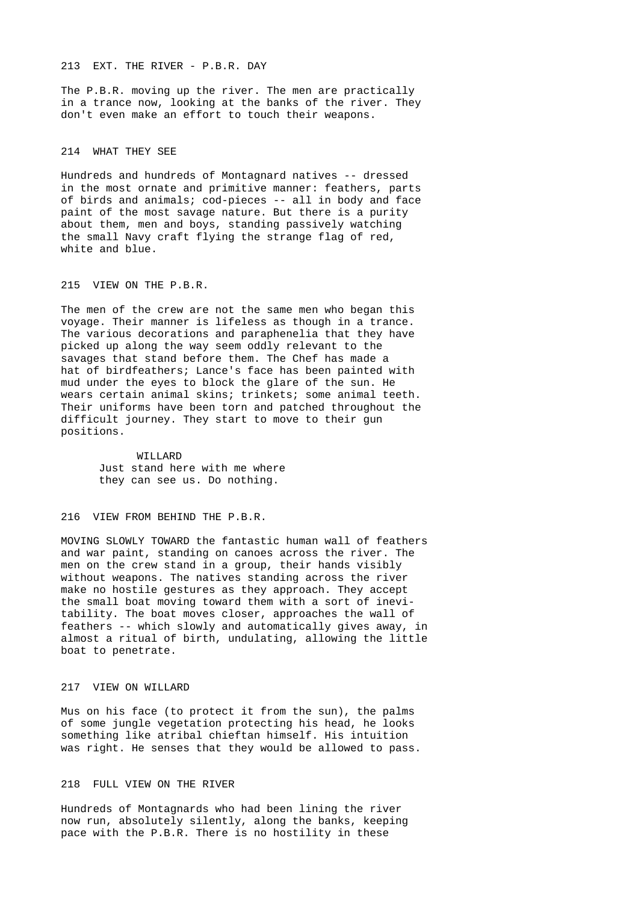213 EXT. THE RIVER - P.B.R. DAY

The P.B.R. moving up the river. The men are practically in a trance now, looking at the banks of the river. They don't even make an effort to touch their weapons.

214 WHAT THEY SEE

Hundreds and hundreds of Montagnard natives -- dressed in the most ornate and primitive manner: feathers, parts of birds and animals; cod-pieces -- all in body and face paint of the most savage nature. But there is a purity about them, men and boys, standing passively watching the small Navy craft flying the strange flag of red, white and blue.

215 VIEW ON THE P.B.R.

The men of the crew are not the same men who began this voyage. Their manner is lifeless as though in a trance. The various decorations and paraphenelia that they have picked up along the way seem oddly relevant to the savages that stand before them. The Chef has made a hat of birdfeathers; Lance's face has been painted with mud under the eyes to block the glare of the sun. He wears certain animal skins; trinkets; some animal teeth. Their uniforms have been torn and patched throughout the difficult journey. They start to move to their gun positions.

WILLARD
Just stand here with me where they can see us. Do nothing.

216 VIEW FROM BEHIND THE P.B.R.

MOVING SLOWLY TOWARD the fantastic human wall of feathers and war paint, standing on canoes across the river. The men on the crew stand in a group, their hands visibly without weapons. The natives standing across the river make no hostile gestures as they approach. They accept the small boat moving toward them with a sort of inevitability. The boat moves closer, approaches the wall of feathers -- which slowly and automatically gives away, in almost a ritual of birth, undulating, allowing the little boat to penetrate.

217 VIEW ON WILLARD

Mus on his face (to protect it from the sun), the palms of some jungle vegetation protecting his head, he looks something like atribal chieftan himself. His intuition was right. He senses that they would be allowed to pass.

218 FULL VIEW ON THE RIVER

Hundreds of Montagnards who had been lining the river now run, absolutely silently, along the banks, keeping pace with the P.B.R. There is no hostility in these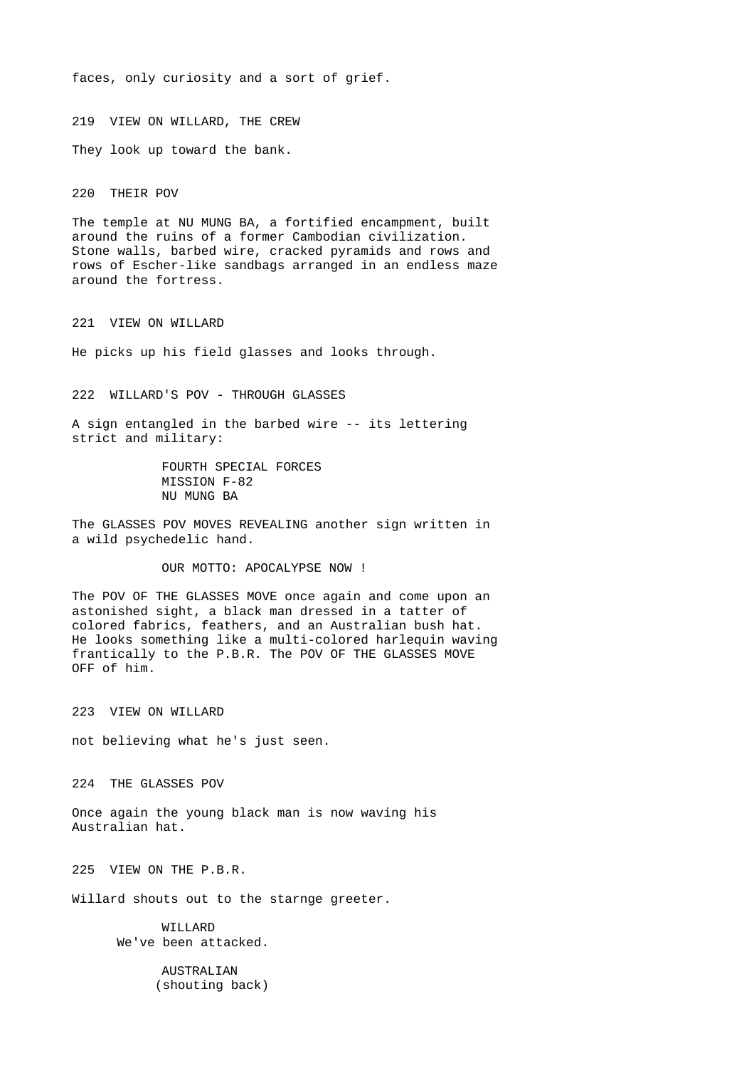faces, only curiosity and a sort of grief.

219 VIEW ON WILLARD, THE CREW

They look up toward the bank.

220 THEIR POV

The temple at NU MUNG BA, a fortified encampment, built around the ruins of a former Cambodian civilization. Stone walls, barbed wire, cracked pyramids and rows and rows of Escher-like sandbags arranged in an endless maze around the fortress.

221 VIEW ON WILLARD

He picks up his field glasses and looks through.

222 WILLARD'S POV - THROUGH GLASSES

A sign entangled in the barbed wire -- its lettering strict and military:

FOURTH SPECIAL FORCES
MISSION F-82
NU MUNG BA

The GLASSES POV MOVES REVEALING another sign written in a wild psychedelic hand.

OUR MOTTO: APOCALYPSE NOW !

The POV OF THE GLASSES MOVE once again and come upon an astonished sight, a black man dressed in a tatter of colored fabrics, feathers, and an Australian bush hat. He looks something like a multi-colored harlequin waving frantically to the P.B.R. The POV OF THE GLASSES MOVE OFF of him.

223 VIEW ON WILLARD

not believing what he's just seen.

224 THE GLASSES POV

Once again the young black man is now waving his Australian hat.

225 VIEW ON THE P.B.R.

Willard shouts out to the starnge greeter.

WILLARD
We've been attacked.

AUSTRALIAN
(shouting back)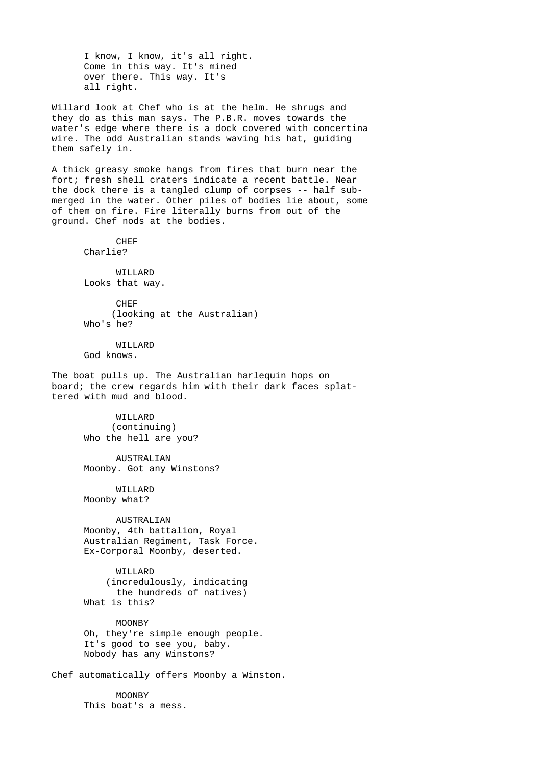I know, I know, it's all right.
Come in this way. It's mined
over there. This way. It's
all right.

Willard look at Chef who is at the helm. He shrugs and they do as this man says. The P.B.R. moves towards the water's edge where there is a dock covered with concertina wire. The odd Australian stands waving his hat, guiding them safely in.

A thick greasy smoke hangs from fires that burn near the fort; fresh shell craters indicate a recent battle. Near the dock there is a tangled clump of corpses -- half sub-merged in the water. Other piles of bodies lie about, some of them on fire. Fire literally burns from out of the ground. Chef nods at the bodies.

CHEF
Charlie?

WILLARD
Looks that way.

CHEF
(looking at the Australian)
Who's he?

WILLARD
God knows.

The boat pulls up. The Australian harlequin hops on board; the crew regards him with their dark faces splat-tered with mud and blood.

WILLARD
(continuing)
Who the hell are you?

AUSTRALIAN
Moonby. Got any Winstons?

WILLARD
Moonby what?

AUSTRALIAN
Moonby, 4th battalion, Royal
Australian Regiment, Task Force.
Ex-Corporal Moonby, deserted.

WILLARD
(incredulously, indicating
the hundreds of natives)
What is this?

MOONBY
Oh, they're simple enough people.
It's good to see you, baby.
Nobody has any Winstons?

Chef automatically offers Moonby a Winston.

MOONBY
This boat's a mess.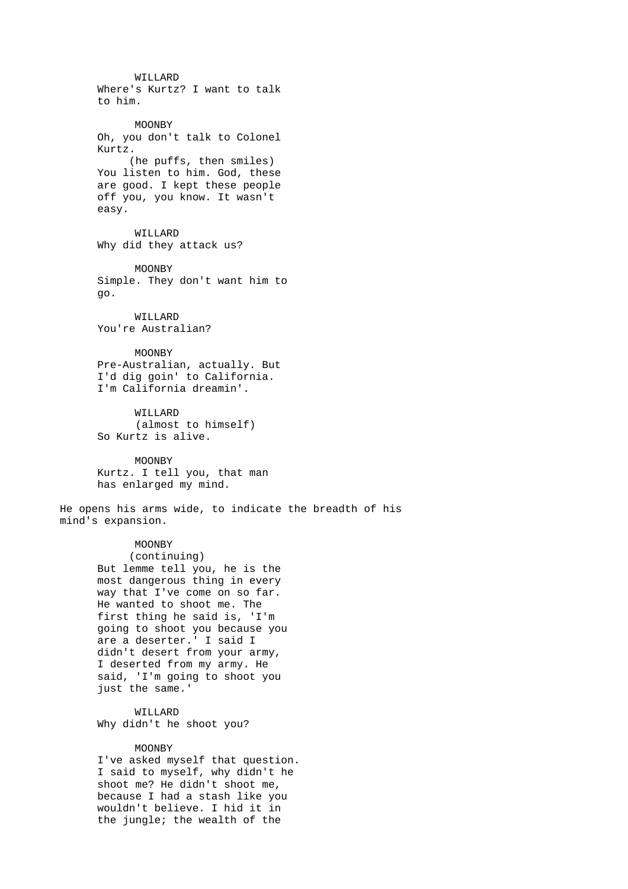WILLARD
Where's Kurtz? I want to talk
to him.

MOONBY
Oh, you don't talk to Colonel
Kurtz.
(he puffs, then smiles)
You listen to him. God, these
are good. I kept these people
off you, you know. It wasn't
easy.

WILLARD
Why did they attack us?

MOONBY
Simple. They don't want him to
go.

WILLARD
You're Australian?

MOONBY
Pre-Australian, actually. But
I'd dig goin' to California.
I'm California dreamin'.

WILLARD
(almost to himself)
So Kurtz is alive.

MOONBY
Kurtz. I tell you, that man
has enlarged my mind.

He opens his arms wide, to indicate the breadth of his
mind's expansion.

MOONBY
(continuing)
But lemme tell you, he is the
most dangerous thing in every
way that I've come on so far.
He wanted to shoot me. The
first thing he said is, 'I'm
going to shoot you because you
are a deserter.' I said I
didn't desert from your army,
I deserted from my army. He
said, 'I'm going to shoot you
just the same.'

WILLARD
Why didn't he shoot you?

MOONBY
I've asked myself that question.
I said to myself, why didn't he
shoot me? He didn't shoot me,
because I had a stash like you
wouldn't believe. I hid it in
the jungle; the wealth of the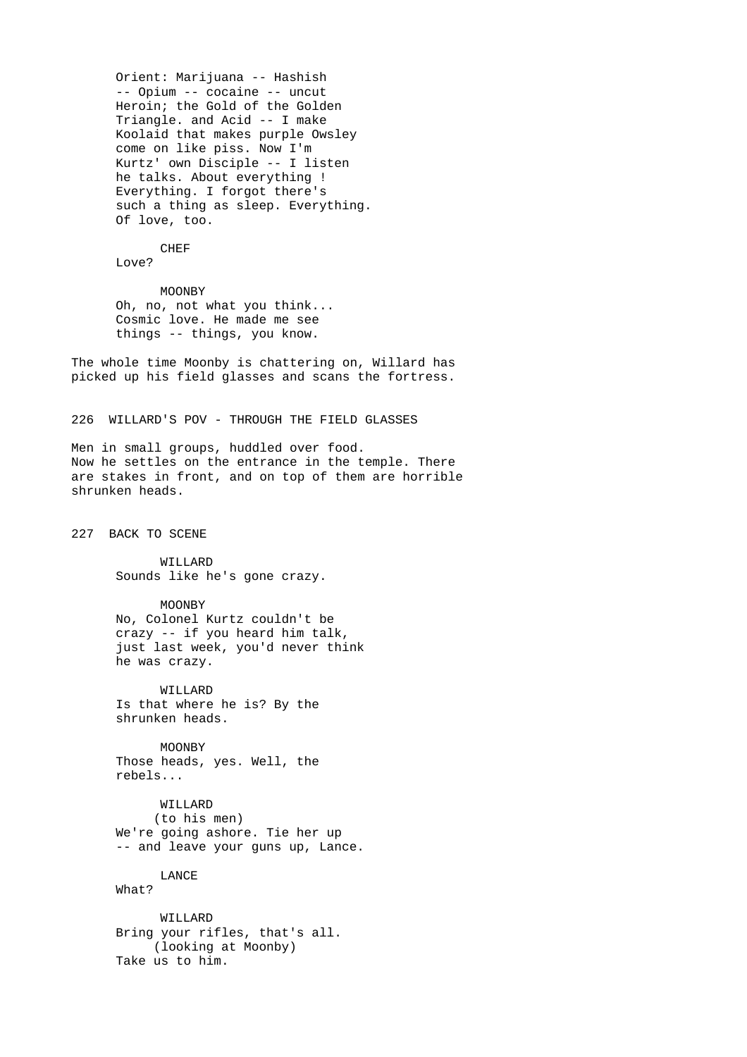Orient: Marijuana -- Hashish
-- Opium -- cocaine -- uncut
Heroin; the Gold of the Golden
Triangle. and Acid -- I make
Koolaid that makes purple Owsley
come on like piss. Now I'm
Kurtz' own Disciple -- I listen
he talks. About everything !
Everything. I forgot there's
such a thing as sleep. Everything.
Of love, too.

CHEF
Love?

MOONBY
Oh, no, not what you think...
Cosmic love. He made me see
things -- things, you know.

The whole time Moonby is chattering on, Willard has picked up his field glasses and scans the fortress.

226 WILLARD'S POV - THROUGH THE FIELD GLASSES

Men in small groups, huddled over food.
Now he settles on the entrance in the temple. There are stakes in front, and on top of them are horrible shrunken heads.

227 BACK TO SCENE

WILLARD
Sounds like he's gone crazy.

MOONBY
No, Colonel Kurtz couldn't be
crazy -- if you heard him talk,
just last week, you'd never think
he was crazy.

WILLARD
Is that where he is? By the
shrunken heads.

MOONBY
Those heads, yes. Well, the
rebels...

WILLARD
(to his men)
We're going ashore. Tie her up
-- and leave your guns up, Lance.

LANCE
What?

WILLARD
Bring your rifles, that's all.
(looking at Moonby)
Take us to him.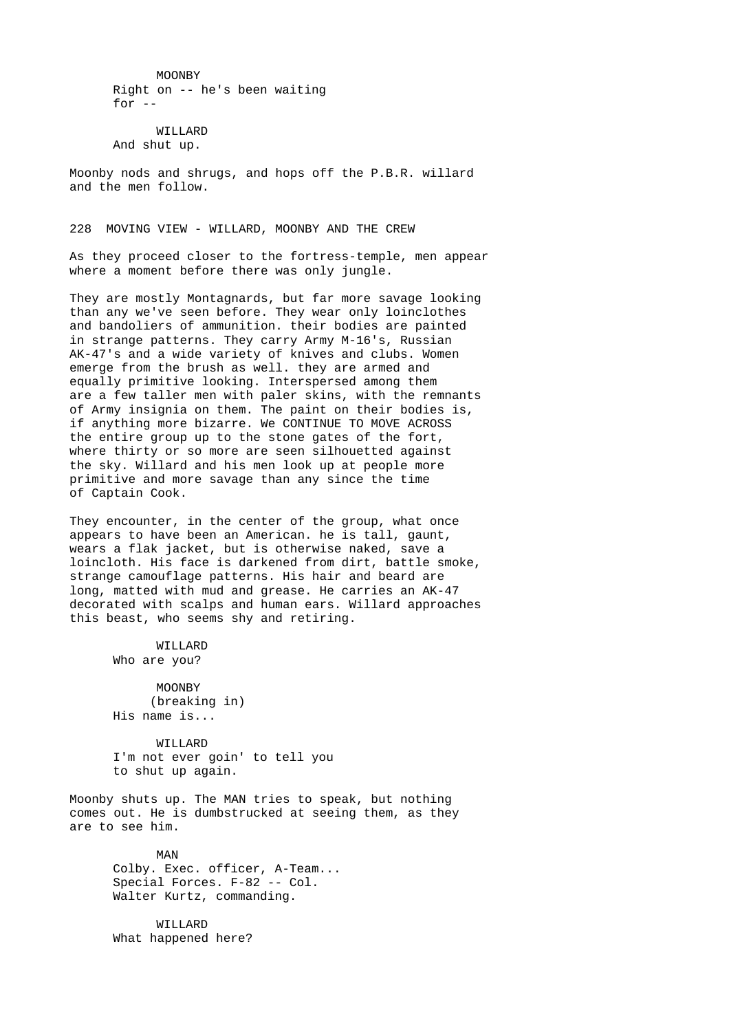MOONBY
Right on -- he's been waiting for --

WILLARD
And shut up.

Moonby nods and shrugs, and hops off the P.B.R. willard and the men follow.

228 MOVING VIEW - WILLARD, MOONBY AND THE CREW

As they proceed closer to the fortress-temple, men appear where a moment before there was only jungle.

They are mostly Montagnards, but far more savage looking than any we've seen before. They wear only loinclothes and bandoliers of ammunition. their bodies are painted in strange patterns. They carry Army M-16's, Russian AK-47's and a wide variety of knives and clubs. Women emerge from the brush as well. they are armed and equally primitive looking. Interspersed among them are a few taller men with paler skins, with the remnants of Army insignia on them. The paint on their bodies is, if anything more bizarre. We CONTINUE TO MOVE ACROSS the entire group up to the stone gates of the fort, where thirty or so more are seen silhouetted against the sky. Willard and his men look up at people more primitive and more savage than any since the time of Captain Cook.

They encounter, in the center of the group, what once appears to have been an American. he is tall, gaunt, wears a flak jacket, but is otherwise naked, save a loincloth. His face is darkened from dirt, battle smoke, strange camouflage patterns. His hair and beard are long, matted with mud and grease. He carries an AK-47 decorated with scalps and human ears. Willard approaches this beast, who seems shy and retiring.

WILLARD
Who are you?

MOONBY
(breaking in)
His name is...

WILLARD
I'm not ever goin' to tell you to shut up again.

Moonby shuts up. The MAN tries to speak, but nothing comes out. He is dumbstrucked at seeing them, as they are to see him.

MAN
Colby. Exec. officer, A-Team... Special Forces. F-82 -- Col. Walter Kurtz, commanding.

WILLARD
What happened here?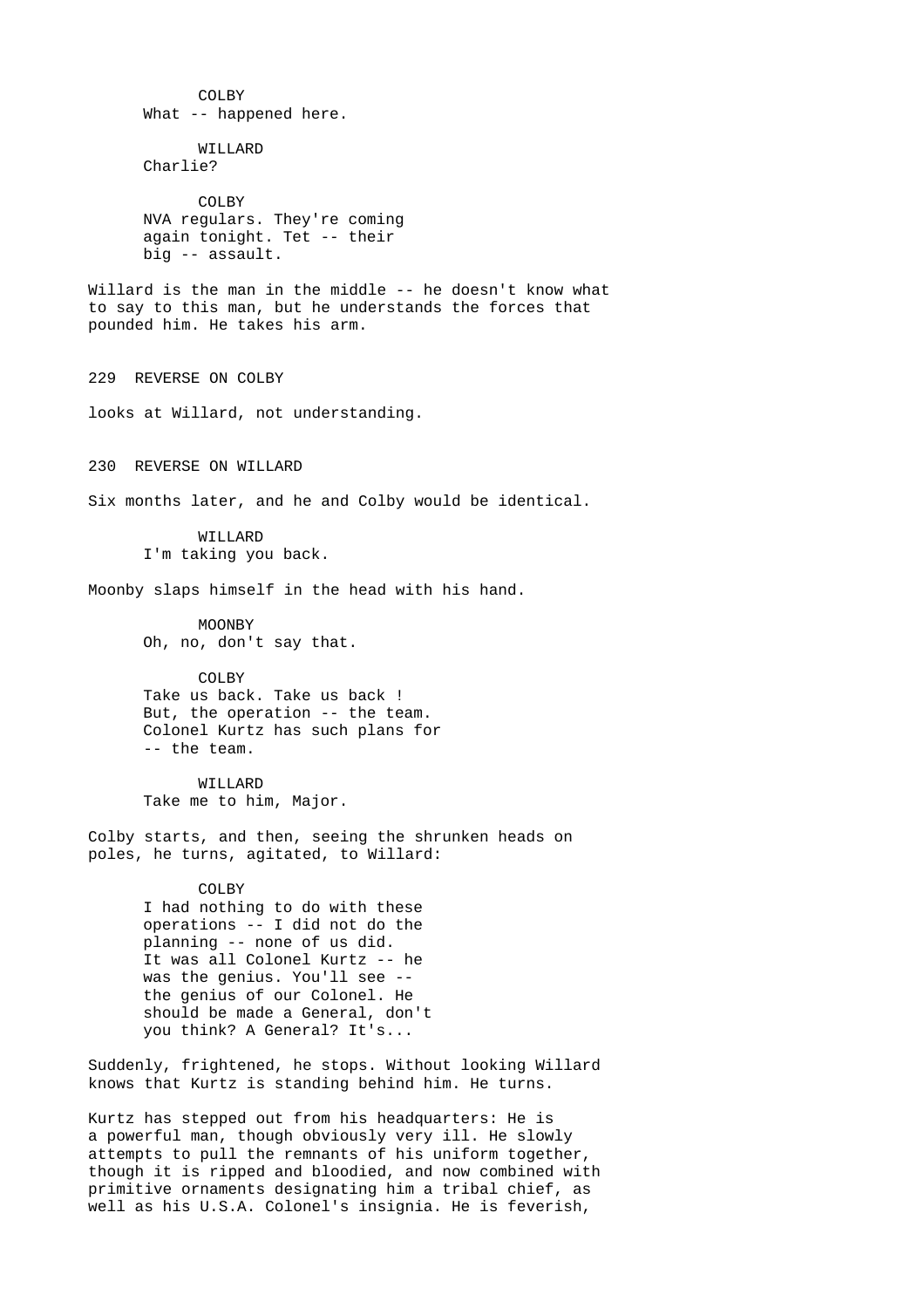COLBY
What -- happened here.

WILLARD
Charlie?

COLBY
NVA regulars. They're coming again tonight. Tet -- their big -- assault.

Willard is the man in the middle -- he doesn't know what to say to this man, but he understands the forces that pounded him. He takes his arm.

229 REVERSE ON COLBY

looks at Willard, not understanding.

230 REVERSE ON WILLARD

Six months later, and he and Colby would be identical.

WILLARD
I'm taking you back.

Moonby slaps himself in the head with his hand.

MOONBY
Oh, no, don't say that.

COLBY
Take us back. Take us back ! But, the operation -- the team. Colonel Kurtz has such plans for -- the team.

WILLARD
Take me to him, Major.

Colby starts, and then, seeing the shrunken heads on poles, he turns, agitated, to Willard:

COLBY
I had nothing to do with these operations -- I did not do the planning -- none of us did. It was all Colonel Kurtz -- he was the genius. You'll see -- the genius of our Colonel. He should be made a General, don't you think? A General? It's...

Suddenly, frightened, he stops. Without looking Willard knows that Kurtz is standing behind him. He turns.

Kurtz has stepped out from his headquarters: He is a powerful man, though obviously very ill. He slowly attempts to pull the remnants of his uniform together, though it is ripped and bloodied, and now combined with primitive ornaments designating him a tribal chief, as well as his U.S.A. Colonel's insignia. He is feverish,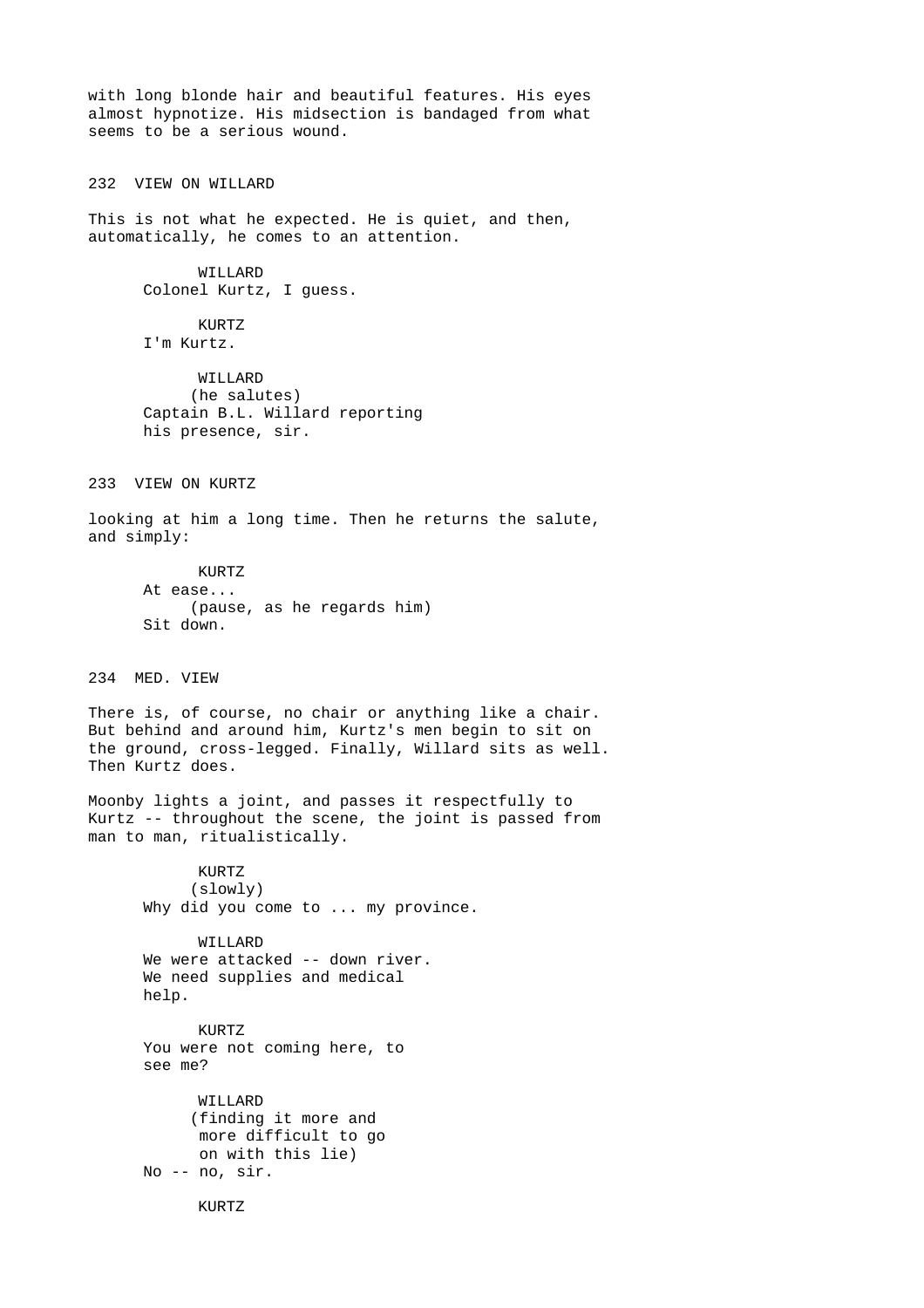with long blonde hair and beautiful features. His eyes almost hypnotize. His midsection is bandaged from what seems to be a serious wound.

232 VIEW ON WILLARD

This is not what he expected. He is quiet, and then, automatically, he comes to an attention.

WILLARD
Colonel Kurtz, I guess.

KURTZ
I'm Kurtz.

WILLARD
(he salutes)
Captain B.L. Willard reporting his presence, sir.

233 VIEW ON KURTZ

looking at him a long time. Then he returns the salute, and simply:

KURTZ
At ease...
(pause, as he regards him)
Sit down.

234 MED. VIEW

There is, of course, no chair or anything like a chair. But behind and around him, Kurtz's men begin to sit on the ground, cross-legged. Finally, Willard sits as well. Then Kurtz does.

Moonby lights a joint, and passes it respectfully to Kurtz -- throughout the scene, the joint is passed from man to man, ritualistically.

KURTZ
(slowly)
Why did you come to ... my province.

WILLARD
We were attacked -- down river. We need supplies and medical help.

KURTZ
You were not coming here, to see me?

WILLARD
(finding it more and more difficult to go on with this lie)
No -- no, sir.

KURTZ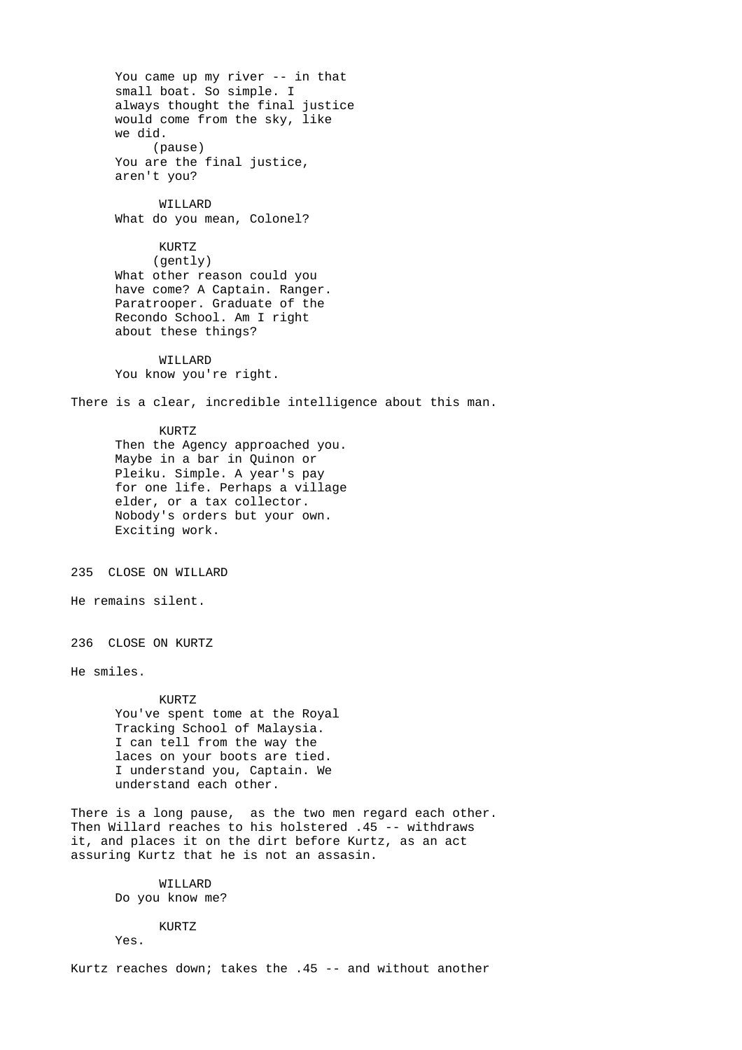You came up my river -- in that small boat. So simple. I always thought the final justice would come from the sky, like we did.
(pause)
You are the final justice, aren't you?

WILLARD
What do you mean, Colonel?

KURTZ
(gently)
What other reason could you have come? A Captain. Ranger. Paratrooper. Graduate of the Recondo School. Am I right about these things?

WILLARD
You know you're right.

There is a clear, incredible intelligence about this man.

KURTZ
Then the Agency approached you. Maybe in a bar in Quinon or Pleiku. Simple. A year's pay for one life. Perhaps a village elder, or a tax collector. Nobody's orders but your own. Exciting work.

235 CLOSE ON WILLARD

He remains silent.

236 CLOSE ON KURTZ

He smiles.

KURTZ
You've spent tome at the Royal Tracking School of Malaysia. I can tell from the way the laces on your boots are tied. I understand you, Captain. We understand each other.

There is a long pause, as the two men regard each other. Then Willard reaches to his holstered .45 -- withdraws it, and places it on the dirt before Kurtz, as an act assuring Kurtz that he is not an assasin.

WILLARD
Do you know me?

KURTZ
Yes.

Kurtz reaches down; takes the .45 -- and without another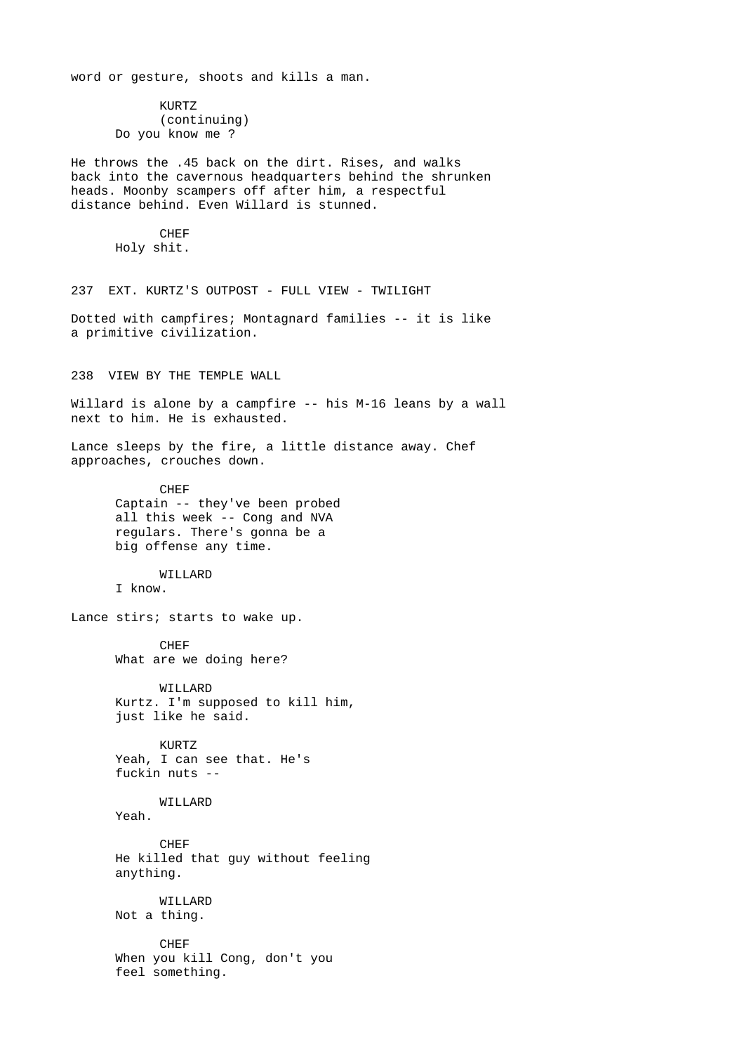word or gesture, shoots and kills a man.

KURTZ
(continuing)
Do you know me ?

He throws the .45 back on the dirt. Rises, and walks back into the cavernous headquarters behind the shrunken heads. Moonby scampers off after him, a respectful distance behind. Even Willard is stunned.

CHEF
Holy shit.

237 EXT. KURTZ'S OUTPOST - FULL VIEW - TWILIGHT

Dotted with campfires; Montagnard families -- it is like a primitive civilization.

238 VIEW BY THE TEMPLE WALL

Willard is alone by a campfire -- his M-16 leans by a wall next to him. He is exhausted.

Lance sleeps by the fire, a little distance away. Chef approaches, crouches down.

CHEF
Captain -- they've been probed all this week -- Cong and NVA regulars. There's gonna be a big offense any time.

WILLARD
I know.

Lance stirs; starts to wake up.

CHEF
What are we doing here?

WILLARD
Kurtz. I'm supposed to kill him, just like he said.

KURTZ
Yeah, I can see that. He's fuckin nuts --

WILLARD
Yeah.

CHEF
He killed that guy without feeling anything.

WILLARD
Not a thing.

CHEF
When you kill Cong, don't you feel something.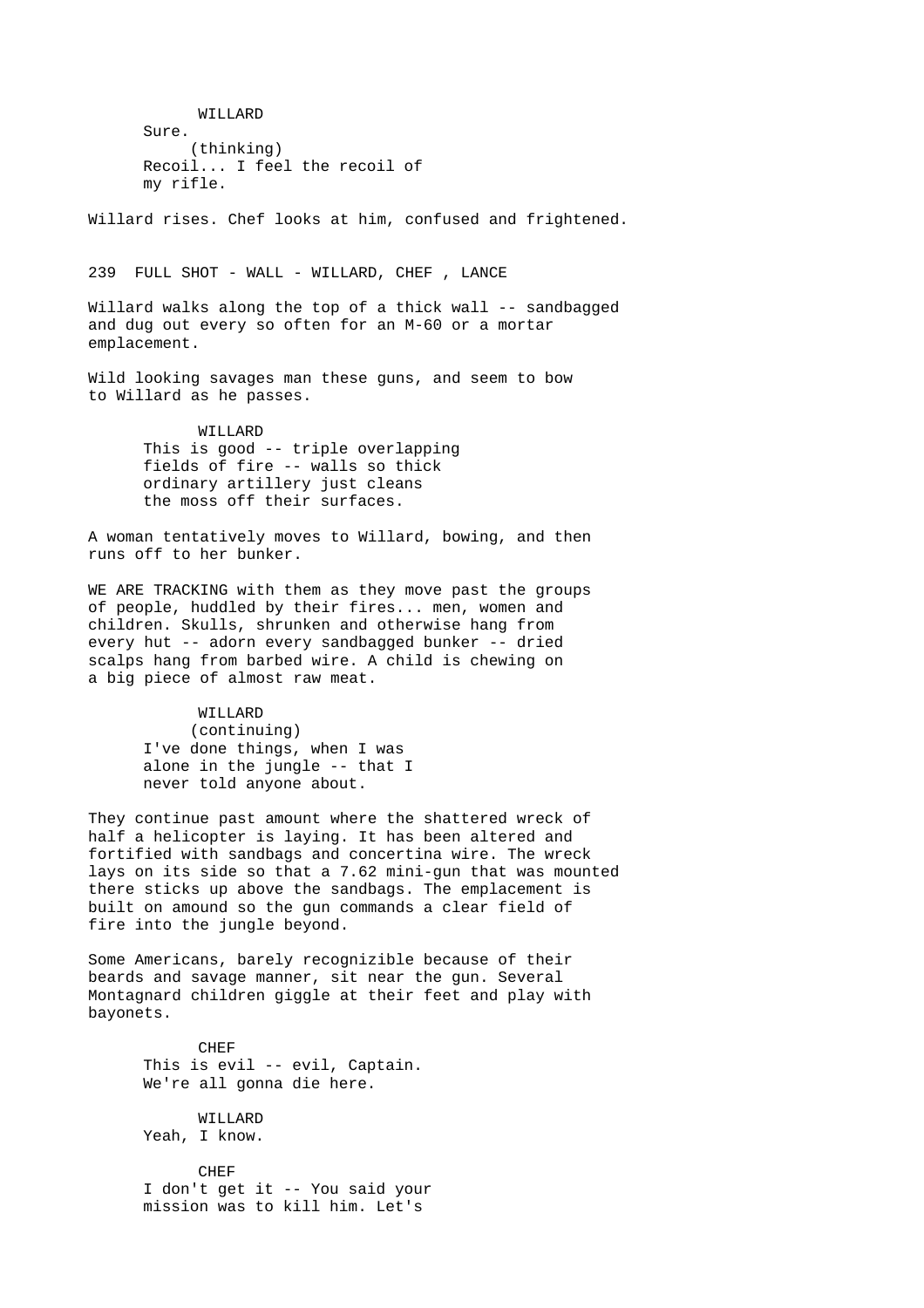WILLARD

Sure.

(thinking)

Recoil... I feel the recoil of my rifle.

Willard rises. Chef looks at him, confused and frightened.

239 FULL SHOT - WALL - WILLARD, CHEF , LANCE

Willard walks along the top of a thick wall -- sandbagged and dug out every so often for an M-60 or a mortar emplacement.

Wild looking savages man these guns, and seem to bow to Willard as he passes.

WILLARD

This is good -- triple overlapping fields of fire -- walls so thick ordinary artillery just cleans the moss off their surfaces.

A woman tentatively moves to Willard, bowing, and then runs off to her bunker.

WE ARE TRACKING with them as they move past the groups of people, huddled by their fires... men, women and children. Skulls, shrunken and otherwise hang from every hut -- adorn every sandbagged bunker -- dried scalps hang from barbed wire. A child is chewing on a big piece of almost raw meat.

WILLARD

(continuing)

I've done things, when I was alone in the jungle -- that I never told anyone about.

They continue past amount where the shattered wreck of half a helicopter is laying. It has been altered and fortified with sandbags and concertina wire. The wreck lays on its side so that a 7.62 mini-gun that was mounted there sticks up above the sandbags. The emplacement is built on amound so the gun commands a clear field of fire into the jungle beyond.

Some Americans, barely recognizible because of their beards and savage manner, sit near the gun. Several Montagnard children giggle at their feet and play with bayonets.

CHEF

This is evil -- evil, Captain. We're all gonna die here.

WILLARD

Yeah, I know.

CHEF

I don't get it -- You said your mission was to kill him. Let's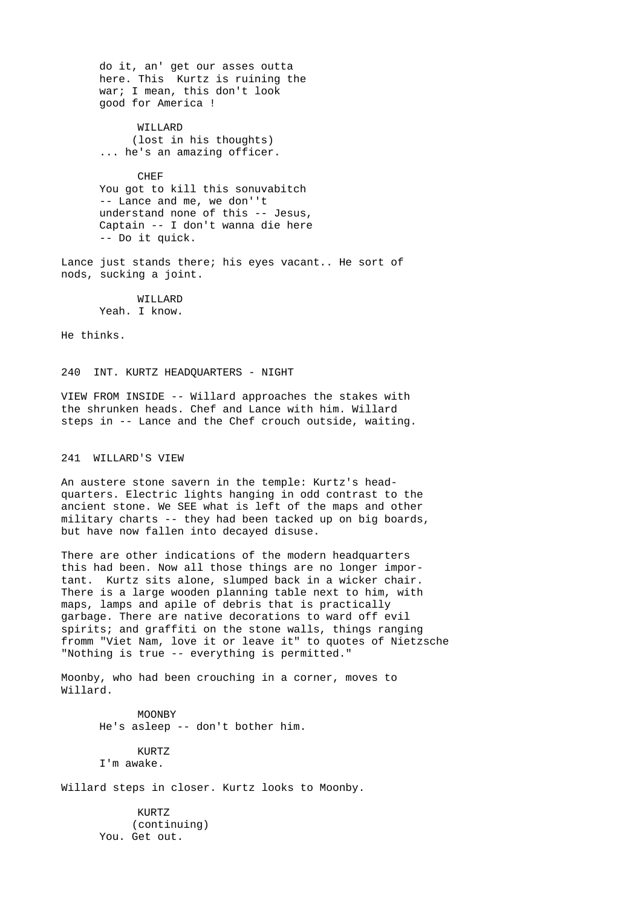do it, an' get our asses outta
here. This  Kurtz is ruining the
war; I mean, this don't look
good for America !

WILLARD
(lost in his thoughts)
... he's an amazing officer.

CHEF
You got to kill this sonuvabitch
-- Lance and me, we don''t
understand none of this -- Jesus,
Captain -- I don't wanna die here
-- Do it quick.

Lance just stands there; his eyes vacant.. He sort of
nods, sucking a joint.

WILLARD
Yeah. I know.

He thinks.

240  INT. KURTZ HEADQUARTERS - NIGHT

VIEW FROM INSIDE -- Willard approaches the stakes with
the shrunken heads. Chef and Lance with him. Willard
steps in -- Lance and the Chef crouch outside, waiting.

241  WILLARD'S VIEW

An austere stone savern in the temple: Kurtz's head-
quarters. Electric lights hanging in odd contrast to the
ancient stone. We SEE what is left of the maps and other
military charts -- they had been tacked up on big boards,
but have now fallen into decayed disuse.

There are other indications of the modern headquarters
this had been. Now all those things are no longer impor-
tant.  Kurtz sits alone, slumped back in a wicker chair.
There is a large wooden planning table next to him, with
maps, lamps and apile of debris that is practically
garbage. There are native decorations to ward off evil
spirits; and graffiti on the stone walls, things ranging
fromm "Viet Nam, love it or leave it" to quotes of Nietzsche
"Nothing is true -- everything is permitted."

Moonby, who had been crouching in a corner, moves to
Willard.

MOONBY
He's asleep -- don't bother him.

KURTZ
I'm awake.

Willard steps in closer. Kurtz looks to Moonby.

KURTZ
(continuing)
You. Get out.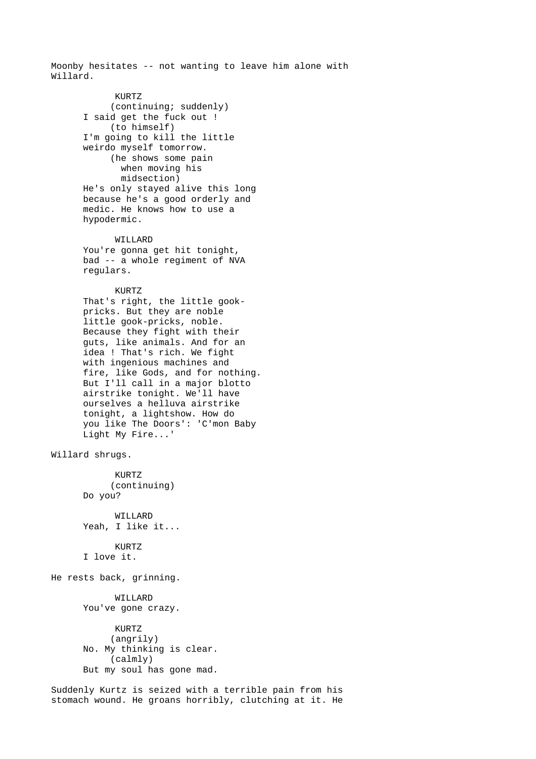Moonby hesitates -- not wanting to leave him alone with Willard.

KURTZ
(continuing; suddenly)
I said get the fuck out !
(to himself)
I'm going to kill the little weirdo myself tomorrow.
(he shows some pain when moving his midsection)
He's only stayed alive this long because he's a good orderly and medic. He knows how to use a hypodermic.

WILLARD
You're gonna get hit tonight, bad -- a whole regiment of NVA regulars.

KURTZ
That's right, the little gook-pricks. But they are noble little gook-pricks, noble. Because they fight with their guts, like animals. And for an idea ! That's rich. We fight with ingenious machines and fire, like Gods, and for nothing. But I'll call in a major blotto airstrike tonight. We'll have ourselves a helluva airstrike tonight, a lightshow. How do you like The Doors': 'C'mon Baby Light My Fire...'

Willard shrugs.

KURTZ
(continuing)
Do you?

WILLARD
Yeah, I like it...

KURTZ
I love it.

He rests back, grinning.

WILLARD
You've gone crazy.

KURTZ
(angrily)
No. My thinking is clear.
(calmly)
But my soul has gone mad.

Suddenly Kurtz is seized with a terrible pain from his stomach wound. He groans horribly, clutching at it. He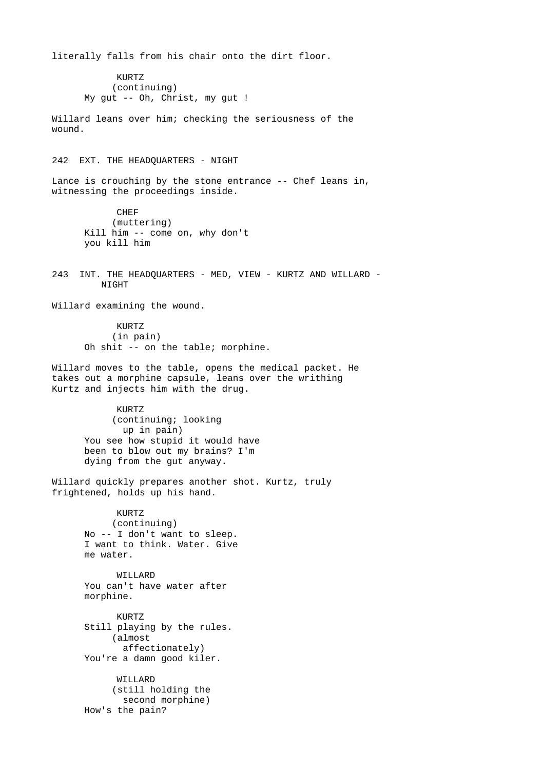literally falls from his chair onto the dirt floor.

KURTZ
(continuing)
My gut -- Oh, Christ, my gut !

Willard leans over him; checking the seriousness of the wound.

242 EXT. THE HEADQUARTERS - NIGHT

Lance is crouching by the stone entrance -- Chef leans in, witnessing the proceedings inside.

CHEF
(muttering)
Kill him -- come on, why don't you kill him

243 INT. THE HEADQUARTERS - MED, VIEW - KURTZ AND WILLARD - NIGHT

Willard examining the wound.

KURTZ
(in pain)
Oh shit -- on the table; morphine.

Willard moves to the table, opens the medical packet. He takes out a morphine capsule, leans over the writhing Kurtz and injects him with the drug.

KURTZ
(continuing; looking up in pain)
You see how stupid it would have been to blow out my brains? I'm dying from the gut anyway.

Willard quickly prepares another shot. Kurtz, truly frightened, holds up his hand.

KURTZ
(continuing)
No -- I don't want to sleep. I want to think. Water. Give me water.

WILLARD
You can't have water after morphine.

KURTZ
Still playing by the rules.
(almost affectionately)
You're a damn good kiler.

WILLARD
(still holding the second morphine)
How's the pain?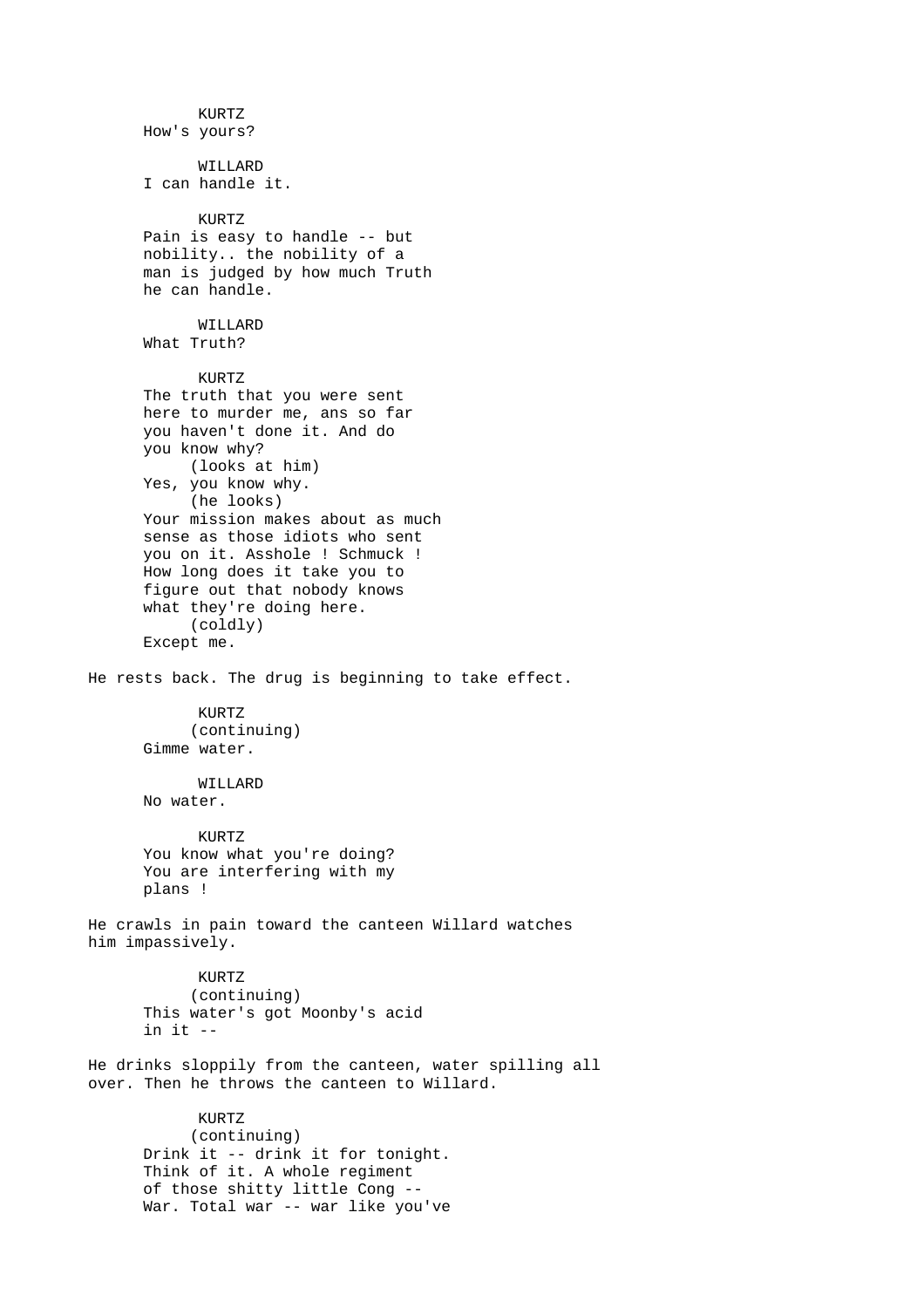KURTZ
How's yours?

WILLARD
I can handle it.

KURTZ
Pain is easy to handle -- but nobility.. the nobility of a man is judged by how much Truth he can handle.

WILLARD
What Truth?

KURTZ
The truth that you were sent here to murder me, ans so far you haven't done it. And do you know why?
(looks at him)
Yes, you know why.
(he looks)
Your mission makes about as much sense as those idiots who sent you on it. Asshole ! Schmuck ! How long does it take you to figure out that nobody knows what they're doing here.
(coldly)
Except me.

He rests back. The drug is beginning to take effect.

KURTZ
(continuing)
Gimme water.

WILLARD
No water.

KURTZ
You know what you're doing? You are interfering with my plans !

He crawls in pain toward the canteen Willard watches him impassively.

KURTZ
(continuing)
This water's got Moonby's acid in it --

He drinks sloppily from the canteen, water spilling all over. Then he throws the canteen to Willard.

KURTZ
(continuing)
Drink it -- drink it for tonight. Think of it. A whole regiment of those shitty little Cong -- War. Total war -- war like you've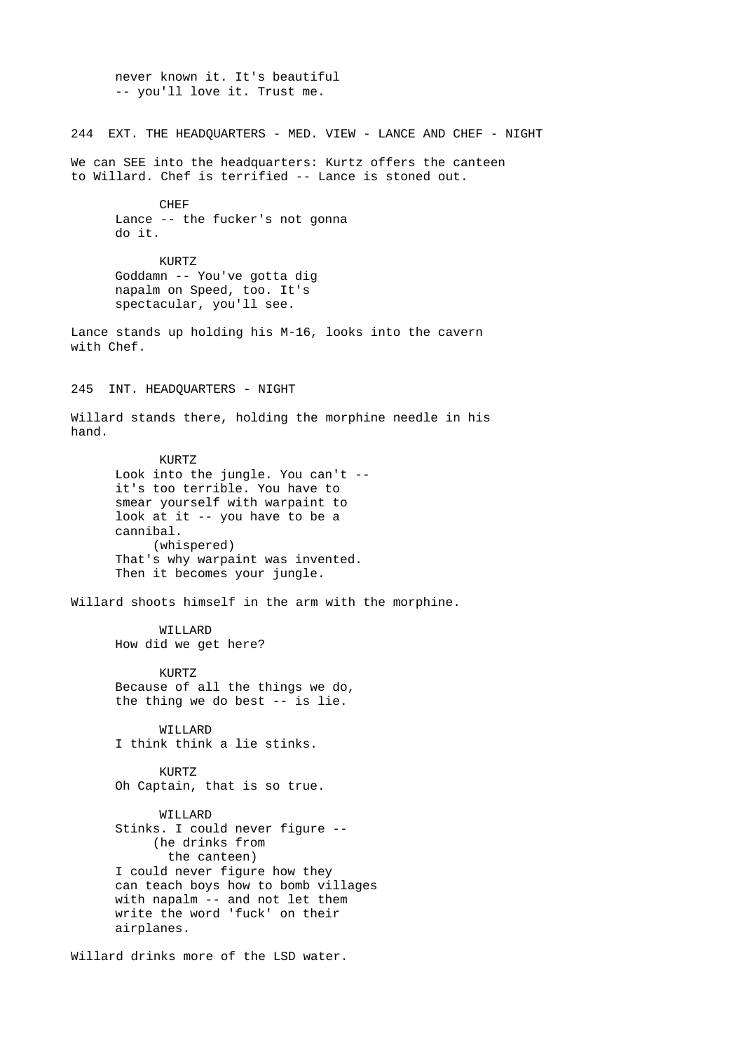never known it. It's beautiful
-- you'll love it. Trust me.

244 EXT. THE HEADQUARTERS - MED. VIEW - LANCE AND CHEF - NIGHT

We can SEE into the headquarters: Kurtz offers the canteen to Willard. Chef is terrified -- Lance is stoned out.

CHEF
Lance -- the fucker's not gonna
do it.

KURTZ
Goddamn -- You've gotta dig
napalm on Speed, too. It's
spectacular, you'll see.

Lance stands up holding his M-16, looks into the cavern with Chef.

245 INT. HEADQUARTERS - NIGHT

Willard stands there, holding the morphine needle in his hand.

KURTZ
Look into the jungle. You can't --
it's too terrible. You have to
smear yourself with warpaint to
look at it -- you have to be a
cannibal.
(whispered)
That's why warpaint was invented.
Then it becomes your jungle.

Willard shoots himself in the arm with the morphine.

WILLARD
How did we get here?

KURTZ
Because of all the things we do,
the thing we do best -- is lie.

WILLARD
I think think a lie stinks.

KURTZ
Oh Captain, that is so true.

WILLARD
Stinks. I could never figure --
(he drinks from
the canteen)
I could never figure how they
can teach boys how to bomb villages
with napalm -- and not let them
write the word 'fuck' on their
airplanes.

Willard drinks more of the LSD water.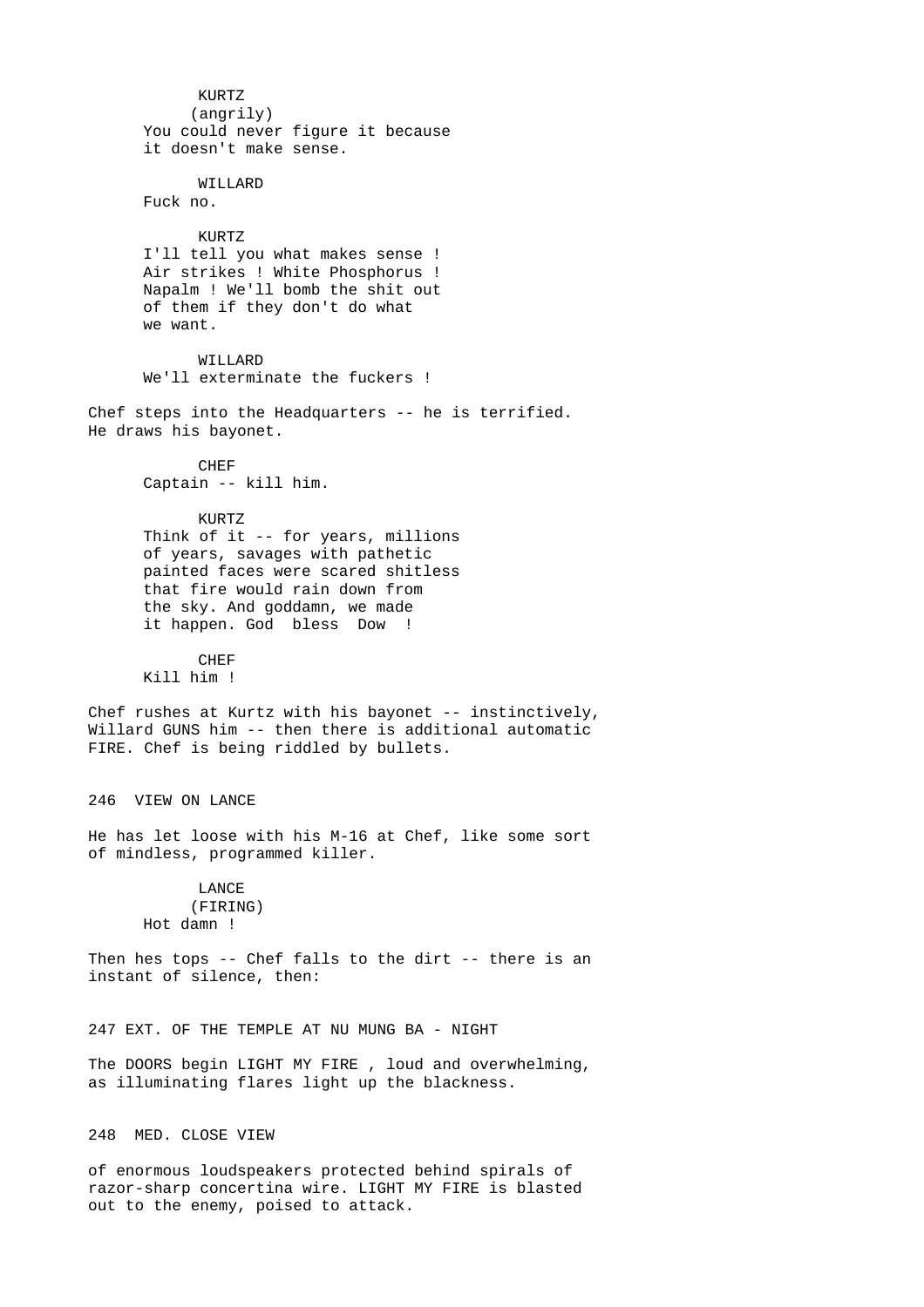KURTZ
(angrily)
You could never figure it because it doesn't make sense.

WILLARD
Fuck no.

KURTZ
I'll tell you what makes sense ! Air strikes ! White Phosphorus ! Napalm ! We'll bomb the shit out of them if they don't do what we want.

WILLARD
We'll exterminate the fuckers !

Chef steps into the Headquarters -- he is terrified. He draws his bayonet.

CHEF
Captain -- kill him.

KURTZ
Think of it -- for years, millions of years, savages with pathetic painted faces were scared shitless that fire would rain down from the sky. And goddamn, we made it happen. God bless Dow !

CHEF
Kill him !

Chef rushes at Kurtz with his bayonet -- instinctively, Willard GUNS him -- then there is additional automatic FIRE. Chef is being riddled by bullets.

246 VIEW ON LANCE

He has let loose with his M-16 at Chef, like some sort of mindless, programmed killer.

LANCE
(FIRING)
Hot damn !

Then hes tops -- Chef falls to the dirt -- there is an instant of silence, then:

247 EXT. OF THE TEMPLE AT NU MUNG BA - NIGHT

The DOORS begin LIGHT MY FIRE , loud and overwhelming, as illuminating flares light up the blackness.

248 MED. CLOSE VIEW

of enormous loudspeakers protected behind spirals of razor-sharp concertina wire. LIGHT MY FIRE is blasted out to the enemy, poised to attack.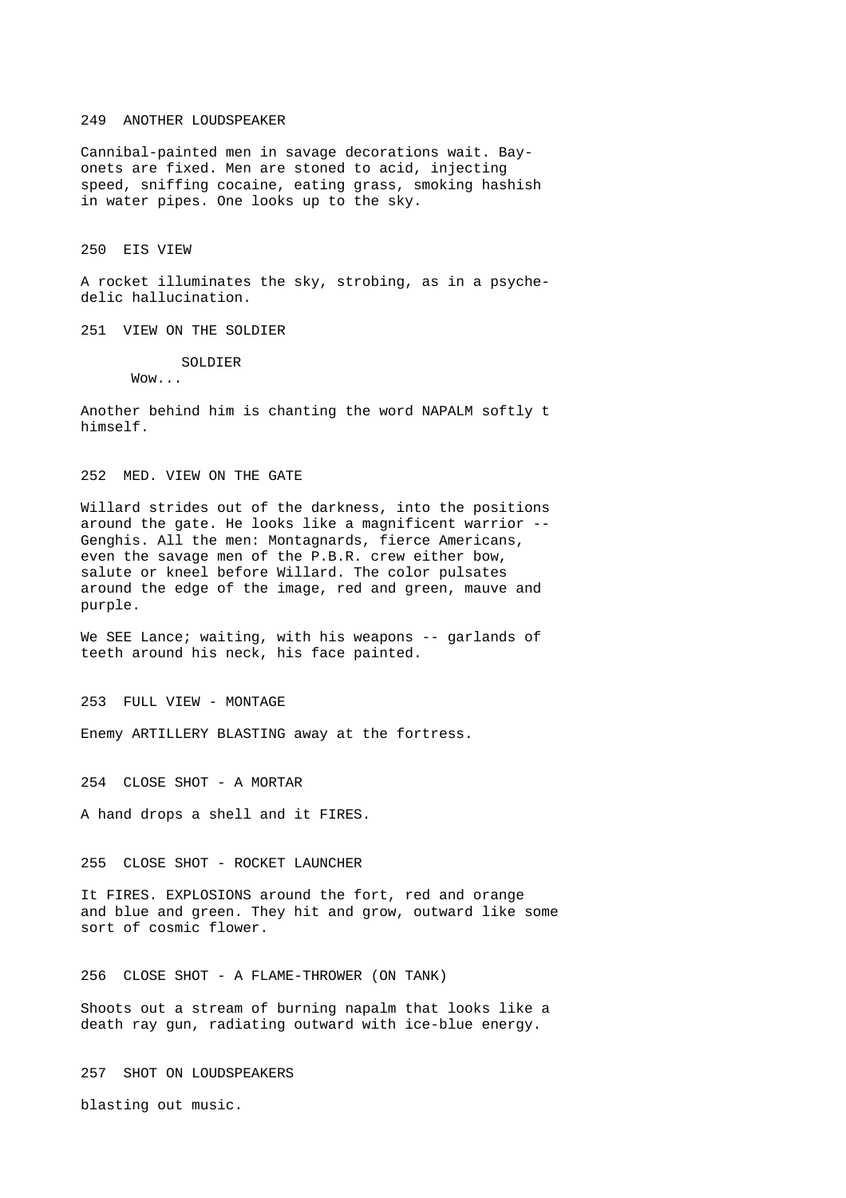249 ANOTHER LOUDSPEAKER

Cannibal-painted men in savage decorations wait. Bay-
onets are fixed. Men are stoned to acid, injecting
speed, sniffing cocaine, eating grass, smoking hashish
in water pipes. One looks up to the sky.

250 EIS VIEW

A rocket illuminates the sky, strobing, as in a psyche-
delic hallucination.

251 VIEW ON THE SOLDIER

SOLDIER
Wow...

Another behind him is chanting the word NAPALM softly t
himself.

252 MED. VIEW ON THE GATE

Willard strides out of the darkness, into the positions
around the gate. He looks like a magnificent warrior --
Genghis. All the men: Montagnards, fierce Americans,
even the savage men of the P.B.R. crew either bow,
salute or kneel before Willard. The color pulsates
around the edge of the image, red and green, mauve and
purple.

We SEE Lance; waiting, with his weapons -- garlands of
teeth around his neck, his face painted.

253 FULL VIEW - MONTAGE

Enemy ARTILLERY BLASTING away at the fortress.

254 CLOSE SHOT - A MORTAR

A hand drops a shell and it FIRES.

255 CLOSE SHOT - ROCKET LAUNCHER

It FIRES. EXPLOSIONS around the fort, red and orange
and blue and green. They hit and grow, outward like some
sort of cosmic flower.

256 CLOSE SHOT - A FLAME-THROWER (ON TANK)

Shoots out a stream of burning napalm that looks like a
death ray gun, radiating outward with ice-blue energy.

257 SHOT ON LOUDSPEAKERS

blasting out music.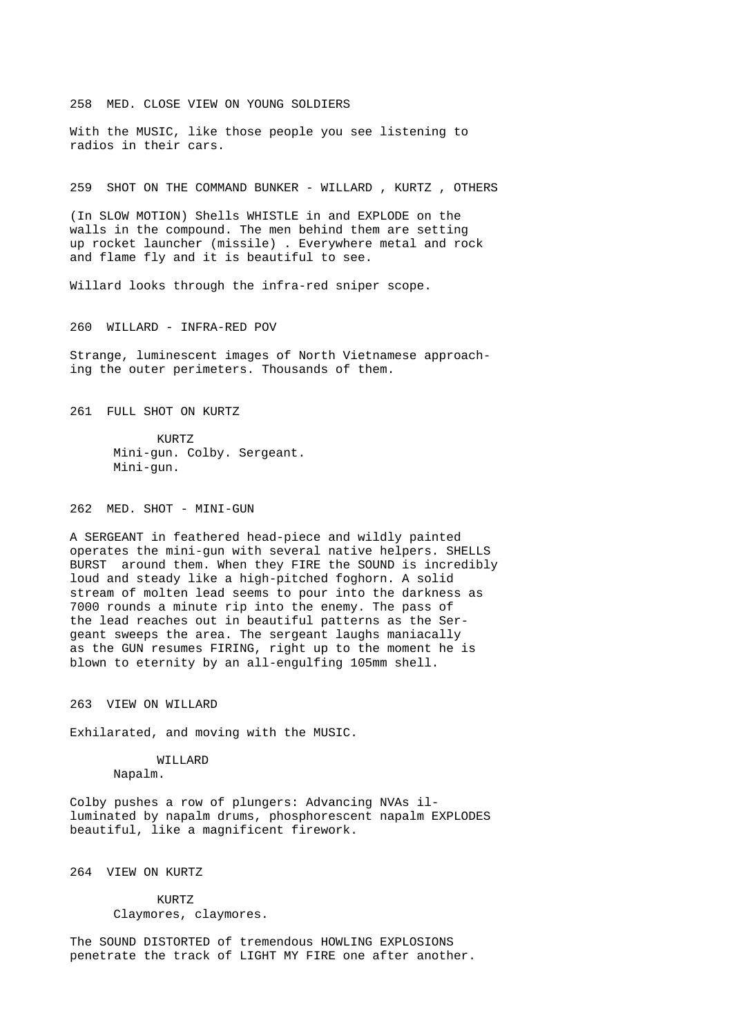258 MED. CLOSE VIEW ON YOUNG SOLDIERS

With the MUSIC, like those people you see listening to radios in their cars.

259 SHOT ON THE COMMAND BUNKER - WILLARD , KURTZ , OTHERS

(In SLOW MOTION) Shells WHISTLE in and EXPLODE on the walls in the compound. The men behind them are setting up rocket launcher (missile) . Everywhere metal and rock and flame fly and it is beautiful to see.

Willard looks through the infra-red sniper scope.

260 WILLARD - INFRA-RED POV

Strange, luminescent images of North Vietnamese approaching the outer perimeters. Thousands of them.

261 FULL SHOT ON KURTZ

KURTZ
Mini-gun. Colby. Sergeant. Mini-gun.

262 MED. SHOT - MINI-GUN

A SERGEANT in feathered head-piece and wildly painted operates the mini-gun with several native helpers. SHELLS BURST around them. When they FIRE the SOUND is incredibly loud and steady like a high-pitched foghorn. A solid stream of molten lead seems to pour into the darkness as 7000 rounds a minute rip into the enemy. The pass of the lead reaches out in beautiful patterns as the Sergeant sweeps the area. The sergeant laughs maniacally as the GUN resumes FIRING, right up to the moment he is blown to eternity by an all-engulfing 105mm shell.

263 VIEW ON WILLARD

Exhilarated, and moving with the MUSIC.

WILLARD
Napalm.

Colby pushes a row of plungers: Advancing NVAs illuminated by napalm drums, phosphorescent napalm EXPLODES beautiful, like a magnificent firework.

264 VIEW ON KURTZ

KURTZ
Claymores, claymores.

The SOUND DISTORTED of tremendous HOWLING EXPLOSIONS penetrate the track of LIGHT MY FIRE one after another.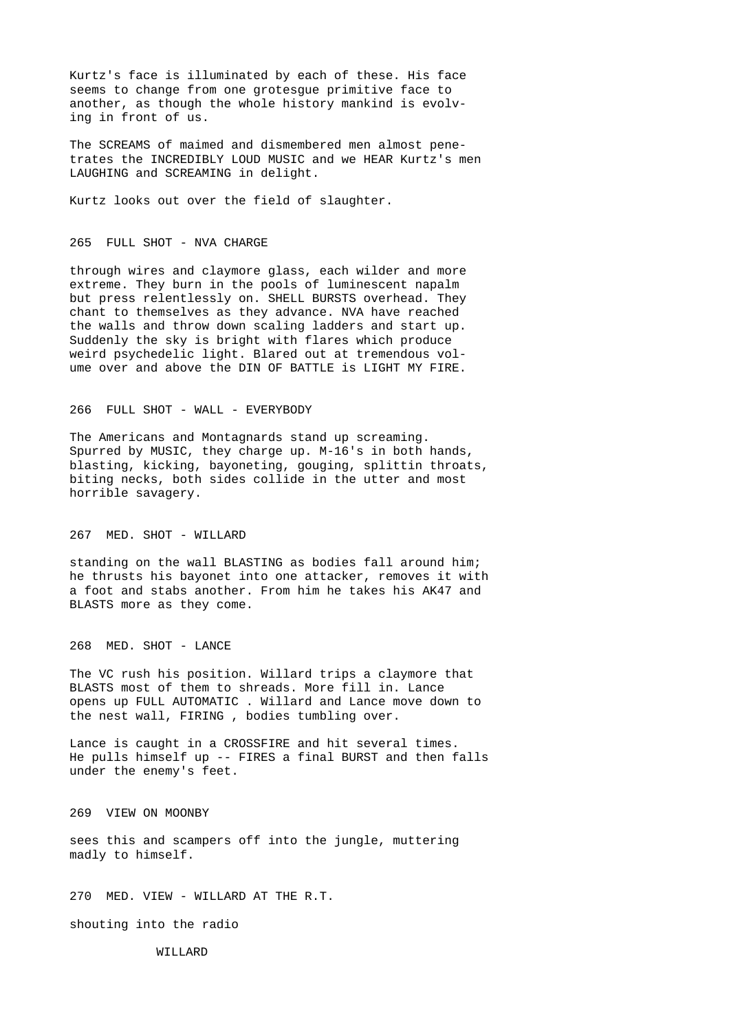Kurtz's face is illuminated by each of these. His face seems to change from one grotesgue primitive face to another, as though the whole history mankind is evolving in front of us.

The SCREAMS of maimed and dismembered men almost penetrates the INCREDIBLY LOUD MUSIC and we HEAR Kurtz's men LAUGHING and SCREAMING in delight.

Kurtz looks out over the field of slaughter.

265 FULL SHOT - NVA CHARGE

through wires and claymore glass, each wilder and more extreme. They burn in the pools of luminescent napalm but press relentlessly on. SHELL BURSTS overhead. They chant to themselves as they advance. NVA have reached the walls and throw down scaling ladders and start up. Suddenly the sky is bright with flares which produce weird psychedelic light. Blared out at tremendous volume over and above the DIN OF BATTLE is LIGHT MY FIRE.

266 FULL SHOT - WALL - EVERYBODY

The Americans and Montagnards stand up screaming. Spurred by MUSIC, they charge up. M-16's in both hands, blasting, kicking, bayoneting, gouging, splittin throats, biting necks, both sides collide in the utter and most horrible savagery.

267 MED. SHOT - WILLARD

standing on the wall BLASTING as bodies fall around him; he thrusts his bayonet into one attacker, removes it with a foot and stabs another. From him he takes his AK47 and BLASTS more as they come.

268 MED. SHOT - LANCE

The VC rush his position. Willard trips a claymore that BLASTS most of them to shreads. More fill in. Lance opens up FULL AUTOMATIC . Willard and Lance move down to the nest wall, FIRING , bodies tumbling over.

Lance is caught in a CROSSFIRE and hit several times. He pulls himself up -- FIRES a final BURST and then falls under the enemy's feet.

269 VIEW ON MOONBY

sees this and scampers off into the jungle, muttering madly to himself.

270 MED. VIEW - WILLARD AT THE R.T.

shouting into the radio

WILLARD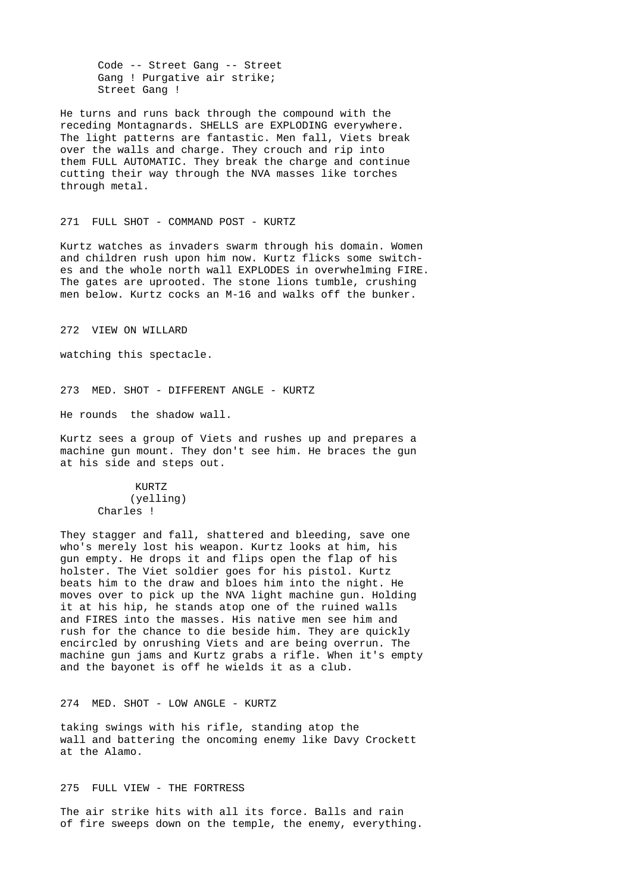Code -- Street Gang -- Street
Gang ! Purgative air strike;
Street Gang !

He turns and runs back through the compound with the receding Montagnards. SHELLS are EXPLODING everywhere. The light patterns are fantastic. Men fall, Viets break over the walls and charge. They crouch and rip into them FULL AUTOMATIC. They break the charge and continue cutting their way through the NVA masses like torches through metal.

271 FULL SHOT - COMMAND POST - KURTZ

Kurtz watches as invaders swarm through his domain. Women and children rush upon him now. Kurtz flicks some switches and the whole north wall EXPLODES in overwhelming FIRE. The gates are uprooted. The stone lions tumble, crushing men below. Kurtz cocks an M-16 and walks off the bunker.

272 VIEW ON WILLARD

watching this spectacle.

273 MED. SHOT - DIFFERENT ANGLE - KURTZ

He rounds the shadow wall.

Kurtz sees a group of Viets and rushes up and prepares a machine gun mount. They don't see him. He braces the gun at his side and steps out.

KURTZ
(yelling)
Charles !

They stagger and fall, shattered and bleeding, save one who's merely lost his weapon. Kurtz looks at him, his gun empty. He drops it and flips open the flap of his holster. The Viet soldier goes for his pistol. Kurtz beats him to the draw and bloes him into the night. He moves over to pick up the NVA light machine gun. Holding it at his hip, he stands atop one of the ruined walls and FIRES into the masses. His native men see him and rush for the chance to die beside him. They are quickly encircled by onrushing Viets and are being overrun. The machine gun jams and Kurtz grabs a rifle. When it's empty and the bayonet is off he wields it as a club.

274 MED. SHOT - LOW ANGLE - KURTZ

taking swings with his rifle, standing atop the wall and battering the oncoming enemy like Davy Crockett at the Alamo.

275 FULL VIEW - THE FORTRESS

The air strike hits with all its force. Balls and rain of fire sweeps down on the temple, the enemy, everything.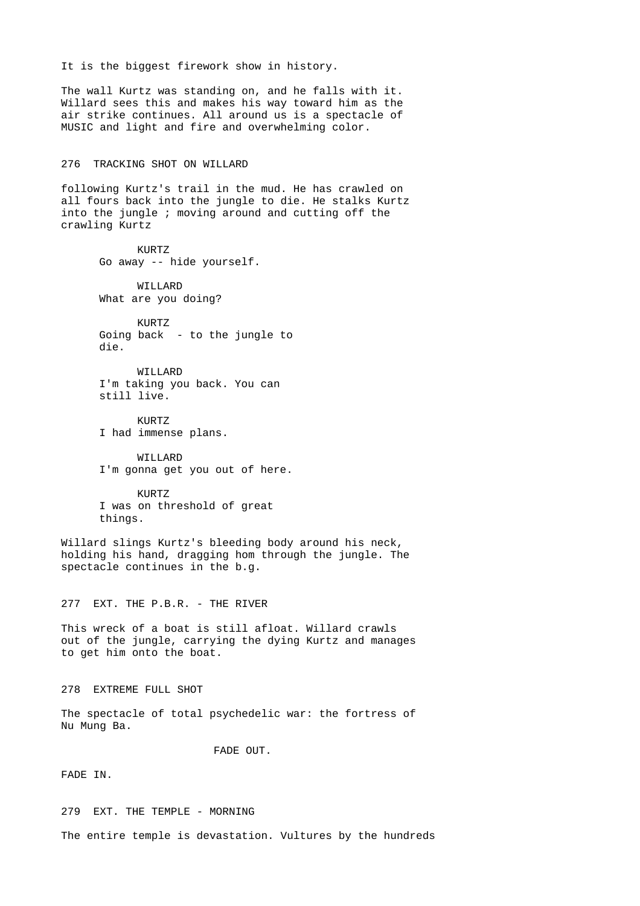It is the biggest firework show in history.

The wall Kurtz was standing on, and he falls with it. Willard sees this and makes his way toward him as the air strike continues. All around us is a spectacle of MUSIC and light and fire and overwhelming color.

276 TRACKING SHOT ON WILLARD

following Kurtz's trail in the mud. He has crawled on all fours back into the jungle to die. He stalks Kurtz into the jungle ; moving around and cutting off the crawling Kurtz

KURTZ
Go away -- hide yourself.

WILLARD
What are you doing?

KURTZ
Going back - to the jungle to die.

WILLARD
I'm taking you back. You can still live.

KURTZ
I had immense plans.

WILLARD
I'm gonna get you out of here.

KURTZ
I was on threshold of great things.

Willard slings Kurtz's bleeding body around his neck, holding his hand, dragging hom through the jungle. The spectacle continues in the b.g.

277 EXT. THE P.B.R. - THE RIVER

This wreck of a boat is still afloat. Willard crawls out of the jungle, carrying the dying Kurtz and manages to get him onto the boat.

278 EXTREME FULL SHOT

The spectacle of total psychedelic war: the fortress of Nu Mung Ba.

FADE OUT.

FADE IN.

279 EXT. THE TEMPLE - MORNING

The entire temple is devastation. Vultures by the hundreds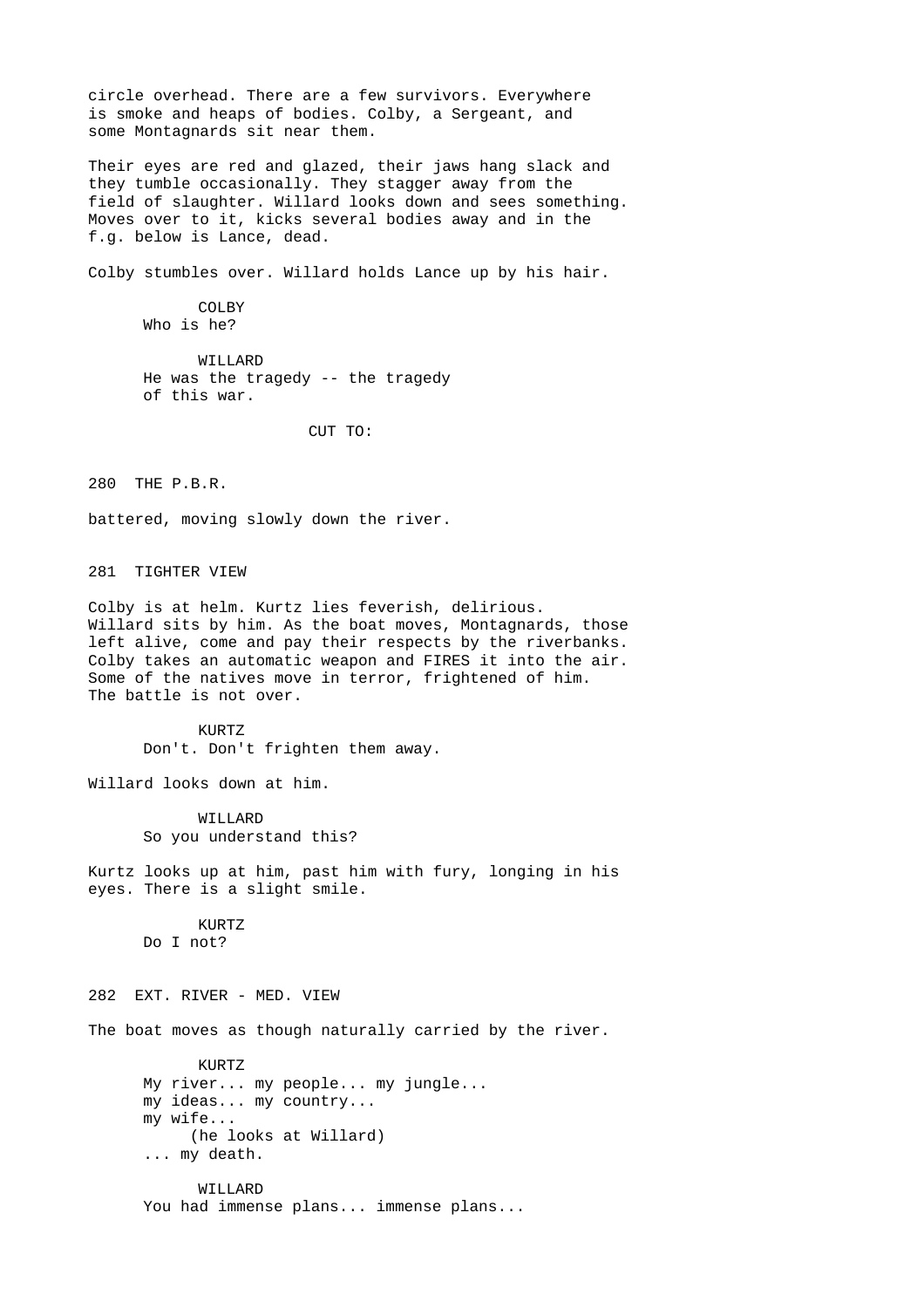circle overhead. There are a few survivors. Everywhere is smoke and heaps of bodies. Colby, a Sergeant, and some Montagnards sit near them.

Their eyes are red and glazed, their jaws hang slack and they tumble occasionally. They stagger away from the field of slaughter. Willard looks down and sees something. Moves over to it, kicks several bodies away and in the f.g. below is Lance, dead.

Colby stumbles over. Willard holds Lance up by his hair.

COLBY
Who is he?

WILLARD
He was the tragedy -- the tragedy of this war.

CUT TO:

280 THE P.B.R.

battered, moving slowly down the river.

281 TIGHTER VIEW

Colby is at helm. Kurtz lies feverish, delirious. Willard sits by him. As the boat moves, Montagnards, those left alive, come and pay their respects by the riverbanks. Colby takes an automatic weapon and FIRES it into the air. Some of the natives move in terror, frightened of him. The battle is not over.

KURTZ
Don't. Don't frighten them away.

Willard looks down at him.

WILLARD
So you understand this?

Kurtz looks up at him, past him with fury, longing in his eyes. There is a slight smile.

KURTZ
Do I not?

282 EXT. RIVER - MED. VIEW

The boat moves as though naturally carried by the river.

KURTZ
My river... my people... my jungle... my ideas... my country... my wife...
(he looks at Willard)
... my death.

WILLARD
You had immense plans... immense plans...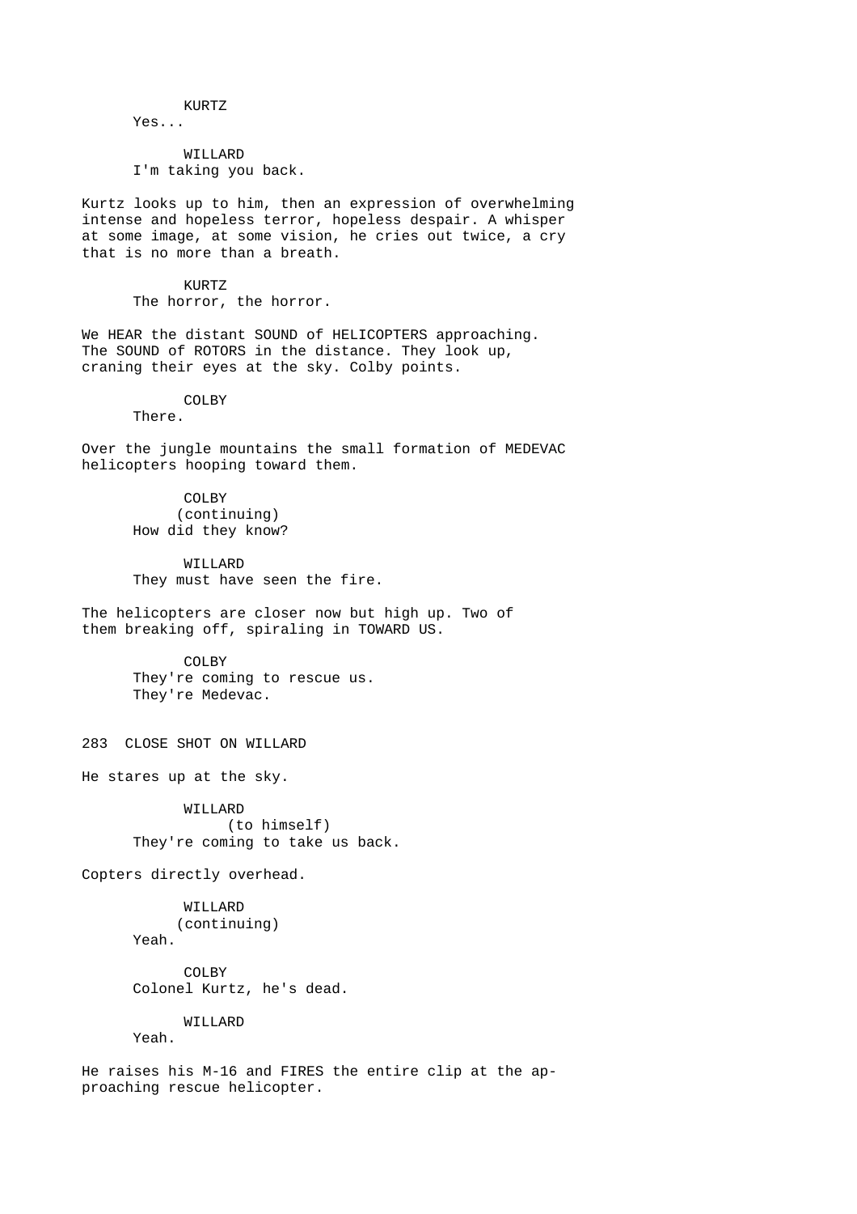KURTZ
Yes...

WILLARD
I'm taking you back.

Kurtz looks up to him, then an expression of overwhelming intense and hopeless terror, hopeless despair. A whisper at some image, at some vision, he cries out twice, a cry that is no more than a breath.

KURTZ
The horror, the horror.

We HEAR the distant SOUND of HELICOPTERS approaching. The SOUND of ROTORS in the distance. They look up, craning their eyes at the sky. Colby points.

COLBY
There.

Over the jungle mountains the small formation of MEDEVAC helicopters hooping toward them.

COLBY
(continuing)
How did they know?

WILLARD
They must have seen the fire.

The helicopters are closer now but high up. Two of them breaking off, spiraling in TOWARD US.

COLBY
They're coming to rescue us.
They're Medevac.

283 CLOSE SHOT ON WILLARD

He stares up at the sky.

WILLARD
(to himself)
They're coming to take us back.

Copters directly overhead.

WILLARD
(continuing)
Yeah.

COLBY
Colonel Kurtz, he's dead.

WILLARD
Yeah.

He raises his M-16 and FIRES the entire clip at the approaching rescue helicopter.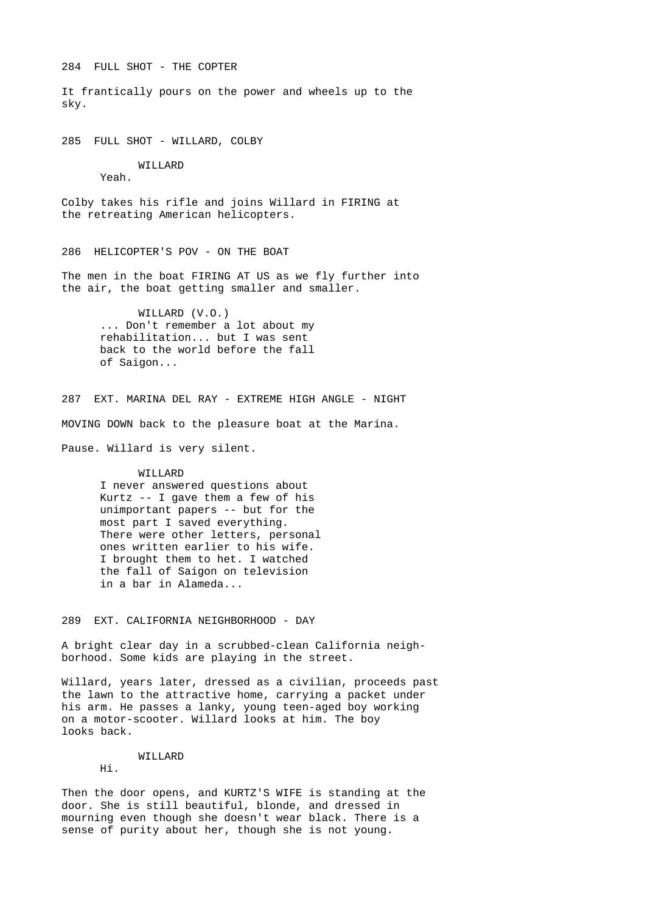284 FULL SHOT - THE COPTER

It frantically pours on the power and wheels up to the sky.

285 FULL SHOT - WILLARD, COLBY

WILLARD
Yeah.

Colby takes his rifle and joins Willard in FIRING at the retreating American helicopters.

286 HELICOPTER'S POV - ON THE BOAT

The men in the boat FIRING AT US as we fly further into the air, the boat getting smaller and smaller.

WILLARD (V.O.)
... Don't remember a lot about my rehabilitation... but I was sent back to the world before the fall of Saigon...

287 EXT. MARINA DEL RAY - EXTREME HIGH ANGLE - NIGHT

MOVING DOWN back to the pleasure boat at the Marina.

Pause. Willard is very silent.

WILLARD
I never answered questions about Kurtz -- I gave them a few of his unimportant papers -- but for the most part I saved everything. There were other letters, personal ones written earlier to his wife. I brought them to het. I watched the fall of Saigon on television in a bar in Alameda...

289 EXT. CALIFORNIA NEIGHBORHOOD - DAY

A bright clear day in a scrubbed-clean California neighborhood. Some kids are playing in the street.

Willard, years later, dressed as a civilian, proceeds past the lawn to the attractive home, carrying a packet under his arm. He passes a lanky, young teen-aged boy working on a motor-scooter. Willard looks at him. The boy looks back.

WILLARD
Hi.

Then the door opens, and KURTZ'S WIFE is standing at the door. She is still beautiful, blonde, and dressed in mourning even though she doesn't wear black. There is a sense of purity about her, though she is not young.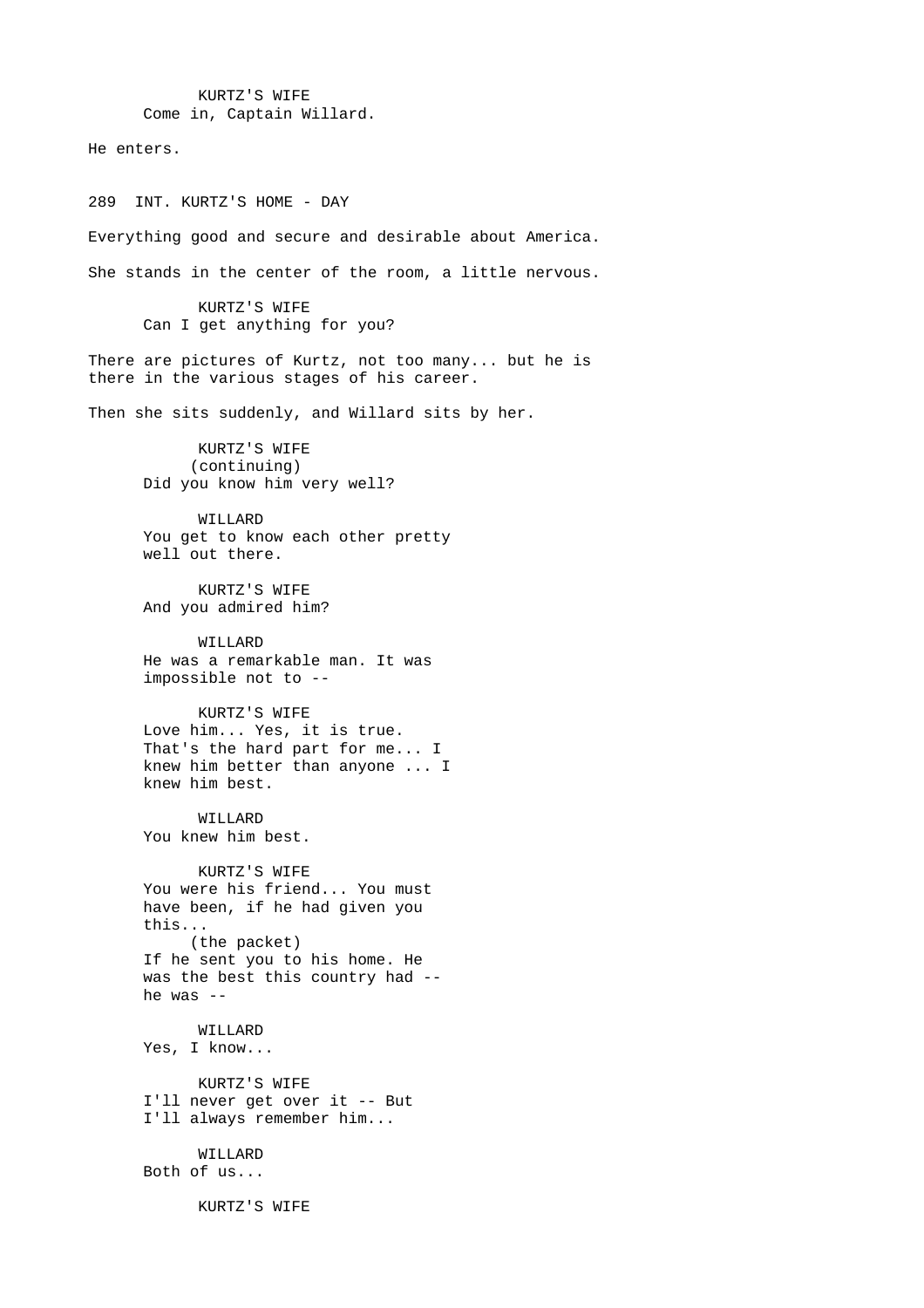KURTZ'S WIFE
Come in, Captain Willard.

He enters.

289 INT. KURTZ'S HOME - DAY

Everything good and secure and desirable about America.

She stands in the center of the room, a little nervous.

KURTZ'S WIFE
Can I get anything for you?

There are pictures of Kurtz, not too many... but he is there in the various stages of his career.

Then she sits suddenly, and Willard sits by her.

KURTZ'S WIFE
(continuing)
Did you know him very well?

WILLARD
You get to know each other pretty well out there.

KURTZ'S WIFE
And you admired him?

WILLARD
He was a remarkable man. It was impossible not to --

KURTZ'S WIFE
Love him... Yes, it is true. That's the hard part for me... I knew him better than anyone ... I knew him best.

WILLARD
You knew him best.

KURTZ'S WIFE
You were his friend... You must have been, if he had given you this...
(the packet)
If he sent you to his home. He was the best this country had -- he was --

WILLARD
Yes, I know...

KURTZ'S WIFE
I'll never get over it -- But I'll always remember him...

WILLARD
Both of us...

KURTZ'S WIFE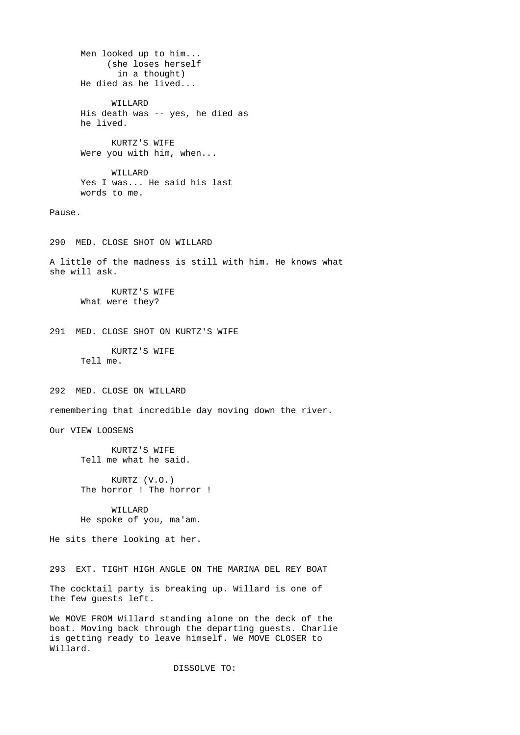Men looked up to him...
(she loses herself in a thought)
He died as he lived...

WILLARD
His death was -- yes, he died as he lived.

KURTZ'S WIFE
Were you with him, when...

WILLARD
Yes I was... He said his last words to me.

Pause.

290 MED. CLOSE SHOT ON WILLARD

A little of the madness is still with him. He knows what she will ask.

KURTZ'S WIFE
What were they?

291 MED. CLOSE SHOT ON KURTZ'S WIFE

KURTZ'S WIFE
Tell me.

292 MED. CLOSE ON WILLARD

remembering that incredible day moving down the river.

Our VIEW LOOSENS

KURTZ'S WIFE
Tell me what he said.

KURTZ (V.O.)
The horror ! The horror !

WILLARD
He spoke of you, ma'am.

He sits there looking at her.

293 EXT. TIGHT HIGH ANGLE ON THE MARINA DEL REY BOAT

The cocktail party is breaking up. Willard is one of the few guests left.

We MOVE FROM Willard standing alone on the deck of the boat. Moving back through the departing guests. Charlie is getting ready to leave himself. We MOVE CLOSER to Willard.

DISSOLVE TO: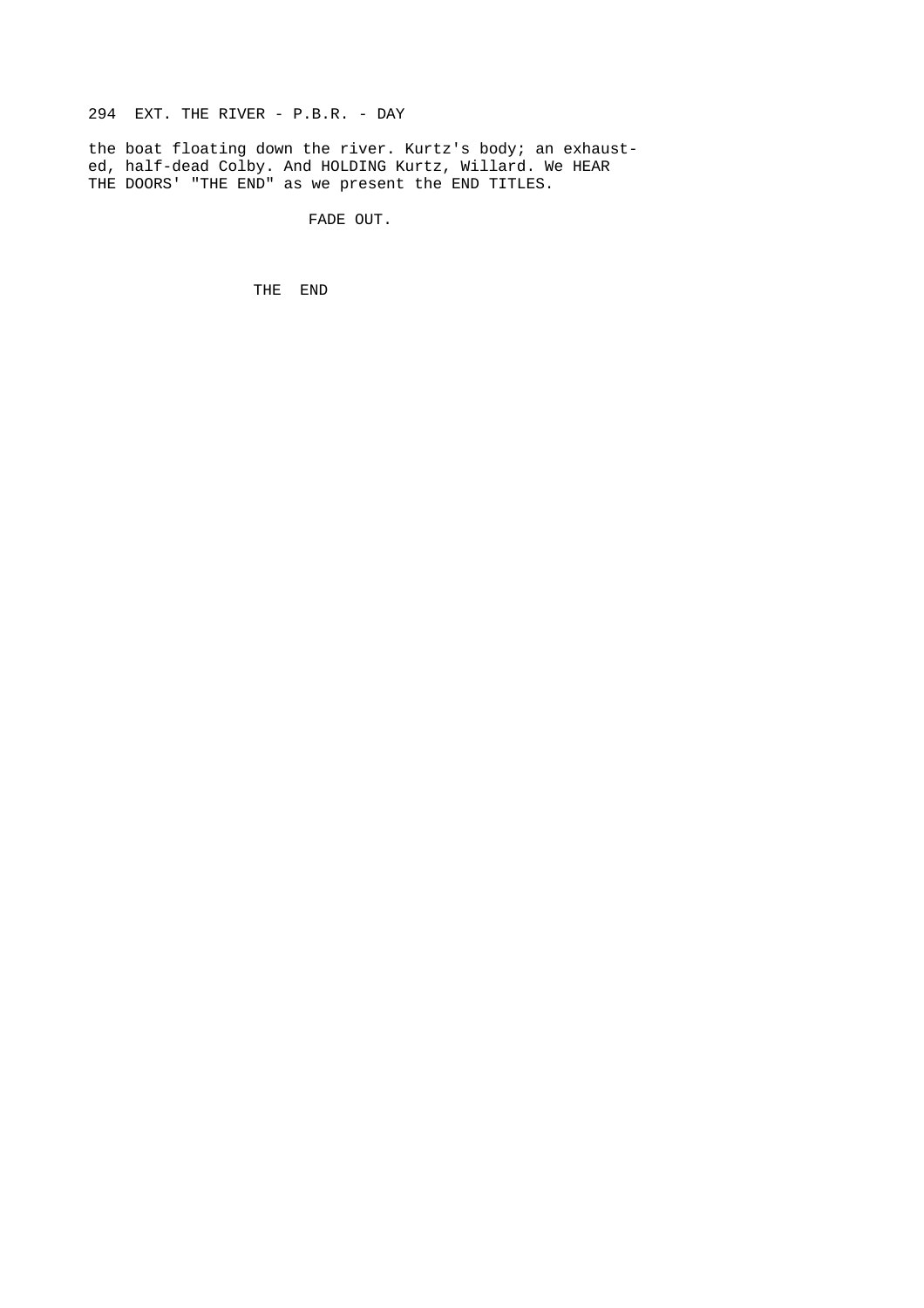294 EXT. THE RIVER - P.B.R. - DAY

the boat floating down the river. Kurtz's body; an exhausted, half-dead Colby. And HOLDING Kurtz, Willard. We HEAR THE DOORS' "THE END" as we present the END TITLES.

FADE OUT.

THE END